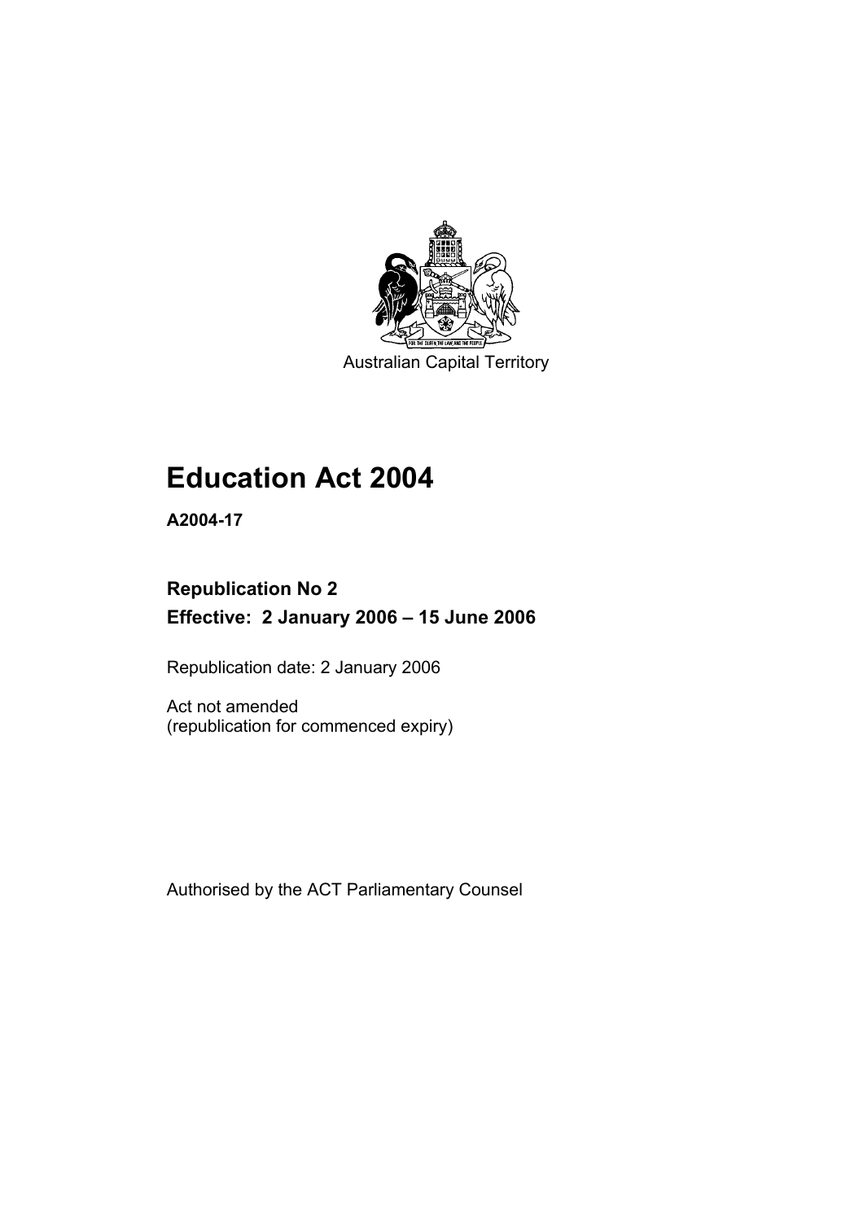Australian Capital Territory

# Education Act 2004

**A2004-17**

## Republication No 2

## Effective: 2 January 2006 – 15 June 2006

Republication date: 2 January 2006

Act not amended
(republication for commenced expiry)

Authorised by the ACT Parliamentary Counsel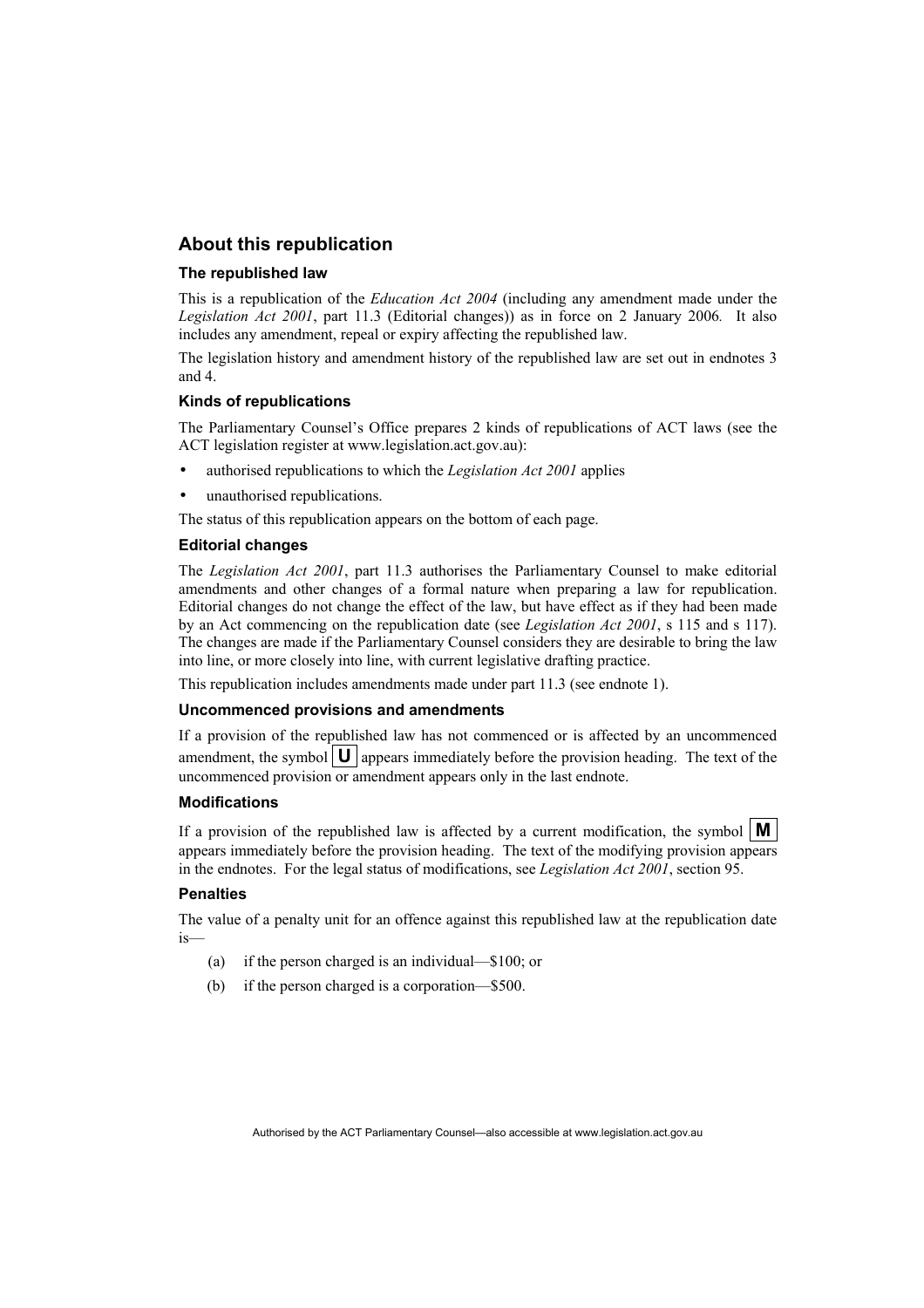## About this republication

### The republished law

This is a republication of the *Education Act 2004* (including any amendment made under the *Legislation Act 2001*, part 11.3 (Editorial changes)) as in force on 2 January 2006*.* It also includes any amendment, repeal or expiry affecting the republished law.

The legislation history and amendment history of the republished law are set out in endnotes 3 and 4.

### Kinds of republications

The Parliamentary Counsel's Office prepares 2 kinds of republications of ACT laws (see the ACT legislation register at www.legislation.act.gov.au):

- authorised republications to which the *Legislation Act 2001* applies
- unauthorised republications.

The status of this republication appears on the bottom of each page.

### Editorial changes

The *Legislation Act 2001*, part 11.3 authorises the Parliamentary Counsel to make editorial amendments and other changes of a formal nature when preparing a law for republication. Editorial changes do not change the effect of the law, but have effect as if they had been made by an Act commencing on the republication date (see *Legislation Act 2001*, s 115 and s 117). The changes are made if the Parliamentary Counsel considers they are desirable to bring the law into line, or more closely into line, with current legislative drafting practice.

This republication includes amendments made under part 11.3 (see endnote 1).

### Uncommenced provisions and amendments

If a provision of the republished law has not commenced or is affected by an uncommenced amendment, the symbol **U** appears immediately before the provision heading. The text of the uncommenced provision or amendment appears only in the last endnote.

### Modifications

If a provision of the republished law is affected by a current modification, the symbol **M** appears immediately before the provision heading. The text of the modifying provision appears in the endnotes. For the legal status of modifications, see *Legislation Act 2001*, section 95.

### Penalties

The value of a penalty unit for an offence against this republished law at the republication date is—

(a) if the person charged is an individual—$100; or

(b) if the person charged is a corporation—$500.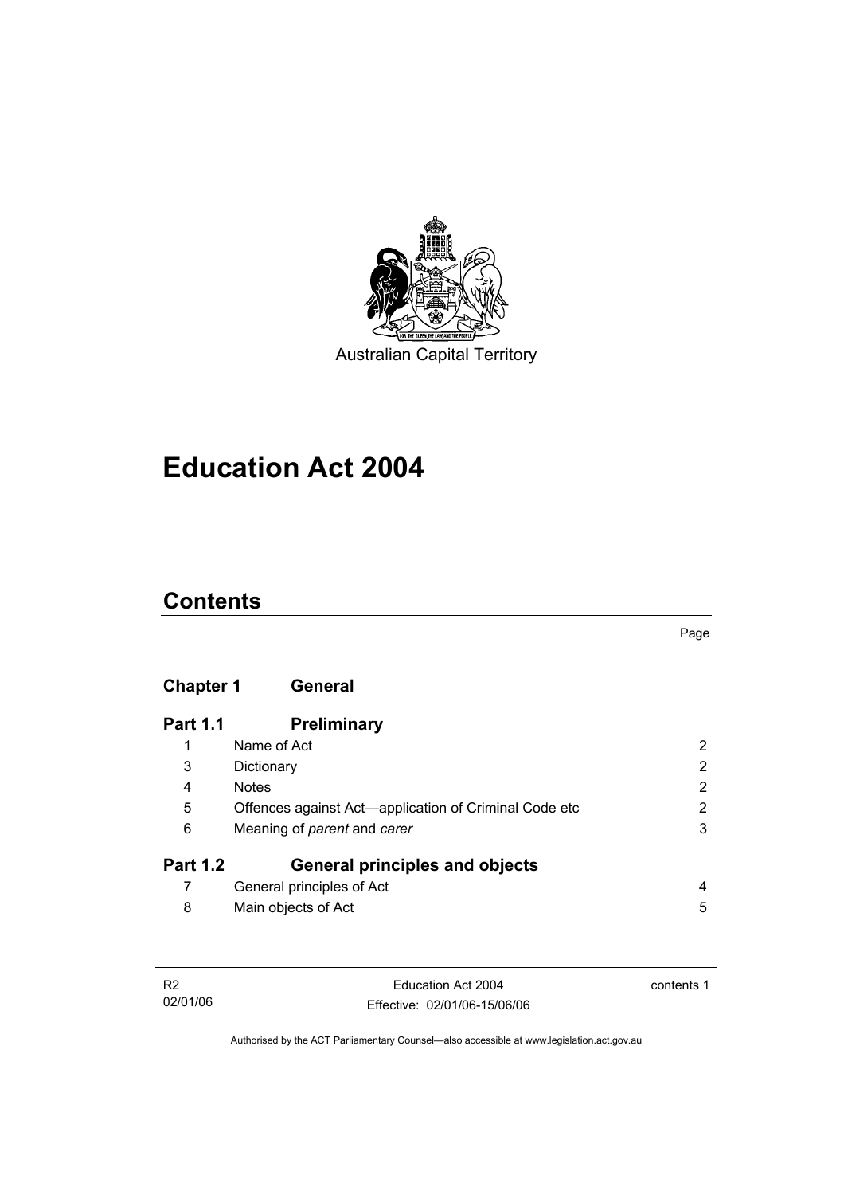Australian Capital Territory

# Education Act 2004

## Contents

| | | Page |
|---|---|---|
| **Chapter 1** | **General** | |
| **Part 1.1** | **Preliminary** | |
| 1 | Name of Act | 2 |
| 3 | Dictionary | 2 |
| 4 | Notes | 2 |
| 5 | Offences against Act—application of Criminal Code etc | 2 |
| 6 | Meaning of *parent* and *carer* | 3 |
| **Part 1.2** | **General principles and objects** | |
| 7 | General principles of Act | 4 |
| 8 | Main objects of Act | 5 |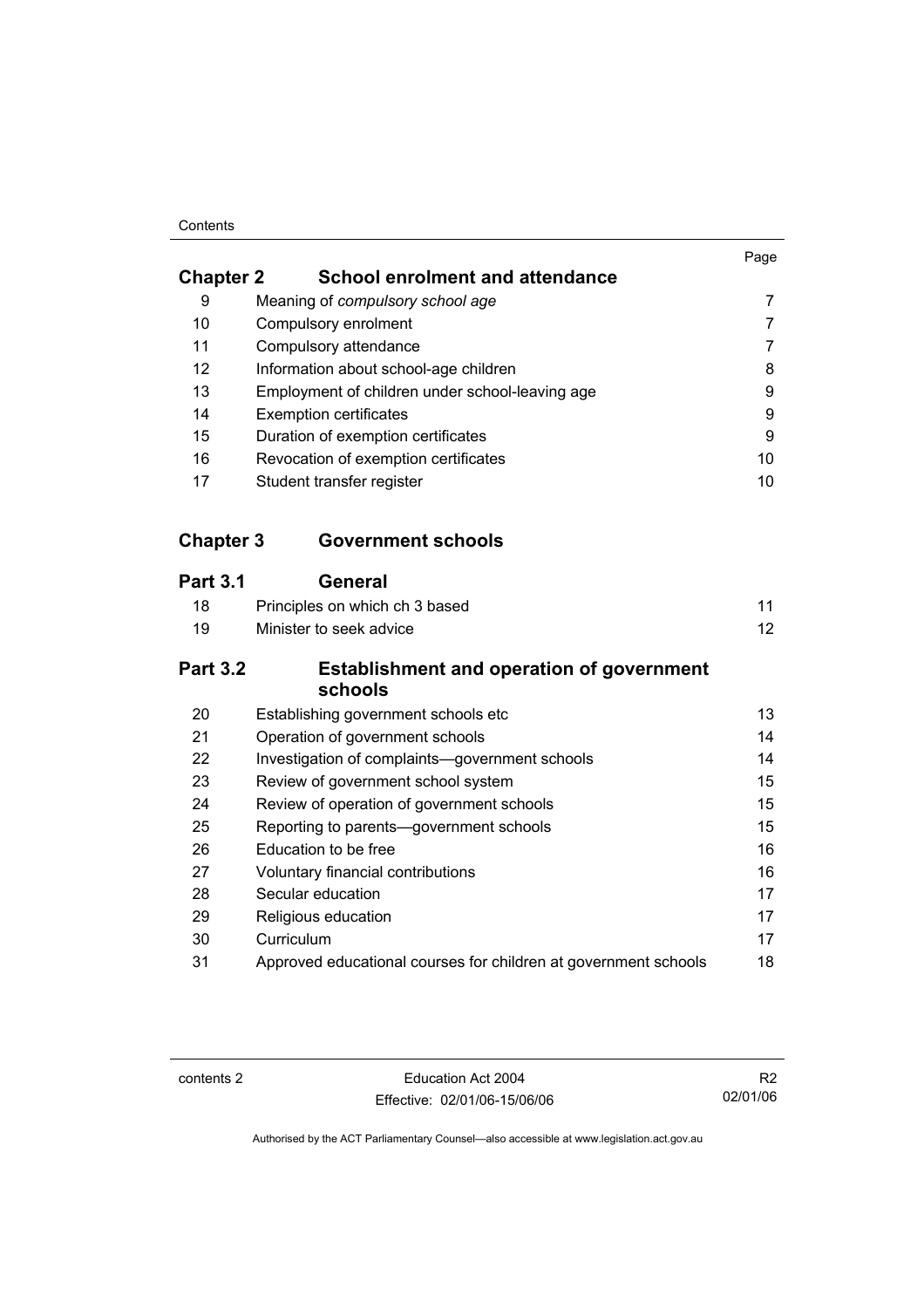| | | Page |
|---|---|---|
| **Chapter 2** | **School enrolment and attendance** | |
| 9 | Meaning of *compulsory school age* | 7 |
| 10 | Compulsory enrolment | 7 |
| 11 | Compulsory attendance | 7 |
| 12 | Information about school-age children | 8 |
| 13 | Employment of children under school-leaving age | 9 |
| 14 | Exemption certificates | 9 |
| 15 | Duration of exemption certificates | 9 |
| 16 | Revocation of exemption certificates | 10 |
| 17 | Student transfer register | 10 |
| **Chapter 3** | **Government schools** | |
| **Part 3.1** | **General** | |
| 18 | Principles on which ch 3 based | 11 |
| 19 | Minister to seek advice | 12 |
| **Part 3.2** | **Establishment and operation of government schools** | |
| 20 | Establishing government schools etc | 13 |
| 21 | Operation of government schools | 14 |
| 22 | Investigation of complaints—government schools | 14 |
| 23 | Review of government school system | 15 |
| 24 | Review of operation of government schools | 15 |
| 25 | Reporting to parents—government schools | 15 |
| 26 | Education to be free | 16 |
| 27 | Voluntary financial contributions | 16 |
| 28 | Secular education | 17 |
| 29 | Religious education | 17 |
| 30 | Curriculum | 17 |
| 31 | Approved educational courses for children at government schools | 18 |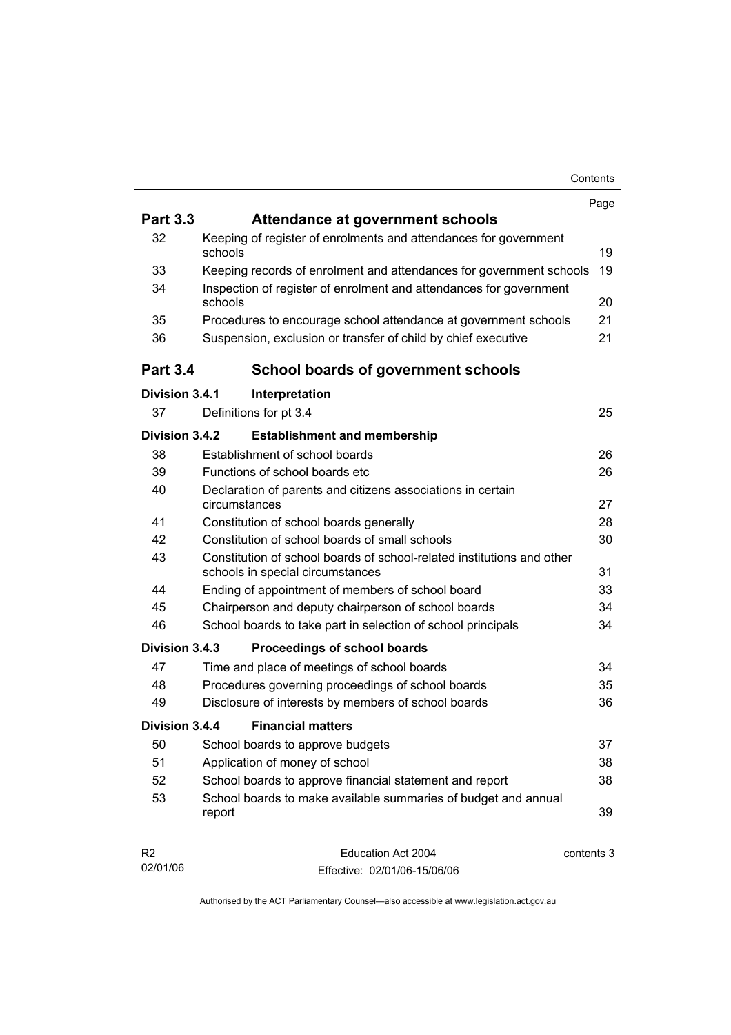| | | Page |
|---|---|---|
| **Part 3.3** | **Attendance at government schools** | |
| 32 | Keeping of register of enrolments and attendances for government schools | 19 |
| 33 | Keeping records of enrolment and attendances for government schools | 19 |
| 34 | Inspection of register of enrolment and attendances for government schools | 20 |
| 35 | Procedures to encourage school attendance at government schools | 21 |
| 36 | Suspension, exclusion or transfer of child by chief executive | 21 |
| **Part 3.4** | **School boards of government schools** | |
| **Division 3.4.1** | **Interpretation** | |
| 37 | Definitions for pt 3.4 | 25 |
| **Division 3.4.2** | **Establishment and membership** | |
| 38 | Establishment of school boards | 26 |
| 39 | Functions of school boards etc | 26 |
| 40 | Declaration of parents and citizens associations in certain circumstances | 27 |
| 41 | Constitution of school boards generally | 28 |
| 42 | Constitution of school boards of small schools | 30 |
| 43 | Constitution of school boards of school-related institutions and other schools in special circumstances | 31 |
| 44 | Ending of appointment of members of school board | 33 |
| 45 | Chairperson and deputy chairperson of school boards | 34 |
| 46 | School boards to take part in selection of school principals | 34 |
| **Division 3.4.3** | **Proceedings of school boards** | |
| 47 | Time and place of meetings of school boards | 34 |
| 48 | Procedures governing proceedings of school boards | 35 |
| 49 | Disclosure of interests by members of school boards | 36 |
| **Division 3.4.4** | **Financial matters** | |
| 50 | School boards to approve budgets | 37 |
| 51 | Application of money of school | 38 |
| 52 | School boards to approve financial statement and report | 38 |
| 53 | School boards to make available summaries of budget and annual report | 39 |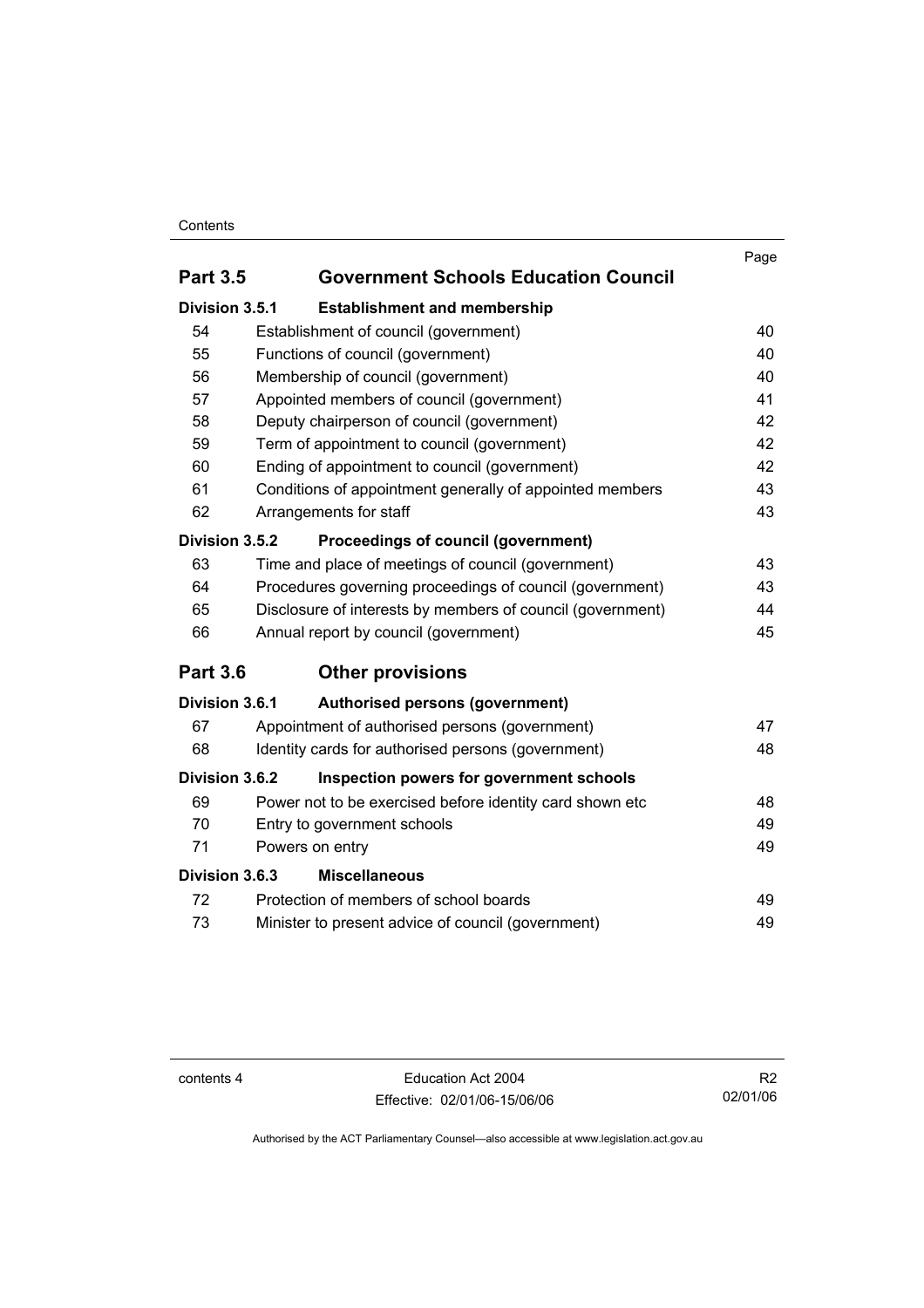| | | Page |
|---|---|---|
| **Part 3.5** | **Government Schools Education Council** | |
| **Division 3.5.1** | **Establishment and membership** | |
| 54 | Establishment of council (government) | 40 |
| 55 | Functions of council (government) | 40 |
| 56 | Membership of council (government) | 40 |
| 57 | Appointed members of council (government) | 41 |
| 58 | Deputy chairperson of council (government) | 42 |
| 59 | Term of appointment to council (government) | 42 |
| 60 | Ending of appointment to council (government) | 42 |
| 61 | Conditions of appointment generally of appointed members | 43 |
| 62 | Arrangements for staff | 43 |
| **Division 3.5.2** | **Proceedings of council (government)** | |
| 63 | Time and place of meetings of council (government) | 43 |
| 64 | Procedures governing proceedings of council (government) | 43 |
| 65 | Disclosure of interests by members of council (government) | 44 |
| 66 | Annual report by council (government) | 45 |
| **Part 3.6** | **Other provisions** | |
| **Division 3.6.1** | **Authorised persons (government)** | |
| 67 | Appointment of authorised persons (government) | 47 |
| 68 | Identity cards for authorised persons (government) | 48 |
| **Division 3.6.2** | **Inspection powers for government schools** | |
| 69 | Power not to be exercised before identity card shown etc | 48 |
| 70 | Entry to government schools | 49 |
| 71 | Powers on entry | 49 |
| **Division 3.6.3** | **Miscellaneous** | |
| 72 | Protection of members of school boards | 49 |
| 73 | Minister to present advice of council (government) | 49 |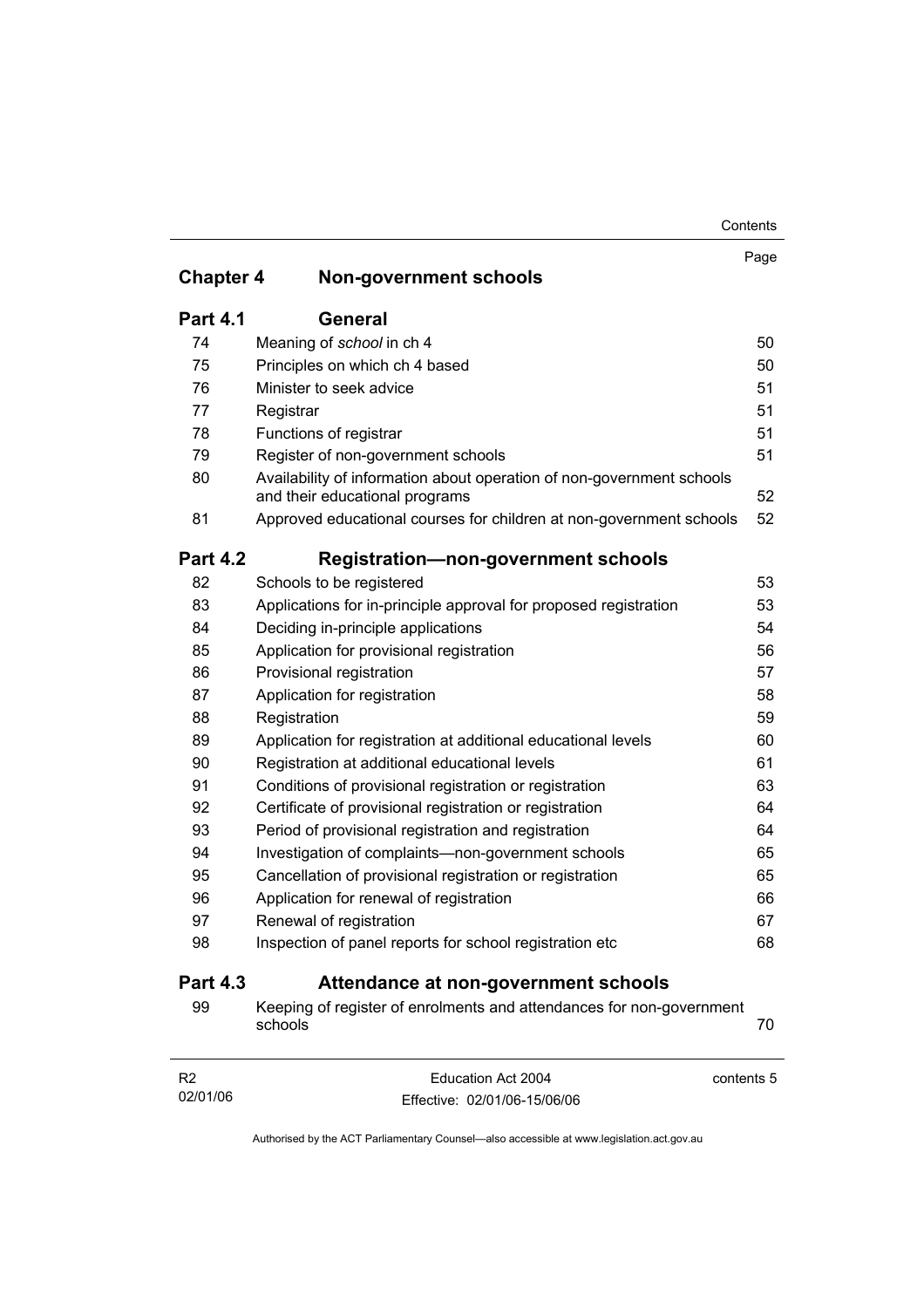| | | Page |
|---|---|---|
| **Chapter 4** | **Non-government schools** | |
| **Part 4.1** | **General** | |
| 74 | Meaning of *school* in ch 4 | 50 |
| 75 | Principles on which ch 4 based | 50 |
| 76 | Minister to seek advice | 51 |
| 77 | Registrar | 51 |
| 78 | Functions of registrar | 51 |
| 79 | Register of non-government schools | 51 |
| 80 | Availability of information about operation of non-government schools and their educational programs | 52 |
| 81 | Approved educational courses for children at non-government schools | 52 |
| **Part 4.2** | **Registration—non-government schools** | |
| 82 | Schools to be registered | 53 |
| 83 | Applications for in-principle approval for proposed registration | 53 |
| 84 | Deciding in-principle applications | 54 |
| 85 | Application for provisional registration | 56 |
| 86 | Provisional registration | 57 |
| 87 | Application for registration | 58 |
| 88 | Registration | 59 |
| 89 | Application for registration at additional educational levels | 60 |
| 90 | Registration at additional educational levels | 61 |
| 91 | Conditions of provisional registration or registration | 63 |
| 92 | Certificate of provisional registration or registration | 64 |
| 93 | Period of provisional registration and registration | 64 |
| 94 | Investigation of complaints—non-government schools | 65 |
| 95 | Cancellation of provisional registration or registration | 65 |
| 96 | Application for renewal of registration | 66 |
| 97 | Renewal of registration | 67 |
| 98 | Inspection of panel reports for school registration etc | 68 |
| **Part 4.3** | **Attendance at non-government schools** | |
| 99 | Keeping of register of enrolments and attendances for non-government schools | 70 |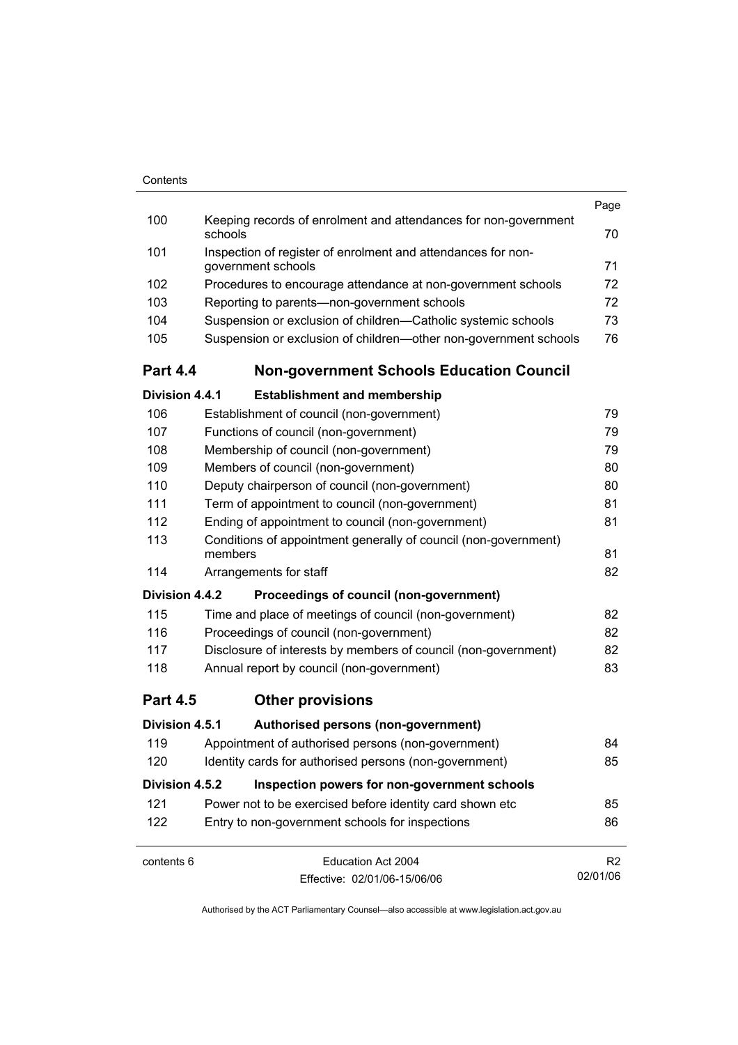| | | Page |
|---|---|---|
| 100 | Keeping records of enrolment and attendances for non-government schools | 70 |
| 101 | Inspection of register of enrolment and attendances for non-government schools | 71 |
| 102 | Procedures to encourage attendance at non-government schools | 72 |
| 103 | Reporting to parents—non-government schools | 72 |
| 104 | Suspension or exclusion of children—Catholic systemic schools | 73 |
| 105 | Suspension or exclusion of children—other non-government schools | 76 |

## Part 4.4 Non-government Schools Education Council

### Division 4.4.1 Establishment and membership

| | | |
|---|---|---|
| 106 | Establishment of council (non-government) | 79 |
| 107 | Functions of council (non-government) | 79 |
| 108 | Membership of council (non-government) | 79 |
| 109 | Members of council (non-government) | 80 |
| 110 | Deputy chairperson of council (non-government) | 80 |
| 111 | Term of appointment to council (non-government) | 81 |
| 112 | Ending of appointment to council (non-government) | 81 |
| 113 | Conditions of appointment generally of council (non-government) members | 81 |
| 114 | Arrangements for staff | 82 |

### Division 4.4.2 Proceedings of council (non-government)

| | | |
|---|---|---|
| 115 | Time and place of meetings of council (non-government) | 82 |
| 116 | Proceedings of council (non-government) | 82 |
| 117 | Disclosure of interests by members of council (non-government) | 82 |
| 118 | Annual report by council (non-government) | 83 |

## Part 4.5 Other provisions

### Division 4.5.1 Authorised persons (non-government)

| | | |
|---|---|---|
| 119 | Appointment of authorised persons (non-government) | 84 |
| 120 | Identity cards for authorised persons (non-government) | 85 |

### Division 4.5.2 Inspection powers for non-government schools

| | | |
|---|---|---|
| 121 | Power not to be exercised before identity card shown etc | 85 |
| 122 | Entry to non-government schools for inspections | 86 |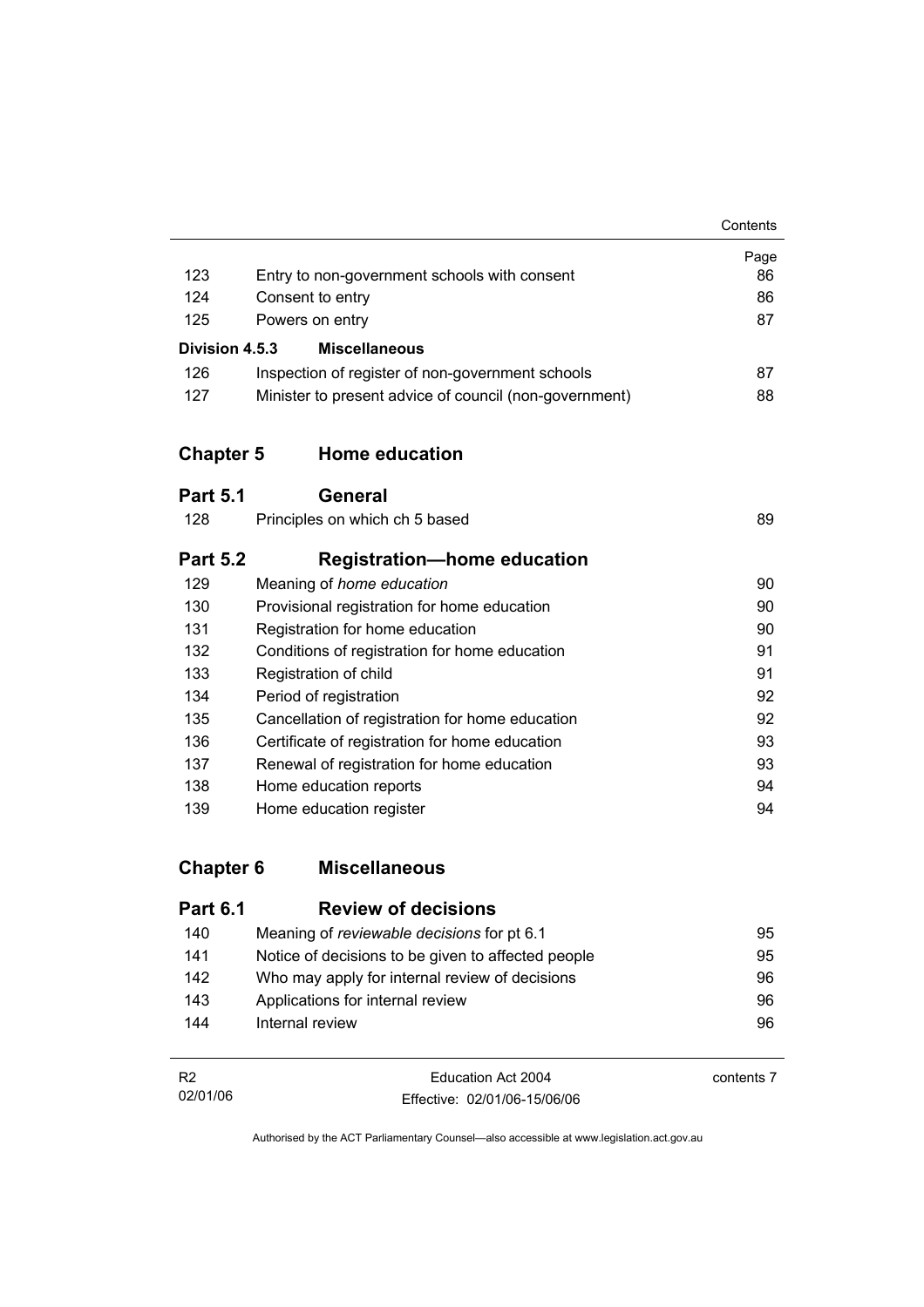| | | Page |
|---|---|---|
| 123 | Entry to non-government schools with consent | 86 |
| 124 | Consent to entry | 86 |
| 125 | Powers on entry | 87 |
| **Division 4.5.3** | **Miscellaneous** | |
| 126 | Inspection of register of non-government schools | 87 |
| 127 | Minister to present advice of council (non-government) | 88 |

## Chapter 5 Home education

### Part 5.1 General

| | | |
|---|---|---|
| 128 | Principles on which ch 5 based | 89 |

### Part 5.2 Registration—home education

| | | |
|---|---|---|
| 129 | Meaning of *home education* | 90 |
| 130 | Provisional registration for home education | 90 |
| 131 | Registration for home education | 90 |
| 132 | Conditions of registration for home education | 91 |
| 133 | Registration of child | 91 |
| 134 | Period of registration | 92 |
| 135 | Cancellation of registration for home education | 92 |
| 136 | Certificate of registration for home education | 93 |
| 137 | Renewal of registration for home education | 93 |
| 138 | Home education reports | 94 |
| 139 | Home education register | 94 |

## Chapter 6 Miscellaneous

### Part 6.1 Review of decisions

| | | |
|---|---|---|
| 140 | Meaning of *reviewable decisions* for pt 6.1 | 95 |
| 141 | Notice of decisions to be given to affected people | 95 |
| 142 | Who may apply for internal review of decisions | 96 |
| 143 | Applications for internal review | 96 |
| 144 | Internal review | 96 |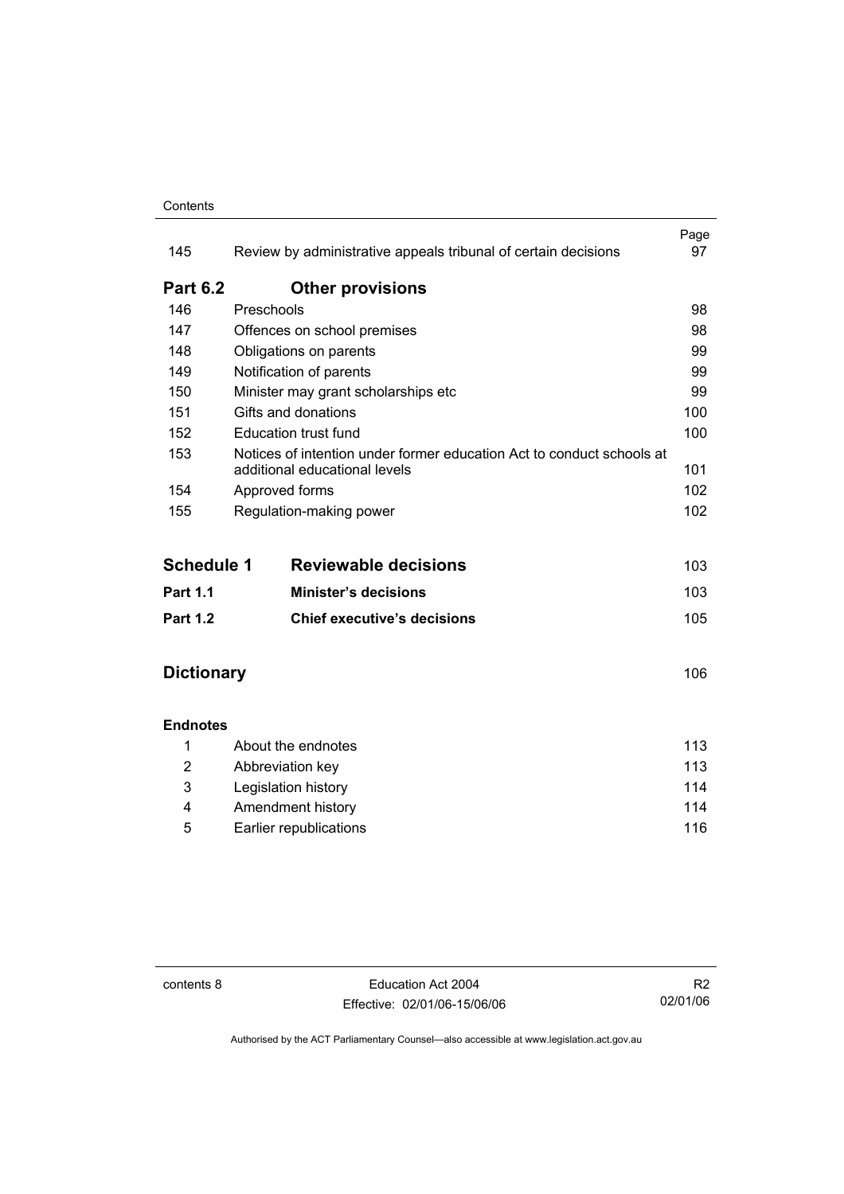| | | Page |
|---|---|---|
| 145 | Review by administrative appeals tribunal of certain decisions | 97 |
| **Part 6.2** | **Other provisions** | |
| 146 | Preschools | 98 |
| 147 | Offences on school premises | 98 |
| 148 | Obligations on parents | 99 |
| 149 | Notification of parents | 99 |
| 150 | Minister may grant scholarships etc | 99 |
| 151 | Gifts and donations | 100 |
| 152 | Education trust fund | 100 |
| 153 | Notices of intention under former education Act to conduct schools at additional educational levels | 101 |
| 154 | Approved forms | 102 |
| 155 | Regulation-making power | 102 |
| **Schedule 1** | **Reviewable decisions** | 103 |
| **Part 1.1** | **Minister's decisions** | 103 |
| **Part 1.2** | **Chief executive's decisions** | 105 |
| **Dictionary** | | 106 |
| **Endnotes** | | |
| 1 | About the endnotes | 113 |
| 2 | Abbreviation key | 113 |
| 3 | Legislation history | 114 |
| 4 | Amendment history | 114 |
| 5 | Earlier republications | 116 |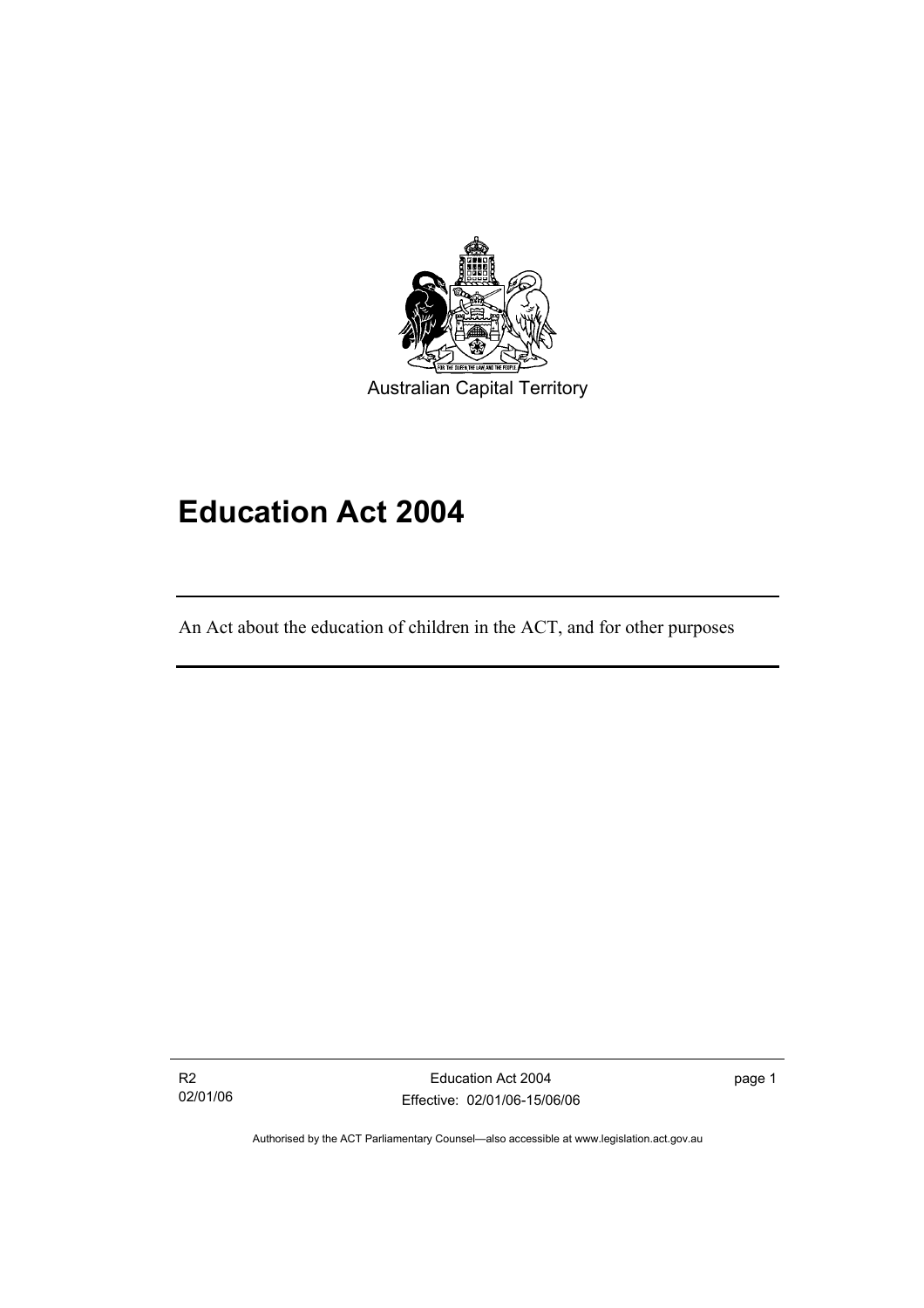Australian Capital Territory

# Education Act 2004

An Act about the education of children in the ACT, and for other purposes

Authorised by the ACT Parliamentary Counsel—also accessible at www.legislation.act.gov.au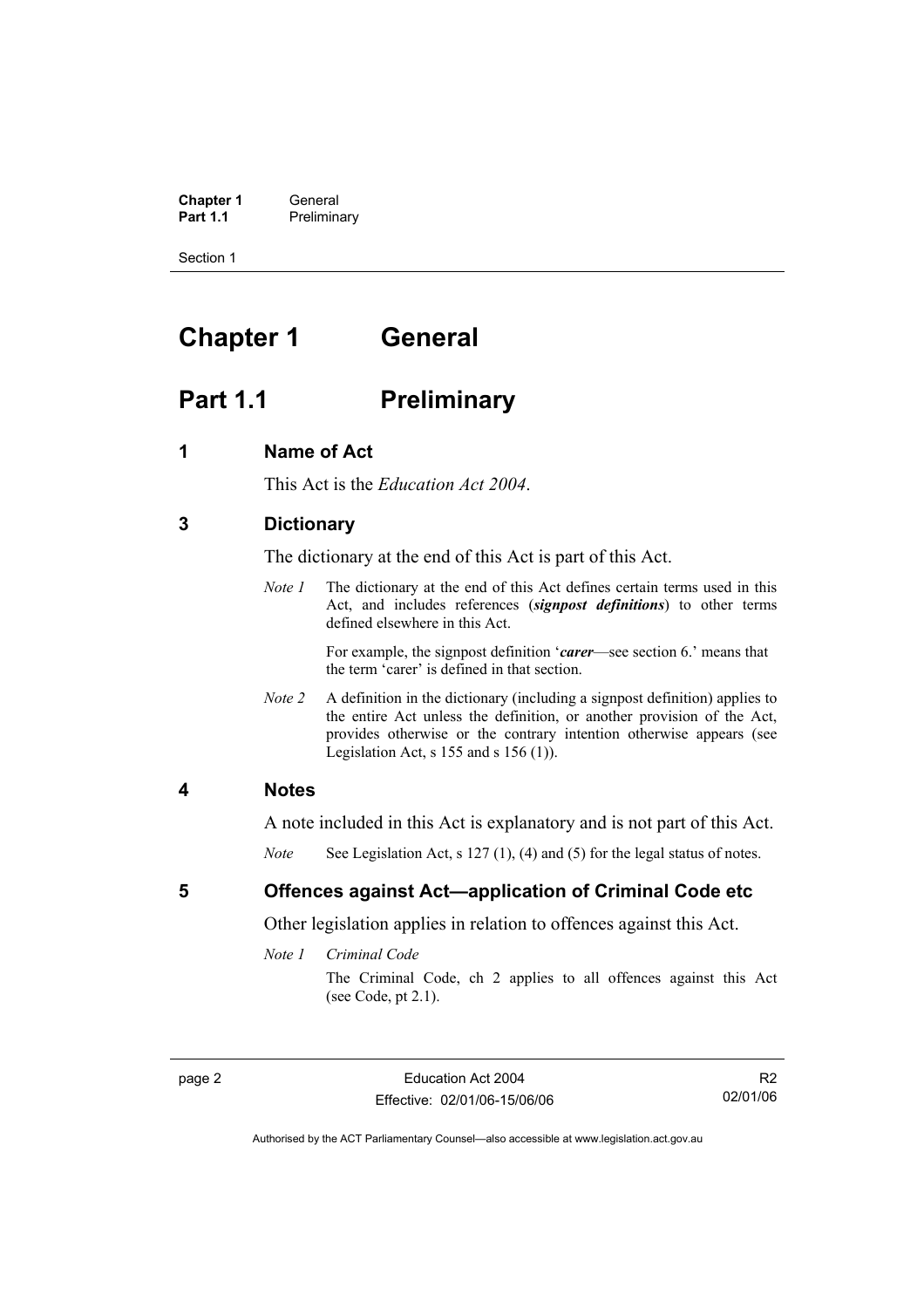# Chapter 1 General

## Part 1.1 Preliminary

### 1 Name of Act

This Act is the *Education Act 2004*.

### 3 Dictionary

The dictionary at the end of this Act is part of this Act.

*Note 1* The dictionary at the end of this Act defines certain terms used in this Act, and includes references (***signpost definitions***) to other terms defined elsewhere in this Act.

For example, the signpost definition '***carer***—see section 6.' means that the term 'carer' is defined in that section.

*Note 2* A definition in the dictionary (including a signpost definition) applies to the entire Act unless the definition, or another provision of the Act, provides otherwise or the contrary intention otherwise appears (see Legislation Act, s 155 and s 156 (1)).

### 4 Notes

A note included in this Act is explanatory and is not part of this Act.

*Note* See Legislation Act, s 127 (1), (4) and (5) for the legal status of notes.

### 5 Offences against Act—application of Criminal Code etc

Other legislation applies in relation to offences against this Act.

*Note 1* *Criminal Code*

The Criminal Code, ch 2 applies to all offences against this Act (see Code, pt 2.1).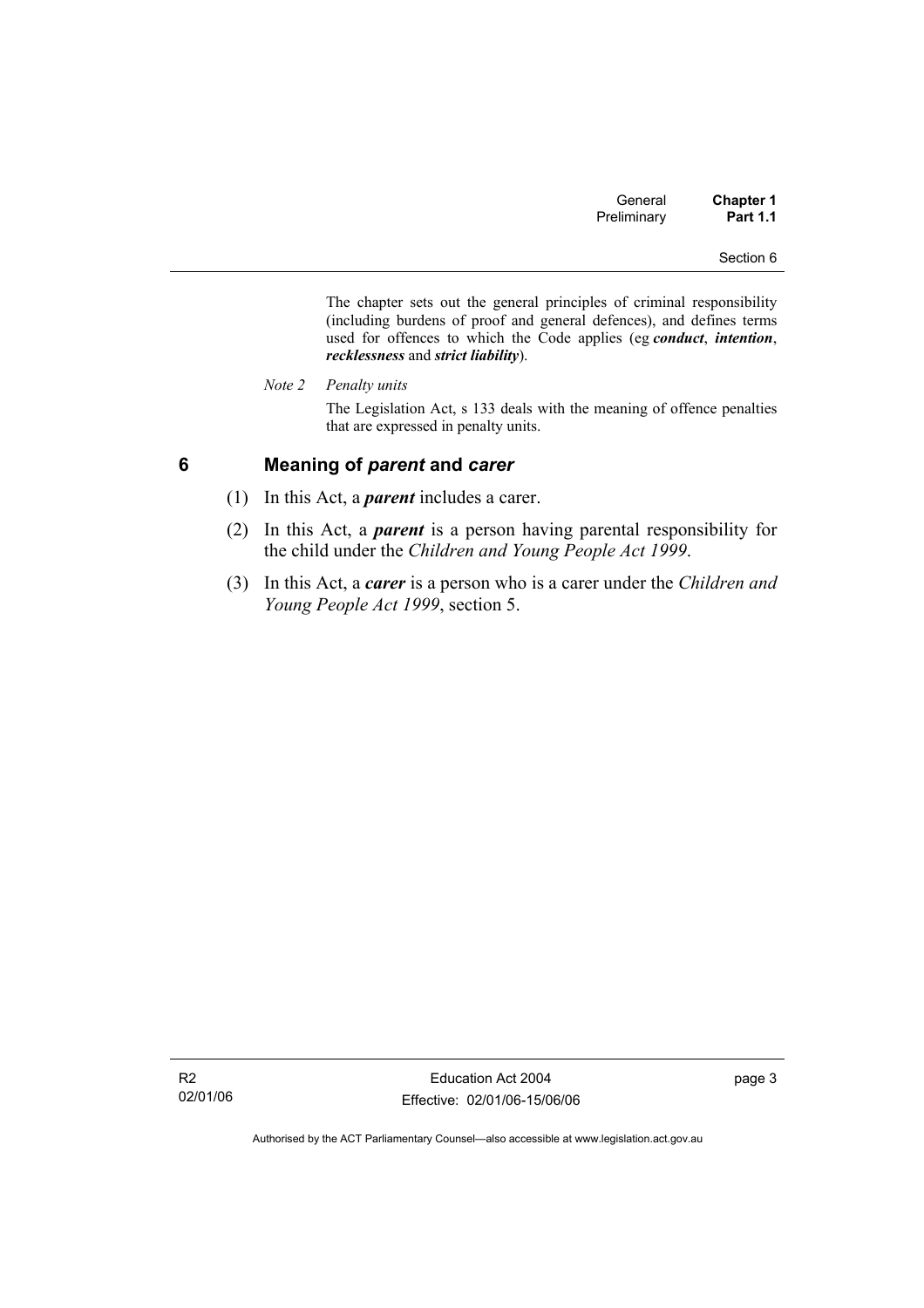The chapter sets out the general principles of criminal responsibility (including burdens of proof and general defences), and defines terms used for offences to which the Code applies (eg ***conduct***, ***intention***, ***recklessness*** and ***strict liability***).

*Note 2 Penalty units*

The Legislation Act, s 133 deals with the meaning of offence penalties that are expressed in penalty units.

## 6 Meaning of *parent* and *carer*

(1) In this Act, a ***parent*** includes a carer.

(2) In this Act, a ***parent*** is a person having parental responsibility for the child under the *Children and Young People Act 1999*.

(3) In this Act, a ***carer*** is a person who is a carer under the *Children and Young People Act 1999*, section 5.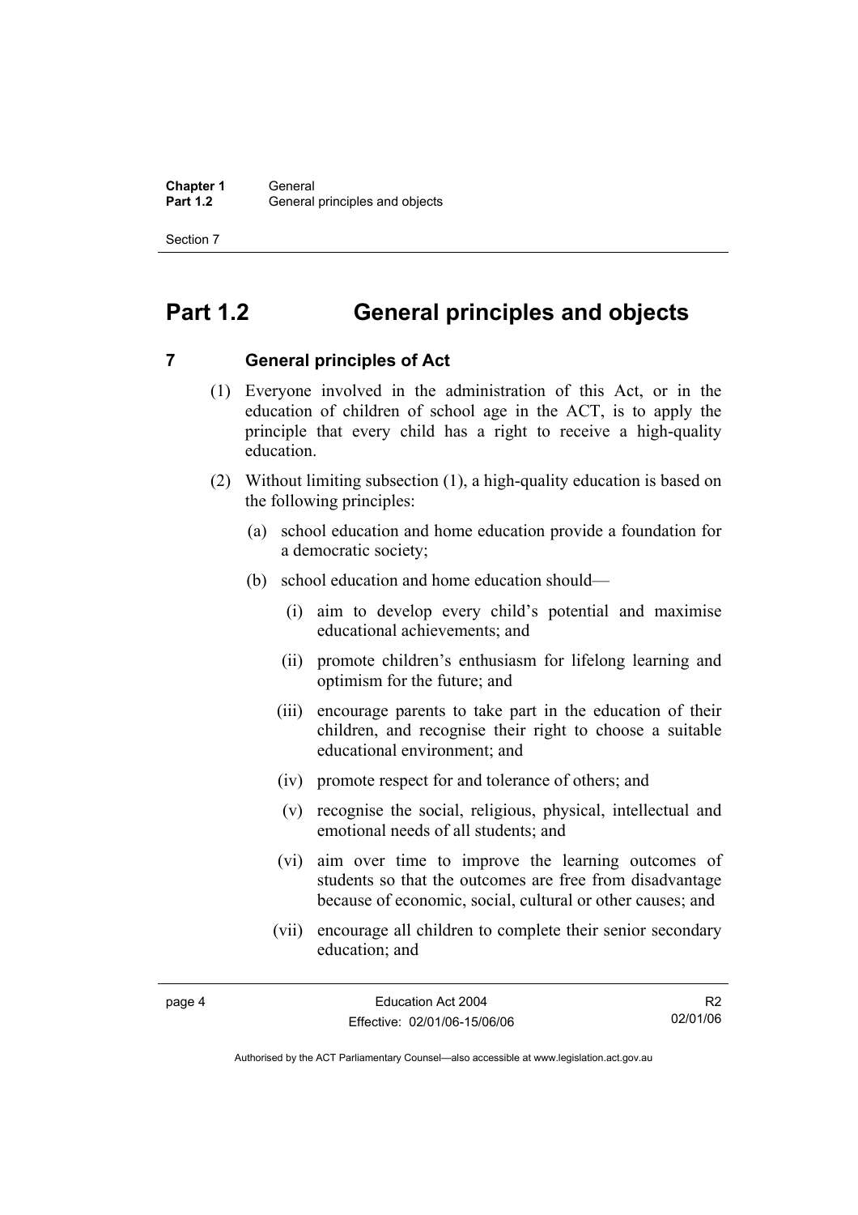# Part 1.2 General principles and objects

## 7 General principles of Act

(1) Everyone involved in the administration of this Act, or in the education of children of school age in the ACT, is to apply the principle that every child has a right to receive a high-quality education.

(2) Without limiting subsection (1), a high-quality education is based on the following principles:

(a) school education and home education provide a foundation for a democratic society;

(b) school education and home education should—

(i) aim to develop every child's potential and maximise educational achievements; and

(ii) promote children's enthusiasm for lifelong learning and optimism for the future; and

(iii) encourage parents to take part in the education of their children, and recognise their right to choose a suitable educational environment; and

(iv) promote respect for and tolerance of others; and

(v) recognise the social, religious, physical, intellectual and emotional needs of all students; and

(vi) aim over time to improve the learning outcomes of students so that the outcomes are free from disadvantage because of economic, social, cultural or other causes; and

(vii) encourage all children to complete their senior secondary education; and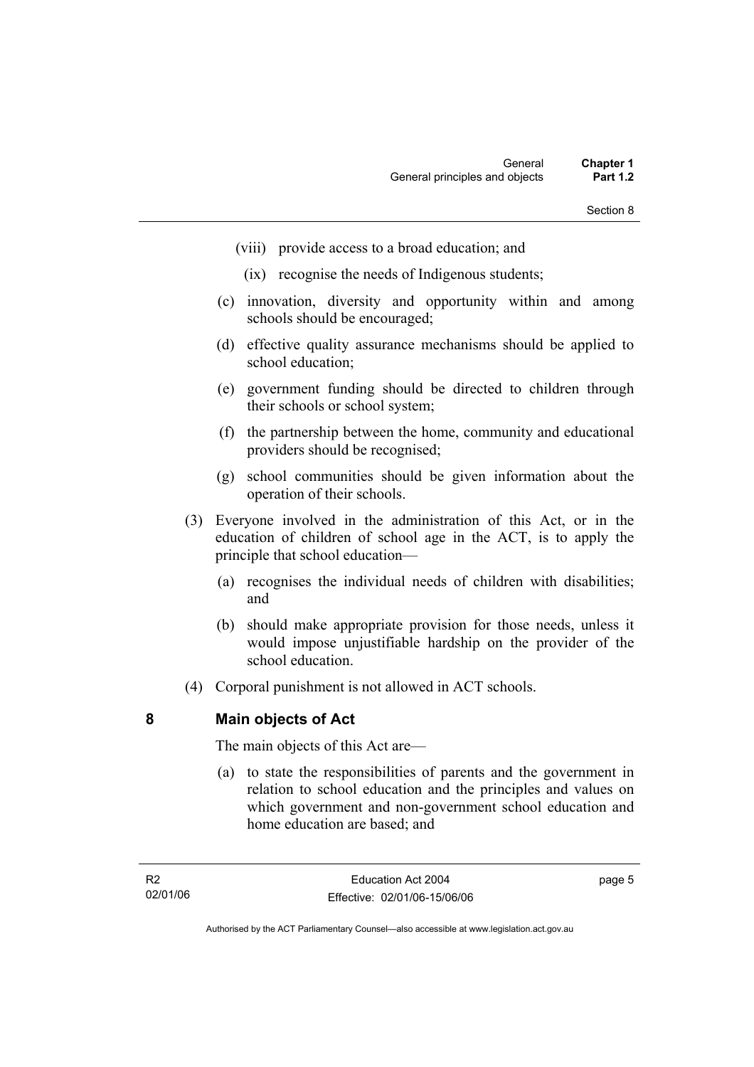(viii) provide access to a broad education; and

(ix) recognise the needs of Indigenous students;

(c) innovation, diversity and opportunity within and among schools should be encouraged;

(d) effective quality assurance mechanisms should be applied to school education;

(e) government funding should be directed to children through their schools or school system;

(f) the partnership between the home, community and educational providers should be recognised;

(g) school communities should be given information about the operation of their schools.

(3) Everyone involved in the administration of this Act, or in the education of children of school age in the ACT, is to apply the principle that school education—

(a) recognises the individual needs of children with disabilities; and

(b) should make appropriate provision for those needs, unless it would impose unjustifiable hardship on the provider of the school education.

(4) Corporal punishment is not allowed in ACT schools.

## 8 Main objects of Act

The main objects of this Act are—

(a) to state the responsibilities of parents and the government in relation to school education and the principles and values on which government and non-government school education and home education are based; and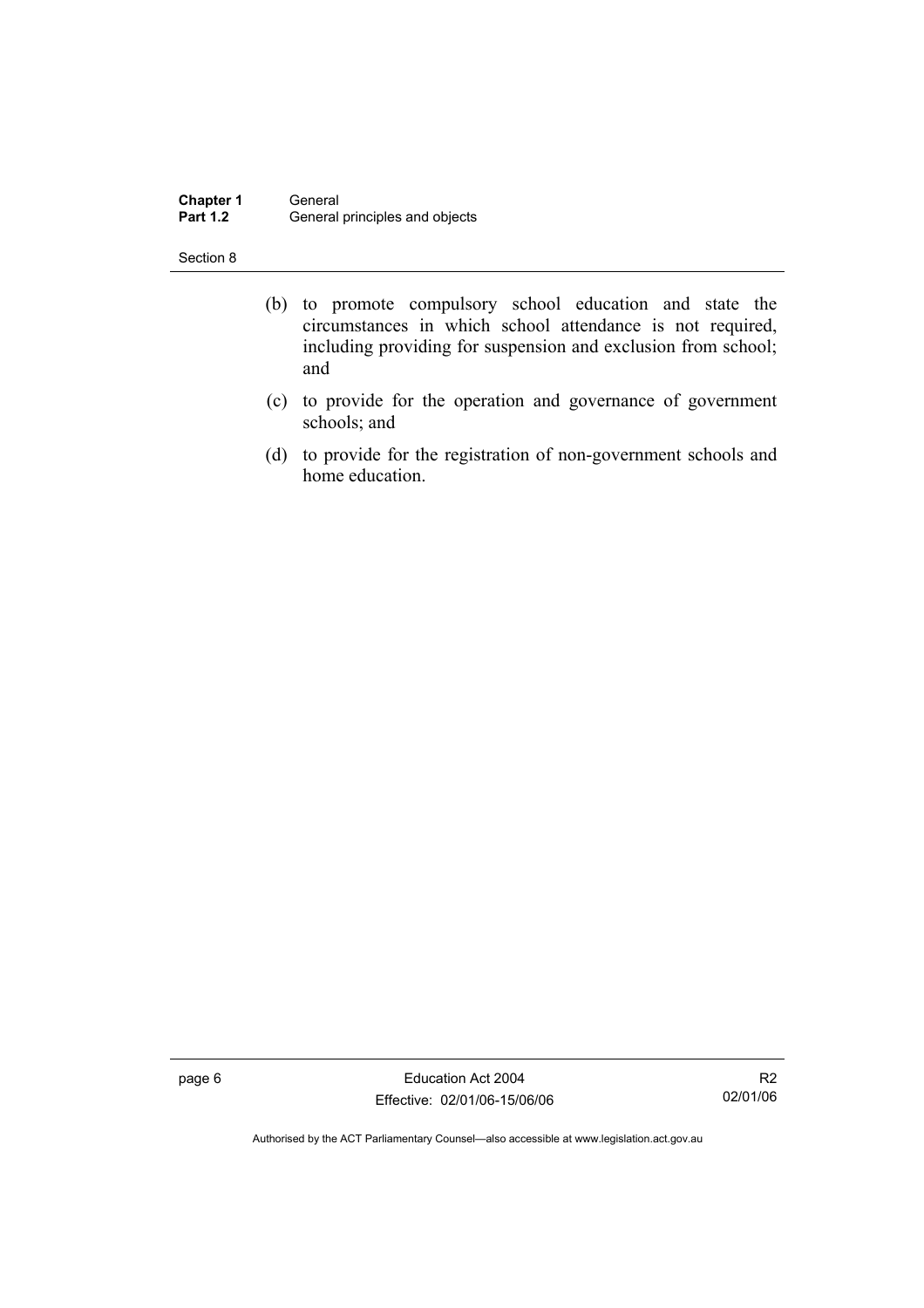(b) to promote compulsory school education and state the circumstances in which school attendance is not required, including providing for suspension and exclusion from school; and

(c) to provide for the operation and governance of government schools; and

(d) to provide for the registration of non-government schools and home education.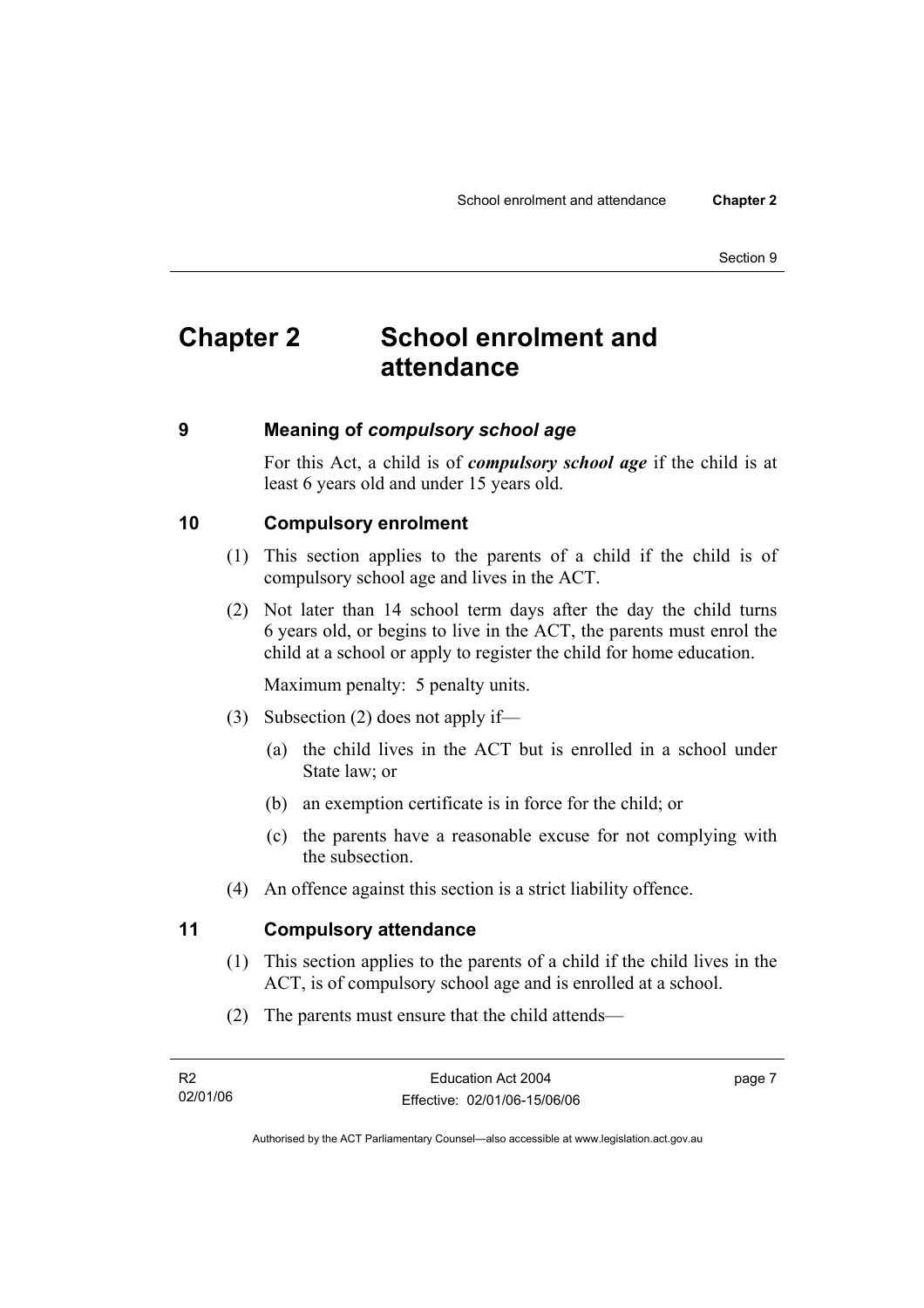# Chapter 2 School enrolment and attendance

## 9 Meaning of *compulsory school age*

For this Act, a child is of ***compulsory school age*** if the child is at least 6 years old and under 15 years old.

## 10 Compulsory enrolment

(1) This section applies to the parents of a child if the child is of compulsory school age and lives in the ACT.

(2) Not later than 14 school term days after the day the child turns 6 years old, or begins to live in the ACT, the parents must enrol the child at a school or apply to register the child for home education.

Maximum penalty: 5 penalty units.

(3) Subsection (2) does not apply if—

(a) the child lives in the ACT but is enrolled in a school under State law; or

(b) an exemption certificate is in force for the child; or

(c) the parents have a reasonable excuse for not complying with the subsection.

(4) An offence against this section is a strict liability offence.

## 11 Compulsory attendance

(1) This section applies to the parents of a child if the child lives in the ACT, is of compulsory school age and is enrolled at a school.

(2) The parents must ensure that the child attends—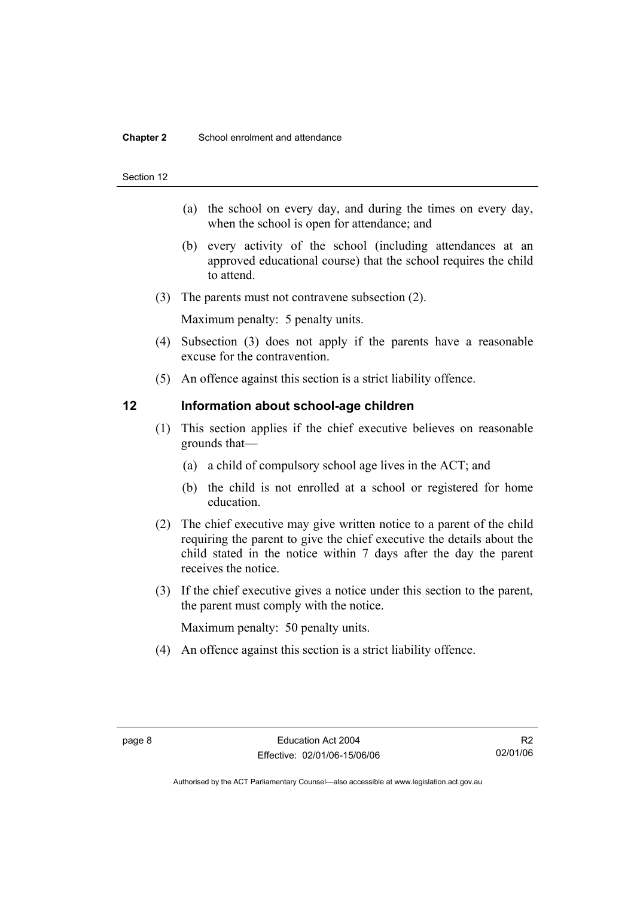(a) the school on every day, and during the times on every day, when the school is open for attendance; and

(b) every activity of the school (including attendances at an approved educational course) that the school requires the child to attend.

(3) The parents must not contravene subsection (2).

Maximum penalty: 5 penalty units.

(4) Subsection (3) does not apply if the parents have a reasonable excuse for the contravention.

(5) An offence against this section is a strict liability offence.

## 12 Information about school-age children

(1) This section applies if the chief executive believes on reasonable grounds that—

(a) a child of compulsory school age lives in the ACT; and

(b) the child is not enrolled at a school or registered for home education.

(2) The chief executive may give written notice to a parent of the child requiring the parent to give the chief executive the details about the child stated in the notice within 7 days after the day the parent receives the notice.

(3) If the chief executive gives a notice under this section to the parent, the parent must comply with the notice.

Maximum penalty: 50 penalty units.

(4) An offence against this section is a strict liability offence.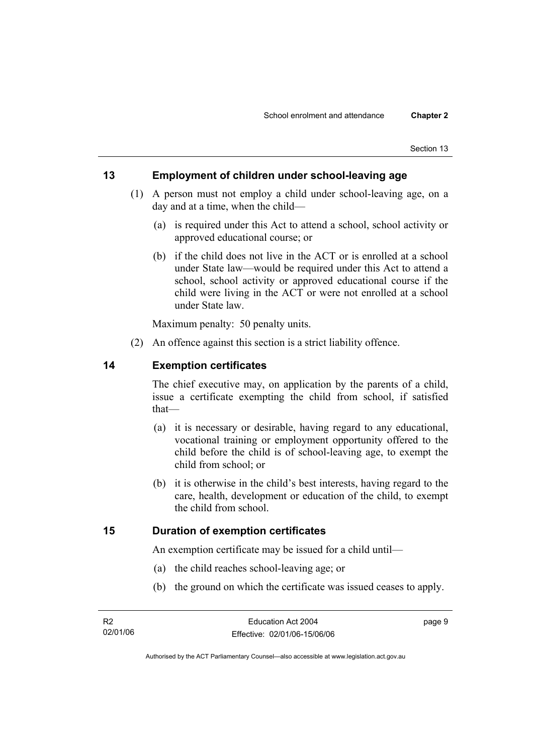## 13 Employment of children under school-leaving age

(1) A person must not employ a child under school-leaving age, on a day and at a time, when the child—

(a) is required under this Act to attend a school, school activity or approved educational course; or

(b) if the child does not live in the ACT or is enrolled at a school under State law—would be required under this Act to attend a school, school activity or approved educational course if the child were living in the ACT or were not enrolled at a school under State law.

Maximum penalty: 50 penalty units.

(2) An offence against this section is a strict liability offence.

## 14 Exemption certificates

The chief executive may, on application by the parents of a child, issue a certificate exempting the child from school, if satisfied that—

(a) it is necessary or desirable, having regard to any educational, vocational training or employment opportunity offered to the child before the child is of school-leaving age, to exempt the child from school; or

(b) it is otherwise in the child's best interests, having regard to the care, health, development or education of the child, to exempt the child from school.

## 15 Duration of exemption certificates

An exemption certificate may be issued for a child until—

(a) the child reaches school-leaving age; or

(b) the ground on which the certificate was issued ceases to apply.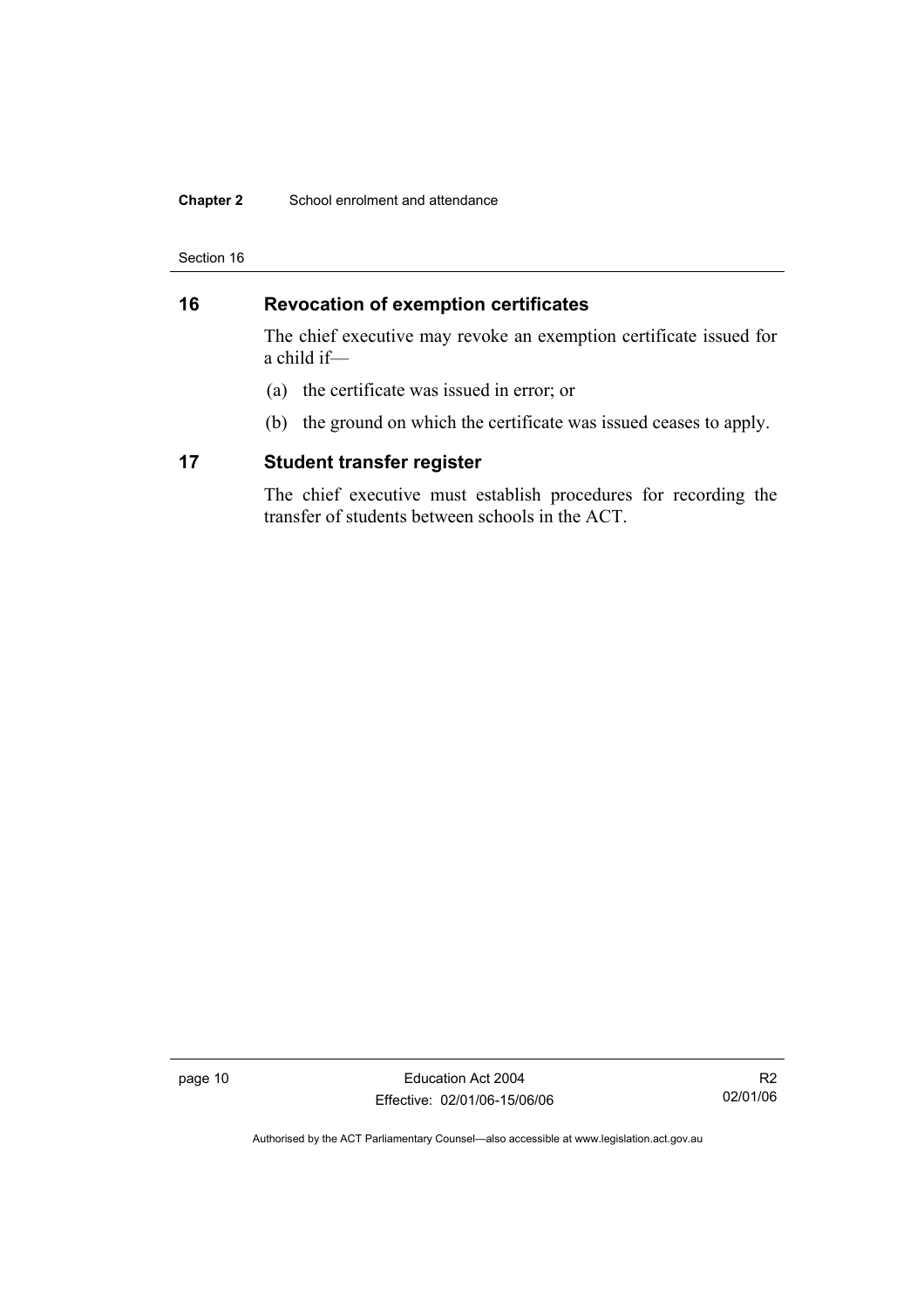## 16 Revocation of exemption certificates

The chief executive may revoke an exemption certificate issued for a child if—

(a) the certificate was issued in error; or

(b) the ground on which the certificate was issued ceases to apply.

## 17 Student transfer register

The chief executive must establish procedures for recording the transfer of students between schools in the ACT.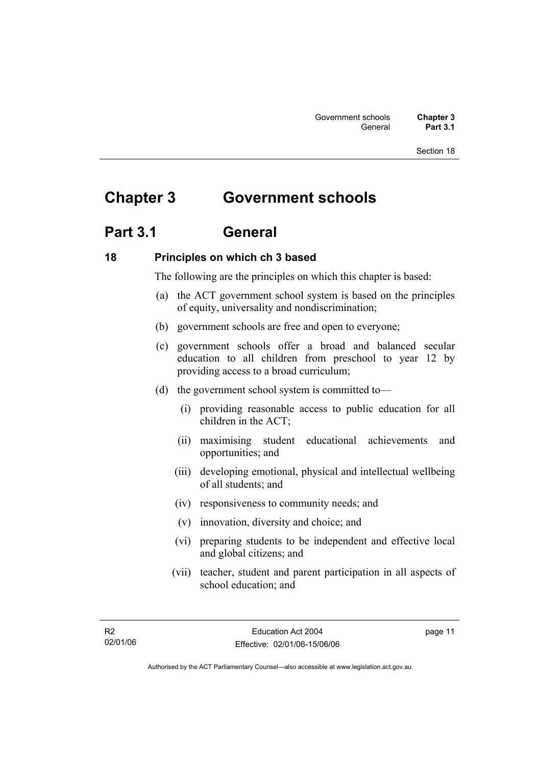# Chapter 3 Government schools

## Part 3.1 General

### 18 Principles on which ch 3 based

The following are the principles on which this chapter is based:

(a) the ACT government school system is based on the principles of equity, universality and nondiscrimination;

(b) government schools are free and open to everyone;

(c) government schools offer a broad and balanced secular education to all children from preschool to year 12 by providing access to a broad curriculum;

(d) the government school system is committed to—

  (i) providing reasonable access to public education for all children in the ACT;

  (ii) maximising student educational achievements and opportunities; and

  (iii) developing emotional, physical and intellectual wellbeing of all students; and

  (iv) responsiveness to community needs; and

  (v) innovation, diversity and choice; and

  (vi) preparing students to be independent and effective local and global citizens; and

  (vii) teacher, student and parent participation in all aspects of school education; and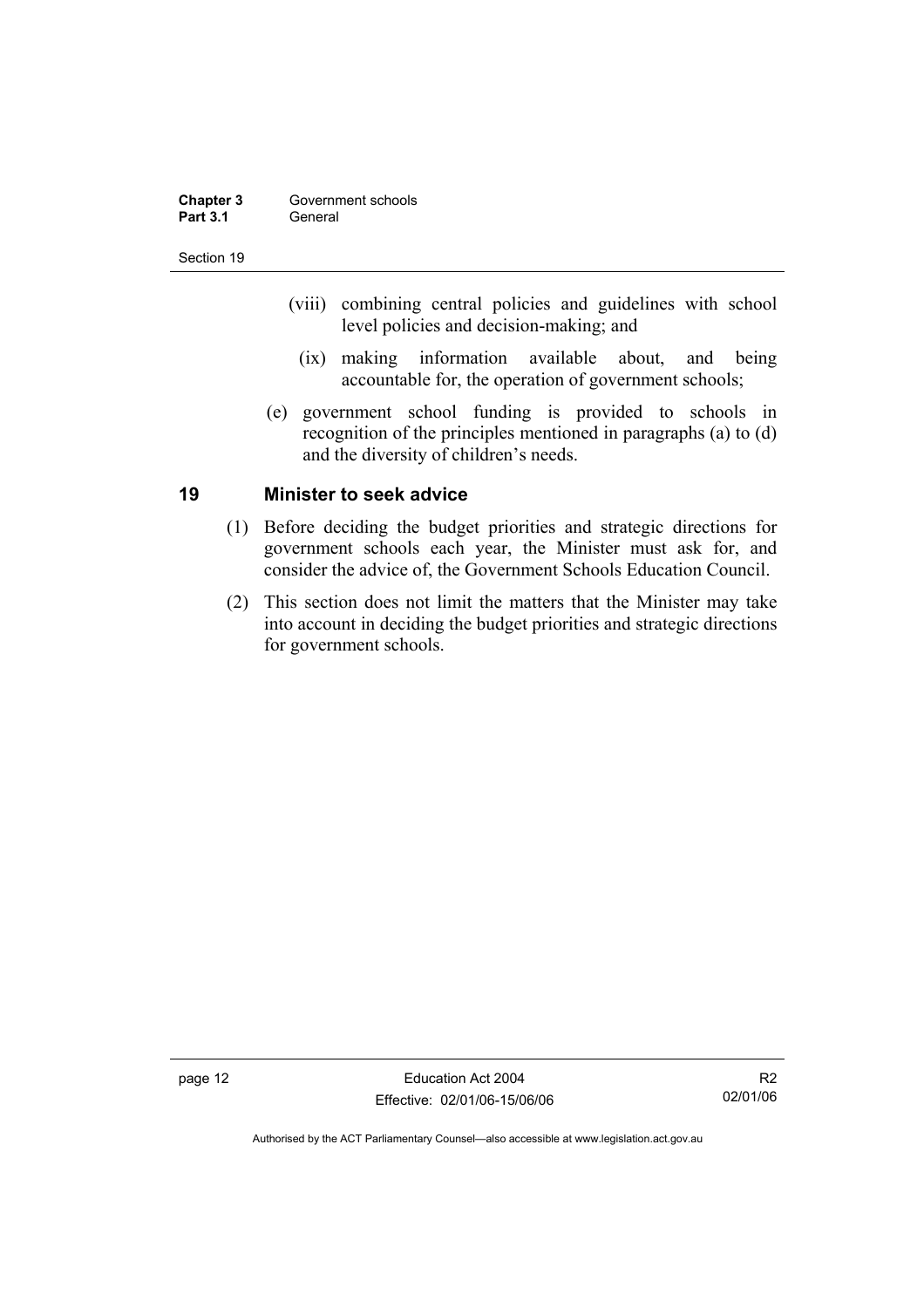(viii) combining central policies and guidelines with school level policies and decision-making; and

(ix) making information available about, and being accountable for, the operation of government schools;

(e) government school funding is provided to schools in recognition of the principles mentioned in paragraphs (a) to (d) and the diversity of children's needs.

## 19 Minister to seek advice

(1) Before deciding the budget priorities and strategic directions for government schools each year, the Minister must ask for, and consider the advice of, the Government Schools Education Council.

(2) This section does not limit the matters that the Minister may take into account in deciding the budget priorities and strategic directions for government schools.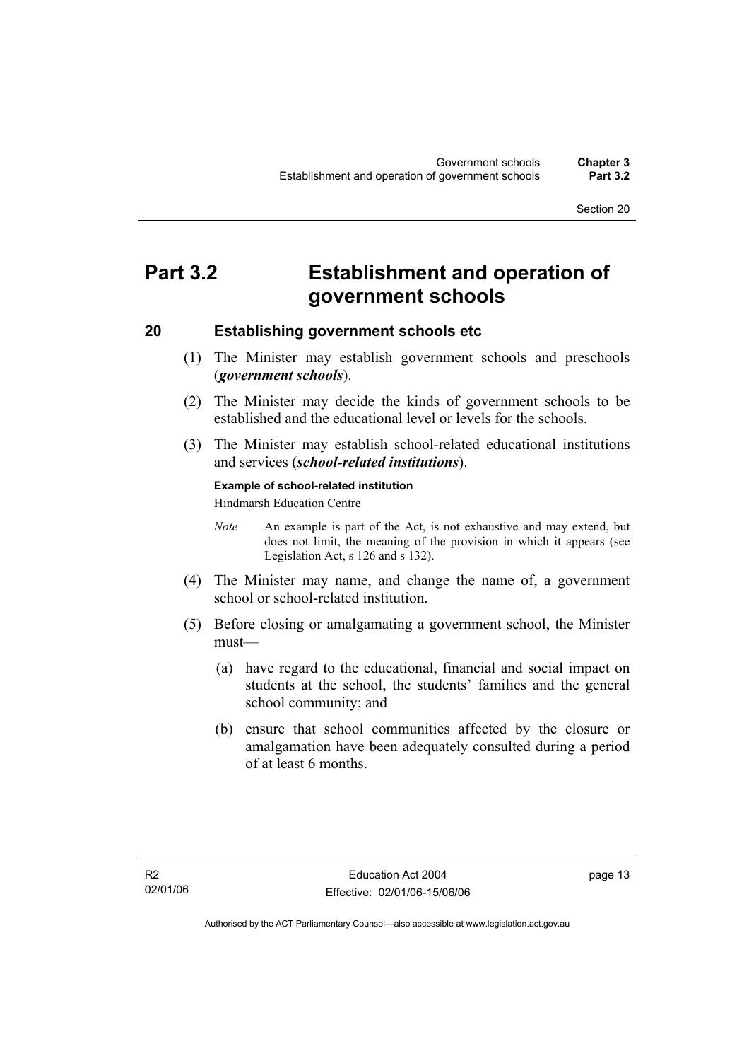# Part 3.2 Establishment and operation of government schools

## 20 Establishing government schools etc

(1) The Minister may establish government schools and preschools (***government schools***).

(2) The Minister may decide the kinds of government schools to be established and the educational level or levels for the schools.

(3) The Minister may establish school-related educational institutions and services (***school-related institutions***).

**Example of school-related institution**

Hindmarsh Education Centre

*Note* An example is part of the Act, is not exhaustive and may extend, but does not limit, the meaning of the provision in which it appears (see Legislation Act, s 126 and s 132).

(4) The Minister may name, and change the name of, a government school or school-related institution.

(5) Before closing or amalgamating a government school, the Minister must—

(a) have regard to the educational, financial and social impact on students at the school, the students' families and the general school community; and

(b) ensure that school communities affected by the closure or amalgamation have been adequately consulted during a period of at least 6 months.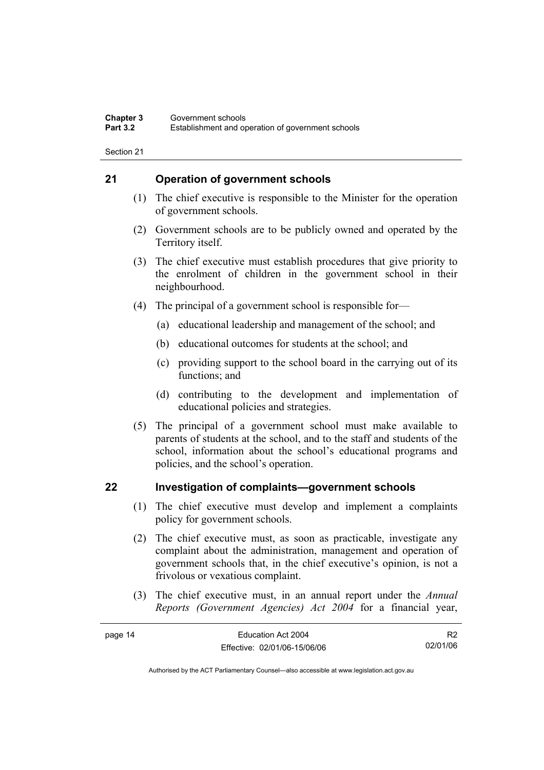## 21 Operation of government schools

(1) The chief executive is responsible to the Minister for the operation of government schools.

(2) Government schools are to be publicly owned and operated by the Territory itself.

(3) The chief executive must establish procedures that give priority to the enrolment of children in the government school in their neighbourhood.

(4) The principal of a government school is responsible for—

(a) educational leadership and management of the school; and

(b) educational outcomes for students at the school; and

(c) providing support to the school board in the carrying out of its functions; and

(d) contributing to the development and implementation of educational policies and strategies.

(5) The principal of a government school must make available to parents of students at the school, and to the staff and students of the school, information about the school's educational programs and policies, and the school's operation.

## 22 Investigation of complaints—government schools

(1) The chief executive must develop and implement a complaints policy for government schools.

(2) The chief executive must, as soon as practicable, investigate any complaint about the administration, management and operation of government schools that, in the chief executive's opinion, is not a frivolous or vexatious complaint.

(3) The chief executive must, in an annual report under the *Annual Reports (Government Agencies) Act 2004* for a financial year,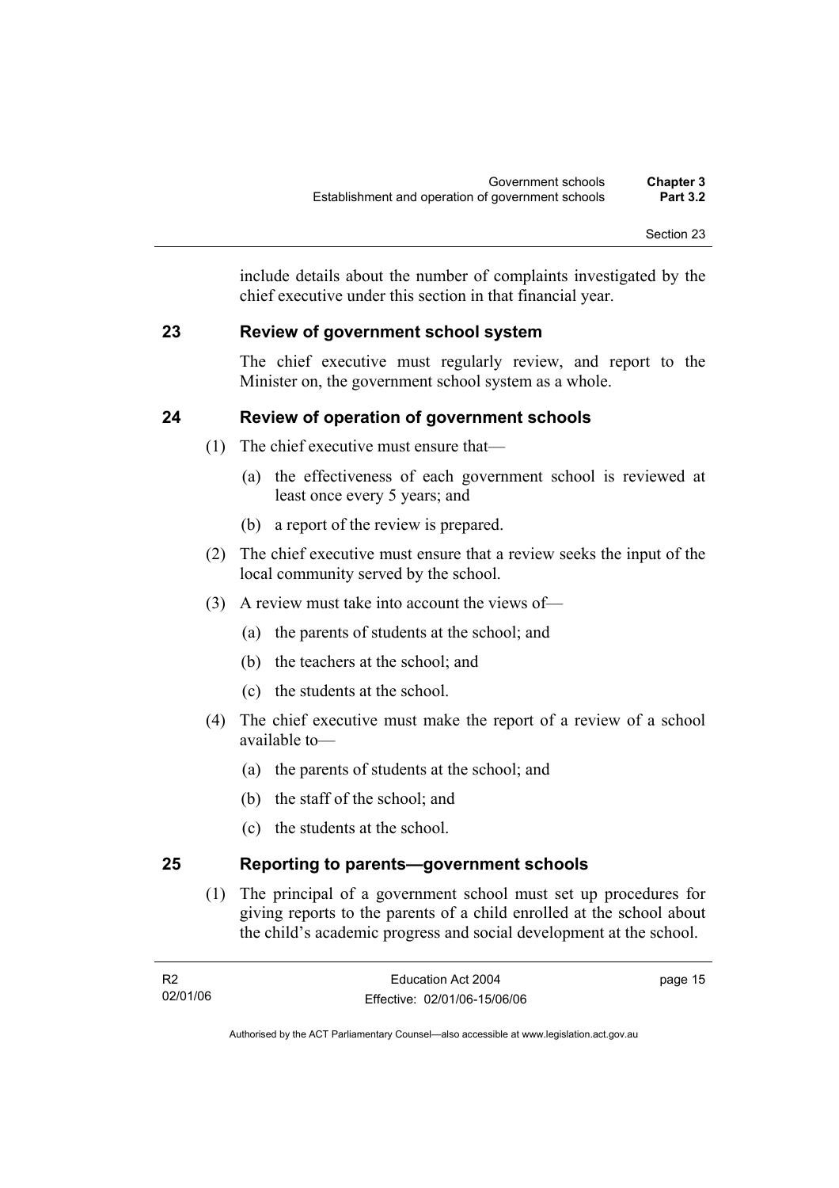include details about the number of complaints investigated by the chief executive under this section in that financial year.

## 23 Review of government school system

The chief executive must regularly review, and report to the Minister on, the government school system as a whole.

## 24 Review of operation of government schools

(1) The chief executive must ensure that—

(a) the effectiveness of each government school is reviewed at least once every 5 years; and

(b) a report of the review is prepared.

(2) The chief executive must ensure that a review seeks the input of the local community served by the school.

(3) A review must take into account the views of—

(a) the parents of students at the school; and

(b) the teachers at the school; and

(c) the students at the school.

(4) The chief executive must make the report of a review of a school available to—

(a) the parents of students at the school; and

(b) the staff of the school; and

(c) the students at the school.

## 25 Reporting to parents—government schools

(1) The principal of a government school must set up procedures for giving reports to the parents of a child enrolled at the school about the child's academic progress and social development at the school.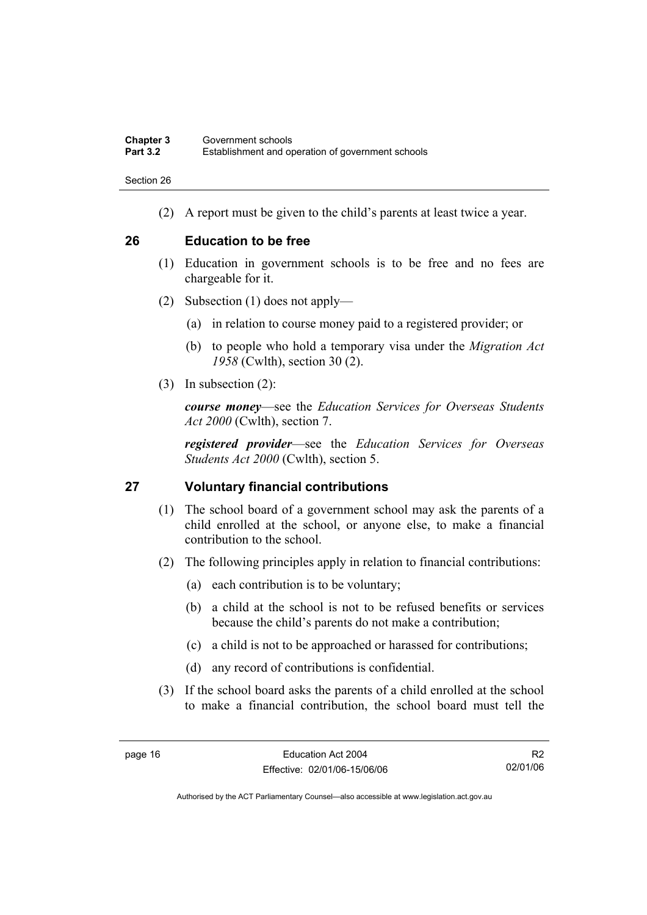(2) A report must be given to the child's parents at least twice a year.

## 26 Education to be free

(1) Education in government schools is to be free and no fees are chargeable for it.

(2) Subsection (1) does not apply—

(a) in relation to course money paid to a registered provider; or

(b) to people who hold a temporary visa under the *Migration Act 1958* (Cwlth), section 30 (2).

(3) In subsection (2):

***course money***—see the *Education Services for Overseas Students Act 2000* (Cwlth), section 7.

***registered provider***—see the *Education Services for Overseas Students Act 2000* (Cwlth), section 5.

## 27 Voluntary financial contributions

(1) The school board of a government school may ask the parents of a child enrolled at the school, or anyone else, to make a financial contribution to the school.

(2) The following principles apply in relation to financial contributions:

(a) each contribution is to be voluntary;

(b) a child at the school is not to be refused benefits or services because the child's parents do not make a contribution;

(c) a child is not to be approached or harassed for contributions;

(d) any record of contributions is confidential.

(3) If the school board asks the parents of a child enrolled at the school to make a financial contribution, the school board must tell the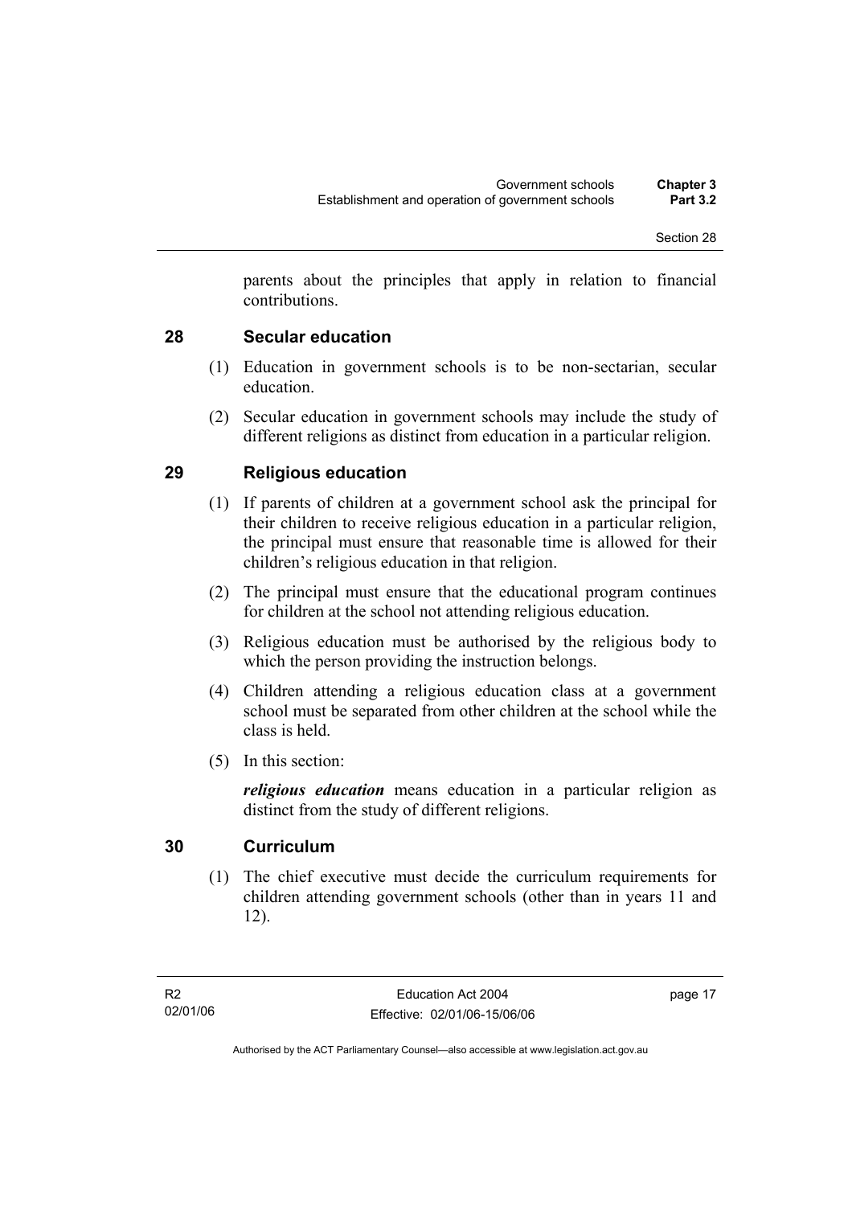parents about the principles that apply in relation to financial contributions.

## 28 Secular education

(1) Education in government schools is to be non-sectarian, secular education.

(2) Secular education in government schools may include the study of different religions as distinct from education in a particular religion.

## 29 Religious education

(1) If parents of children at a government school ask the principal for their children to receive religious education in a particular religion, the principal must ensure that reasonable time is allowed for their children's religious education in that religion.

(2) The principal must ensure that the educational program continues for children at the school not attending religious education.

(3) Religious education must be authorised by the religious body to which the person providing the instruction belongs.

(4) Children attending a religious education class at a government school must be separated from other children at the school while the class is held.

(5) In this section:

***religious education*** means education in a particular religion as distinct from the study of different religions.

## 30 Curriculum

(1) The chief executive must decide the curriculum requirements for children attending government schools (other than in years 11 and 12).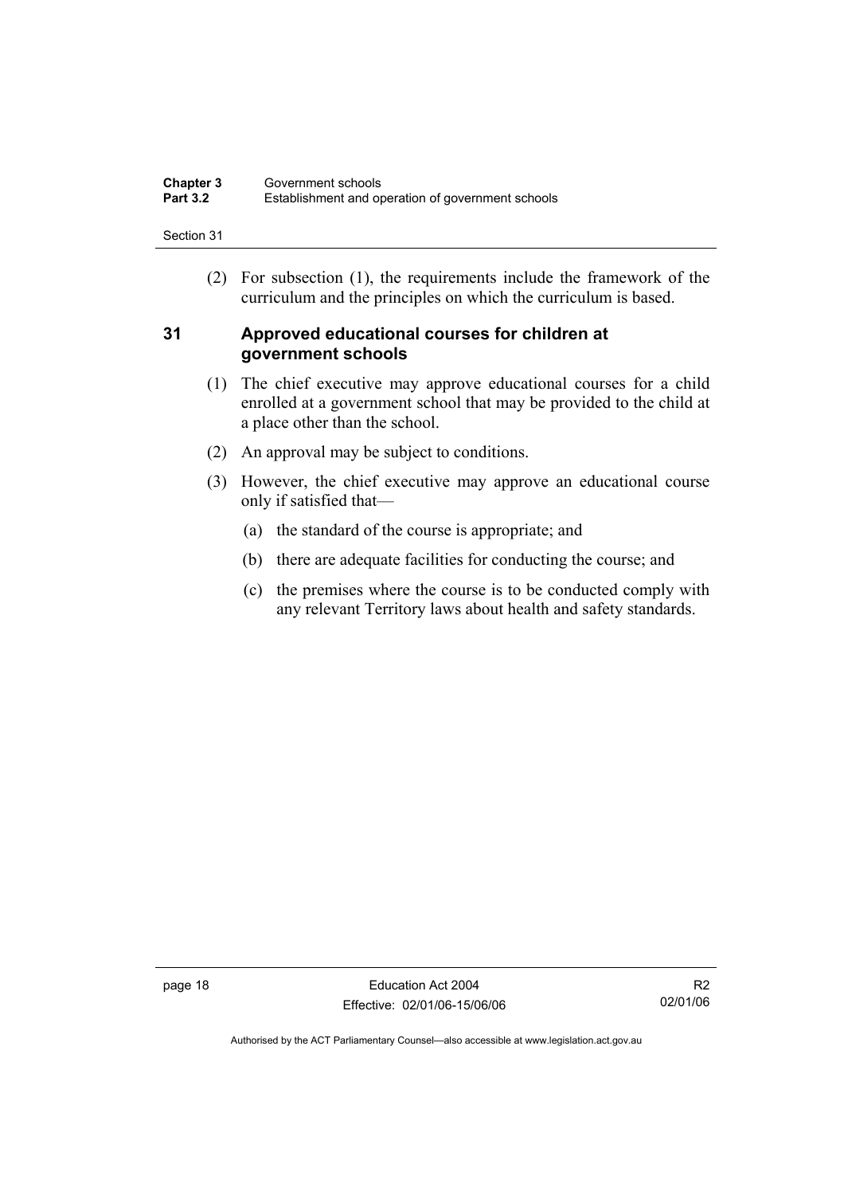(2) For subsection (1), the requirements include the framework of the curriculum and the principles on which the curriculum is based.

## 31 Approved educational courses for children at government schools

(1) The chief executive may approve educational courses for a child enrolled at a government school that may be provided to the child at a place other than the school.

(2) An approval may be subject to conditions.

(3) However, the chief executive may approve an educational course only if satisfied that—

(a) the standard of the course is appropriate; and

(b) there are adequate facilities for conducting the course; and

(c) the premises where the course is to be conducted comply with any relevant Territory laws about health and safety standards.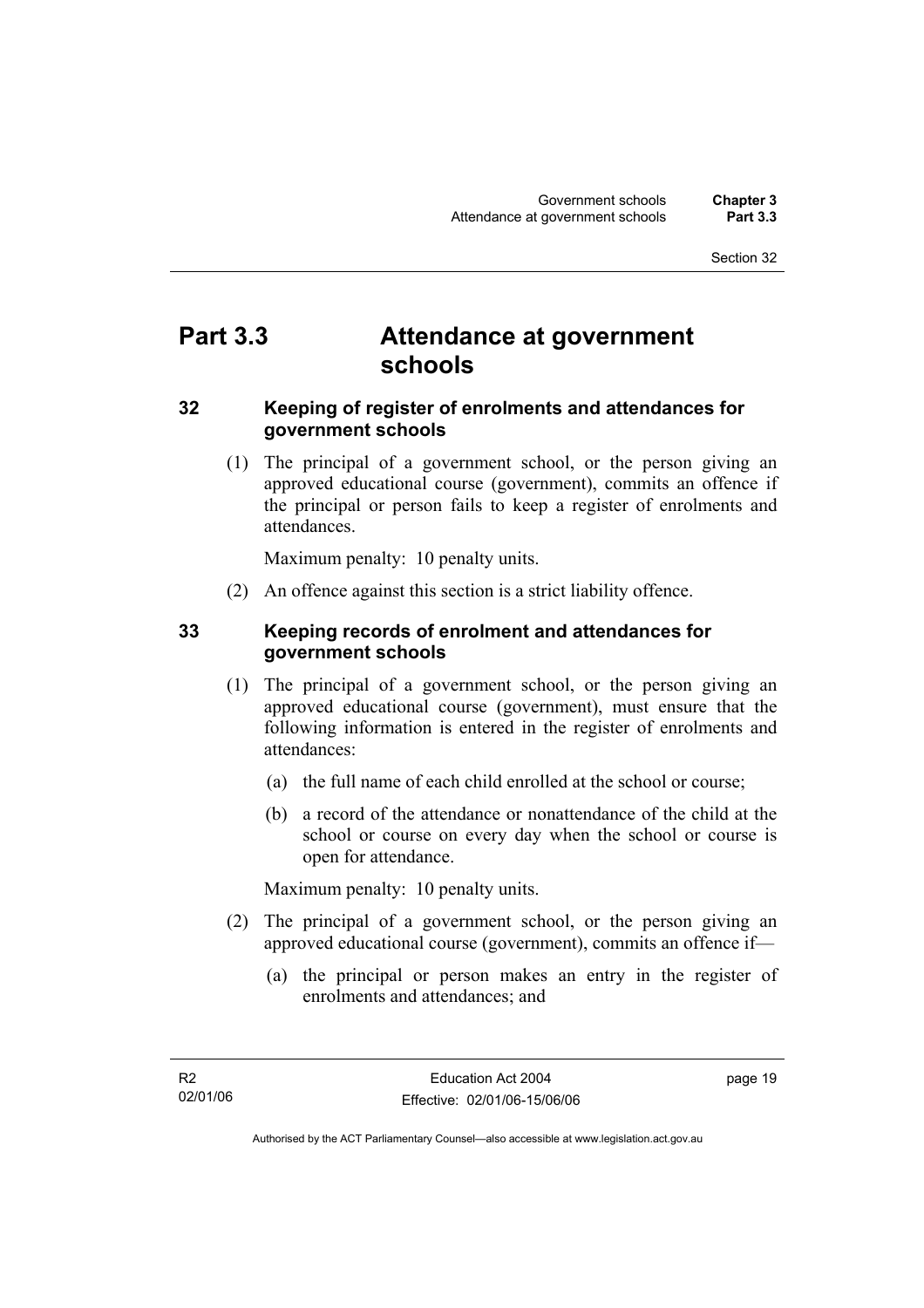# Part 3.3 Attendance at government schools

## 32 Keeping of register of enrolments and attendances for government schools

(1) The principal of a government school, or the person giving an approved educational course (government), commits an offence if the principal or person fails to keep a register of enrolments and attendances.

Maximum penalty: 10 penalty units.

(2) An offence against this section is a strict liability offence.

## 33 Keeping records of enrolment and attendances for government schools

(1) The principal of a government school, or the person giving an approved educational course (government), must ensure that the following information is entered in the register of enrolments and attendances:

(a) the full name of each child enrolled at the school or course;

(b) a record of the attendance or nonattendance of the child at the school or course on every day when the school or course is open for attendance.

Maximum penalty: 10 penalty units.

(2) The principal of a government school, or the person giving an approved educational course (government), commits an offence if—

(a) the principal or person makes an entry in the register of enrolments and attendances; and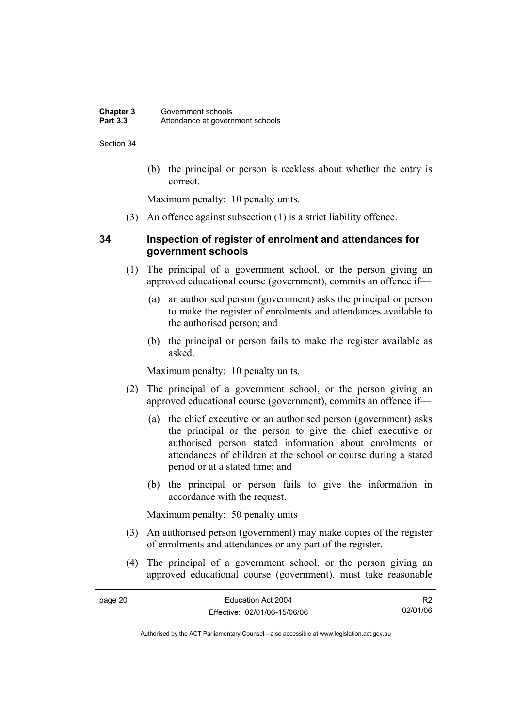(b) the principal or person is reckless about whether the entry is correct.

Maximum penalty: 10 penalty units.

(3) An offence against subsection (1) is a strict liability offence.

## 34 Inspection of register of enrolment and attendances for government schools

(1) The principal of a government school, or the person giving an approved educational course (government), commits an offence if—

(a) an authorised person (government) asks the principal or person to make the register of enrolments and attendances available to the authorised person; and

(b) the principal or person fails to make the register available as asked.

Maximum penalty: 10 penalty units.

(2) The principal of a government school, or the person giving an approved educational course (government), commits an offence if—

(a) the chief executive or an authorised person (government) asks the principal or the person to give the chief executive or authorised person stated information about enrolments or attendances of children at the school or course during a stated period or at a stated time; and

(b) the principal or person fails to give the information in accordance with the request.

Maximum penalty: 50 penalty units

(3) An authorised person (government) may make copies of the register of enrolments and attendances or any part of the register.

(4) The principal of a government school, or the person giving an approved educational course (government), must take reasonable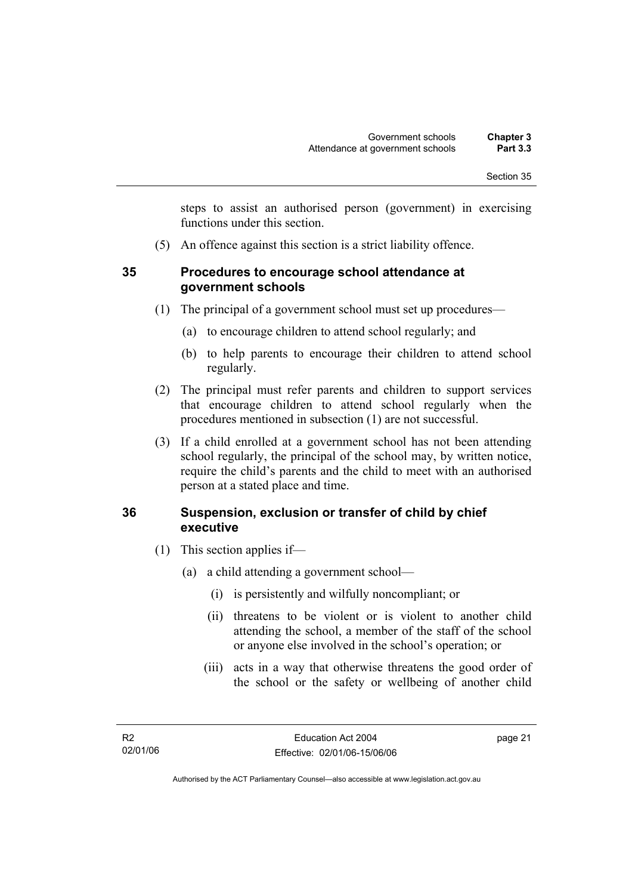steps to assist an authorised person (government) in exercising functions under this section.

(5) An offence against this section is a strict liability offence.

## 35 Procedures to encourage school attendance at government schools

(1) The principal of a government school must set up procedures—

(a) to encourage children to attend school regularly; and

(b) to help parents to encourage their children to attend school regularly.

(2) The principal must refer parents and children to support services that encourage children to attend school regularly when the procedures mentioned in subsection (1) are not successful.

(3) If a child enrolled at a government school has not been attending school regularly, the principal of the school may, by written notice, require the child's parents and the child to meet with an authorised person at a stated place and time.

## 36 Suspension, exclusion or transfer of child by chief executive

(1) This section applies if—

(a) a child attending a government school—

(i) is persistently and wilfully noncompliant; or

(ii) threatens to be violent or is violent to another child attending the school, a member of the staff of the school or anyone else involved in the school's operation; or

(iii) acts in a way that otherwise threatens the good order of the school or the safety or wellbeing of another child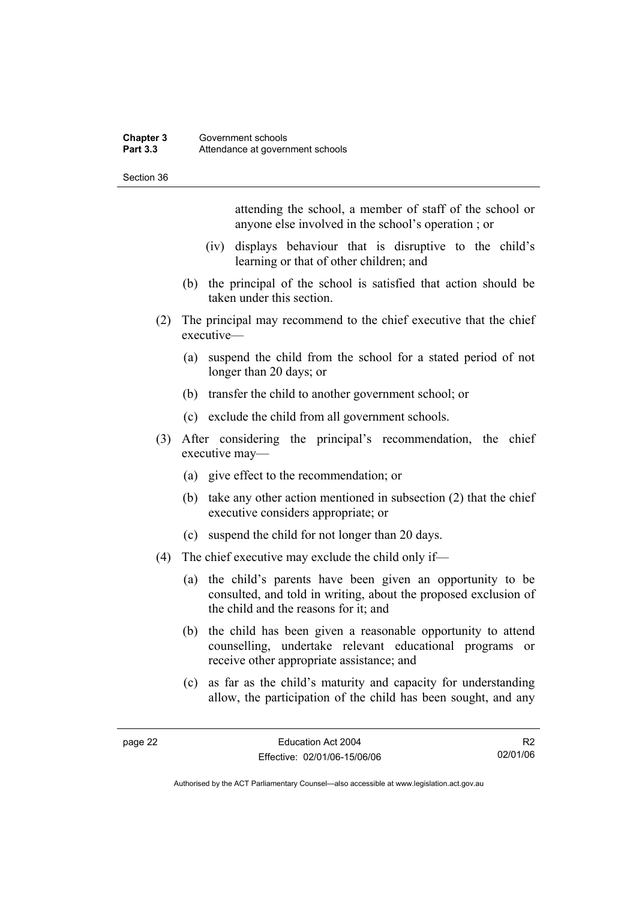attending the school, a member of staff of the school or anyone else involved in the school's operation ; or

(iv) displays behaviour that is disruptive to the child's learning or that of other children; and

(b) the principal of the school is satisfied that action should be taken under this section.

(2) The principal may recommend to the chief executive that the chief executive—

(a) suspend the child from the school for a stated period of not longer than 20 days; or

(b) transfer the child to another government school; or

(c) exclude the child from all government schools.

(3) After considering the principal's recommendation, the chief executive may—

(a) give effect to the recommendation; or

(b) take any other action mentioned in subsection (2) that the chief executive considers appropriate; or

(c) suspend the child for not longer than 20 days.

(4) The chief executive may exclude the child only if—

(a) the child's parents have been given an opportunity to be consulted, and told in writing, about the proposed exclusion of the child and the reasons for it; and

(b) the child has been given a reasonable opportunity to attend counselling, undertake relevant educational programs or receive other appropriate assistance; and

(c) as far as the child's maturity and capacity for understanding allow, the participation of the child has been sought, and any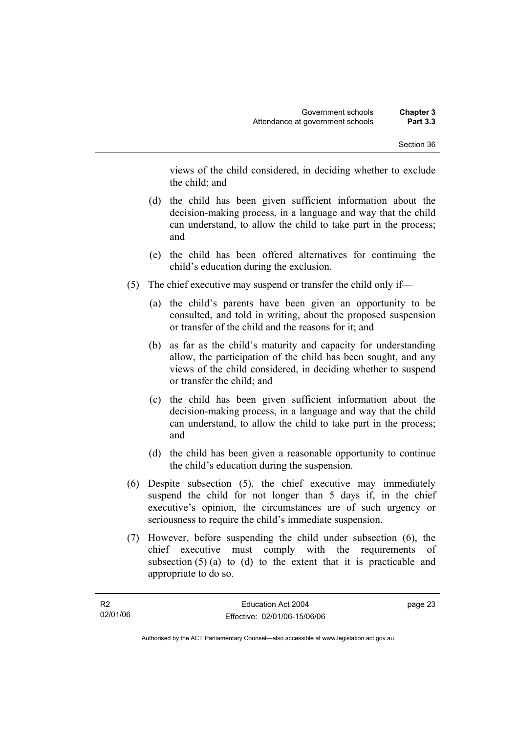views of the child considered, in deciding whether to exclude the child; and

(d) the child has been given sufficient information about the decision-making process, in a language and way that the child can understand, to allow the child to take part in the process; and

(e) the child has been offered alternatives for continuing the child's education during the exclusion.

(5) The chief executive may suspend or transfer the child only if—

(a) the child's parents have been given an opportunity to be consulted, and told in writing, about the proposed suspension or transfer of the child and the reasons for it; and

(b) as far as the child's maturity and capacity for understanding allow, the participation of the child has been sought, and any views of the child considered, in deciding whether to suspend or transfer the child; and

(c) the child has been given sufficient information about the decision-making process, in a language and way that the child can understand, to allow the child to take part in the process; and

(d) the child has been given a reasonable opportunity to continue the child's education during the suspension.

(6) Despite subsection (5), the chief executive may immediately suspend the child for not longer than 5 days if, in the chief executive's opinion, the circumstances are of such urgency or seriousness to require the child's immediate suspension.

(7) However, before suspending the child under subsection (6), the chief executive must comply with the requirements of subsection (5) (a) to (d) to the extent that it is practicable and appropriate to do so.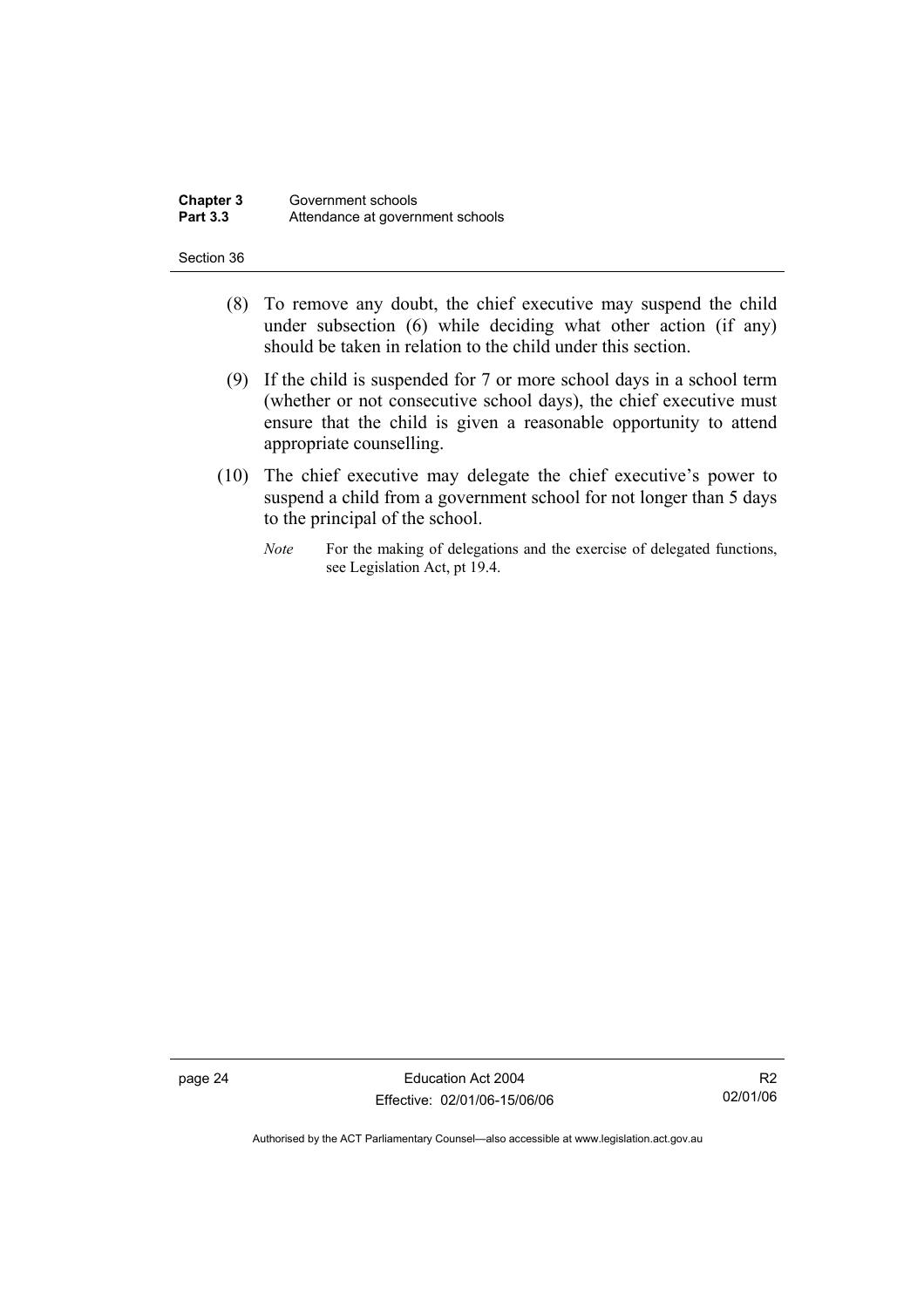(8) To remove any doubt, the chief executive may suspend the child under subsection (6) while deciding what other action (if any) should be taken in relation to the child under this section.

(9) If the child is suspended for 7 or more school days in a school term (whether or not consecutive school days), the chief executive must ensure that the child is given a reasonable opportunity to attend appropriate counselling.

(10) The chief executive may delegate the chief executive's power to suspend a child from a government school for not longer than 5 days to the principal of the school.

*Note* For the making of delegations and the exercise of delegated functions, see Legislation Act, pt 19.4.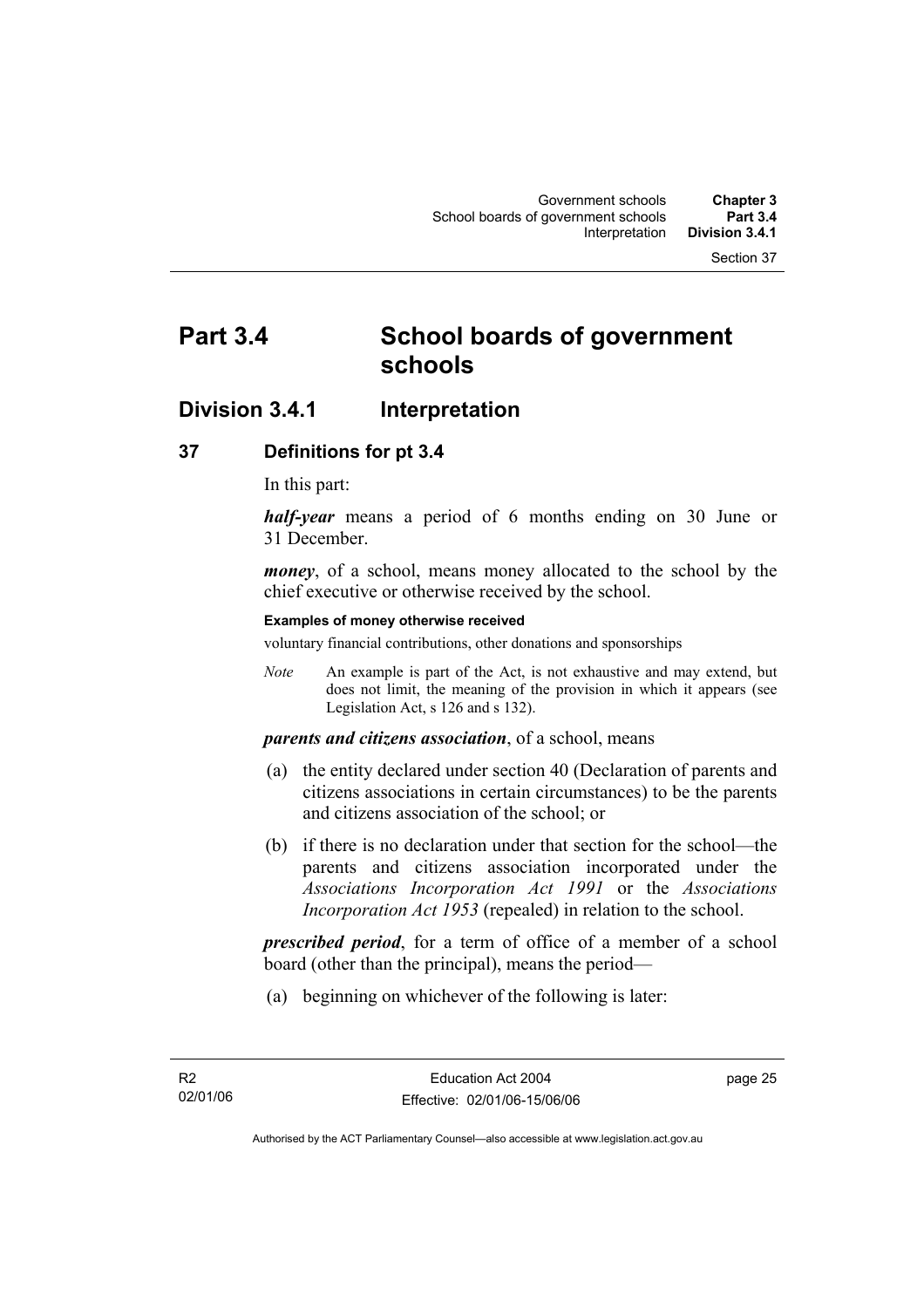# Part 3.4 School boards of government schools

## Division 3.4.1 Interpretation

### 37 Definitions for pt 3.4

In this part:

***half-year*** means a period of 6 months ending on 30 June or 31 December.

***money***, of a school, means money allocated to the school by the chief executive or otherwise received by the school.

**Examples of money otherwise received**

voluntary financial contributions, other donations and sponsorships

*Note* An example is part of the Act, is not exhaustive and may extend, but does not limit, the meaning of the provision in which it appears (see Legislation Act, s 126 and s 132).

***parents and citizens association***, of a school, means

(a) the entity declared under section 40 (Declaration of parents and citizens associations in certain circumstances) to be the parents and citizens association of the school; or

(b) if there is no declaration under that section for the school—the parents and citizens association incorporated under the *Associations Incorporation Act 1991* or the *Associations Incorporation Act 1953* (repealed) in relation to the school.

***prescribed period***, for a term of office of a member of a school board (other than the principal), means the period—

(a) beginning on whichever of the following is later: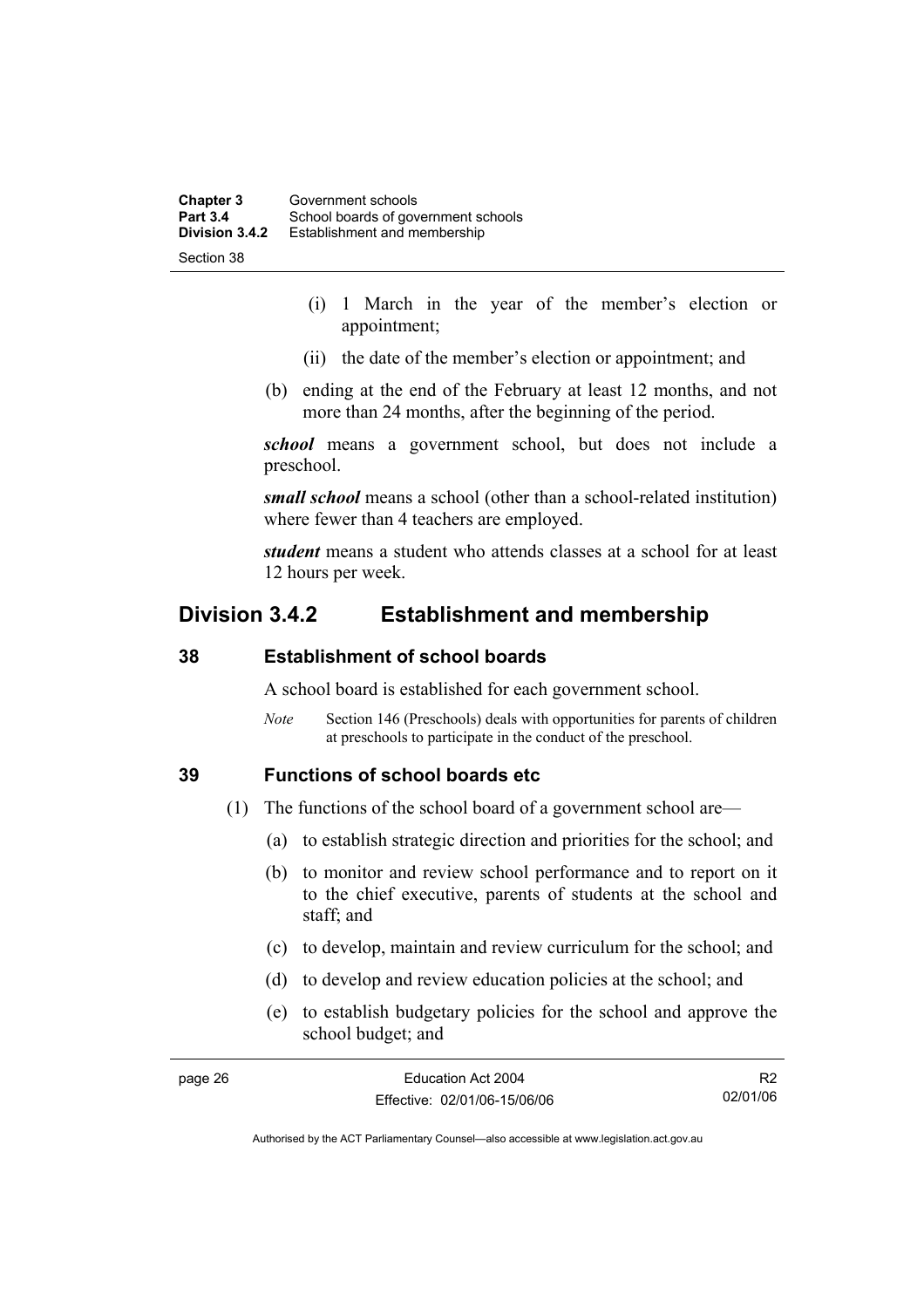(i) 1 March in the year of the member's election or appointment;

(ii) the date of the member's election or appointment; and

(b) ending at the end of the February at least 12 months, and not more than 24 months, after the beginning of the period.

***school*** means a government school, but does not include a preschool.

***small school*** means a school (other than a school-related institution) where fewer than 4 teachers are employed.

***student*** means a student who attends classes at a school for at least 12 hours per week.

## Division 3.4.2 Establishment and membership

### 38 Establishment of school boards

A school board is established for each government school.

*Note* Section 146 (Preschools) deals with opportunities for parents of children at preschools to participate in the conduct of the preschool.

### 39 Functions of school boards etc

(1) The functions of the school board of a government school are—

(a) to establish strategic direction and priorities for the school; and

(b) to monitor and review school performance and to report on it to the chief executive, parents of students at the school and staff; and

(c) to develop, maintain and review curriculum for the school; and

(d) to develop and review education policies at the school; and

(e) to establish budgetary policies for the school and approve the school budget; and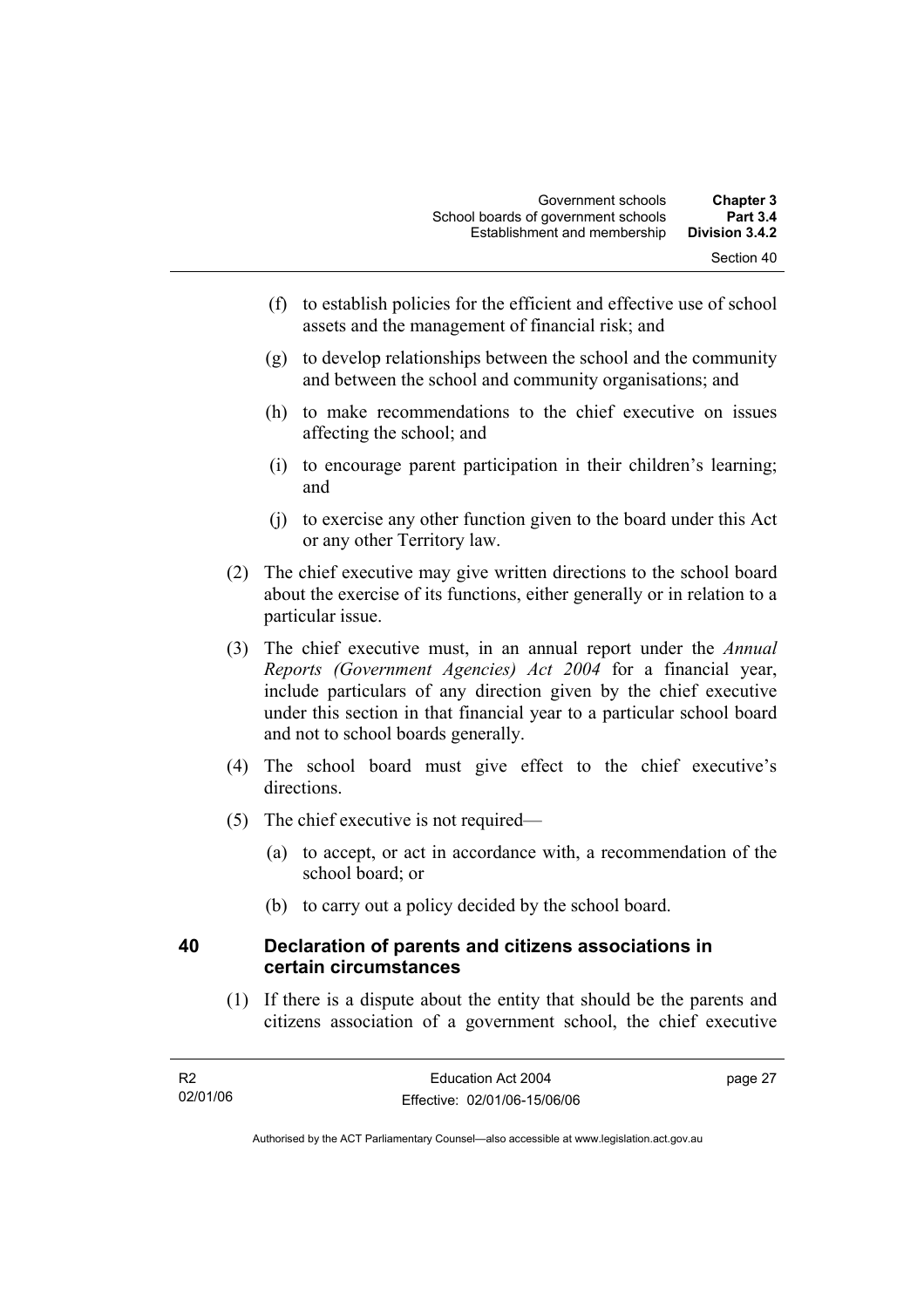(f) to establish policies for the efficient and effective use of school assets and the management of financial risk; and

(g) to develop relationships between the school and the community and between the school and community organisations; and

(h) to make recommendations to the chief executive on issues affecting the school; and

(i) to encourage parent participation in their children's learning; and

(j) to exercise any other function given to the board under this Act or any other Territory law.

(2) The chief executive may give written directions to the school board about the exercise of its functions, either generally or in relation to a particular issue.

(3) The chief executive must, in an annual report under the *Annual Reports (Government Agencies) Act 2004* for a financial year, include particulars of any direction given by the chief executive under this section in that financial year to a particular school board and not to school boards generally.

(4) The school board must give effect to the chief executive's directions.

(5) The chief executive is not required—

(a) to accept, or act in accordance with, a recommendation of the school board; or

(b) to carry out a policy decided by the school board.

## 40 Declaration of parents and citizens associations in certain circumstances

(1) If there is a dispute about the entity that should be the parents and citizens association of a government school, the chief executive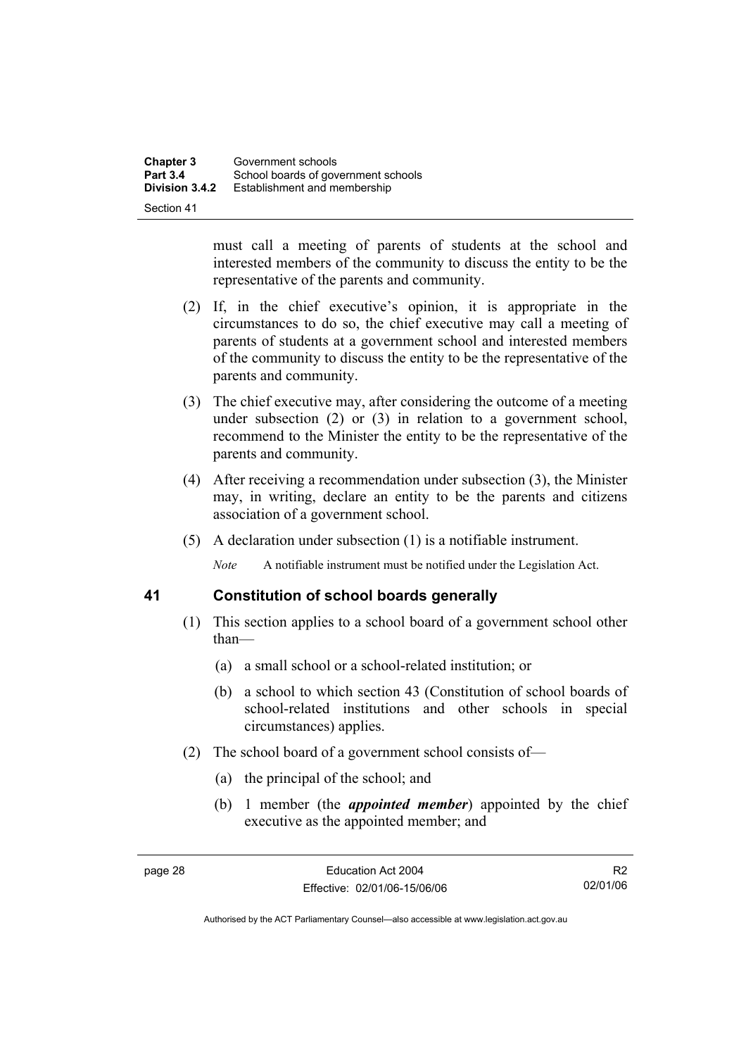must call a meeting of parents of students at the school and interested members of the community to discuss the entity to be the representative of the parents and community.

(2) If, in the chief executive's opinion, it is appropriate in the circumstances to do so, the chief executive may call a meeting of parents of students at a government school and interested members of the community to discuss the entity to be the representative of the parents and community.

(3) The chief executive may, after considering the outcome of a meeting under subsection (2) or (3) in relation to a government school, recommend to the Minister the entity to be the representative of the parents and community.

(4) After receiving a recommendation under subsection (3), the Minister may, in writing, declare an entity to be the parents and citizens association of a government school.

(5) A declaration under subsection (1) is a notifiable instrument.

*Note* A notifiable instrument must be notified under the Legislation Act.

## 41 Constitution of school boards generally

(1) This section applies to a school board of a government school other than—

(a) a small school or a school-related institution; or

(b) a school to which section 43 (Constitution of school boards of school-related institutions and other schools in special circumstances) applies.

(2) The school board of a government school consists of—

(a) the principal of the school; and

(b) 1 member (the ***appointed member***) appointed by the chief executive as the appointed member; and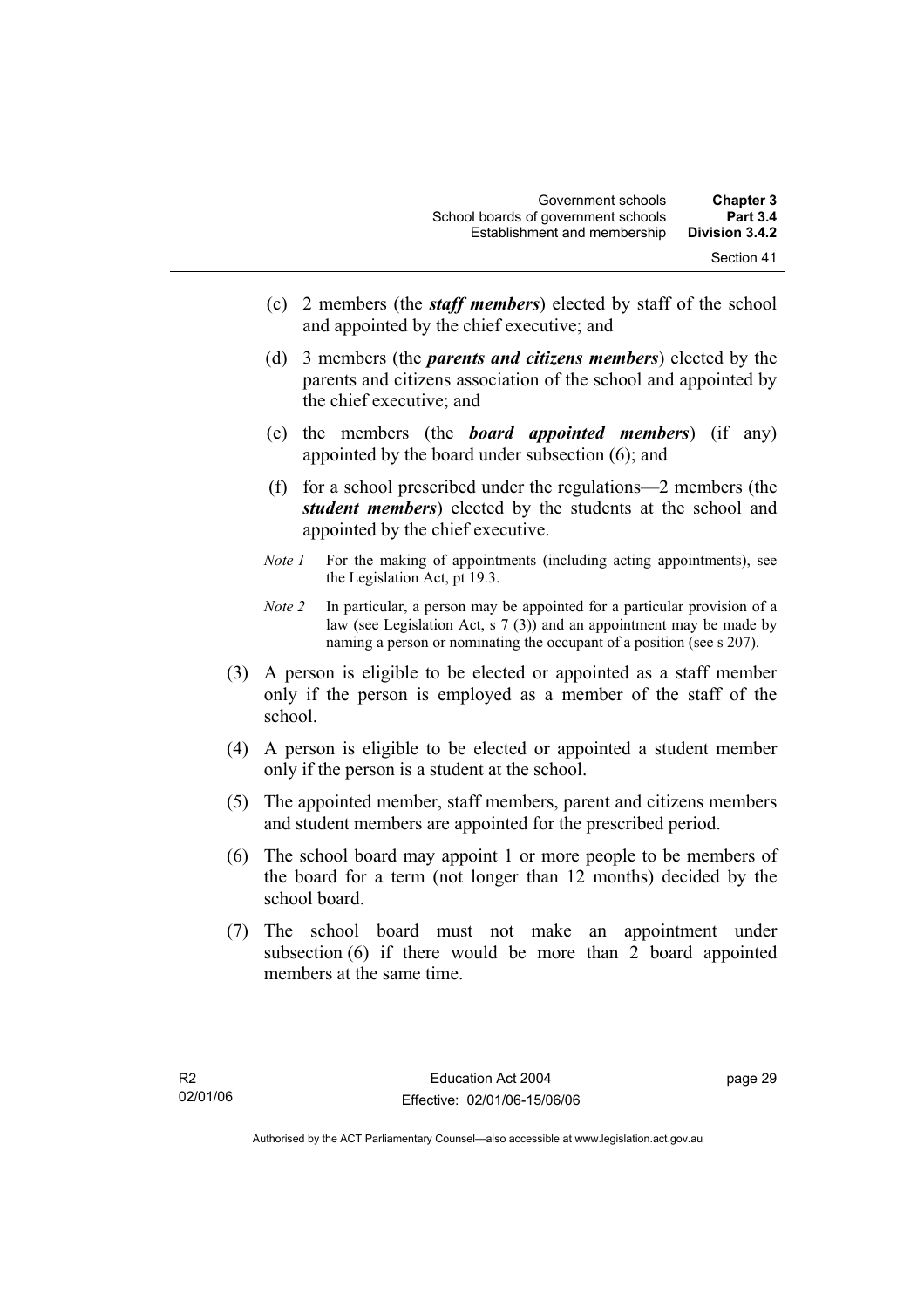(c) 2 members (the ***staff members***) elected by staff of the school and appointed by the chief executive; and

(d) 3 members (the ***parents and citizens members***) elected by the parents and citizens association of the school and appointed by the chief executive; and

(e) the members (the ***board appointed members***) (if any) appointed by the board under subsection (6); and

(f) for a school prescribed under the regulations—2 members (the ***student members***) elected by the students at the school and appointed by the chief executive.

*Note 1* For the making of appointments (including acting appointments), see the Legislation Act, pt 19.3.

*Note 2* In particular, a person may be appointed for a particular provision of a law (see Legislation Act, s 7 (3)) and an appointment may be made by naming a person or nominating the occupant of a position (see s 207).

(3) A person is eligible to be elected or appointed as a staff member only if the person is employed as a member of the staff of the school.

(4) A person is eligible to be elected or appointed a student member only if the person is a student at the school.

(5) The appointed member, staff members, parent and citizens members and student members are appointed for the prescribed period.

(6) The school board may appoint 1 or more people to be members of the board for a term (not longer than 12 months) decided by the school board.

(7) The school board must not make an appointment under subsection (6) if there would be more than 2 board appointed members at the same time.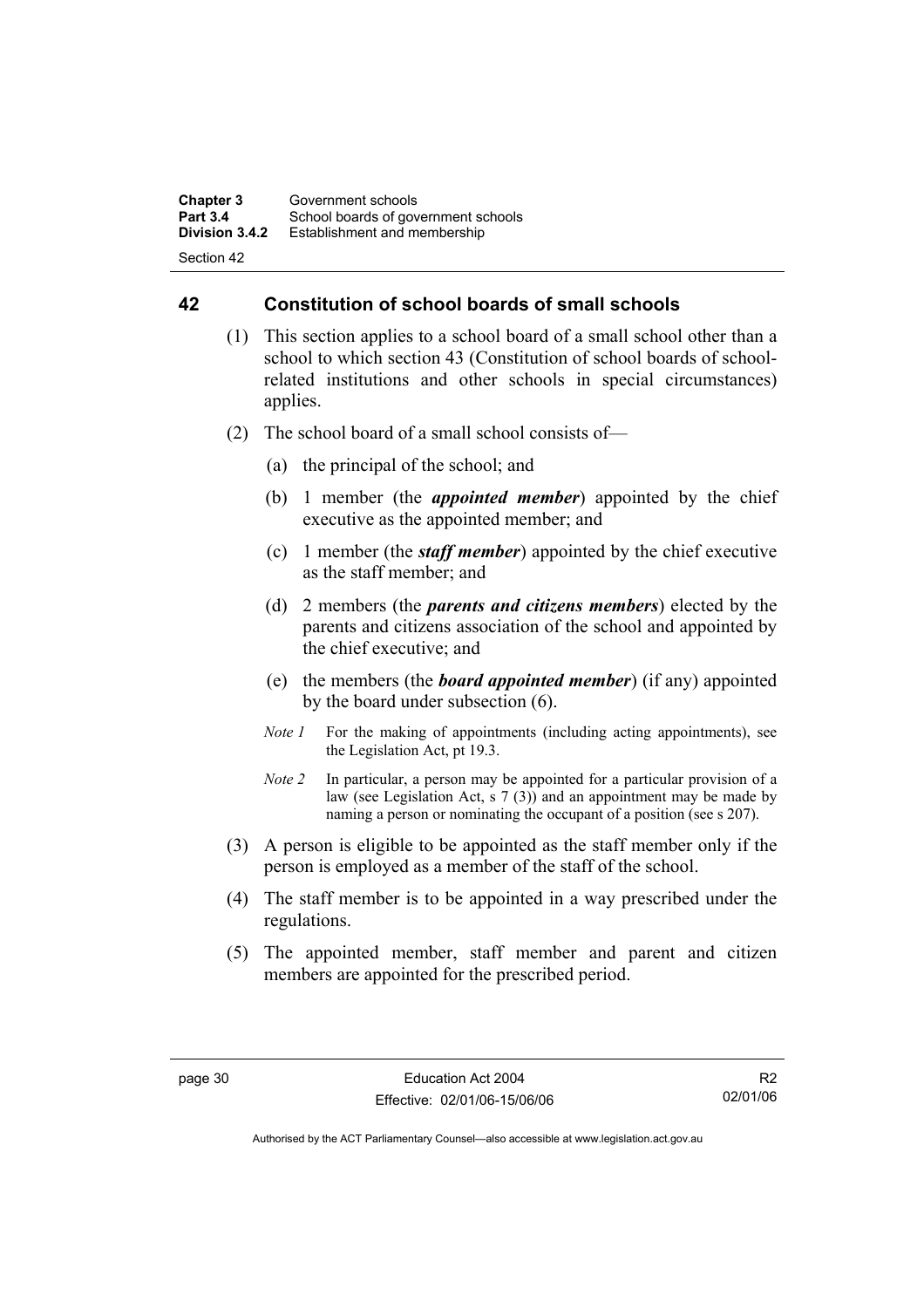## 42 Constitution of school boards of small schools

(1) This section applies to a school board of a small school other than a school to which section 43 (Constitution of school boards of school-related institutions and other schools in special circumstances) applies.

(2) The school board of a small school consists of—

(a) the principal of the school; and

(b) 1 member (the ***appointed member***) appointed by the chief executive as the appointed member; and

(c) 1 member (the ***staff member***) appointed by the chief executive as the staff member; and

(d) 2 members (the ***parents and citizens members***) elected by the parents and citizens association of the school and appointed by the chief executive; and

(e) the members (the ***board appointed member***) (if any) appointed by the board under subsection (6).

*Note 1* For the making of appointments (including acting appointments), see the Legislation Act, pt 19.3.

*Note 2* In particular, a person may be appointed for a particular provision of a law (see Legislation Act, s 7 (3)) and an appointment may be made by naming a person or nominating the occupant of a position (see s 207).

(3) A person is eligible to be appointed as the staff member only if the person is employed as a member of the staff of the school.

(4) The staff member is to be appointed in a way prescribed under the regulations.

(5) The appointed member, staff member and parent and citizen members are appointed for the prescribed period.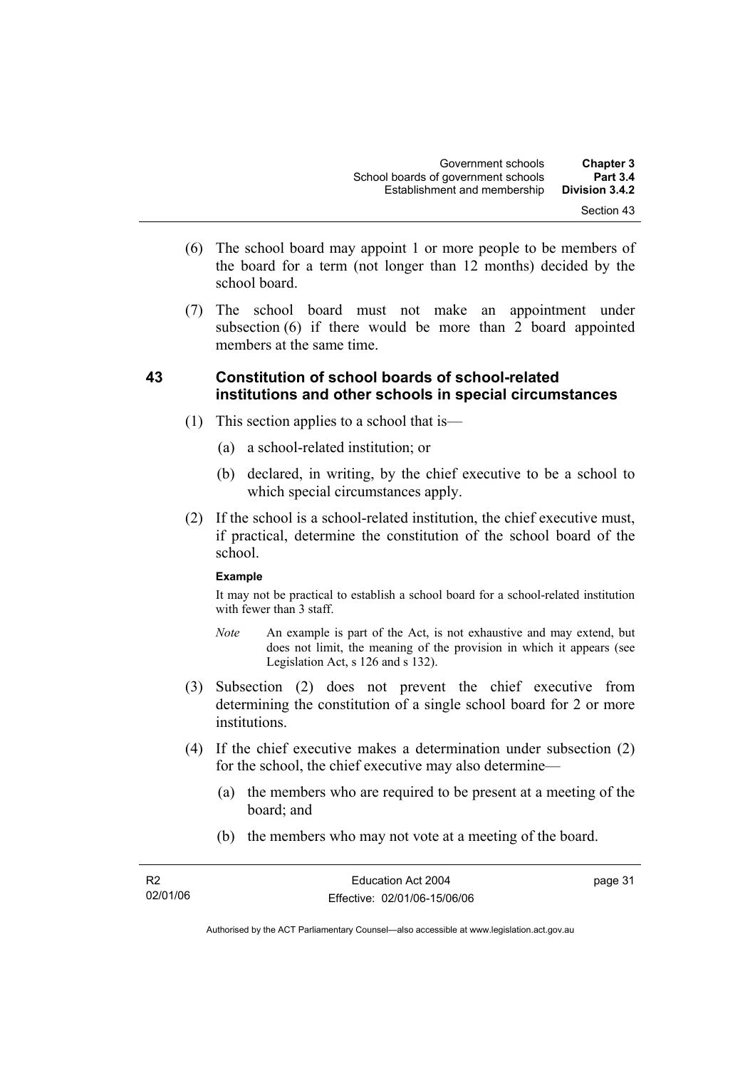(6) The school board may appoint 1 or more people to be members of the board for a term (not longer than 12 months) decided by the school board.

(7) The school board must not make an appointment under subsection (6) if there would be more than 2 board appointed members at the same time.

### 43 Constitution of school boards of school-related institutions and other schools in special circumstances

(1) This section applies to a school that is—

(a) a school-related institution; or

(b) declared, in writing, by the chief executive to be a school to which special circumstances apply.

(2) If the school is a school-related institution, the chief executive must, if practical, determine the constitution of the school board of the school.

**Example**

It may not be practical to establish a school board for a school-related institution with fewer than 3 staff.

*Note* An example is part of the Act, is not exhaustive and may extend, but does not limit, the meaning of the provision in which it appears (see Legislation Act, s 126 and s 132).

(3) Subsection (2) does not prevent the chief executive from determining the constitution of a single school board for 2 or more institutions.

(4) If the chief executive makes a determination under subsection (2) for the school, the chief executive may also determine—

(a) the members who are required to be present at a meeting of the board; and

(b) the members who may not vote at a meeting of the board.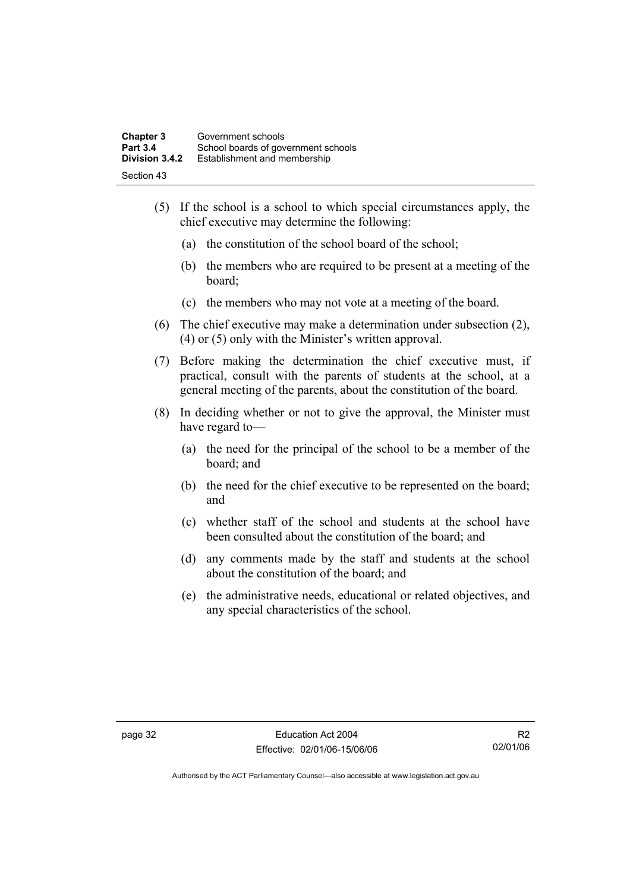(5) If the school is a school to which special circumstances apply, the chief executive may determine the following:

(a) the constitution of the school board of the school;

(b) the members who are required to be present at a meeting of the board;

(c) the members who may not vote at a meeting of the board.

(6) The chief executive may make a determination under subsection (2), (4) or (5) only with the Minister's written approval.

(7) Before making the determination the chief executive must, if practical, consult with the parents of students at the school, at a general meeting of the parents, about the constitution of the board.

(8) In deciding whether or not to give the approval, the Minister must have regard to—

(a) the need for the principal of the school to be a member of the board; and

(b) the need for the chief executive to be represented on the board; and

(c) whether staff of the school and students at the school have been consulted about the constitution of the board; and

(d) any comments made by the staff and students at the school about the constitution of the board; and

(e) the administrative needs, educational or related objectives, and any special characteristics of the school.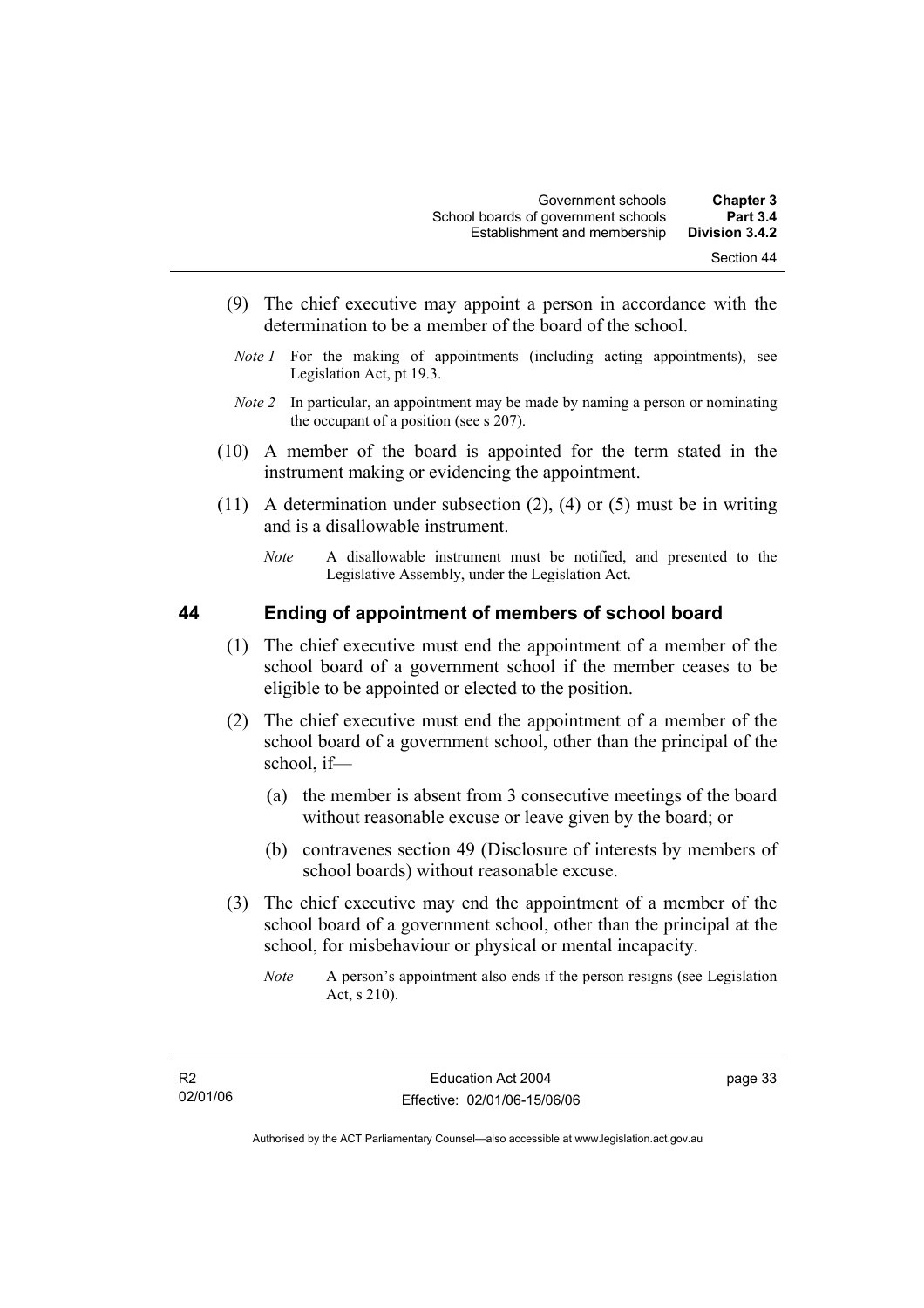(9) The chief executive may appoint a person in accordance with the determination to be a member of the board of the school.

*Note 1* For the making of appointments (including acting appointments), see Legislation Act, pt 19.3.

*Note 2* In particular, an appointment may be made by naming a person or nominating the occupant of a position (see s 207).

(10) A member of the board is appointed for the term stated in the instrument making or evidencing the appointment.

(11) A determination under subsection (2), (4) or (5) must be in writing and is a disallowable instrument.

*Note* A disallowable instrument must be notified, and presented to the Legislative Assembly, under the Legislation Act.

## 44 Ending of appointment of members of school board

(1) The chief executive must end the appointment of a member of the school board of a government school if the member ceases to be eligible to be appointed or elected to the position.

(2) The chief executive must end the appointment of a member of the school board of a government school, other than the principal of the school, if—

(a) the member is absent from 3 consecutive meetings of the board without reasonable excuse or leave given by the board; or

(b) contravenes section 49 (Disclosure of interests by members of school boards) without reasonable excuse.

(3) The chief executive may end the appointment of a member of the school board of a government school, other than the principal at the school, for misbehaviour or physical or mental incapacity.

*Note* A person's appointment also ends if the person resigns (see Legislation Act, s 210).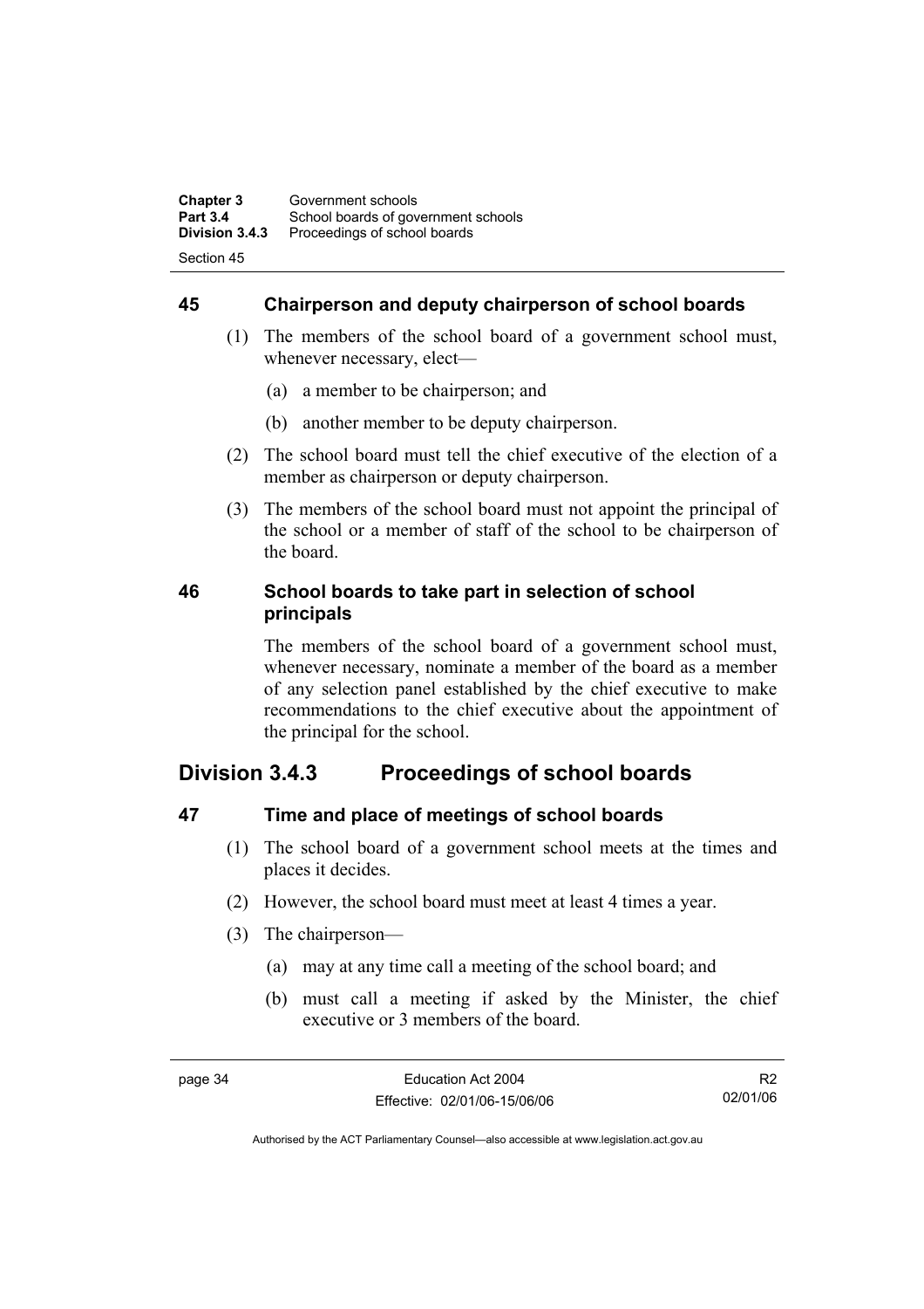### 45 Chairperson and deputy chairperson of school boards

(1) The members of the school board of a government school must, whenever necessary, elect—

(a) a member to be chairperson; and

(b) another member to be deputy chairperson.

(2) The school board must tell the chief executive of the election of a member as chairperson or deputy chairperson.

(3) The members of the school board must not appoint the principal of the school or a member of staff of the school to be chairperson of the board.

### 46 School boards to take part in selection of school principals

The members of the school board of a government school must, whenever necessary, nominate a member of the board as a member of any selection panel established by the chief executive to make recommendations to the chief executive about the appointment of the principal for the school.

## Division 3.4.3 Proceedings of school boards

### 47 Time and place of meetings of school boards

(1) The school board of a government school meets at the times and places it decides.

(2) However, the school board must meet at least 4 times a year.

(3) The chairperson—

(a) may at any time call a meeting of the school board; and

(b) must call a meeting if asked by the Minister, the chief executive or 3 members of the board.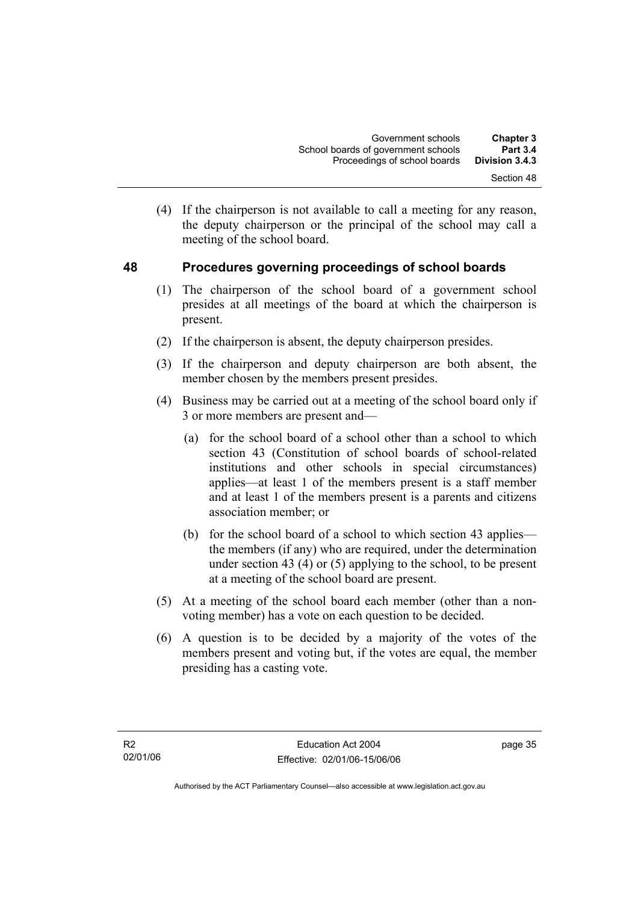(4) If the chairperson is not available to call a meeting for any reason, the deputy chairperson or the principal of the school may call a meeting of the school board.

## 48 Procedures governing proceedings of school boards

(1) The chairperson of the school board of a government school presides at all meetings of the board at which the chairperson is present.

(2) If the chairperson is absent, the deputy chairperson presides.

(3) If the chairperson and deputy chairperson are both absent, the member chosen by the members present presides.

(4) Business may be carried out at a meeting of the school board only if 3 or more members are present and—

(a) for the school board of a school other than a school to which section 43 (Constitution of school boards of school-related institutions and other schools in special circumstances) applies—at least 1 of the members present is a staff member and at least 1 of the members present is a parents and citizens association member; or

(b) for the school board of a school to which section 43 applies—the members (if any) who are required, under the determination under section 43 (4) or (5) applying to the school, to be present at a meeting of the school board are present.

(5) At a meeting of the school board each member (other than a non-voting member) has a vote on each question to be decided.

(6) A question is to be decided by a majority of the votes of the members present and voting but, if the votes are equal, the member presiding has a casting vote.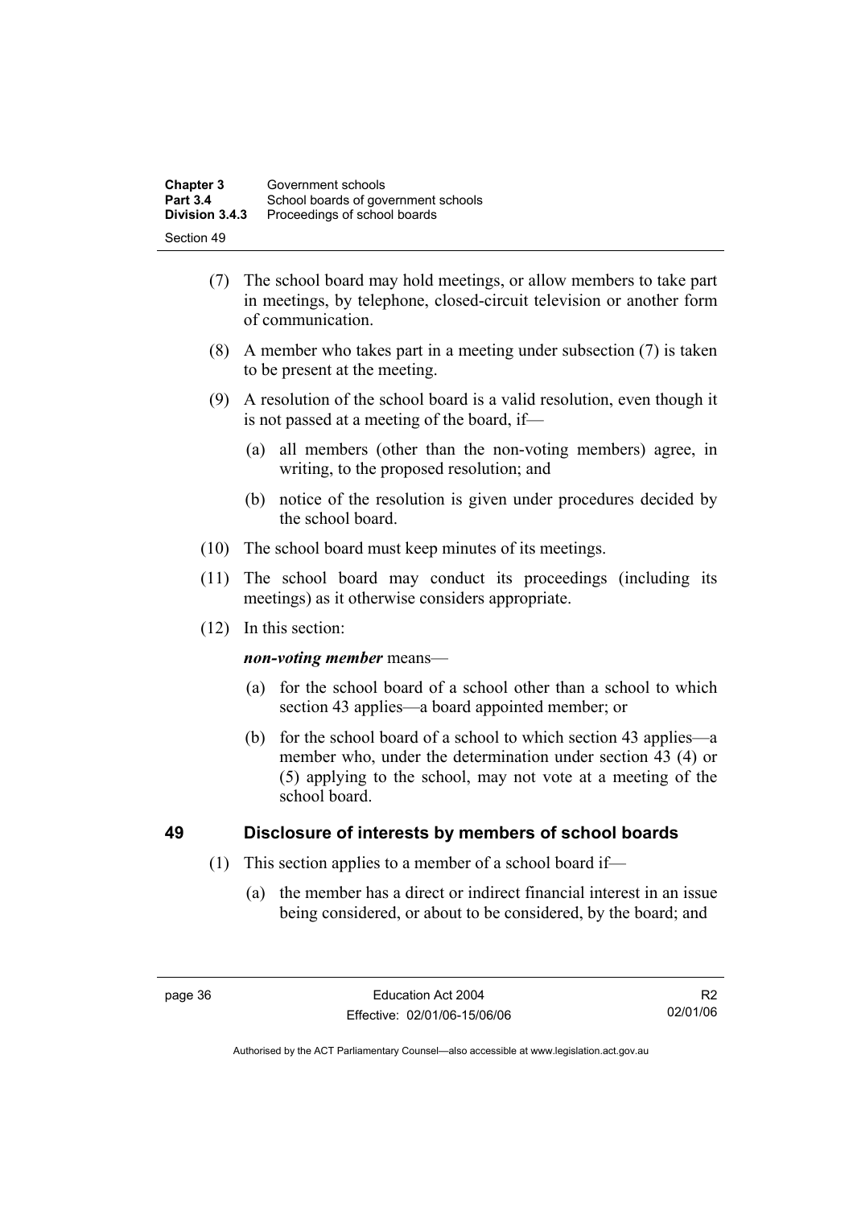(7) The school board may hold meetings, or allow members to take part in meetings, by telephone, closed-circuit television or another form of communication.

(8) A member who takes part in a meeting under subsection (7) is taken to be present at the meeting.

(9) A resolution of the school board is a valid resolution, even though it is not passed at a meeting of the board, if—

(a) all members (other than the non-voting members) agree, in writing, to the proposed resolution; and

(b) notice of the resolution is given under procedures decided by the school board.

(10) The school board must keep minutes of its meetings.

(11) The school board may conduct its proceedings (including its meetings) as it otherwise considers appropriate.

(12) In this section:

***non-voting member*** means—

(a) for the school board of a school other than a school to which section 43 applies—a board appointed member; or

(b) for the school board of a school to which section 43 applies—a member who, under the determination under section 43 (4) or (5) applying to the school, may not vote at a meeting of the school board.

## 49 Disclosure of interests by members of school boards

(1) This section applies to a member of a school board if—

(a) the member has a direct or indirect financial interest in an issue being considered, or about to be considered, by the board; and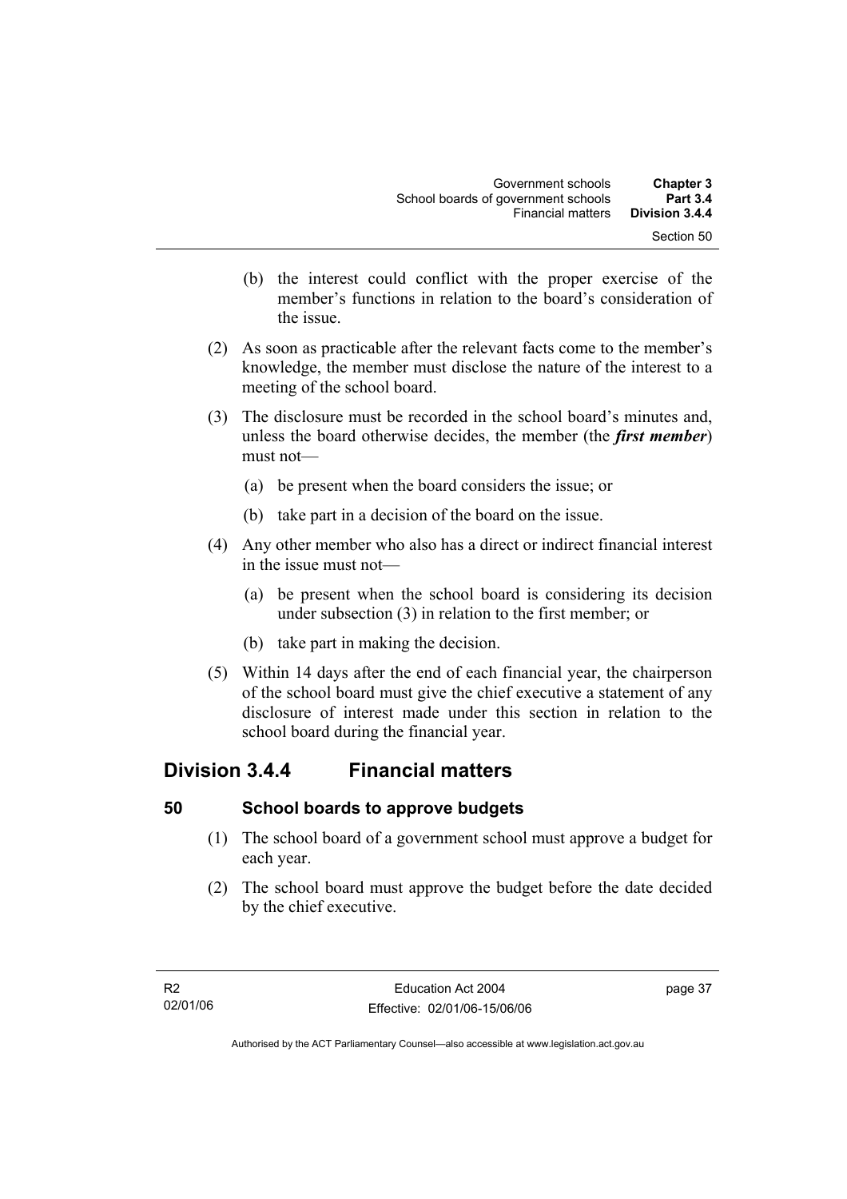(b) the interest could conflict with the proper exercise of the member's functions in relation to the board's consideration of the issue.

(2) As soon as practicable after the relevant facts come to the member's knowledge, the member must disclose the nature of the interest to a meeting of the school board.

(3) The disclosure must be recorded in the school board's minutes and, unless the board otherwise decides, the member (the ***first member***) must not—

(a) be present when the board considers the issue; or

(b) take part in a decision of the board on the issue.

(4) Any other member who also has a direct or indirect financial interest in the issue must not—

(a) be present when the school board is considering its decision under subsection (3) in relation to the first member; or

(b) take part in making the decision.

(5) Within 14 days after the end of each financial year, the chairperson of the school board must give the chief executive a statement of any disclosure of interest made under this section in relation to the school board during the financial year.

## Division 3.4.4 Financial matters

### 50 School boards to approve budgets

(1) The school board of a government school must approve a budget for each year.

(2) The school board must approve the budget before the date decided by the chief executive.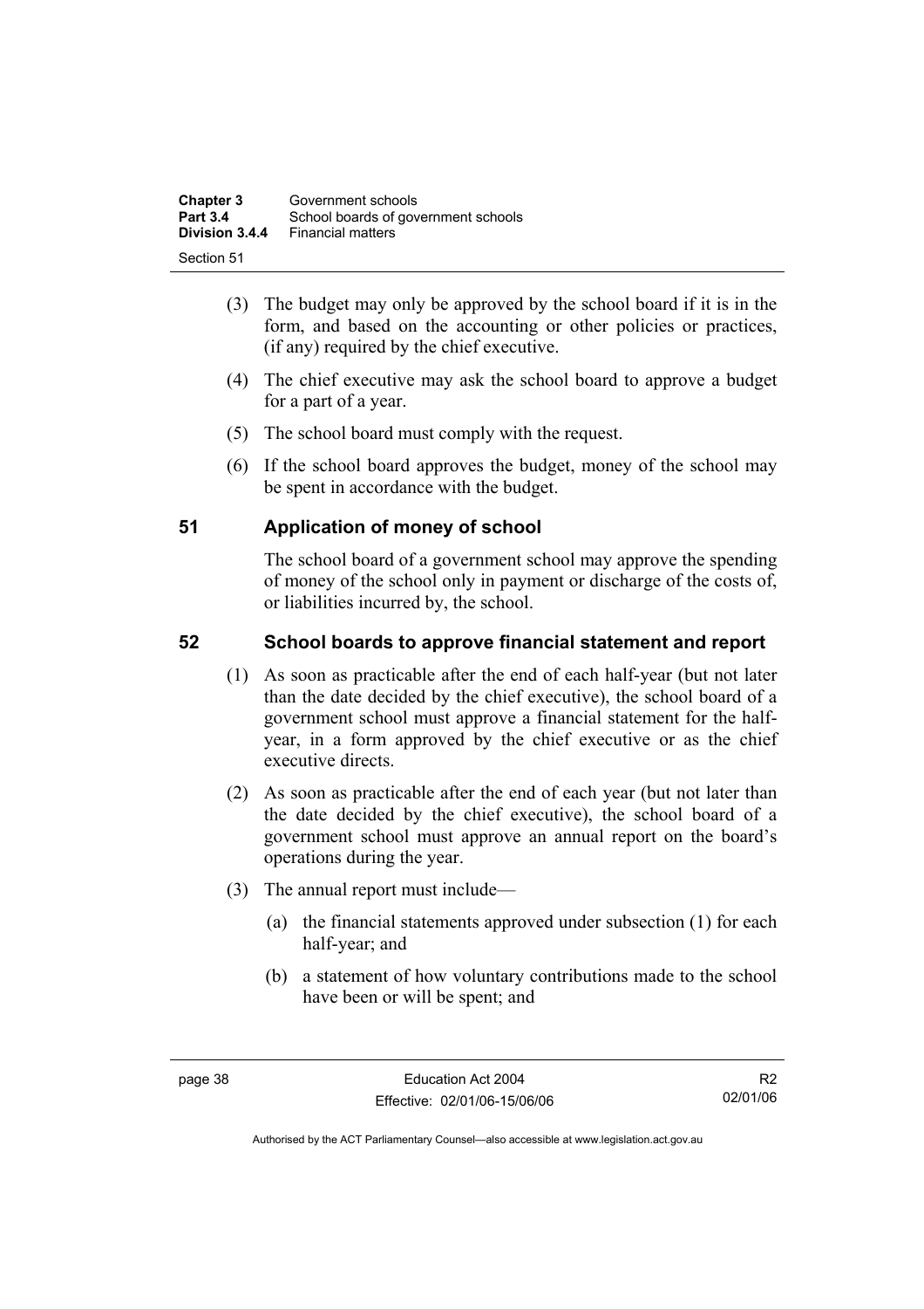(3) The budget may only be approved by the school board if it is in the form, and based on the accounting or other policies or practices, (if any) required by the chief executive.

(4) The chief executive may ask the school board to approve a budget for a part of a year.

(5) The school board must comply with the request.

(6) If the school board approves the budget, money of the school may be spent in accordance with the budget.

## 51 Application of money of school

The school board of a government school may approve the spending of money of the school only in payment or discharge of the costs of, or liabilities incurred by, the school.

## 52 School boards to approve financial statement and report

(1) As soon as practicable after the end of each half-year (but not later than the date decided by the chief executive), the school board of a government school must approve a financial statement for the half-year, in a form approved by the chief executive or as the chief executive directs.

(2) As soon as practicable after the end of each year (but not later than the date decided by the chief executive), the school board of a government school must approve an annual report on the board's operations during the year.

(3) The annual report must include—

(a) the financial statements approved under subsection (1) for each half-year; and

(b) a statement of how voluntary contributions made to the school have been or will be spent; and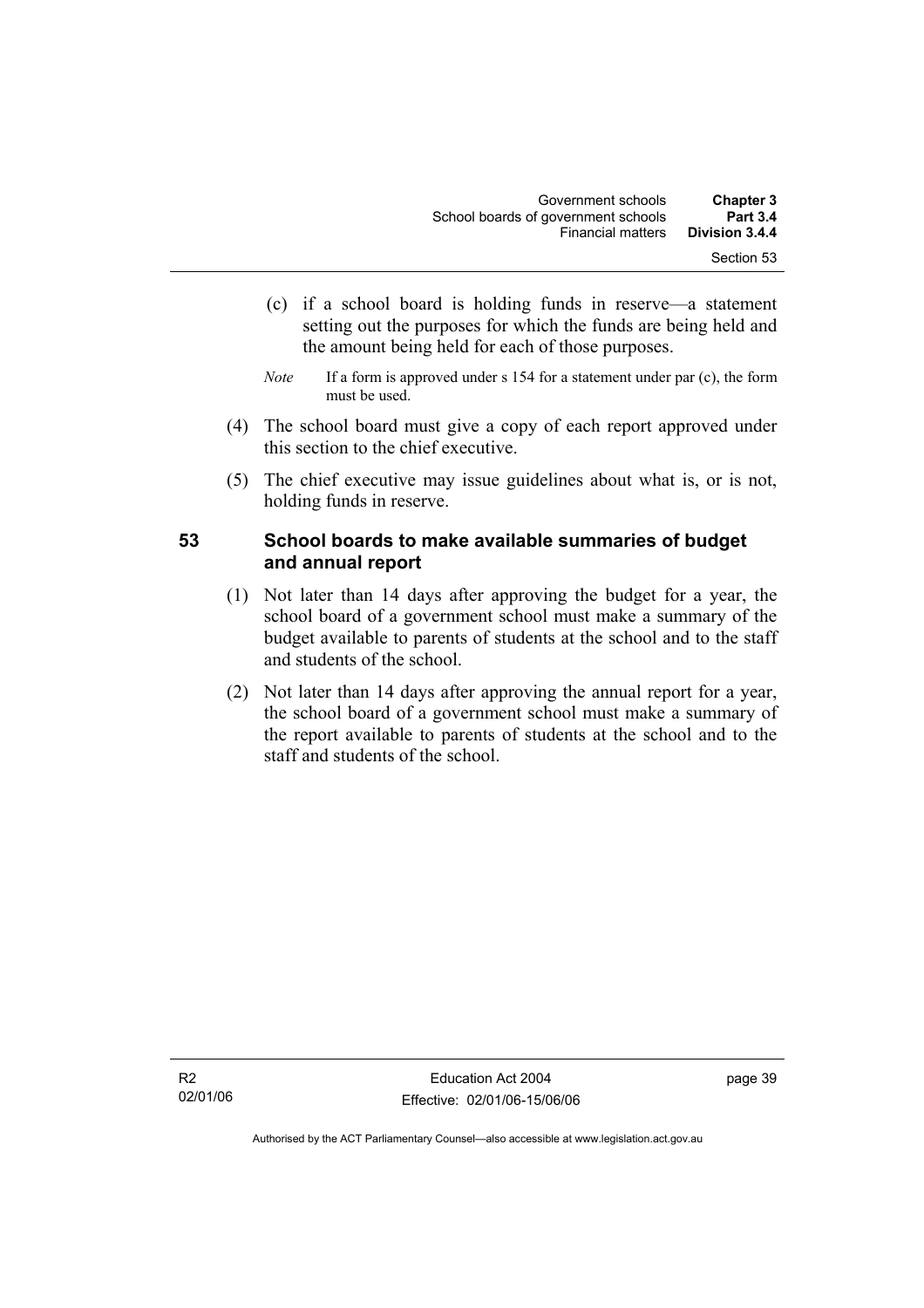(c) if a school board is holding funds in reserve—a statement setting out the purposes for which the funds are being held and the amount being held for each of those purposes.

*Note* If a form is approved under s 154 for a statement under par (c), the form must be used.

(4) The school board must give a copy of each report approved under this section to the chief executive.

(5) The chief executive may issue guidelines about what is, or is not, holding funds in reserve.

## 53 School boards to make available summaries of budget and annual report

(1) Not later than 14 days after approving the budget for a year, the school board of a government school must make a summary of the budget available to parents of students at the school and to the staff and students of the school.

(2) Not later than 14 days after approving the annual report for a year, the school board of a government school must make a summary of the report available to parents of students at the school and to the staff and students of the school.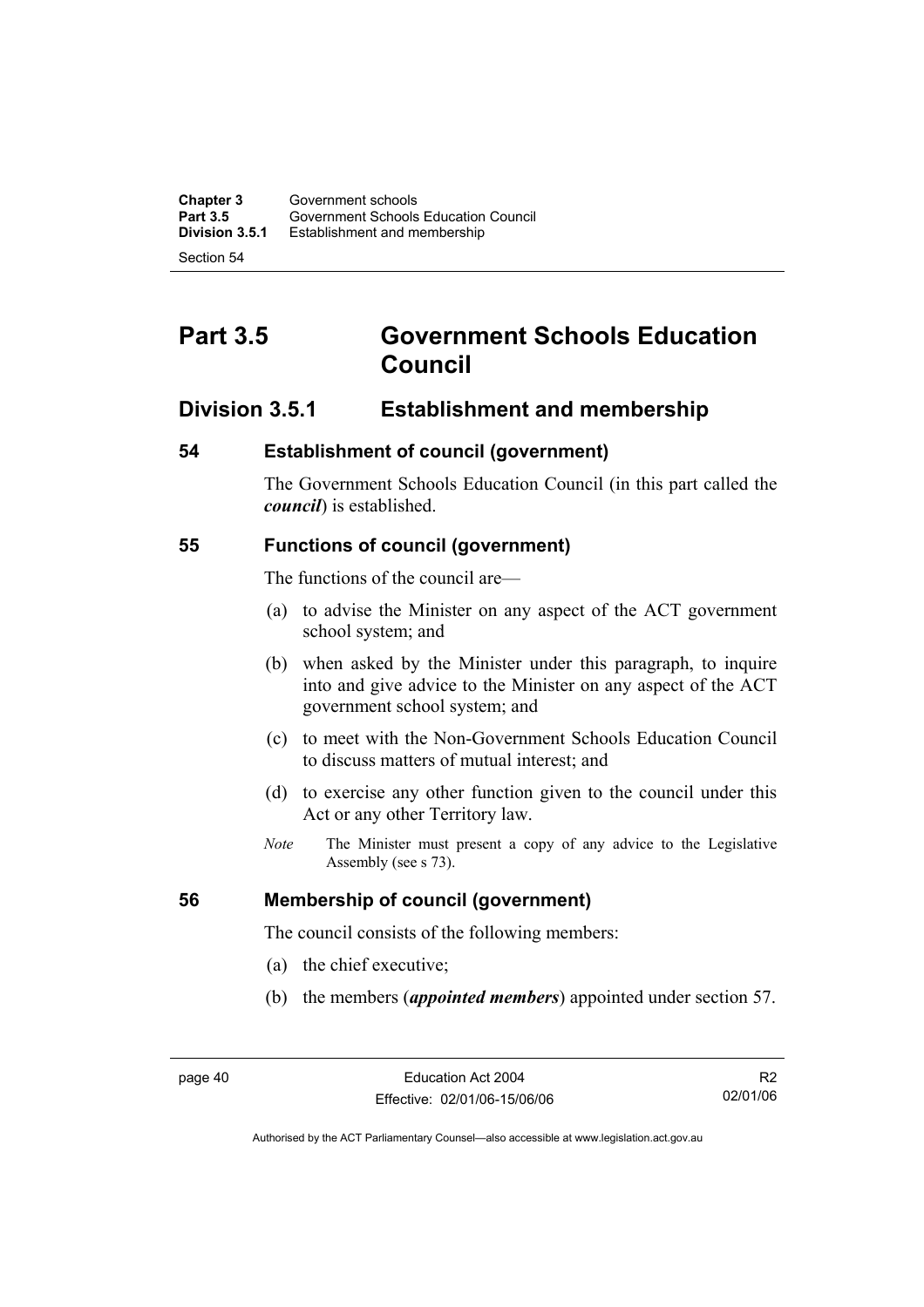# Part 3.5 Government Schools Education Council

## Division 3.5.1 Establishment and membership

### 54 Establishment of council (government)

The Government Schools Education Council (in this part called the ***council***) is established.

### 55 Functions of council (government)

The functions of the council are—

(a) to advise the Minister on any aspect of the ACT government school system; and

(b) when asked by the Minister under this paragraph, to inquire into and give advice to the Minister on any aspect of the ACT government school system; and

(c) to meet with the Non-Government Schools Education Council to discuss matters of mutual interest; and

(d) to exercise any other function given to the council under this Act or any other Territory law.

*Note* The Minister must present a copy of any advice to the Legislative Assembly (see s 73).

### 56 Membership of council (government)

The council consists of the following members:

(a) the chief executive;

(b) the members (***appointed members***) appointed under section 57.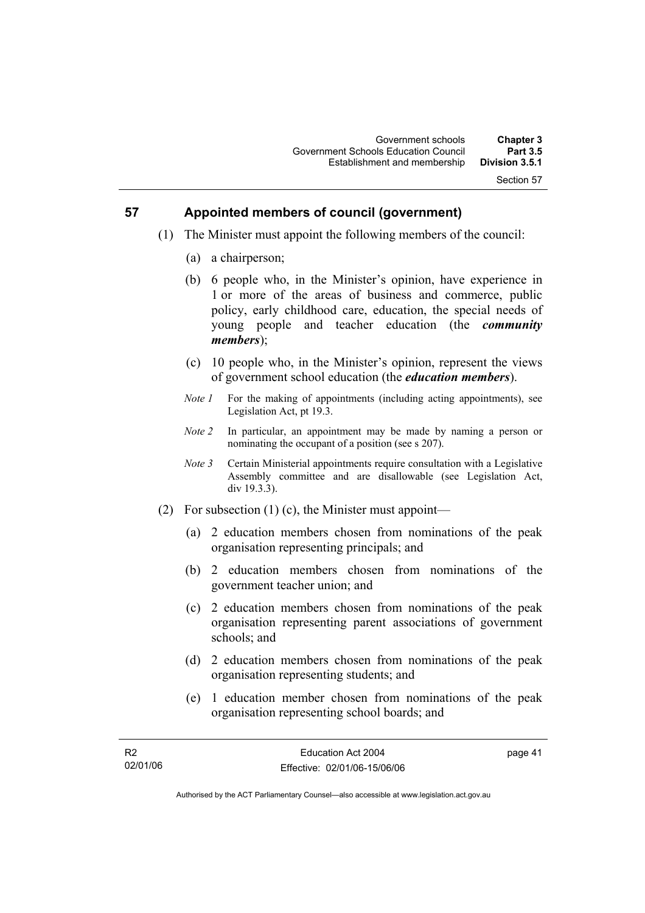## 57 Appointed members of council (government)

(1) The Minister must appoint the following members of the council:

(a) a chairperson;

(b) 6 people who, in the Minister's opinion, have experience in 1 or more of the areas of business and commerce, public policy, early childhood care, education, the special needs of young people and teacher education (the ***community members***);

(c) 10 people who, in the Minister's opinion, represent the views of government school education (the ***education members***).

*Note 1* For the making of appointments (including acting appointments), see Legislation Act, pt 19.3.

*Note 2* In particular, an appointment may be made by naming a person or nominating the occupant of a position (see s 207).

*Note 3* Certain Ministerial appointments require consultation with a Legislative Assembly committee and are disallowable (see Legislation Act, div 19.3.3).

(2) For subsection (1) (c), the Minister must appoint—

(a) 2 education members chosen from nominations of the peak organisation representing principals; and

(b) 2 education members chosen from nominations of the government teacher union; and

(c) 2 education members chosen from nominations of the peak organisation representing parent associations of government schools; and

(d) 2 education members chosen from nominations of the peak organisation representing students; and

(e) 1 education member chosen from nominations of the peak organisation representing school boards; and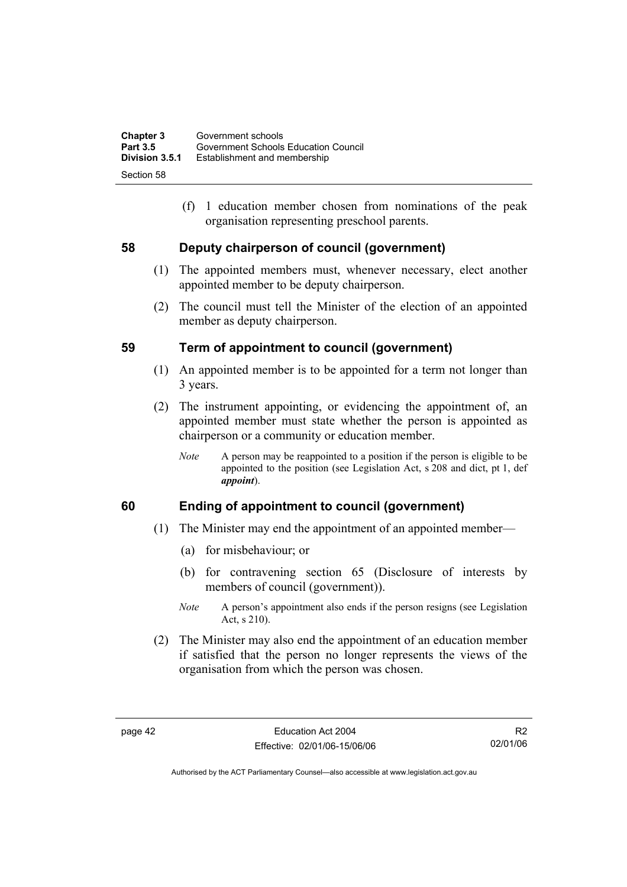(f) 1 education member chosen from nominations of the peak organisation representing preschool parents.

## 58 Deputy chairperson of council (government)

(1) The appointed members must, whenever necessary, elect another appointed member to be deputy chairperson.

(2) The council must tell the Minister of the election of an appointed member as deputy chairperson.

## 59 Term of appointment to council (government)

(1) An appointed member is to be appointed for a term not longer than 3 years.

(2) The instrument appointing, or evidencing the appointment of, an appointed member must state whether the person is appointed as chairperson or a community or education member.

*Note* A person may be reappointed to a position if the person is eligible to be appointed to the position (see Legislation Act, s 208 and dict, pt 1, def ***appoint***).

## 60 Ending of appointment to council (government)

(1) The Minister may end the appointment of an appointed member—

(a) for misbehaviour; or

(b) for contravening section 65 (Disclosure of interests by members of council (government)).

*Note* A person's appointment also ends if the person resigns (see Legislation Act, s 210).

(2) The Minister may also end the appointment of an education member if satisfied that the person no longer represents the views of the organisation from which the person was chosen.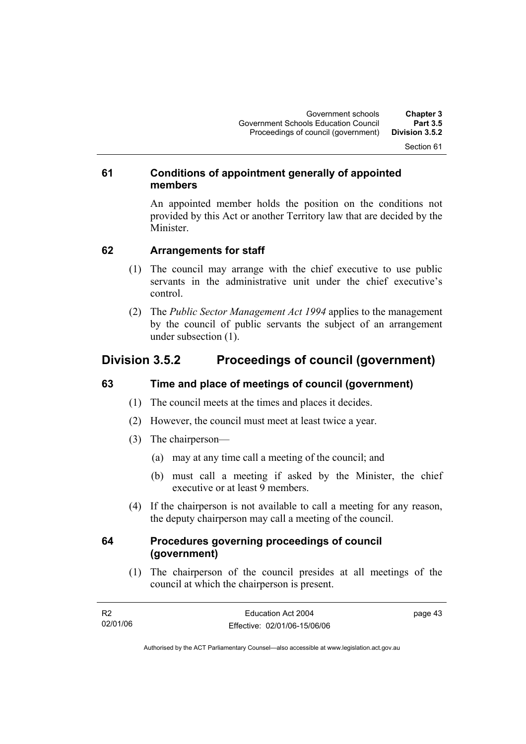### 61 Conditions of appointment generally of appointed members

An appointed member holds the position on the conditions not provided by this Act or another Territory law that are decided by the Minister.

### 62 Arrangements for staff

(1) The council may arrange with the chief executive to use public servants in the administrative unit under the chief executive's control.

(2) The *Public Sector Management Act 1994* applies to the management by the council of public servants the subject of an arrangement under subsection (1).

## Division 3.5.2 Proceedings of council (government)

### 63 Time and place of meetings of council (government)

(1) The council meets at the times and places it decides.

(2) However, the council must meet at least twice a year.

(3) The chairperson—

(a) may at any time call a meeting of the council; and

(b) must call a meeting if asked by the Minister, the chief executive or at least 9 members.

(4) If the chairperson is not available to call a meeting for any reason, the deputy chairperson may call a meeting of the council.

### 64 Procedures governing proceedings of council (government)

(1) The chairperson of the council presides at all meetings of the council at which the chairperson is present.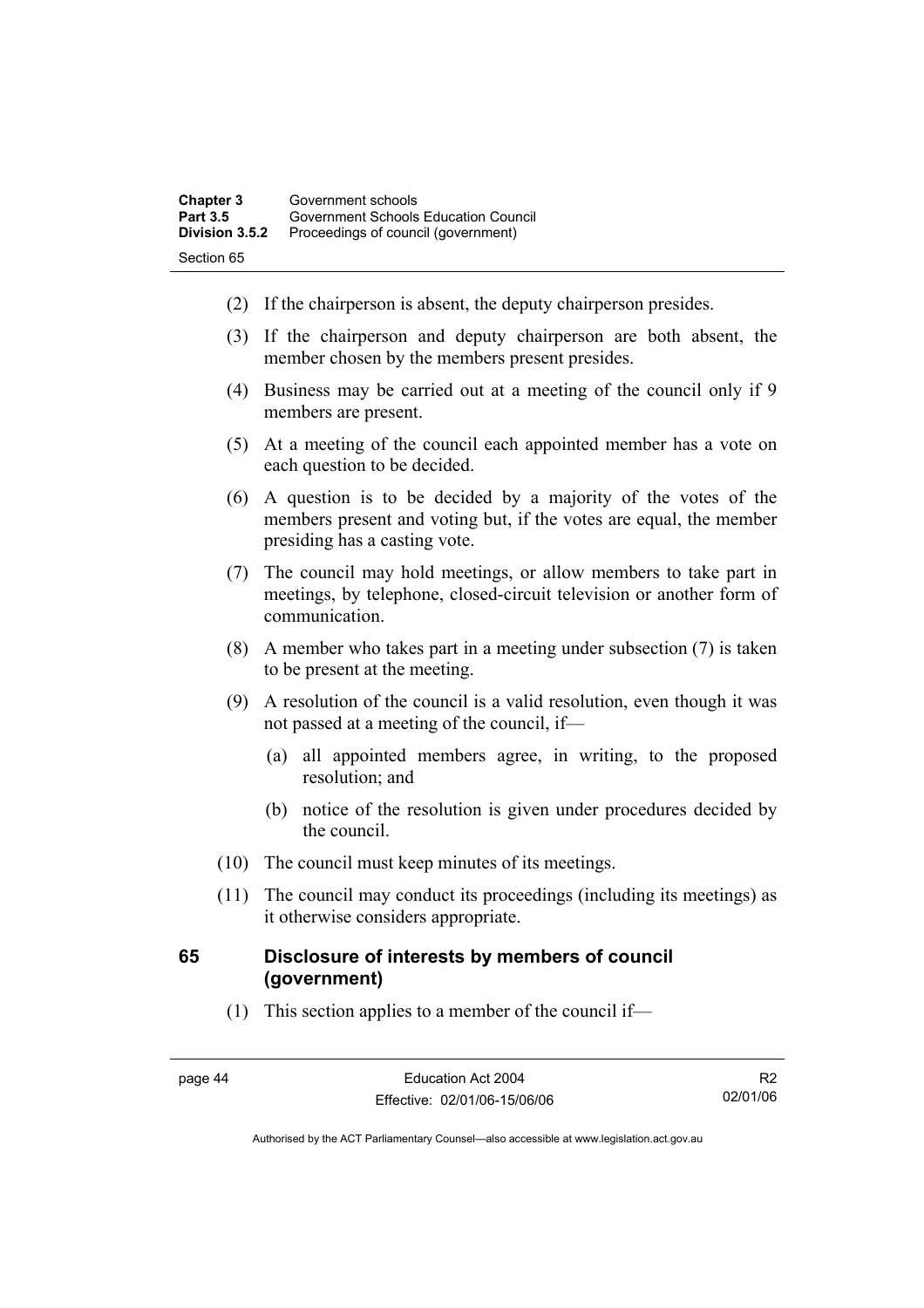(2) If the chairperson is absent, the deputy chairperson presides.

(3) If the chairperson and deputy chairperson are both absent, the member chosen by the members present presides.

(4) Business may be carried out at a meeting of the council only if 9 members are present.

(5) At a meeting of the council each appointed member has a vote on each question to be decided.

(6) A question is to be decided by a majority of the votes of the members present and voting but, if the votes are equal, the member presiding has a casting vote.

(7) The council may hold meetings, or allow members to take part in meetings, by telephone, closed-circuit television or another form of communication.

(8) A member who takes part in a meeting under subsection (7) is taken to be present at the meeting.

(9) A resolution of the council is a valid resolution, even though it was not passed at a meeting of the council, if—

(a) all appointed members agree, in writing, to the proposed resolution; and

(b) notice of the resolution is given under procedures decided by the council.

(10) The council must keep minutes of its meetings.

(11) The council may conduct its proceedings (including its meetings) as it otherwise considers appropriate.

## 65 Disclosure of interests by members of council (government)

(1) This section applies to a member of the council if—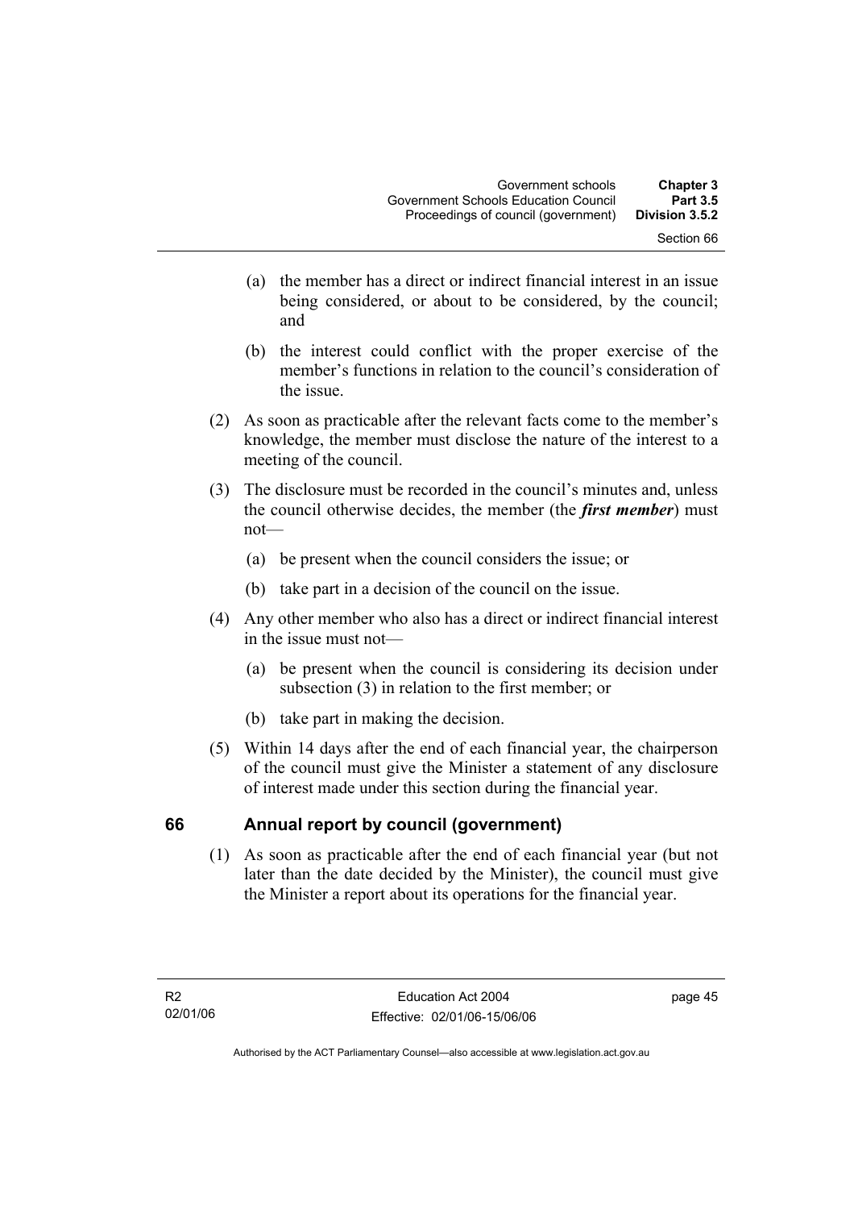(a) the member has a direct or indirect financial interest in an issue being considered, or about to be considered, by the council; and

(b) the interest could conflict with the proper exercise of the member's functions in relation to the council's consideration of the issue.

(2) As soon as practicable after the relevant facts come to the member's knowledge, the member must disclose the nature of the interest to a meeting of the council.

(3) The disclosure must be recorded in the council's minutes and, unless the council otherwise decides, the member (the ***first member***) must not—

(a) be present when the council considers the issue; or

(b) take part in a decision of the council on the issue.

(4) Any other member who also has a direct or indirect financial interest in the issue must not—

(a) be present when the council is considering its decision under subsection (3) in relation to the first member; or

(b) take part in making the decision.

(5) Within 14 days after the end of each financial year, the chairperson of the council must give the Minister a statement of any disclosure of interest made under this section during the financial year.

## 66 Annual report by council (government)

(1) As soon as practicable after the end of each financial year (but not later than the date decided by the Minister), the council must give the Minister a report about its operations for the financial year.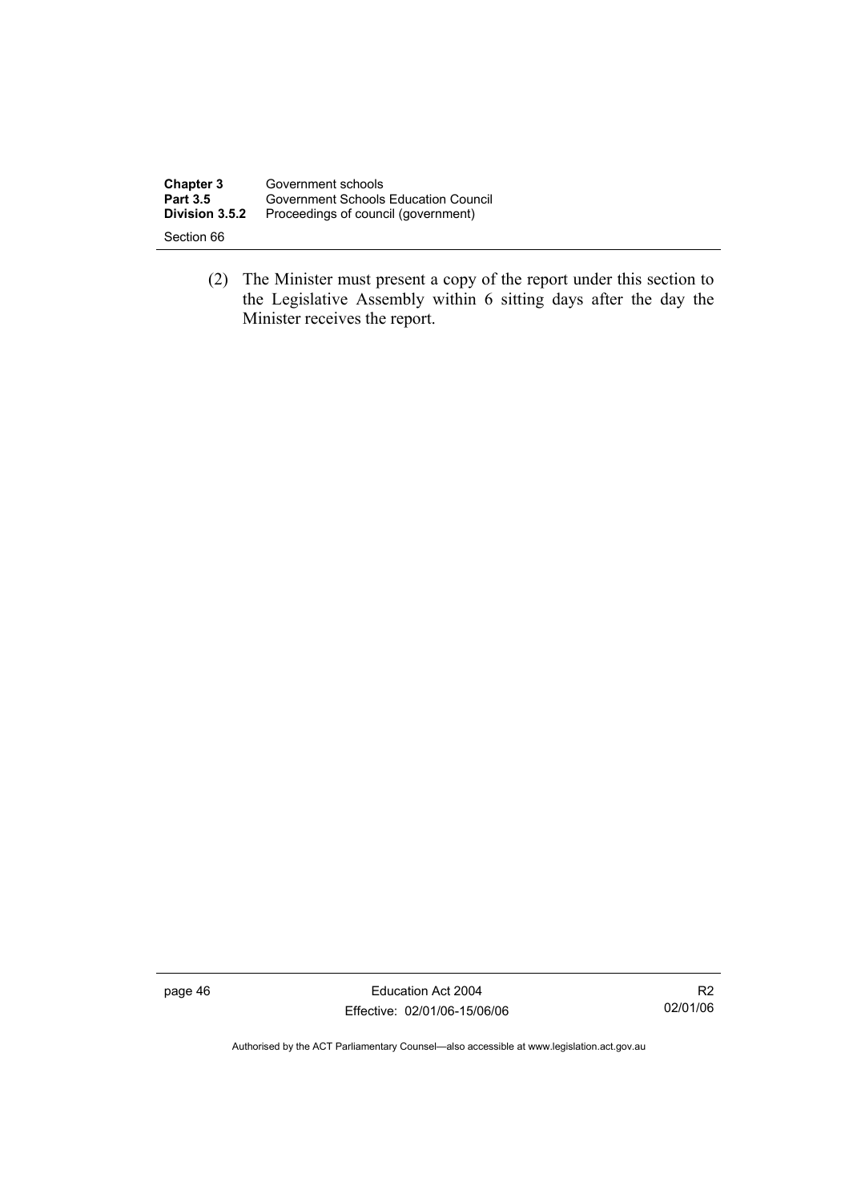(2) The Minister must present a copy of the report under this section to the Legislative Assembly within 6 sitting days after the day the Minister receives the report.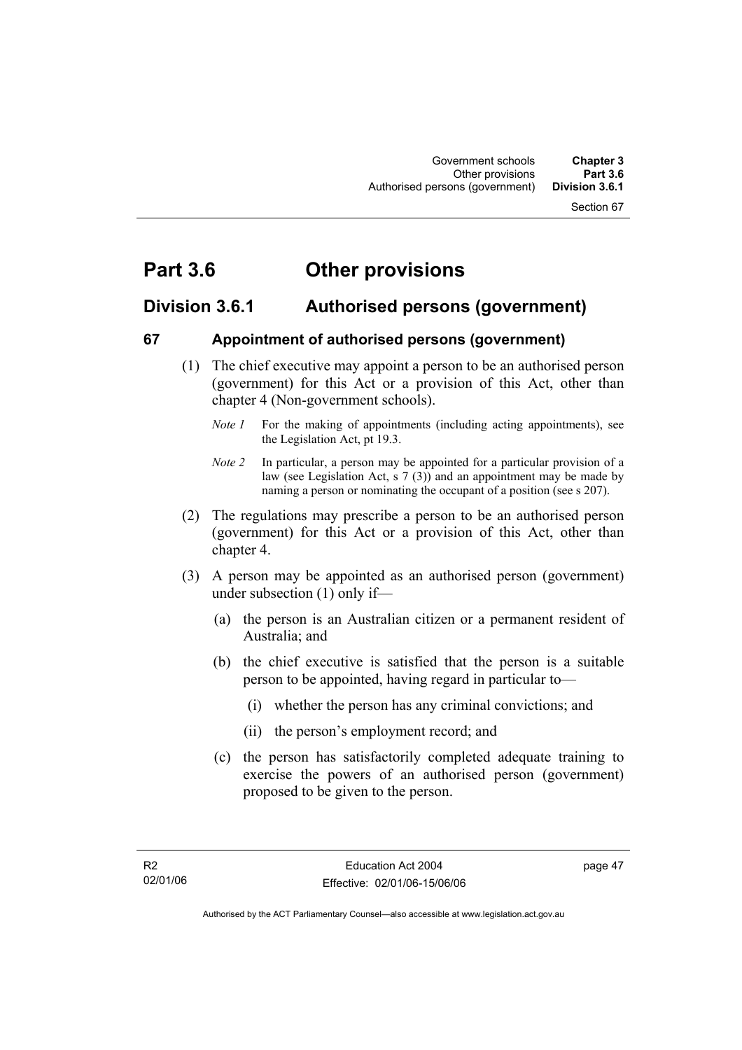# Part 3.6 Other provisions

## Division 3.6.1 Authorised persons (government)

### 67 Appointment of authorised persons (government)

(1) The chief executive may appoint a person to be an authorised person (government) for this Act or a provision of this Act, other than chapter 4 (Non-government schools).

*Note 1* For the making of appointments (including acting appointments), see the Legislation Act, pt 19.3.

*Note 2* In particular, a person may be appointed for a particular provision of a law (see Legislation Act, s 7 (3)) and an appointment may be made by naming a person or nominating the occupant of a position (see s 207).

(2) The regulations may prescribe a person to be an authorised person (government) for this Act or a provision of this Act, other than chapter 4.

(3) A person may be appointed as an authorised person (government) under subsection (1) only if—

(a) the person is an Australian citizen or a permanent resident of Australia; and

(b) the chief executive is satisfied that the person is a suitable person to be appointed, having regard in particular to—

(i) whether the person has any criminal convictions; and

(ii) the person's employment record; and

(c) the person has satisfactorily completed adequate training to exercise the powers of an authorised person (government) proposed to be given to the person.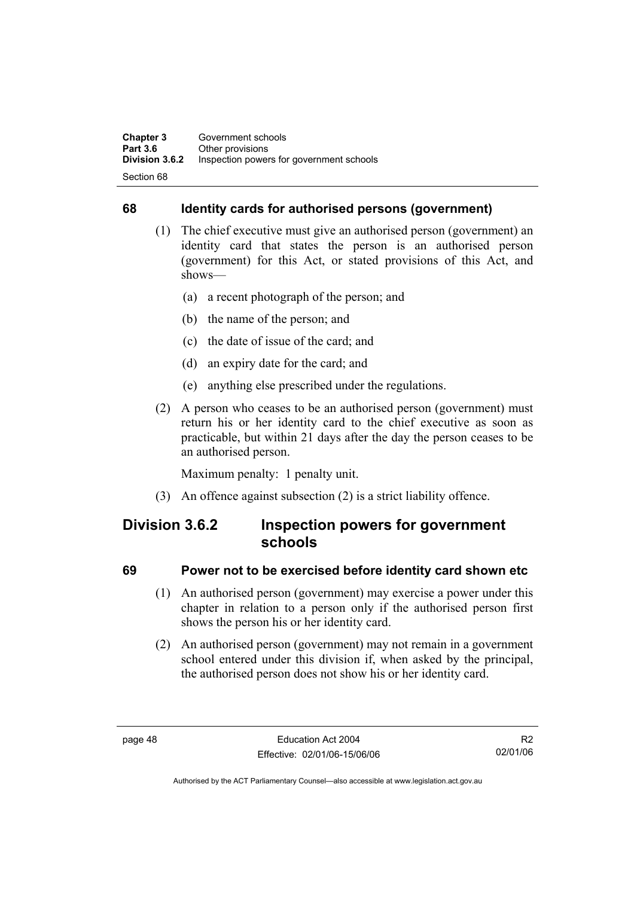## 68 Identity cards for authorised persons (government)

(1) The chief executive must give an authorised person (government) an identity card that states the person is an authorised person (government) for this Act, or stated provisions of this Act, and shows—

- (a) a recent photograph of the person; and
- (b) the name of the person; and
- (c) the date of issue of the card; and
- (d) an expiry date for the card; and
- (e) anything else prescribed under the regulations.

(2) A person who ceases to be an authorised person (government) must return his or her identity card to the chief executive as soon as practicable, but within 21 days after the day the person ceases to be an authorised person.

Maximum penalty: 1 penalty unit.

(3) An offence against subsection (2) is a strict liability offence.

# Division 3.6.2 Inspection powers for government schools

## 69 Power not to be exercised before identity card shown etc

(1) An authorised person (government) may exercise a power under this chapter in relation to a person only if the authorised person first shows the person his or her identity card.

(2) An authorised person (government) may not remain in a government school entered under this division if, when asked by the principal, the authorised person does not show his or her identity card.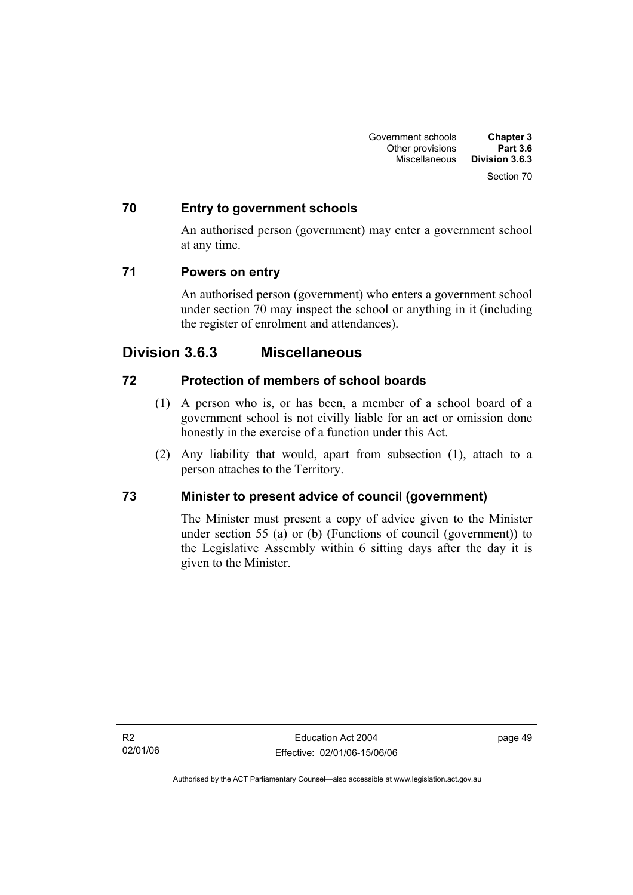## 70 Entry to government schools

An authorised person (government) may enter a government school at any time.

## 71 Powers on entry

An authorised person (government) who enters a government school under section 70 may inspect the school or anything in it (including the register of enrolment and attendances).

# Division 3.6.3 Miscellaneous

## 72 Protection of members of school boards

(1) A person who is, or has been, a member of a school board of a government school is not civilly liable for an act or omission done honestly in the exercise of a function under this Act.

(2) Any liability that would, apart from subsection (1), attach to a person attaches to the Territory.

## 73 Minister to present advice of council (government)

The Minister must present a copy of advice given to the Minister under section 55 (a) or (b) (Functions of council (government)) to the Legislative Assembly within 6 sitting days after the day it is given to the Minister.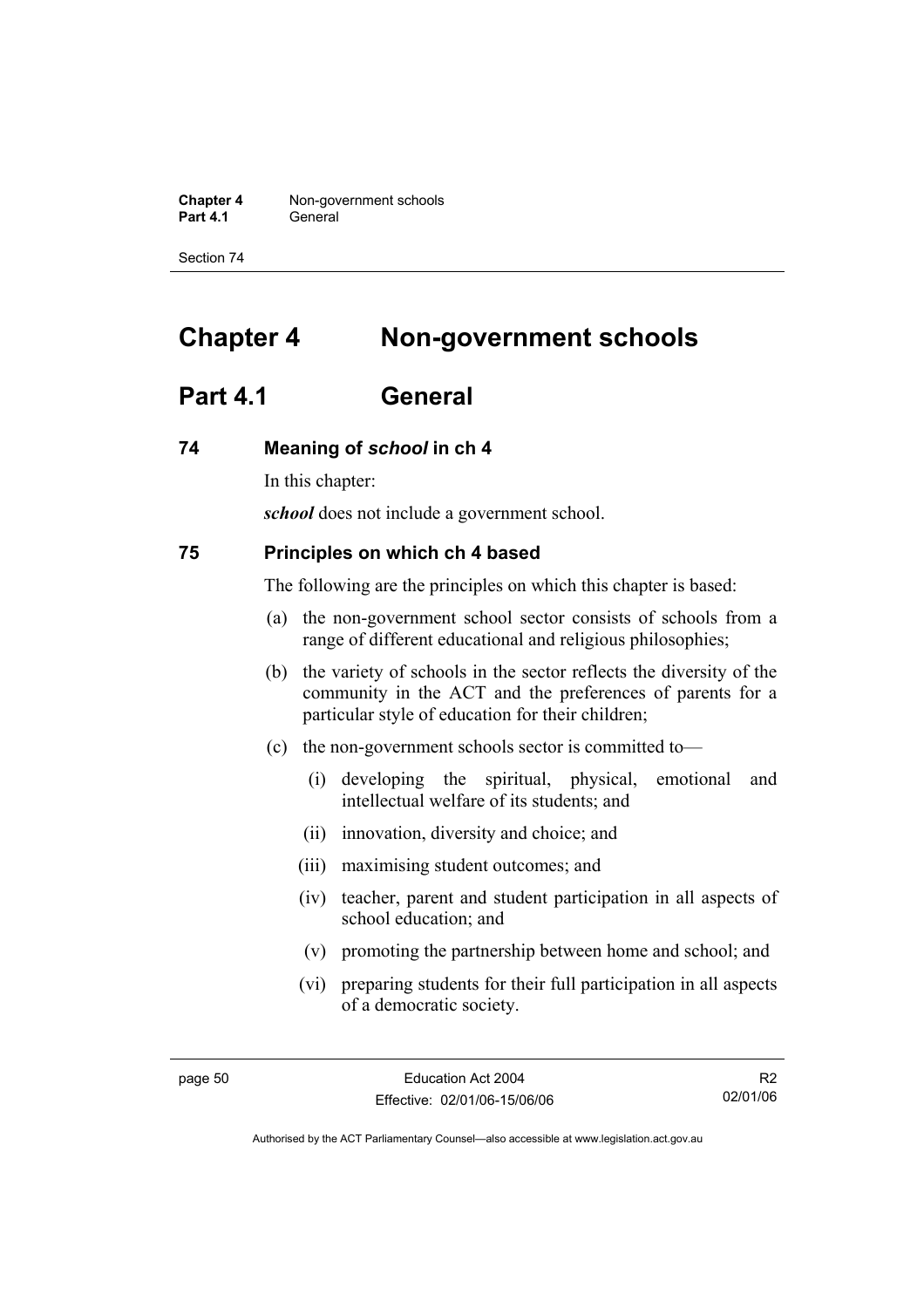# Chapter 4 Non-government schools

## Part 4.1 General

### 74 Meaning of *school* in ch 4

In this chapter:

***school*** does not include a government school.

### 75 Principles on which ch 4 based

The following are the principles on which this chapter is based:

(a) the non-government school sector consists of schools from a range of different educational and religious philosophies;

(b) the variety of schools in the sector reflects the diversity of the community in the ACT and the preferences of parents for a particular style of education for their children;

(c) the non-government schools sector is committed to—

  (i) developing the spiritual, physical, emotional and intellectual welfare of its students; and

  (ii) innovation, diversity and choice; and

  (iii) maximising student outcomes; and

  (iv) teacher, parent and student participation in all aspects of school education; and

  (v) promoting the partnership between home and school; and

  (vi) preparing students for their full participation in all aspects of a democratic society.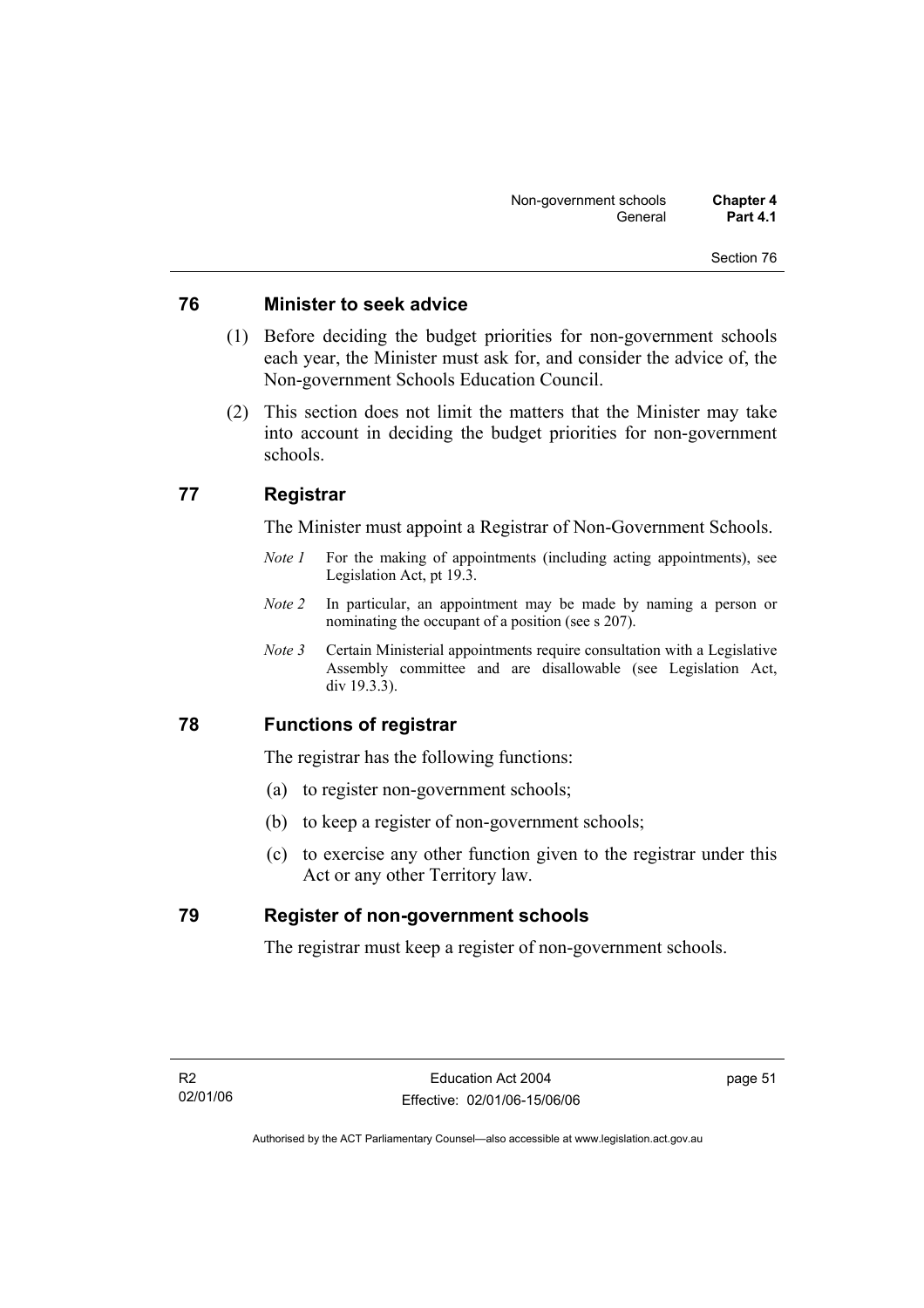## 76 Minister to seek advice

(1) Before deciding the budget priorities for non-government schools each year, the Minister must ask for, and consider the advice of, the Non-government Schools Education Council.

(2) This section does not limit the matters that the Minister may take into account in deciding the budget priorities for non-government schools.

## 77 Registrar

The Minister must appoint a Registrar of Non-Government Schools.

*Note 1* For the making of appointments (including acting appointments), see Legislation Act, pt 19.3.

*Note 2* In particular, an appointment may be made by naming a person or nominating the occupant of a position (see s 207).

*Note 3* Certain Ministerial appointments require consultation with a Legislative Assembly committee and are disallowable (see Legislation Act, div 19.3.3).

## 78 Functions of registrar

The registrar has the following functions:

(a) to register non-government schools;

(b) to keep a register of non-government schools;

(c) to exercise any other function given to the registrar under this Act or any other Territory law.

## 79 Register of non-government schools

The registrar must keep a register of non-government schools.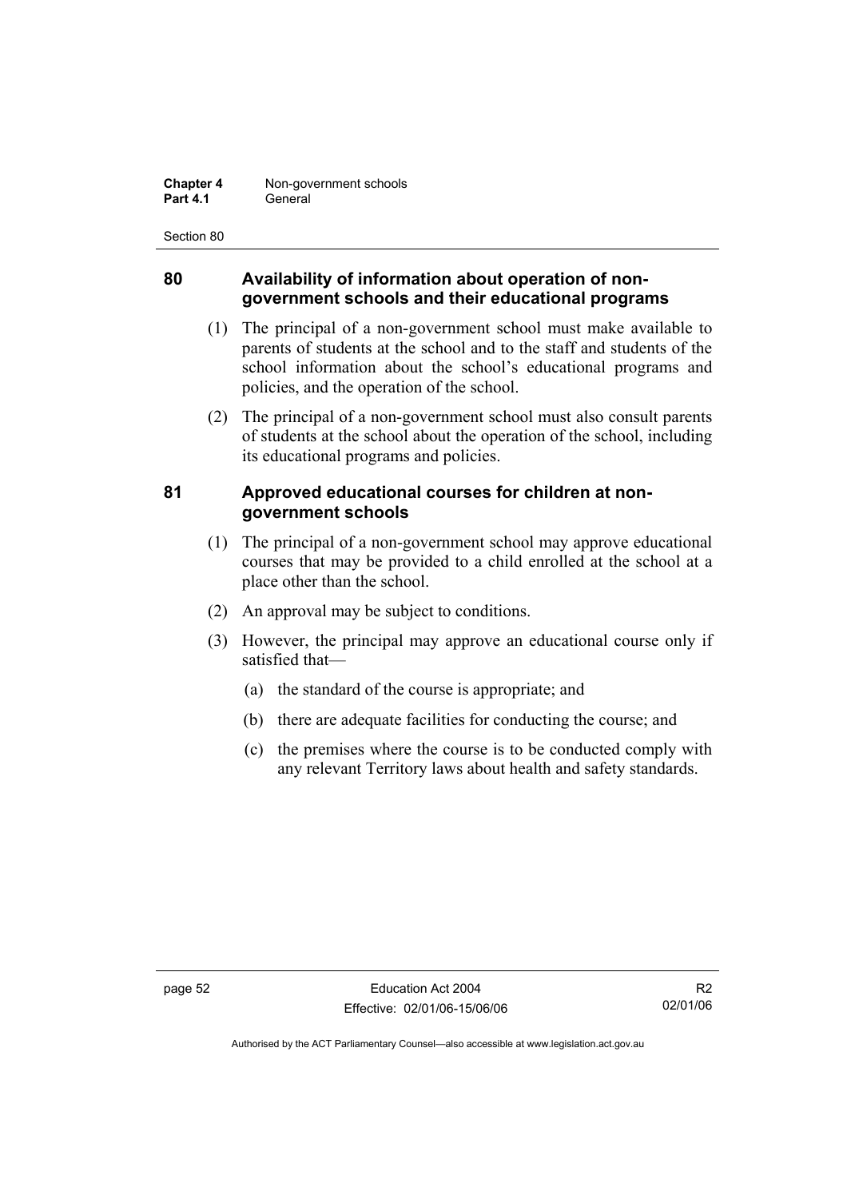## 80 Availability of information about operation of non-government schools and their educational programs

(1) The principal of a non-government school must make available to parents of students at the school and to the staff and students of the school information about the school's educational programs and policies, and the operation of the school.

(2) The principal of a non-government school must also consult parents of students at the school about the operation of the school, including its educational programs and policies.

## 81 Approved educational courses for children at non-government schools

(1) The principal of a non-government school may approve educational courses that may be provided to a child enrolled at the school at a place other than the school.

(2) An approval may be subject to conditions.

(3) However, the principal may approve an educational course only if satisfied that—

(a) the standard of the course is appropriate; and

(b) there are adequate facilities for conducting the course; and

(c) the premises where the course is to be conducted comply with any relevant Territory laws about health and safety standards.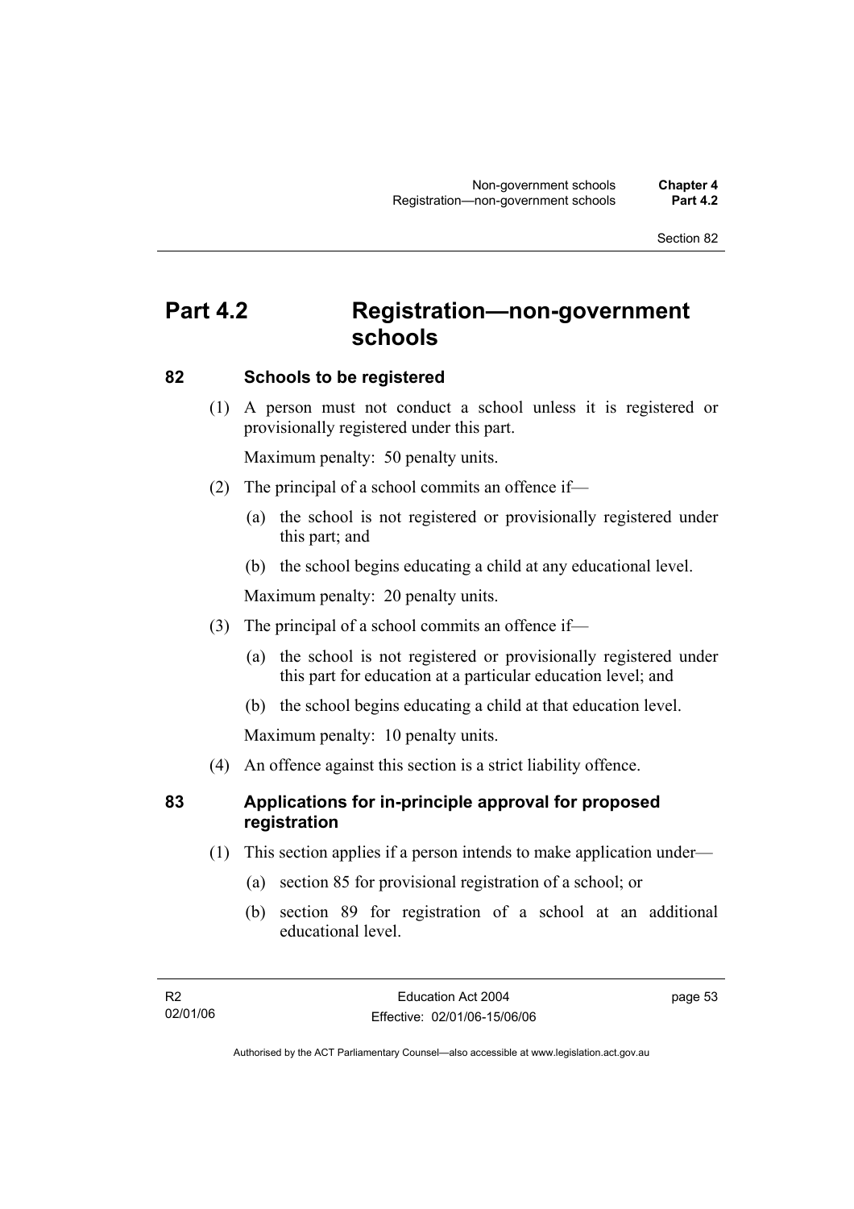# Part 4.2 Registration—non-government schools

### 82 Schools to be registered

(1) A person must not conduct a school unless it is registered or provisionally registered under this part.

Maximum penalty: 50 penalty units.

(2) The principal of a school commits an offence if—

(a) the school is not registered or provisionally registered under this part; and

(b) the school begins educating a child at any educational level.

Maximum penalty: 20 penalty units.

(3) The principal of a school commits an offence if—

(a) the school is not registered or provisionally registered under this part for education at a particular education level; and

(b) the school begins educating a child at that education level.

Maximum penalty: 10 penalty units.

(4) An offence against this section is a strict liability offence.

### 83 Applications for in-principle approval for proposed registration

(1) This section applies if a person intends to make application under—

(a) section 85 for provisional registration of a school; or

(b) section 89 for registration of a school at an additional educational level.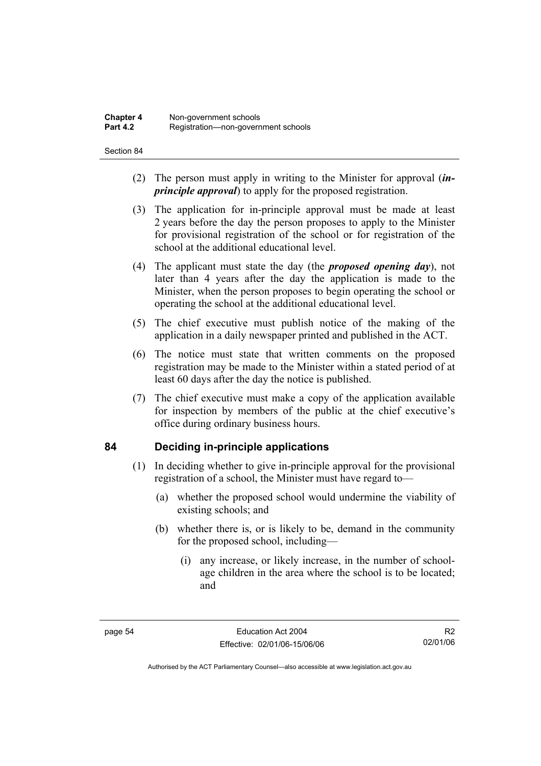(2) The person must apply in writing to the Minister for approval (***in-principle approval***) to apply for the proposed registration.

(3) The application for in-principle approval must be made at least 2 years before the day the person proposes to apply to the Minister for provisional registration of the school or for registration of the school at the additional educational level.

(4) The applicant must state the day (the ***proposed opening day***), not later than 4 years after the day the application is made to the Minister, when the person proposes to begin operating the school or operating the school at the additional educational level.

(5) The chief executive must publish notice of the making of the application in a daily newspaper printed and published in the ACT.

(6) The notice must state that written comments on the proposed registration may be made to the Minister within a stated period of at least 60 days after the day the notice is published.

(7) The chief executive must make a copy of the application available for inspection by members of the public at the chief executive's office during ordinary business hours.

## 84 Deciding in-principle applications

(1) In deciding whether to give in-principle approval for the provisional registration of a school, the Minister must have regard to—

(a) whether the proposed school would undermine the viability of existing schools; and

(b) whether there is, or is likely to be, demand in the community for the proposed school, including—

(i) any increase, or likely increase, in the number of school-age children in the area where the school is to be located; and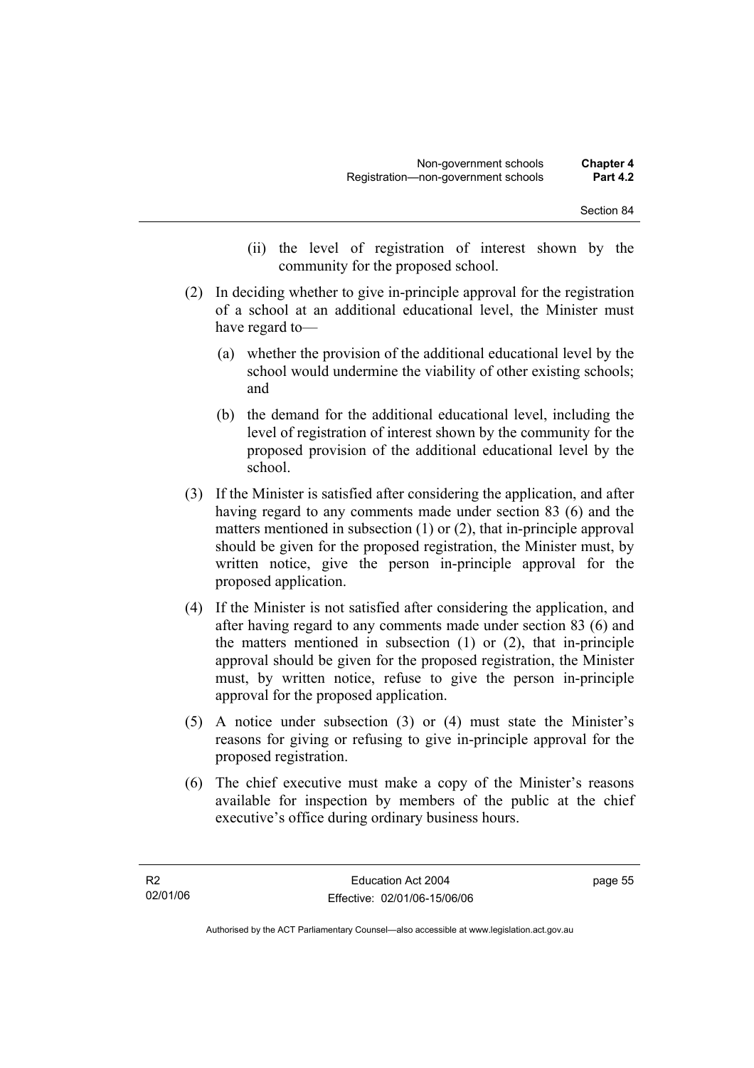(ii) the level of registration of interest shown by the community for the proposed school.

(2) In deciding whether to give in-principle approval for the registration of a school at an additional educational level, the Minister must have regard to—

(a) whether the provision of the additional educational level by the school would undermine the viability of other existing schools; and

(b) the demand for the additional educational level, including the level of registration of interest shown by the community for the proposed provision of the additional educational level by the school.

(3) If the Minister is satisfied after considering the application, and after having regard to any comments made under section 83 (6) and the matters mentioned in subsection (1) or (2), that in-principle approval should be given for the proposed registration, the Minister must, by written notice, give the person in-principle approval for the proposed application.

(4) If the Minister is not satisfied after considering the application, and after having regard to any comments made under section 83 (6) and the matters mentioned in subsection (1) or (2), that in-principle approval should be given for the proposed registration, the Minister must, by written notice, refuse to give the person in-principle approval for the proposed application.

(5) A notice under subsection (3) or (4) must state the Minister's reasons for giving or refusing to give in-principle approval for the proposed registration.

(6) The chief executive must make a copy of the Minister's reasons available for inspection by members of the public at the chief executive's office during ordinary business hours.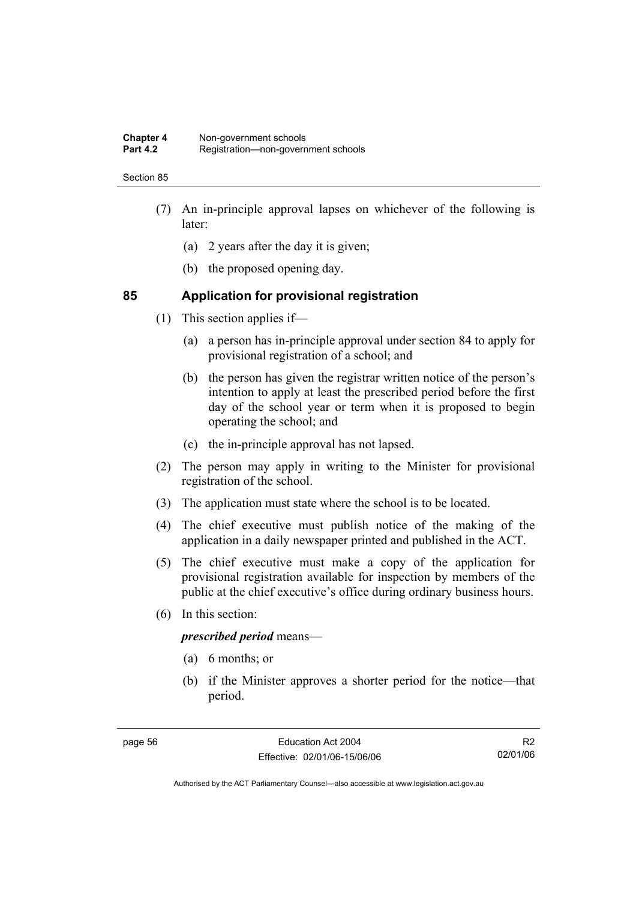(7) An in-principle approval lapses on whichever of the following is later:

(a) 2 years after the day it is given;

(b) the proposed opening day.

## 85 Application for provisional registration

(1) This section applies if—

(a) a person has in-principle approval under section 84 to apply for provisional registration of a school; and

(b) the person has given the registrar written notice of the person's intention to apply at least the prescribed period before the first day of the school year or term when it is proposed to begin operating the school; and

(c) the in-principle approval has not lapsed.

(2) The person may apply in writing to the Minister for provisional registration of the school.

(3) The application must state where the school is to be located.

(4) The chief executive must publish notice of the making of the application in a daily newspaper printed and published in the ACT.

(5) The chief executive must make a copy of the application for provisional registration available for inspection by members of the public at the chief executive's office during ordinary business hours.

(6) In this section:

***prescribed period*** means—

(a) 6 months; or

(b) if the Minister approves a shorter period for the notice—that period.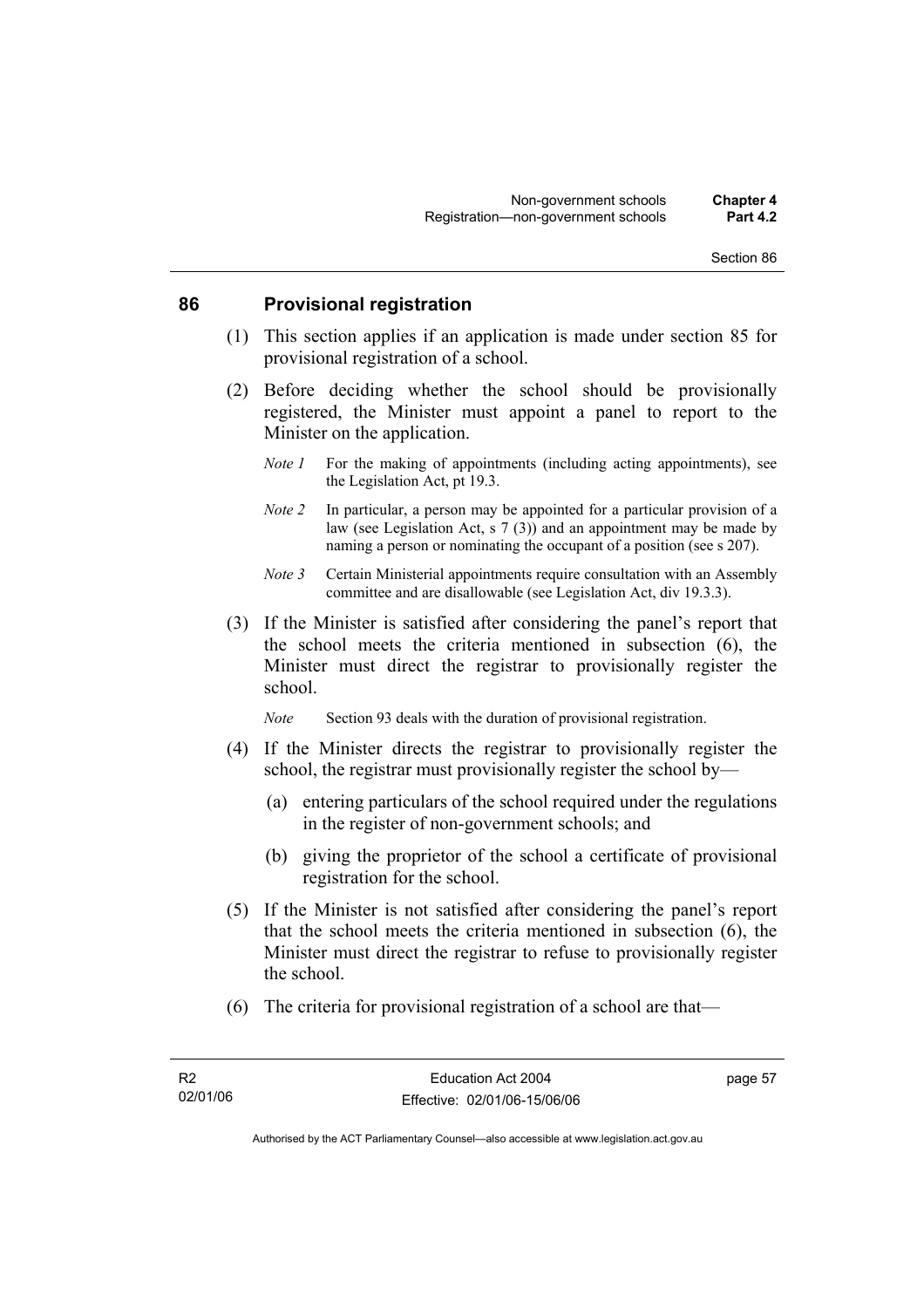## 86 Provisional registration

(1) This section applies if an application is made under section 85 for provisional registration of a school.

(2) Before deciding whether the school should be provisionally registered, the Minister must appoint a panel to report to the Minister on the application.

*Note 1* For the making of appointments (including acting appointments), see the Legislation Act, pt 19.3.

*Note 2* In particular, a person may be appointed for a particular provision of a law (see Legislation Act, s 7 (3)) and an appointment may be made by naming a person or nominating the occupant of a position (see s 207).

*Note 3* Certain Ministerial appointments require consultation with an Assembly committee and are disallowable (see Legislation Act, div 19.3.3).

(3) If the Minister is satisfied after considering the panel's report that the school meets the criteria mentioned in subsection (6), the Minister must direct the registrar to provisionally register the school.

*Note* Section 93 deals with the duration of provisional registration.

(4) If the Minister directs the registrar to provisionally register the school, the registrar must provisionally register the school by—

(a) entering particulars of the school required under the regulations in the register of non-government schools; and

(b) giving the proprietor of the school a certificate of provisional registration for the school.

(5) If the Minister is not satisfied after considering the panel's report that the school meets the criteria mentioned in subsection (6), the Minister must direct the registrar to refuse to provisionally register the school.

(6) The criteria for provisional registration of a school are that—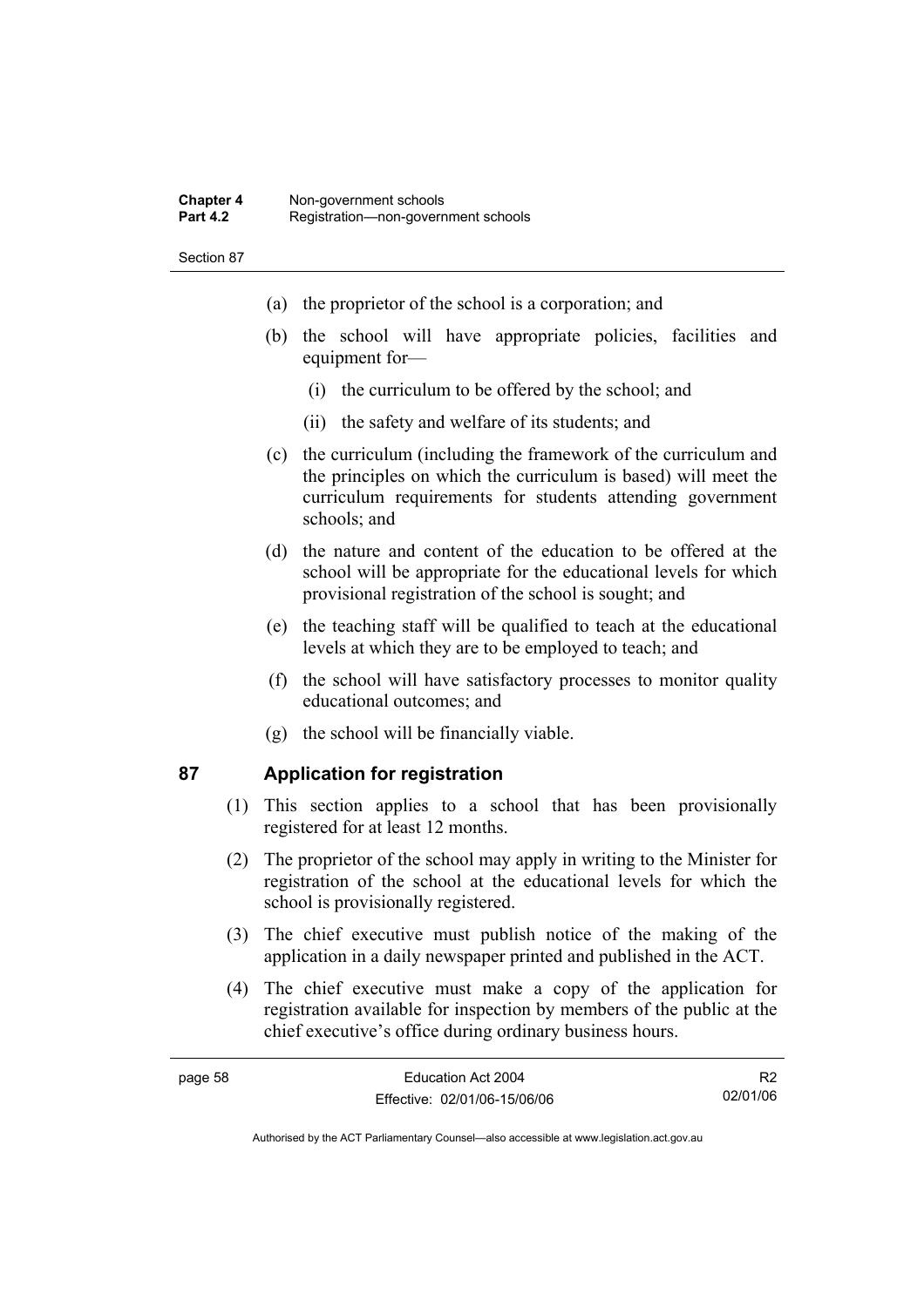(a) the proprietor of the school is a corporation; and

(b) the school will have appropriate policies, facilities and equipment for—

   (i) the curriculum to be offered by the school; and

   (ii) the safety and welfare of its students; and

(c) the curriculum (including the framework of the curriculum and the principles on which the curriculum is based) will meet the curriculum requirements for students attending government schools; and

(d) the nature and content of the education to be offered at the school will be appropriate for the educational levels for which provisional registration of the school is sought; and

(e) the teaching staff will be qualified to teach at the educational levels at which they are to be employed to teach; and

(f) the school will have satisfactory processes to monitor quality educational outcomes; and

(g) the school will be financially viable.

## 87 Application for registration

(1) This section applies to a school that has been provisionally registered for at least 12 months.

(2) The proprietor of the school may apply in writing to the Minister for registration of the school at the educational levels for which the school is provisionally registered.

(3) The chief executive must publish notice of the making of the application in a daily newspaper printed and published in the ACT.

(4) The chief executive must make a copy of the application for registration available for inspection by members of the public at the chief executive's office during ordinary business hours.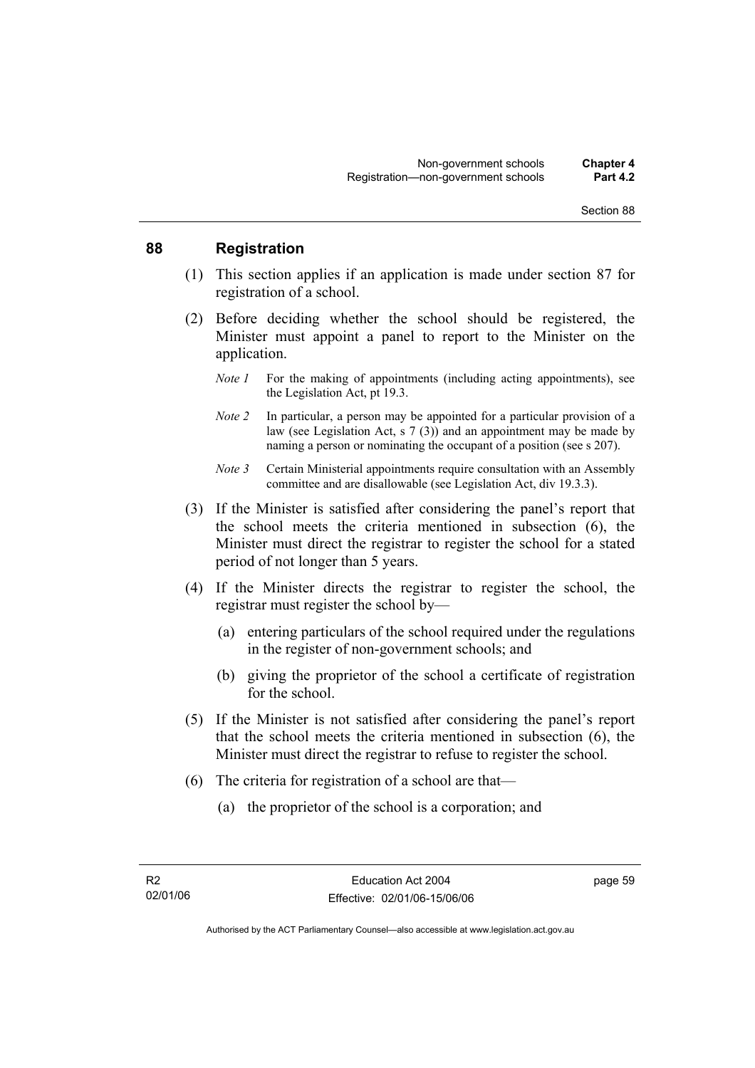## 88 Registration

(1) This section applies if an application is made under section 87 for registration of a school.

(2) Before deciding whether the school should be registered, the Minister must appoint a panel to report to the Minister on the application.

*Note 1* For the making of appointments (including acting appointments), see the Legislation Act, pt 19.3.

*Note 2* In particular, a person may be appointed for a particular provision of a law (see Legislation Act, s 7 (3)) and an appointment may be made by naming a person or nominating the occupant of a position (see s 207).

*Note 3* Certain Ministerial appointments require consultation with an Assembly committee and are disallowable (see Legislation Act, div 19.3.3).

(3) If the Minister is satisfied after considering the panel's report that the school meets the criteria mentioned in subsection (6), the Minister must direct the registrar to register the school for a stated period of not longer than 5 years.

(4) If the Minister directs the registrar to register the school, the registrar must register the school by—

(a) entering particulars of the school required under the regulations in the register of non-government schools; and

(b) giving the proprietor of the school a certificate of registration for the school.

(5) If the Minister is not satisfied after considering the panel's report that the school meets the criteria mentioned in subsection (6), the Minister must direct the registrar to refuse to register the school.

(6) The criteria for registration of a school are that—

(a) the proprietor of the school is a corporation; and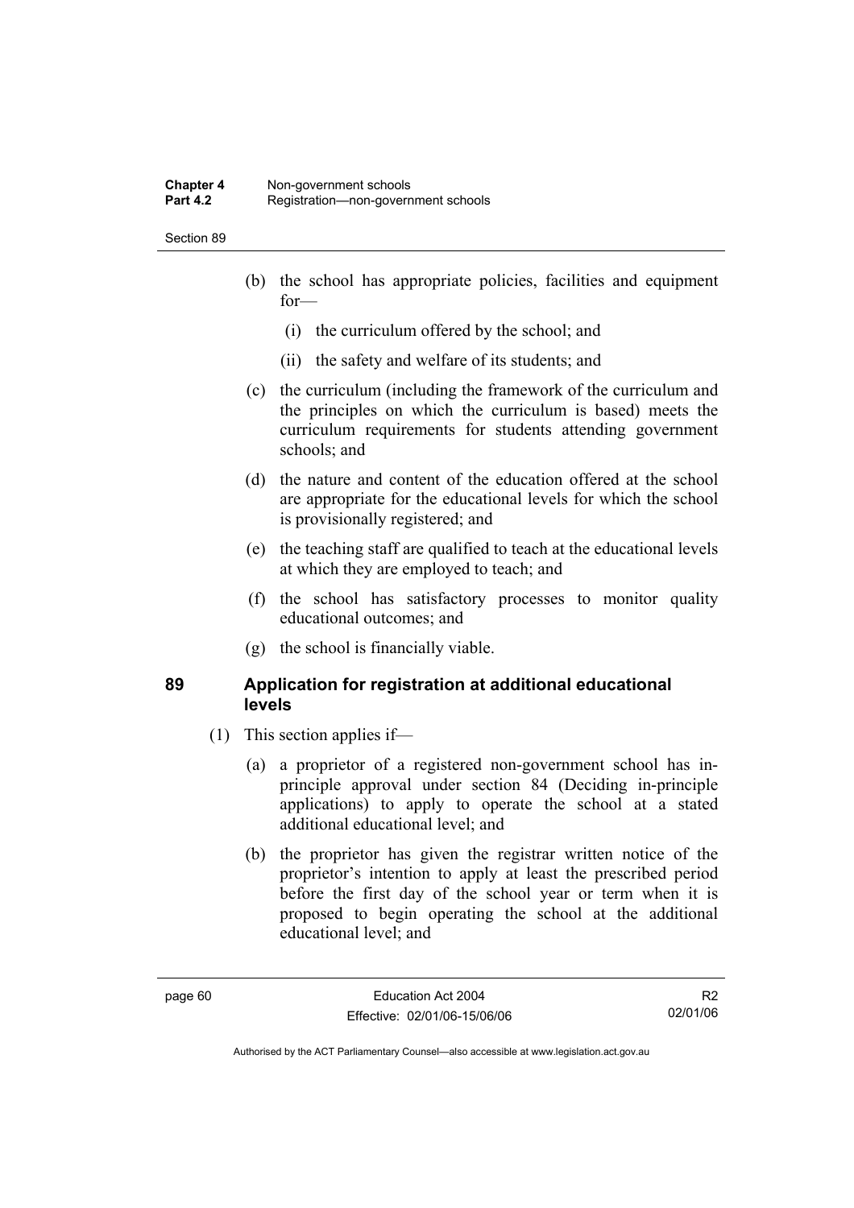(b) the school has appropriate policies, facilities and equipment for—

 (i) the curriculum offered by the school; and

 (ii) the safety and welfare of its students; and

(c) the curriculum (including the framework of the curriculum and the principles on which the curriculum is based) meets the curriculum requirements for students attending government schools; and

(d) the nature and content of the education offered at the school are appropriate for the educational levels for which the school is provisionally registered; and

(e) the teaching staff are qualified to teach at the educational levels at which they are employed to teach; and

(f) the school has satisfactory processes to monitor quality educational outcomes; and

(g) the school is financially viable.

## 89 Application for registration at additional educational levels

(1) This section applies if—

(a) a proprietor of a registered non-government school has in-principle approval under section 84 (Deciding in-principle applications) to apply to operate the school at a stated additional educational level; and

(b) the proprietor has given the registrar written notice of the proprietor's intention to apply at least the prescribed period before the first day of the school year or term when it is proposed to begin operating the school at the additional educational level; and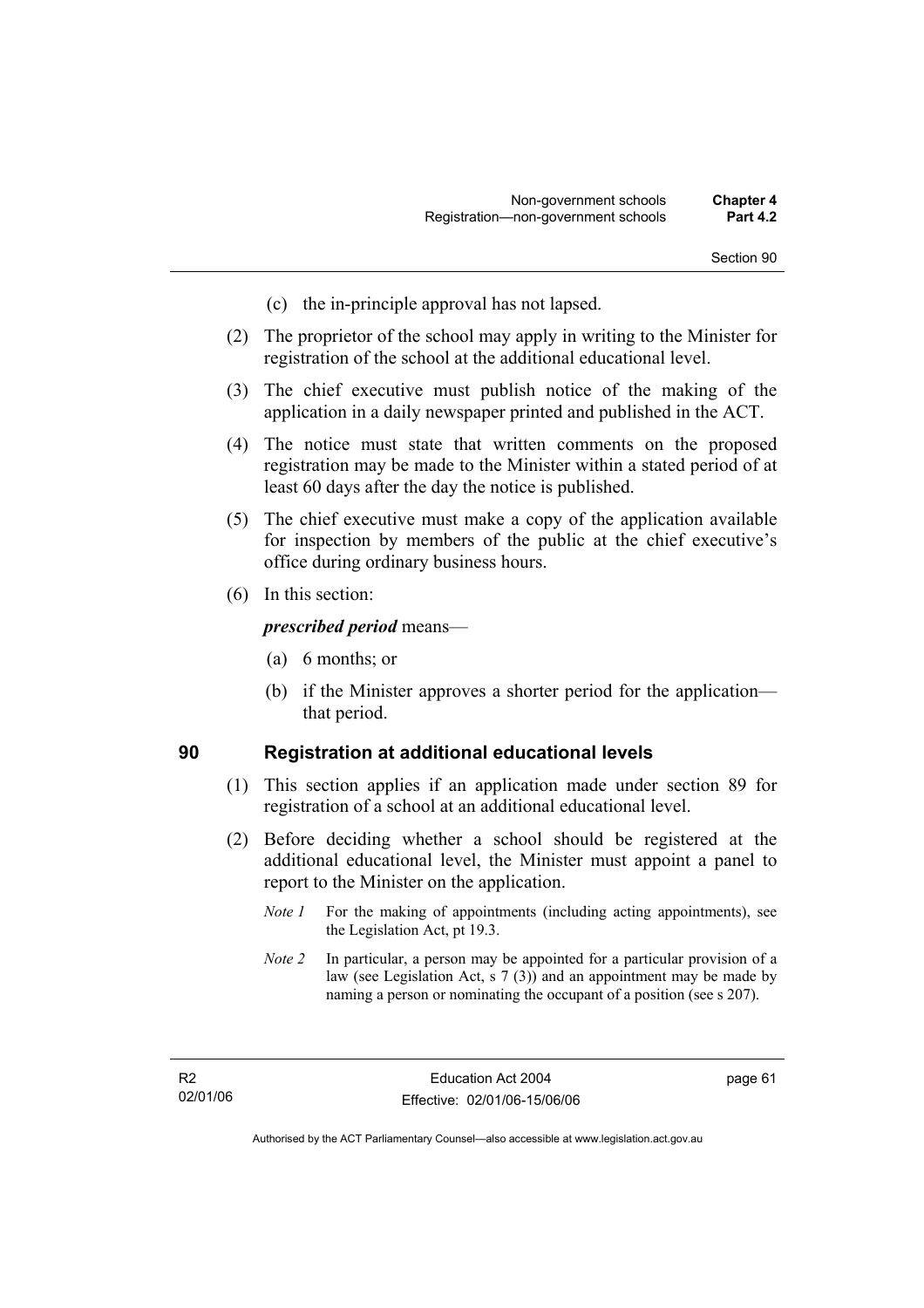(c) the in-principle approval has not lapsed.

(2) The proprietor of the school may apply in writing to the Minister for registration of the school at the additional educational level.

(3) The chief executive must publish notice of the making of the application in a daily newspaper printed and published in the ACT.

(4) The notice must state that written comments on the proposed registration may be made to the Minister within a stated period of at least 60 days after the day the notice is published.

(5) The chief executive must make a copy of the application available for inspection by members of the public at the chief executive's office during ordinary business hours.

(6) In this section:

***prescribed period*** means—

(a) 6 months; or

(b) if the Minister approves a shorter period for the application—that period.

## 90 Registration at additional educational levels

(1) This section applies if an application made under section 89 for registration of a school at an additional educational level.

(2) Before deciding whether a school should be registered at the additional educational level, the Minister must appoint a panel to report to the Minister on the application.

*Note 1* For the making of appointments (including acting appointments), see the Legislation Act, pt 19.3.

*Note 2* In particular, a person may be appointed for a particular provision of a law (see Legislation Act, s 7 (3)) and an appointment may be made by naming a person or nominating the occupant of a position (see s 207).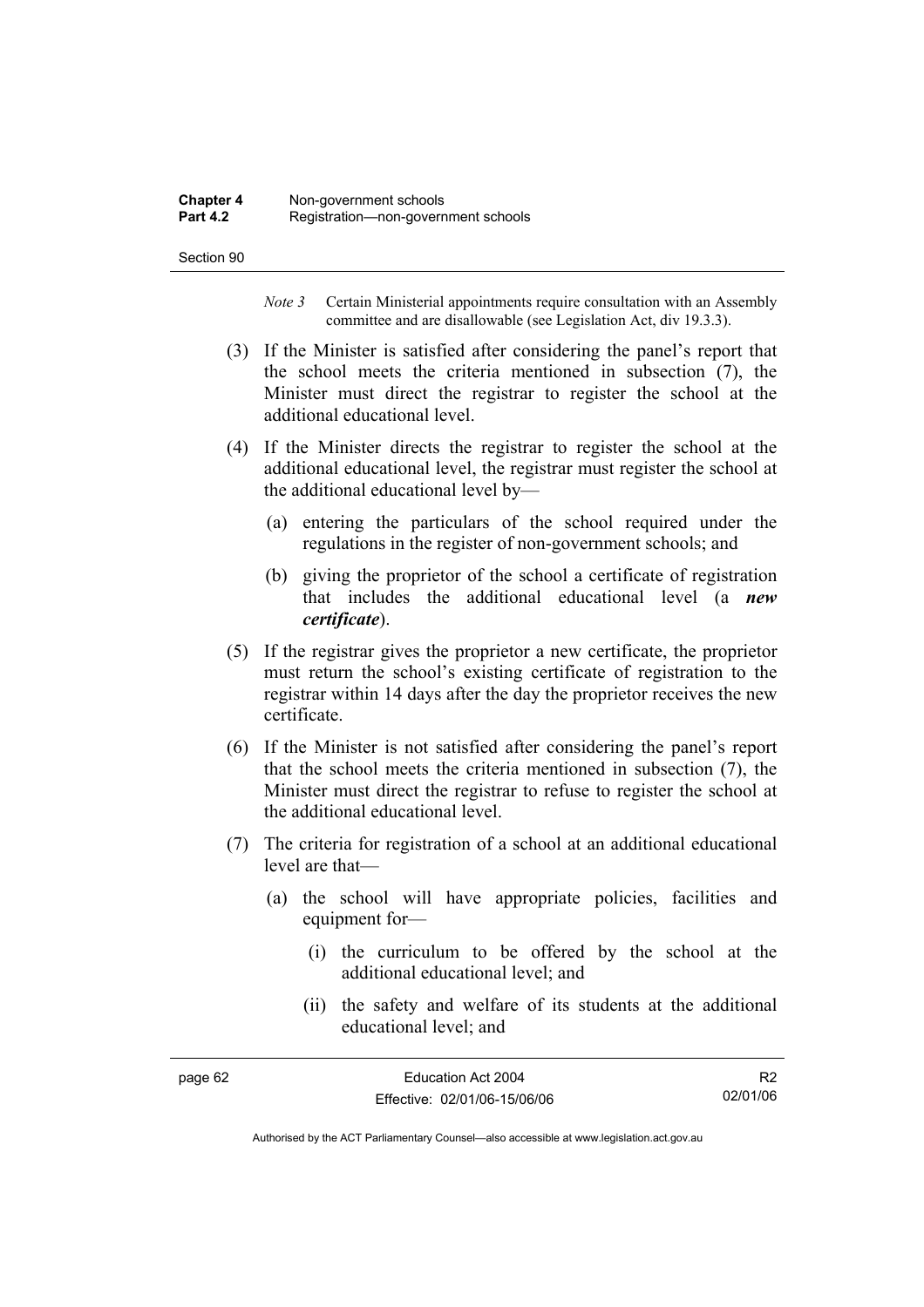*Note 3* Certain Ministerial appointments require consultation with an Assembly committee and are disallowable (see Legislation Act, div 19.3.3).

(3) If the Minister is satisfied after considering the panel's report that the school meets the criteria mentioned in subsection (7), the Minister must direct the registrar to register the school at the additional educational level.

(4) If the Minister directs the registrar to register the school at the additional educational level, the registrar must register the school at the additional educational level by—

(a) entering the particulars of the school required under the regulations in the register of non-government schools; and

(b) giving the proprietor of the school a certificate of registration that includes the additional educational level (a ***new certificate***).

(5) If the registrar gives the proprietor a new certificate, the proprietor must return the school's existing certificate of registration to the registrar within 14 days after the day the proprietor receives the new certificate.

(6) If the Minister is not satisfied after considering the panel's report that the school meets the criteria mentioned in subsection (7), the Minister must direct the registrar to refuse to register the school at the additional educational level.

(7) The criteria for registration of a school at an additional educational level are that—

(a) the school will have appropriate policies, facilities and equipment for—

(i) the curriculum to be offered by the school at the additional educational level; and

(ii) the safety and welfare of its students at the additional educational level; and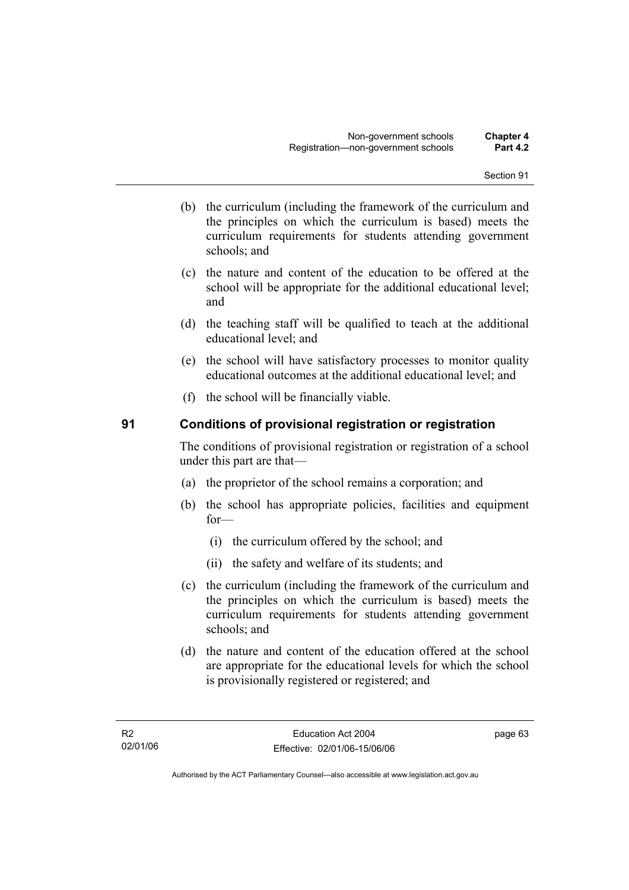(b) the curriculum (including the framework of the curriculum and the principles on which the curriculum is based) meets the curriculum requirements for students attending government schools; and

(c) the nature and content of the education to be offered at the school will be appropriate for the additional educational level; and

(d) the teaching staff will be qualified to teach at the additional educational level; and

(e) the school will have satisfactory processes to monitor quality educational outcomes at the additional educational level; and

(f) the school will be financially viable.

## 91 Conditions of provisional registration or registration

The conditions of provisional registration or registration of a school under this part are that—

(a) the proprietor of the school remains a corporation; and

(b) the school has appropriate policies, facilities and equipment for—

  (i) the curriculum offered by the school; and

  (ii) the safety and welfare of its students; and

(c) the curriculum (including the framework of the curriculum and the principles on which the curriculum is based) meets the curriculum requirements for students attending government schools; and

(d) the nature and content of the education offered at the school are appropriate for the educational levels for which the school is provisionally registered or registered; and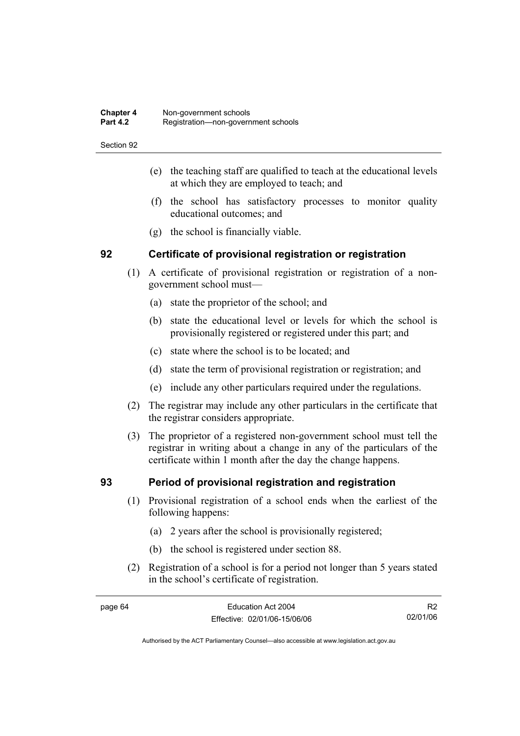(e) the teaching staff are qualified to teach at the educational levels at which they are employed to teach; and

(f) the school has satisfactory processes to monitor quality educational outcomes; and

(g) the school is financially viable.

## 92 Certificate of provisional registration or registration

(1) A certificate of provisional registration or registration of a non-government school must—

(a) state the proprietor of the school; and

(b) state the educational level or levels for which the school is provisionally registered or registered under this part; and

(c) state where the school is to be located; and

(d) state the term of provisional registration or registration; and

(e) include any other particulars required under the regulations.

(2) The registrar may include any other particulars in the certificate that the registrar considers appropriate.

(3) The proprietor of a registered non-government school must tell the registrar in writing about a change in any of the particulars of the certificate within 1 month after the day the change happens.

## 93 Period of provisional registration and registration

(1) Provisional registration of a school ends when the earliest of the following happens:

(a) 2 years after the school is provisionally registered;

(b) the school is registered under section 88.

(2) Registration of a school is for a period not longer than 5 years stated in the school's certificate of registration.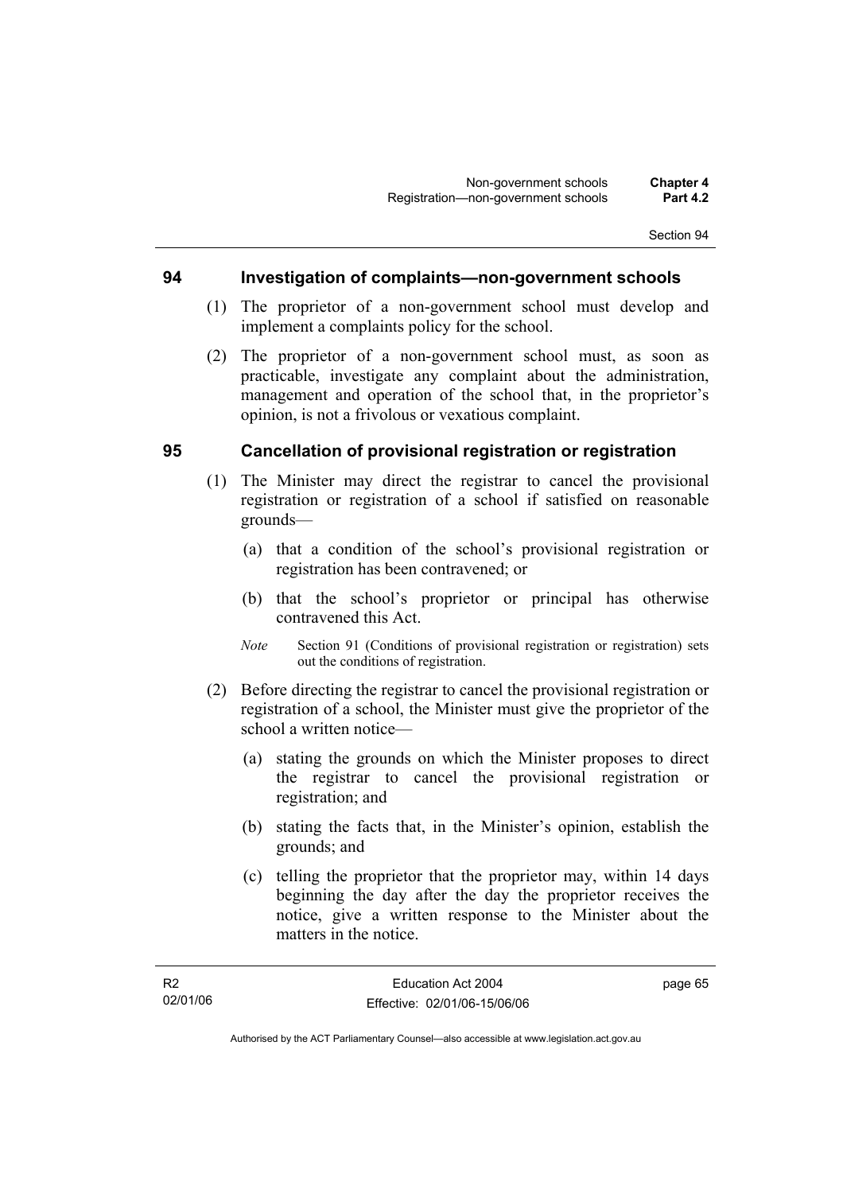## 94 Investigation of complaints—non-government schools

(1) The proprietor of a non-government school must develop and implement a complaints policy for the school.

(2) The proprietor of a non-government school must, as soon as practicable, investigate any complaint about the administration, management and operation of the school that, in the proprietor's opinion, is not a frivolous or vexatious complaint.

## 95 Cancellation of provisional registration or registration

(1) The Minister may direct the registrar to cancel the provisional registration or registration of a school if satisfied on reasonable grounds—

(a) that a condition of the school's provisional registration or registration has been contravened; or

(b) that the school's proprietor or principal has otherwise contravened this Act.

*Note* Section 91 (Conditions of provisional registration or registration) sets out the conditions of registration.

(2) Before directing the registrar to cancel the provisional registration or registration of a school, the Minister must give the proprietor of the school a written notice—

(a) stating the grounds on which the Minister proposes to direct the registrar to cancel the provisional registration or registration; and

(b) stating the facts that, in the Minister's opinion, establish the grounds; and

(c) telling the proprietor that the proprietor may, within 14 days beginning the day after the day the proprietor receives the notice, give a written response to the Minister about the matters in the notice.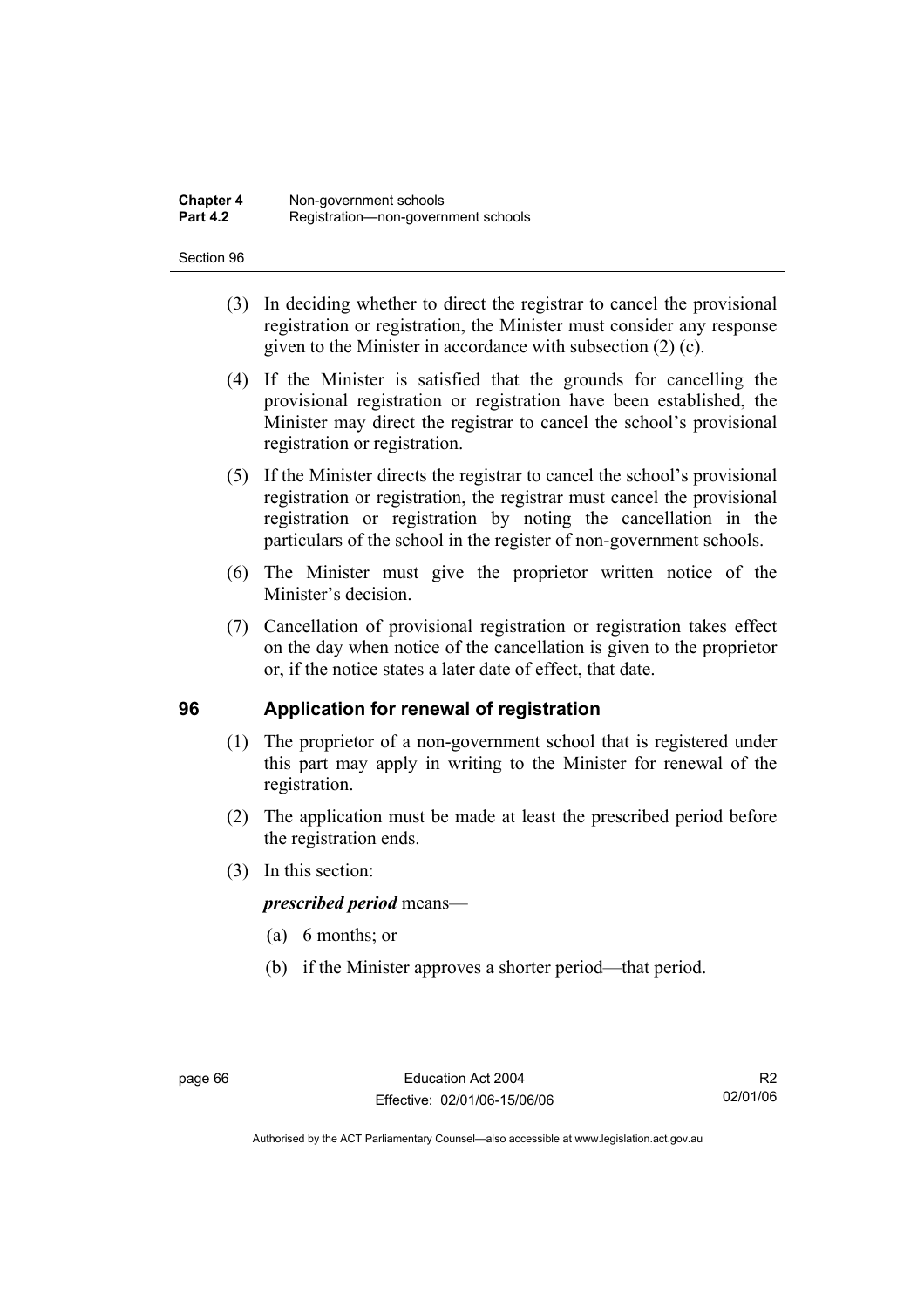(3) In deciding whether to direct the registrar to cancel the provisional registration or registration, the Minister must consider any response given to the Minister in accordance with subsection (2) (c).

(4) If the Minister is satisfied that the grounds for cancelling the provisional registration or registration have been established, the Minister may direct the registrar to cancel the school's provisional registration or registration.

(5) If the Minister directs the registrar to cancel the school's provisional registration or registration, the registrar must cancel the provisional registration or registration by noting the cancellation in the particulars of the school in the register of non-government schools.

(6) The Minister must give the proprietor written notice of the Minister's decision.

(7) Cancellation of provisional registration or registration takes effect on the day when notice of the cancellation is given to the proprietor or, if the notice states a later date of effect, that date.

## 96 Application for renewal of registration

(1) The proprietor of a non-government school that is registered under this part may apply in writing to the Minister for renewal of the registration.

(2) The application must be made at least the prescribed period before the registration ends.

(3) In this section:

***prescribed period*** means—

(a) 6 months; or

(b) if the Minister approves a shorter period—that period.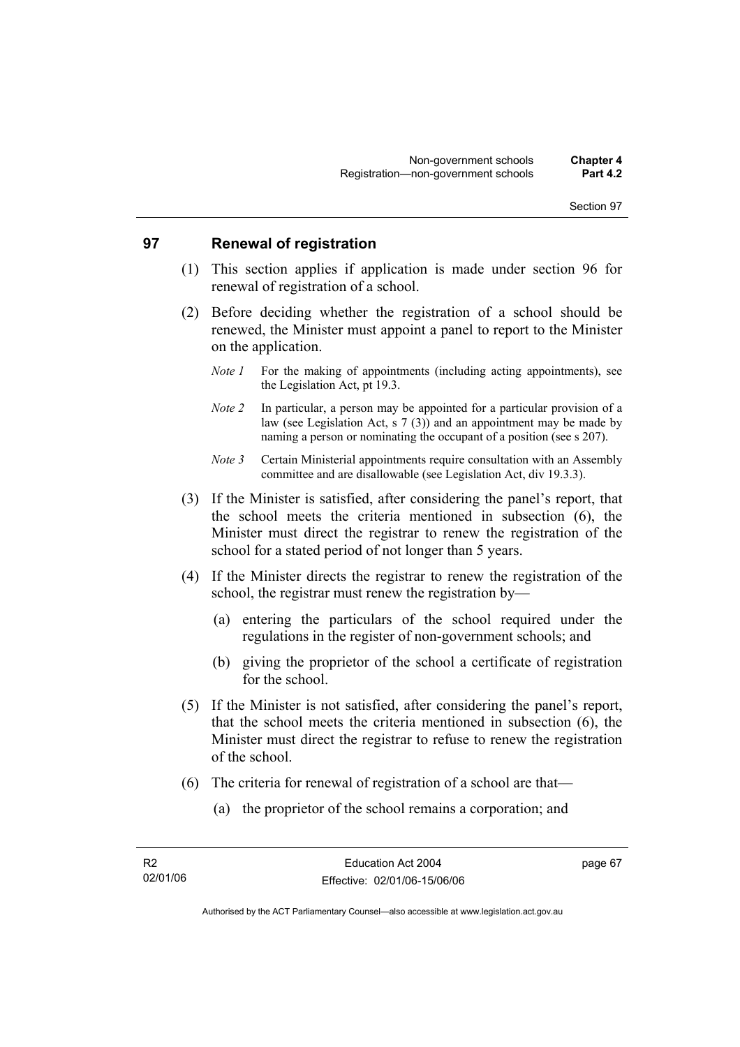## 97 Renewal of registration

(1) This section applies if application is made under section 96 for renewal of registration of a school.

(2) Before deciding whether the registration of a school should be renewed, the Minister must appoint a panel to report to the Minister on the application.

*Note 1* For the making of appointments (including acting appointments), see the Legislation Act, pt 19.3.

*Note 2* In particular, a person may be appointed for a particular provision of a law (see Legislation Act, s 7 (3)) and an appointment may be made by naming a person or nominating the occupant of a position (see s 207).

*Note 3* Certain Ministerial appointments require consultation with an Assembly committee and are disallowable (see Legislation Act, div 19.3.3).

(3) If the Minister is satisfied, after considering the panel's report, that the school meets the criteria mentioned in subsection (6), the Minister must direct the registrar to renew the registration of the school for a stated period of not longer than 5 years.

(4) If the Minister directs the registrar to renew the registration of the school, the registrar must renew the registration by—

(a) entering the particulars of the school required under the regulations in the register of non-government schools; and

(b) giving the proprietor of the school a certificate of registration for the school.

(5) If the Minister is not satisfied, after considering the panel's report, that the school meets the criteria mentioned in subsection (6), the Minister must direct the registrar to refuse to renew the registration of the school.

(6) The criteria for renewal of registration of a school are that—

(a) the proprietor of the school remains a corporation; and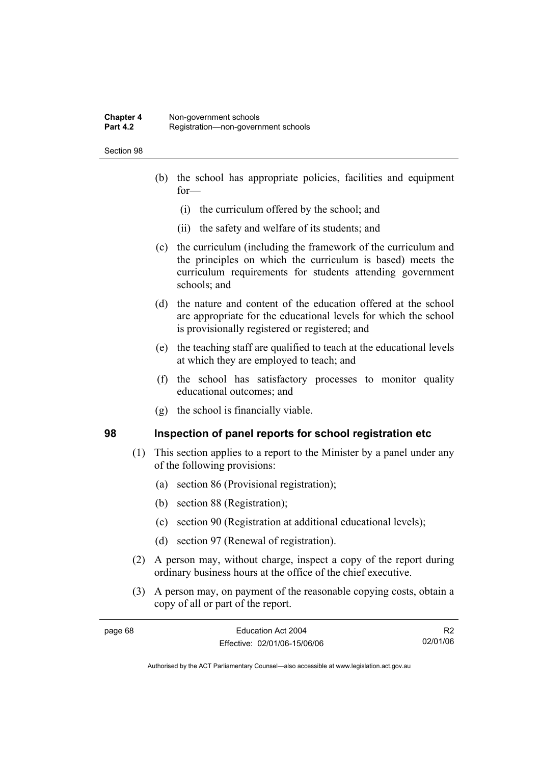(b) the school has appropriate policies, facilities and equipment for—

   (i) the curriculum offered by the school; and

   (ii) the safety and welfare of its students; and

(c) the curriculum (including the framework of the curriculum and the principles on which the curriculum is based) meets the curriculum requirements for students attending government schools; and

(d) the nature and content of the education offered at the school are appropriate for the educational levels for which the school is provisionally registered or registered; and

(e) the teaching staff are qualified to teach at the educational levels at which they are employed to teach; and

(f) the school has satisfactory processes to monitor quality educational outcomes; and

(g) the school is financially viable.

## 98 Inspection of panel reports for school registration etc

(1) This section applies to a report to the Minister by a panel under any of the following provisions:

   (a) section 86 (Provisional registration);

   (b) section 88 (Registration);

   (c) section 90 (Registration at additional educational levels);

   (d) section 97 (Renewal of registration).

(2) A person may, without charge, inspect a copy of the report during ordinary business hours at the office of the chief executive.

(3) A person may, on payment of the reasonable copying costs, obtain a copy of all or part of the report.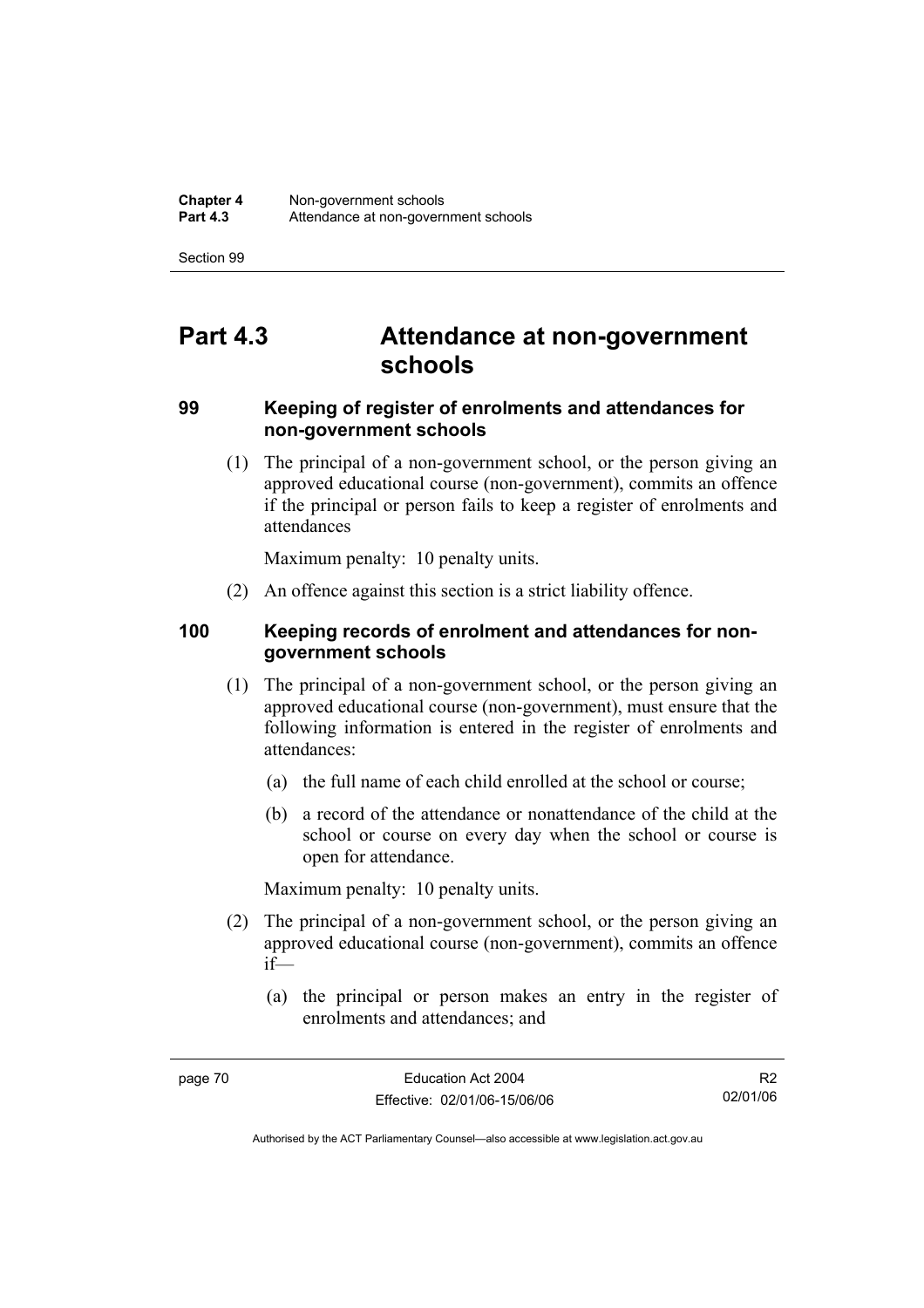# Part 4.3 Attendance at non-government schools

## 99 Keeping of register of enrolments and attendances for non-government schools

(1) The principal of a non-government school, or the person giving an approved educational course (non-government), commits an offence if the principal or person fails to keep a register of enrolments and attendances

Maximum penalty: 10 penalty units.

(2) An offence against this section is a strict liability offence.

## 100 Keeping records of enrolment and attendances for non-government schools

(1) The principal of a non-government school, or the person giving an approved educational course (non-government), must ensure that the following information is entered in the register of enrolments and attendances:

(a) the full name of each child enrolled at the school or course;

(b) a record of the attendance or nonattendance of the child at the school or course on every day when the school or course is open for attendance.

Maximum penalty: 10 penalty units.

(2) The principal of a non-government school, or the person giving an approved educational course (non-government), commits an offence if—

(a) the principal or person makes an entry in the register of enrolments and attendances; and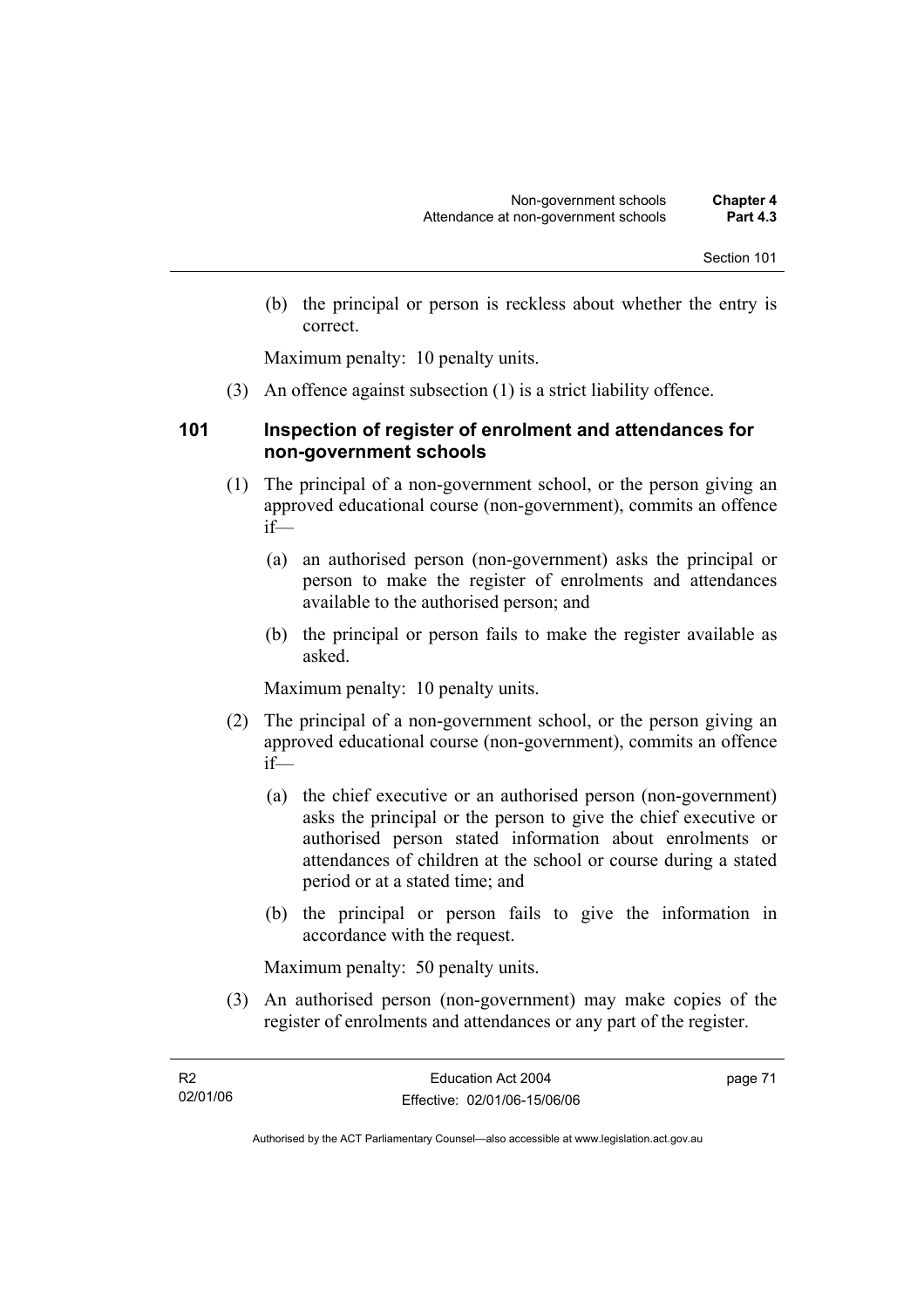(b) the principal or person is reckless about whether the entry is correct.

Maximum penalty: 10 penalty units.

(3) An offence against subsection (1) is a strict liability offence.

### 101 Inspection of register of enrolment and attendances for non-government schools

(1) The principal of a non-government school, or the person giving an approved educational course (non-government), commits an offence if—

(a) an authorised person (non-government) asks the principal or person to make the register of enrolments and attendances available to the authorised person; and

(b) the principal or person fails to make the register available as asked.

Maximum penalty: 10 penalty units.

(2) The principal of a non-government school, or the person giving an approved educational course (non-government), commits an offence if—

(a) the chief executive or an authorised person (non-government) asks the principal or the person to give the chief executive or authorised person stated information about enrolments or attendances of children at the school or course during a stated period or at a stated time; and

(b) the principal or person fails to give the information in accordance with the request.

Maximum penalty: 50 penalty units.

(3) An authorised person (non-government) may make copies of the register of enrolments and attendances or any part of the register.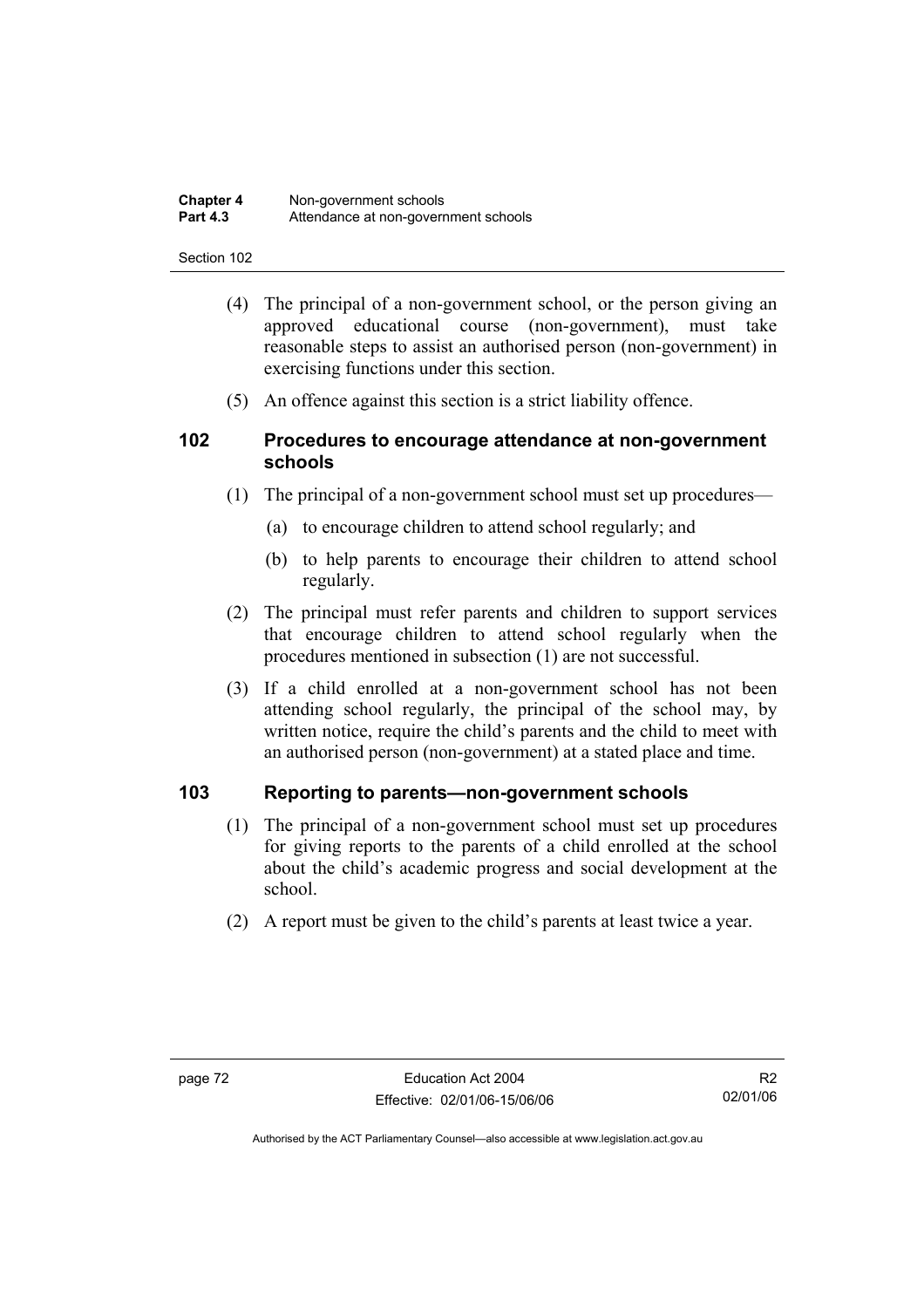(4) The principal of a non-government school, or the person giving an approved educational course (non-government), must take reasonable steps to assist an authorised person (non-government) in exercising functions under this section.

(5) An offence against this section is a strict liability offence.

## 102 Procedures to encourage attendance at non-government schools

(1) The principal of a non-government school must set up procedures—

(a) to encourage children to attend school regularly; and

(b) to help parents to encourage their children to attend school regularly.

(2) The principal must refer parents and children to support services that encourage children to attend school regularly when the procedures mentioned in subsection (1) are not successful.

(3) If a child enrolled at a non-government school has not been attending school regularly, the principal of the school may, by written notice, require the child's parents and the child to meet with an authorised person (non-government) at a stated place and time.

## 103 Reporting to parents—non-government schools

(1) The principal of a non-government school must set up procedures for giving reports to the parents of a child enrolled at the school about the child's academic progress and social development at the school.

(2) A report must be given to the child's parents at least twice a year.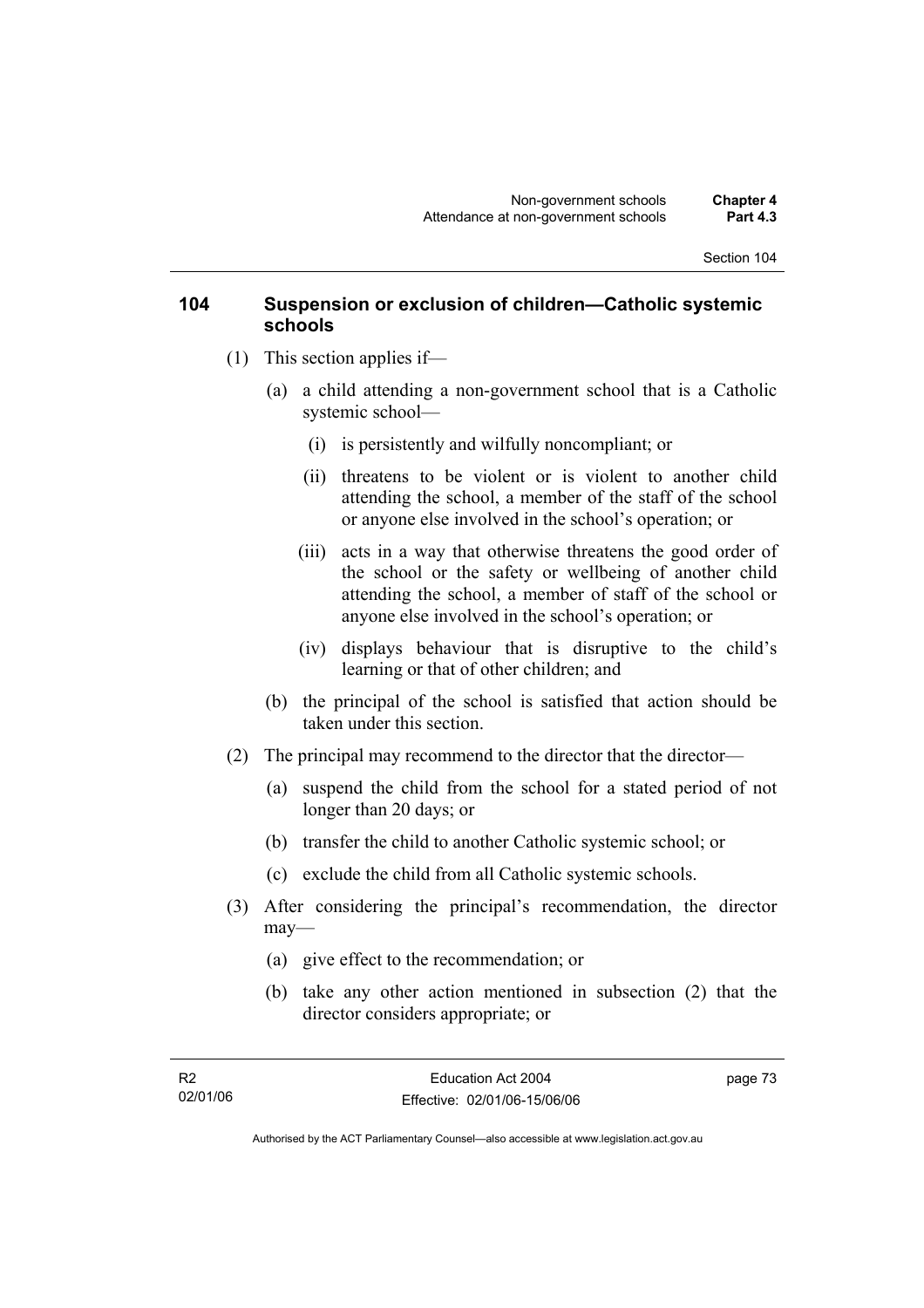## 104 Suspension or exclusion of children—Catholic systemic schools

(1) This section applies if—

(a) a child attending a non-government school that is a Catholic systemic school—

(i) is persistently and wilfully noncompliant; or

(ii) threatens to be violent or is violent to another child attending the school, a member of the staff of the school or anyone else involved in the school's operation; or

(iii) acts in a way that otherwise threatens the good order of the school or the safety or wellbeing of another child attending the school, a member of staff of the school or anyone else involved in the school's operation; or

(iv) displays behaviour that is disruptive to the child's learning or that of other children; and

(b) the principal of the school is satisfied that action should be taken under this section.

(2) The principal may recommend to the director that the director—

(a) suspend the child from the school for a stated period of not longer than 20 days; or

(b) transfer the child to another Catholic systemic school; or

(c) exclude the child from all Catholic systemic schools.

(3) After considering the principal's recommendation, the director may—

(a) give effect to the recommendation; or

(b) take any other action mentioned in subsection (2) that the director considers appropriate; or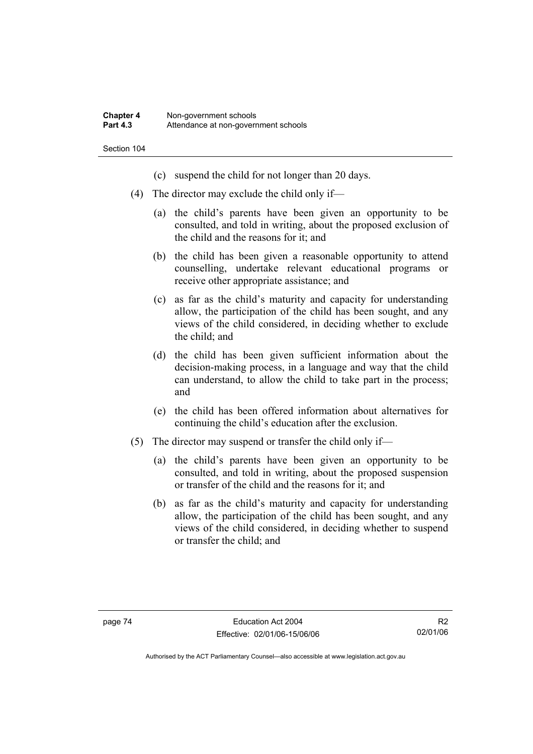(c) suspend the child for not longer than 20 days.

(4) The director may exclude the child only if—

(a) the child's parents have been given an opportunity to be consulted, and told in writing, about the proposed exclusion of the child and the reasons for it; and

(b) the child has been given a reasonable opportunity to attend counselling, undertake relevant educational programs or receive other appropriate assistance; and

(c) as far as the child's maturity and capacity for understanding allow, the participation of the child has been sought, and any views of the child considered, in deciding whether to exclude the child; and

(d) the child has been given sufficient information about the decision-making process, in a language and way that the child can understand, to allow the child to take part in the process; and

(e) the child has been offered information about alternatives for continuing the child's education after the exclusion.

(5) The director may suspend or transfer the child only if—

(a) the child's parents have been given an opportunity to be consulted, and told in writing, about the proposed suspension or transfer of the child and the reasons for it; and

(b) as far as the child's maturity and capacity for understanding allow, the participation of the child has been sought, and any views of the child considered, in deciding whether to suspend or transfer the child; and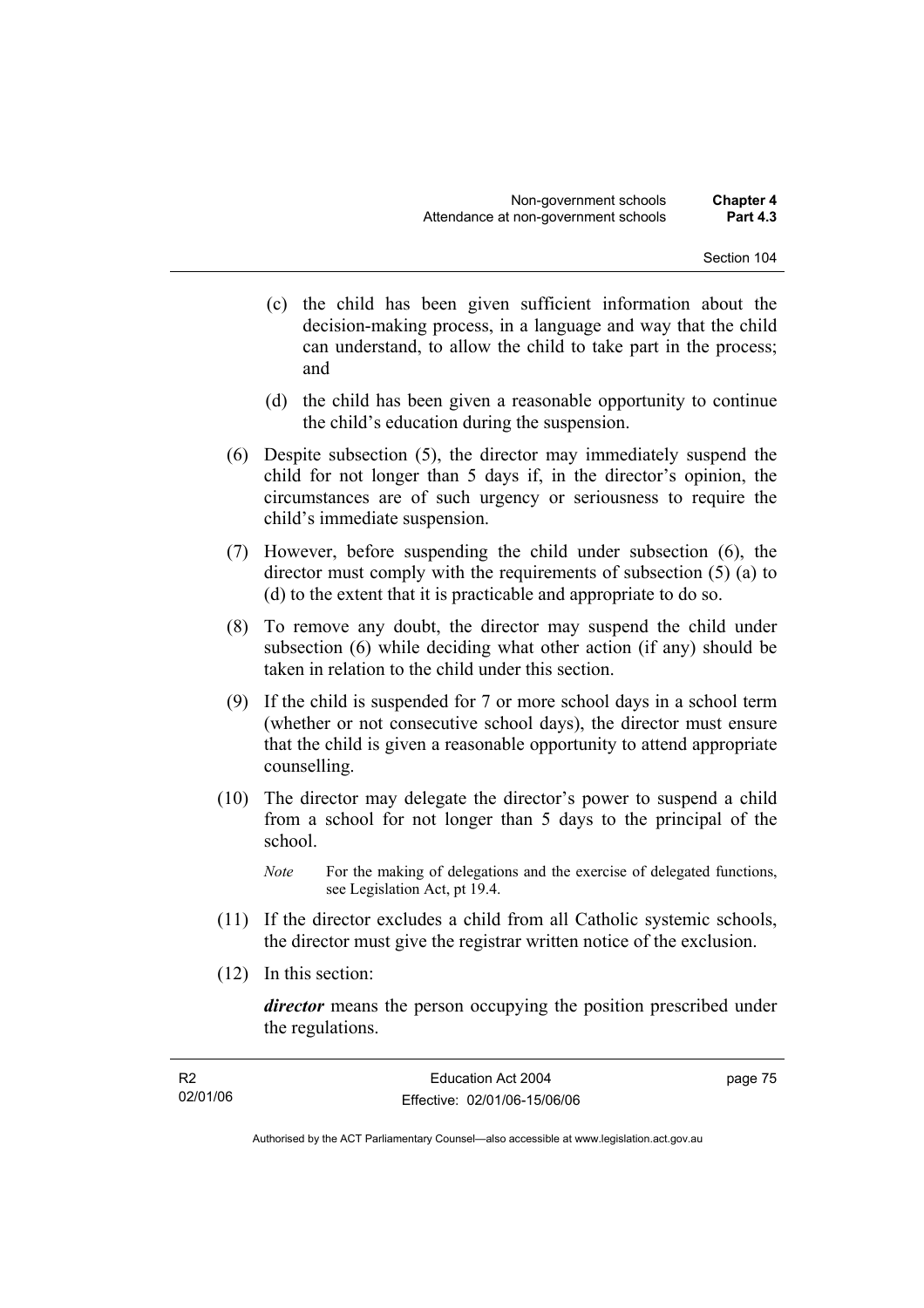(c) the child has been given sufficient information about the decision-making process, in a language and way that the child can understand, to allow the child to take part in the process; and

(d) the child has been given a reasonable opportunity to continue the child's education during the suspension.

(6) Despite subsection (5), the director may immediately suspend the child for not longer than 5 days if, in the director's opinion, the circumstances are of such urgency or seriousness to require the child's immediate suspension.

(7) However, before suspending the child under subsection (6), the director must comply with the requirements of subsection (5) (a) to (d) to the extent that it is practicable and appropriate to do so.

(8) To remove any doubt, the director may suspend the child under subsection (6) while deciding what other action (if any) should be taken in relation to the child under this section.

(9) If the child is suspended for 7 or more school days in a school term (whether or not consecutive school days), the director must ensure that the child is given a reasonable opportunity to attend appropriate counselling.

(10) The director may delegate the director's power to suspend a child from a school for not longer than 5 days to the principal of the school.

*Note* For the making of delegations and the exercise of delegated functions, see Legislation Act, pt 19.4.

(11) If the director excludes a child from all Catholic systemic schools, the director must give the registrar written notice of the exclusion.

(12) In this section:

***director*** means the person occupying the position prescribed under the regulations.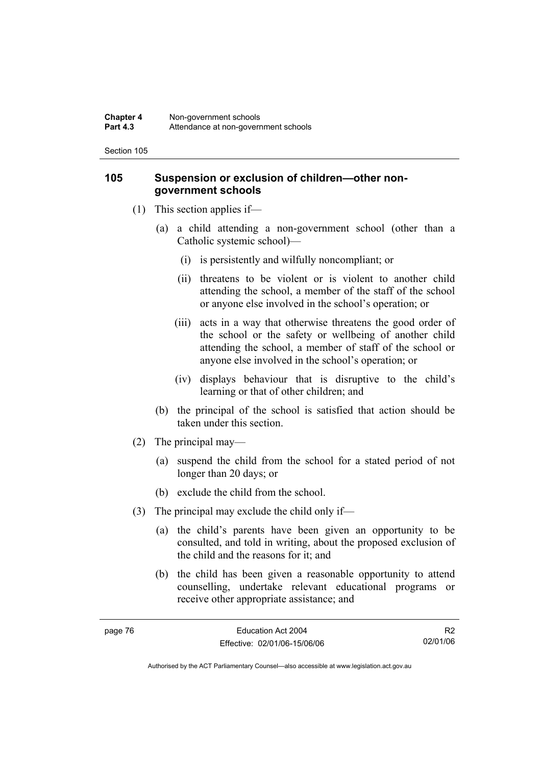## 105 Suspension or exclusion of children—other non-government schools

(1) This section applies if—

(a) a child attending a non-government school (other than a Catholic systemic school)—

(i) is persistently and wilfully noncompliant; or

(ii) threatens to be violent or is violent to another child attending the school, a member of the staff of the school or anyone else involved in the school's operation; or

(iii) acts in a way that otherwise threatens the good order of the school or the safety or wellbeing of another child attending the school, a member of staff of the school or anyone else involved in the school's operation; or

(iv) displays behaviour that is disruptive to the child's learning or that of other children; and

(b) the principal of the school is satisfied that action should be taken under this section.

(2) The principal may—

(a) suspend the child from the school for a stated period of not longer than 20 days; or

(b) exclude the child from the school.

(3) The principal may exclude the child only if—

(a) the child's parents have been given an opportunity to be consulted, and told in writing, about the proposed exclusion of the child and the reasons for it; and

(b) the child has been given a reasonable opportunity to attend counselling, undertake relevant educational programs or receive other appropriate assistance; and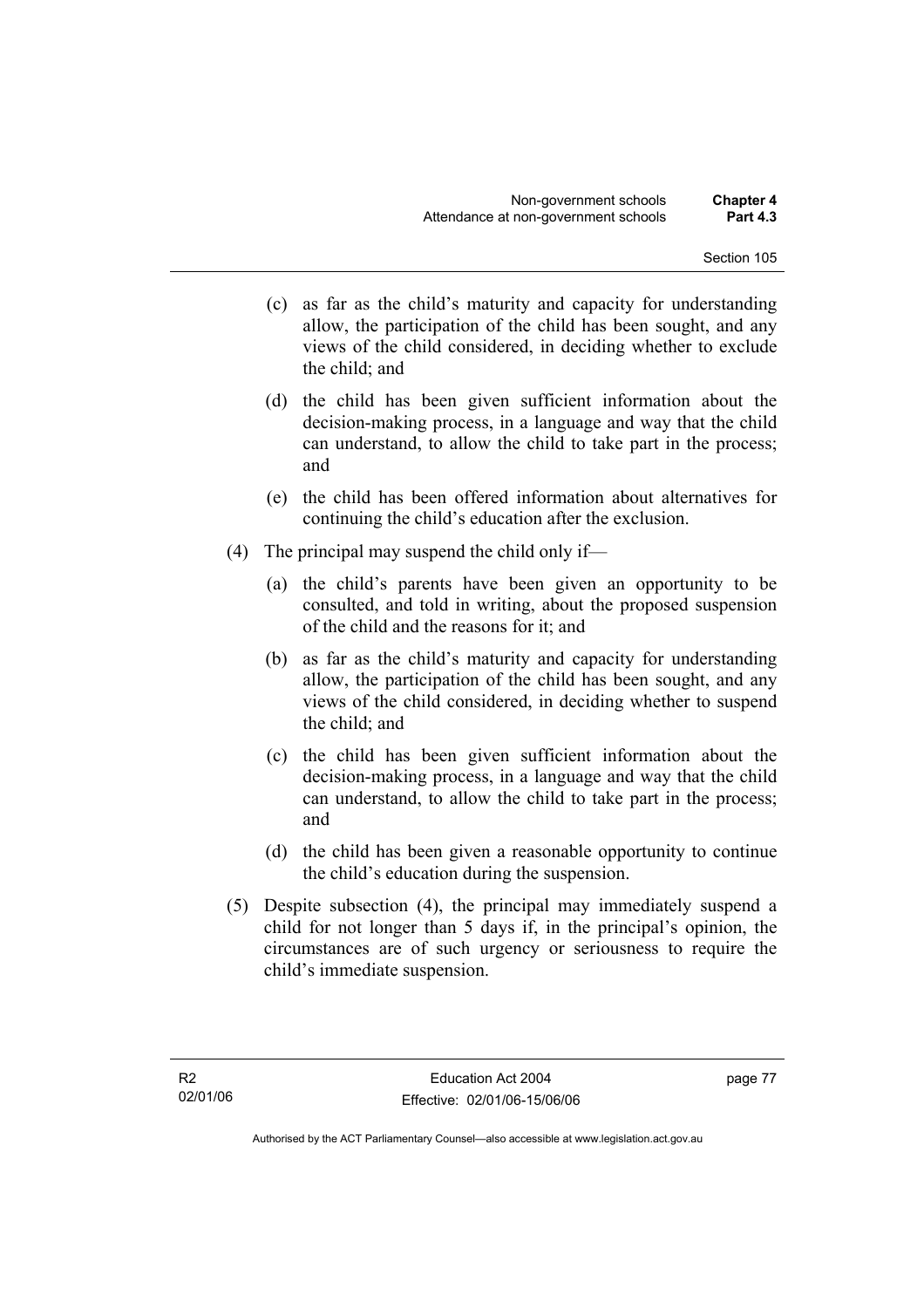(c) as far as the child's maturity and capacity for understanding allow, the participation of the child has been sought, and any views of the child considered, in deciding whether to exclude the child; and

(d) the child has been given sufficient information about the decision-making process, in a language and way that the child can understand, to allow the child to take part in the process; and

(e) the child has been offered information about alternatives for continuing the child's education after the exclusion.

(4) The principal may suspend the child only if—

(a) the child's parents have been given an opportunity to be consulted, and told in writing, about the proposed suspension of the child and the reasons for it; and

(b) as far as the child's maturity and capacity for understanding allow, the participation of the child has been sought, and any views of the child considered, in deciding whether to suspend the child; and

(c) the child has been given sufficient information about the decision-making process, in a language and way that the child can understand, to allow the child to take part in the process; and

(d) the child has been given a reasonable opportunity to continue the child's education during the suspension.

(5) Despite subsection (4), the principal may immediately suspend a child for not longer than 5 days if, in the principal's opinion, the circumstances are of such urgency or seriousness to require the child's immediate suspension.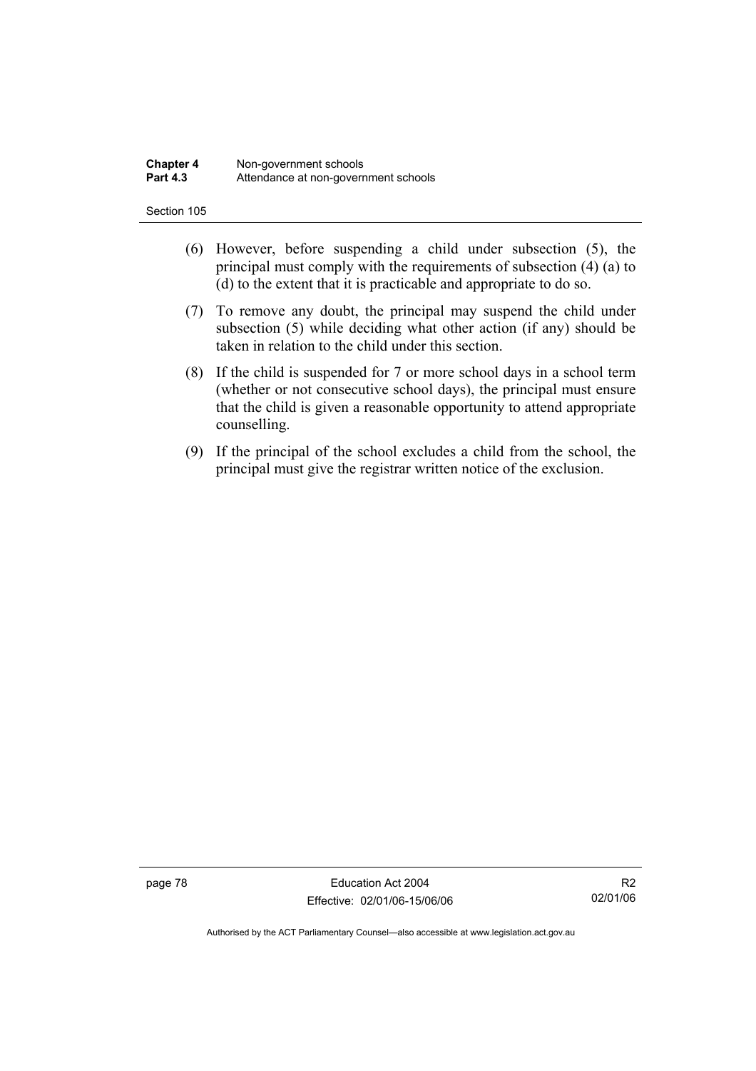(6) However, before suspending a child under subsection (5), the principal must comply with the requirements of subsection (4) (a) to (d) to the extent that it is practicable and appropriate to do so.

(7) To remove any doubt, the principal may suspend the child under subsection (5) while deciding what other action (if any) should be taken in relation to the child under this section.

(8) If the child is suspended for 7 or more school days in a school term (whether or not consecutive school days), the principal must ensure that the child is given a reasonable opportunity to attend appropriate counselling.

(9) If the principal of the school excludes a child from the school, the principal must give the registrar written notice of the exclusion.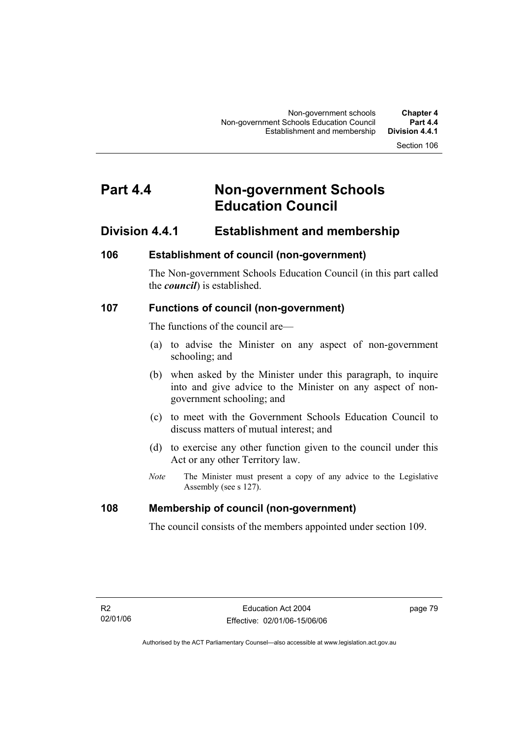# Part 4.4 Non-government Schools Education Council

## Division 4.4.1 Establishment and membership

### 106 Establishment of council (non-government)

The Non-government Schools Education Council (in this part called the ***council***) is established.

### 107 Functions of council (non-government)

The functions of the council are—

(a) to advise the Minister on any aspect of non-government schooling; and

(b) when asked by the Minister under this paragraph, to inquire into and give advice to the Minister on any aspect of non-government schooling; and

(c) to meet with the Government Schools Education Council to discuss matters of mutual interest; and

(d) to exercise any other function given to the council under this Act or any other Territory law.

*Note* The Minister must present a copy of any advice to the Legislative Assembly (see s 127).

### 108 Membership of council (non-government)

The council consists of the members appointed under section 109.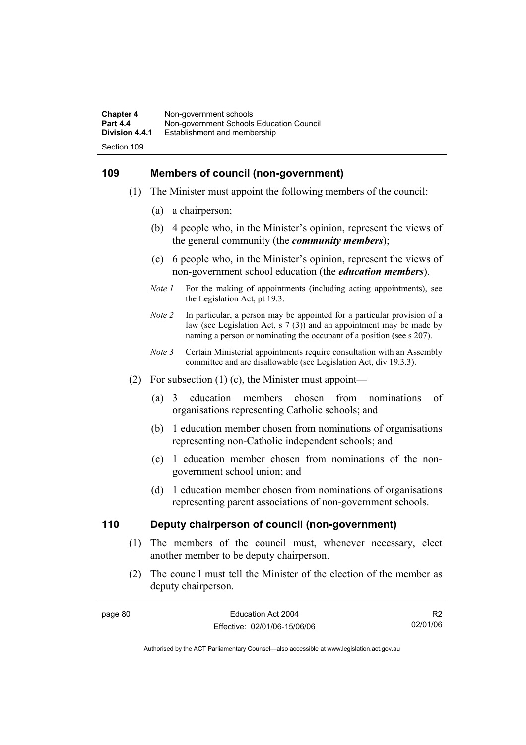## 109 Members of council (non-government)

(1) The Minister must appoint the following members of the council:

(a) a chairperson;

(b) 4 people who, in the Minister's opinion, represent the views of the general community (the ***community members***);

(c) 6 people who, in the Minister's opinion, represent the views of non-government school education (the ***education members***).

*Note 1* For the making of appointments (including acting appointments), see the Legislation Act, pt 19.3.

*Note 2* In particular, a person may be appointed for a particular provision of a law (see Legislation Act, s 7 (3)) and an appointment may be made by naming a person or nominating the occupant of a position (see s 207).

*Note 3* Certain Ministerial appointments require consultation with an Assembly committee and are disallowable (see Legislation Act, div 19.3.3).

(2) For subsection (1) (c), the Minister must appoint—

(a) 3 education members chosen from nominations of organisations representing Catholic schools; and

(b) 1 education member chosen from nominations of organisations representing non-Catholic independent schools; and

(c) 1 education member chosen from nominations of the non-government school union; and

(d) 1 education member chosen from nominations of organisations representing parent associations of non-government schools.

## 110 Deputy chairperson of council (non-government)

(1) The members of the council must, whenever necessary, elect another member to be deputy chairperson.

(2) The council must tell the Minister of the election of the member as deputy chairperson.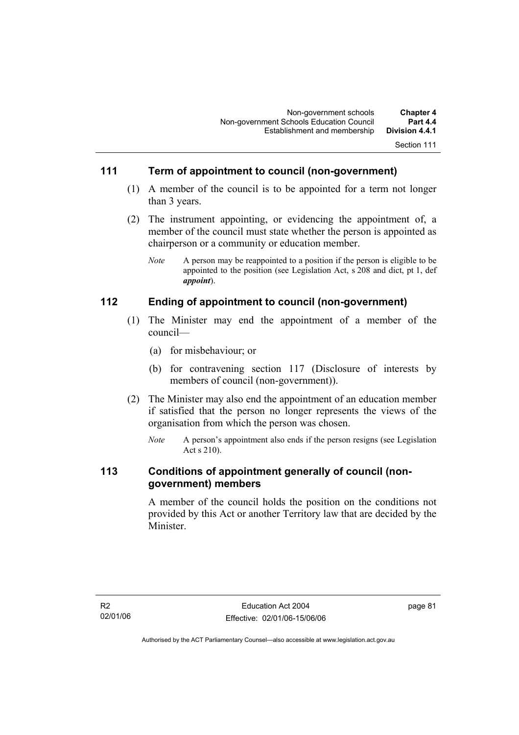## 111 Term of appointment to council (non-government)

(1) A member of the council is to be appointed for a term not longer than 3 years.

(2) The instrument appointing, or evidencing the appointment of, a member of the council must state whether the person is appointed as chairperson or a community or education member.

*Note* A person may be reappointed to a position if the person is eligible to be appointed to the position (see Legislation Act, s 208 and dict, pt 1, def ***appoint***).

## 112 Ending of appointment to council (non-government)

(1) The Minister may end the appointment of a member of the council—

(a) for misbehaviour; or

(b) for contravening section 117 (Disclosure of interests by members of council (non-government)).

(2) The Minister may also end the appointment of an education member if satisfied that the person no longer represents the views of the organisation from which the person was chosen.

*Note* A person's appointment also ends if the person resigns (see Legislation Act s 210).

## 113 Conditions of appointment generally of council (non-government) members

A member of the council holds the position on the conditions not provided by this Act or another Territory law that are decided by the Minister.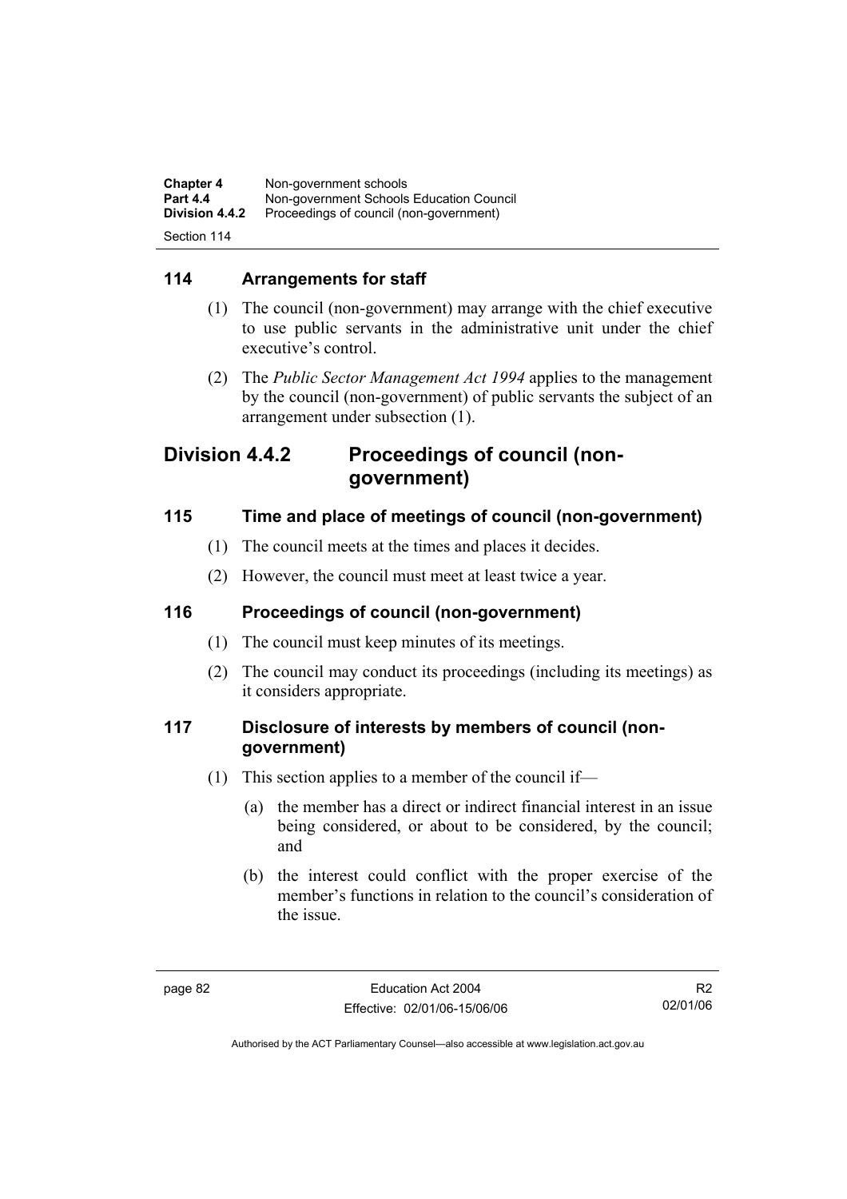## 114 Arrangements for staff

(1) The council (non-government) may arrange with the chief executive to use public servants in the administrative unit under the chief executive's control.

(2) The *Public Sector Management Act 1994* applies to the management by the council (non-government) of public servants the subject of an arrangement under subsection (1).

# Division 4.4.2 Proceedings of council (non-government)

## 115 Time and place of meetings of council (non-government)

(1) The council meets at the times and places it decides.

(2) However, the council must meet at least twice a year.

## 116 Proceedings of council (non-government)

(1) The council must keep minutes of its meetings.

(2) The council may conduct its proceedings (including its meetings) as it considers appropriate.

## 117 Disclosure of interests by members of council (non-government)

(1) This section applies to a member of the council if—

(a) the member has a direct or indirect financial interest in an issue being considered, or about to be considered, by the council; and

(b) the interest could conflict with the proper exercise of the member's functions in relation to the council's consideration of the issue.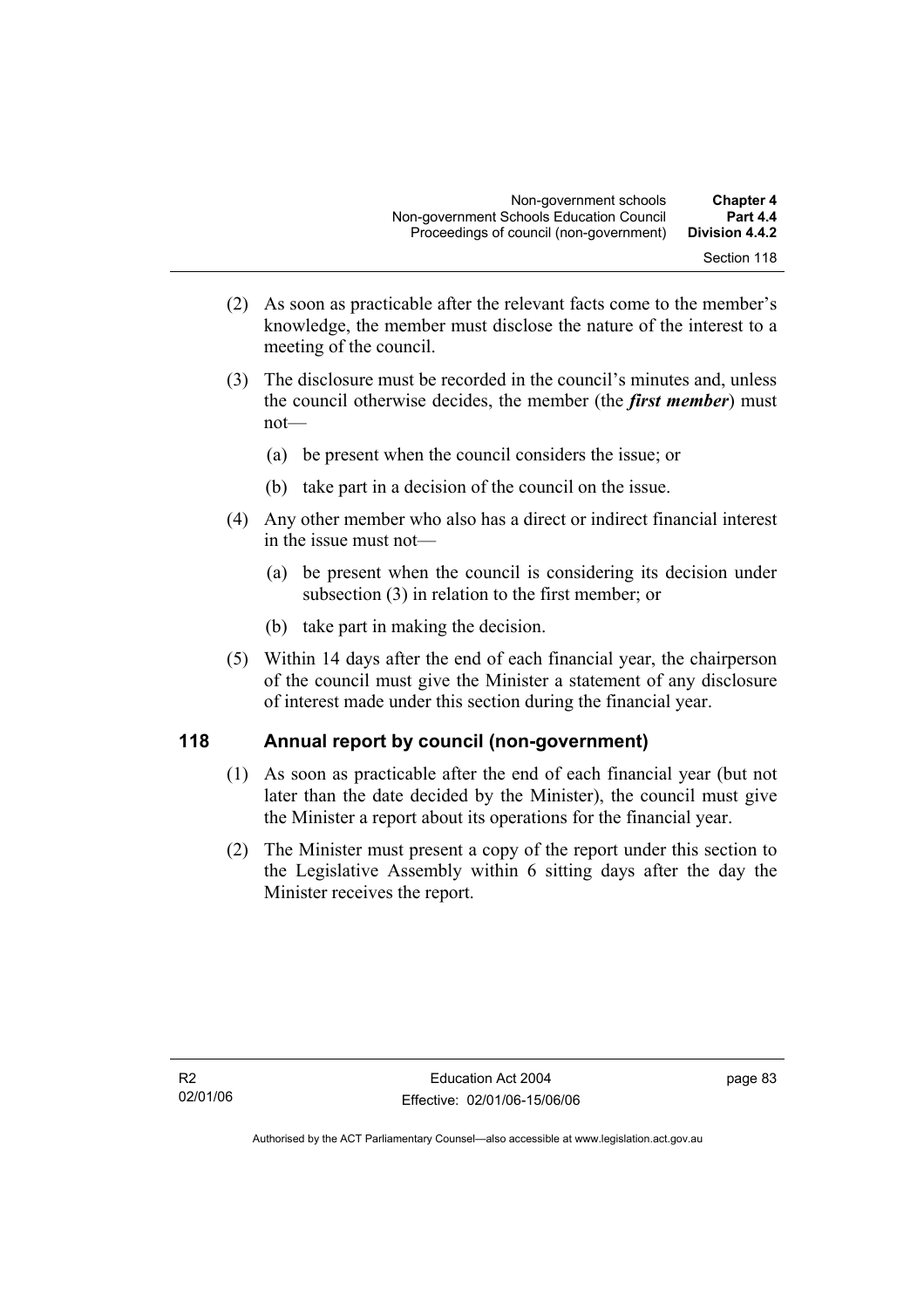(2) As soon as practicable after the relevant facts come to the member's knowledge, the member must disclose the nature of the interest to a meeting of the council.

(3) The disclosure must be recorded in the council's minutes and, unless the council otherwise decides, the member (the ***first member***) must not—

(a) be present when the council considers the issue; or

(b) take part in a decision of the council on the issue.

(4) Any other member who also has a direct or indirect financial interest in the issue must not—

(a) be present when the council is considering its decision under subsection (3) in relation to the first member; or

(b) take part in making the decision.

(5) Within 14 days after the end of each financial year, the chairperson of the council must give the Minister a statement of any disclosure of interest made under this section during the financial year.

## 118 Annual report by council (non-government)

(1) As soon as practicable after the end of each financial year (but not later than the date decided by the Minister), the council must give the Minister a report about its operations for the financial year.

(2) The Minister must present a copy of the report under this section to the Legislative Assembly within 6 sitting days after the day the Minister receives the report.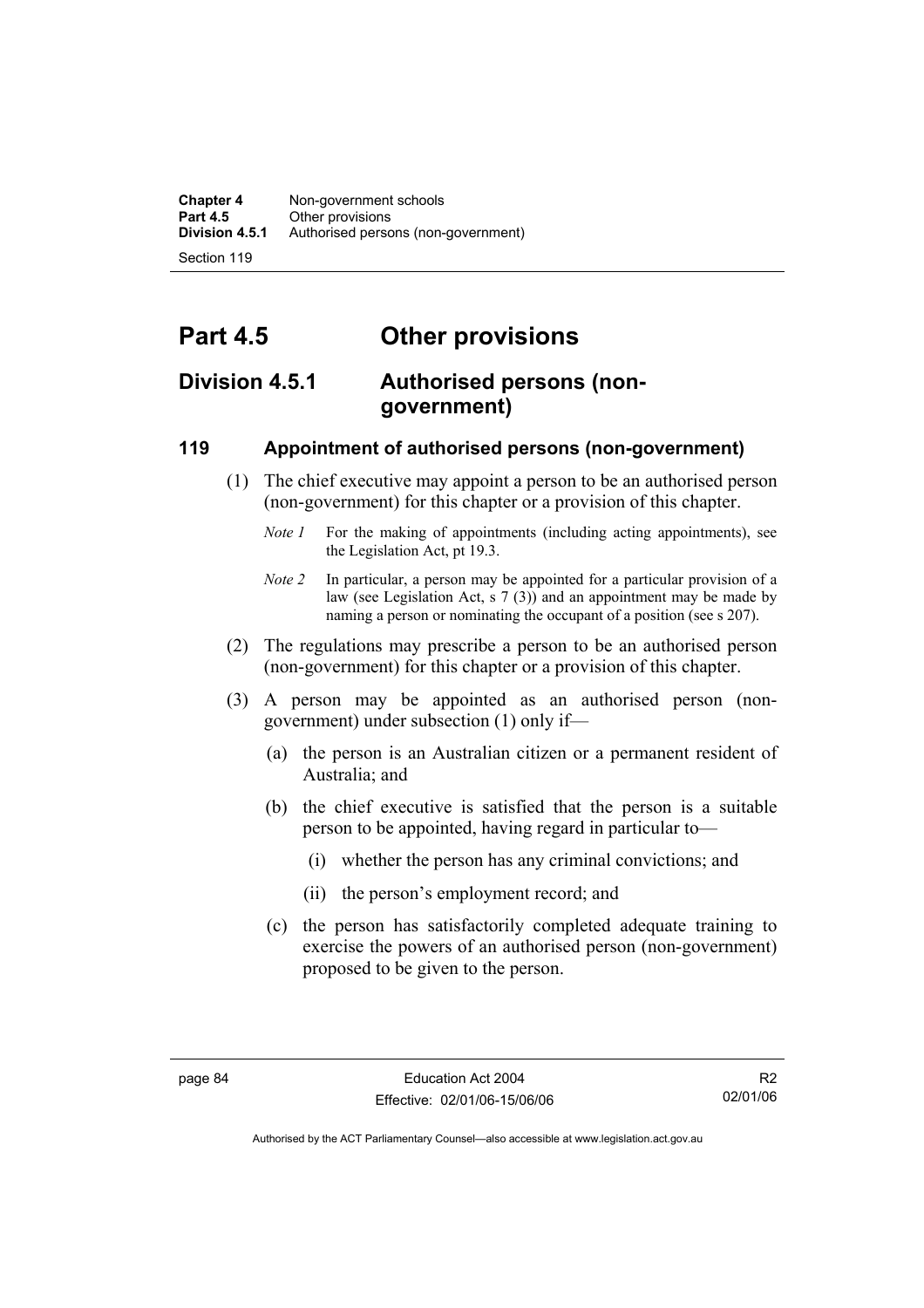# Part 4.5 Other provisions

## Division 4.5.1 Authorised persons (non-government)

### 119 Appointment of authorised persons (non-government)

(1) The chief executive may appoint a person to be an authorised person (non-government) for this chapter or a provision of this chapter.

*Note 1* For the making of appointments (including acting appointments), see the Legislation Act, pt 19.3.

*Note 2* In particular, a person may be appointed for a particular provision of a law (see Legislation Act, s 7 (3)) and an appointment may be made by naming a person or nominating the occupant of a position (see s 207).

(2) The regulations may prescribe a person to be an authorised person (non-government) for this chapter or a provision of this chapter.

(3) A person may be appointed as an authorised person (non-government) under subsection (1) only if—

(a) the person is an Australian citizen or a permanent resident of Australia; and

(b) the chief executive is satisfied that the person is a suitable person to be appointed, having regard in particular to—

(i) whether the person has any criminal convictions; and

(ii) the person's employment record; and

(c) the person has satisfactorily completed adequate training to exercise the powers of an authorised person (non-government) proposed to be given to the person.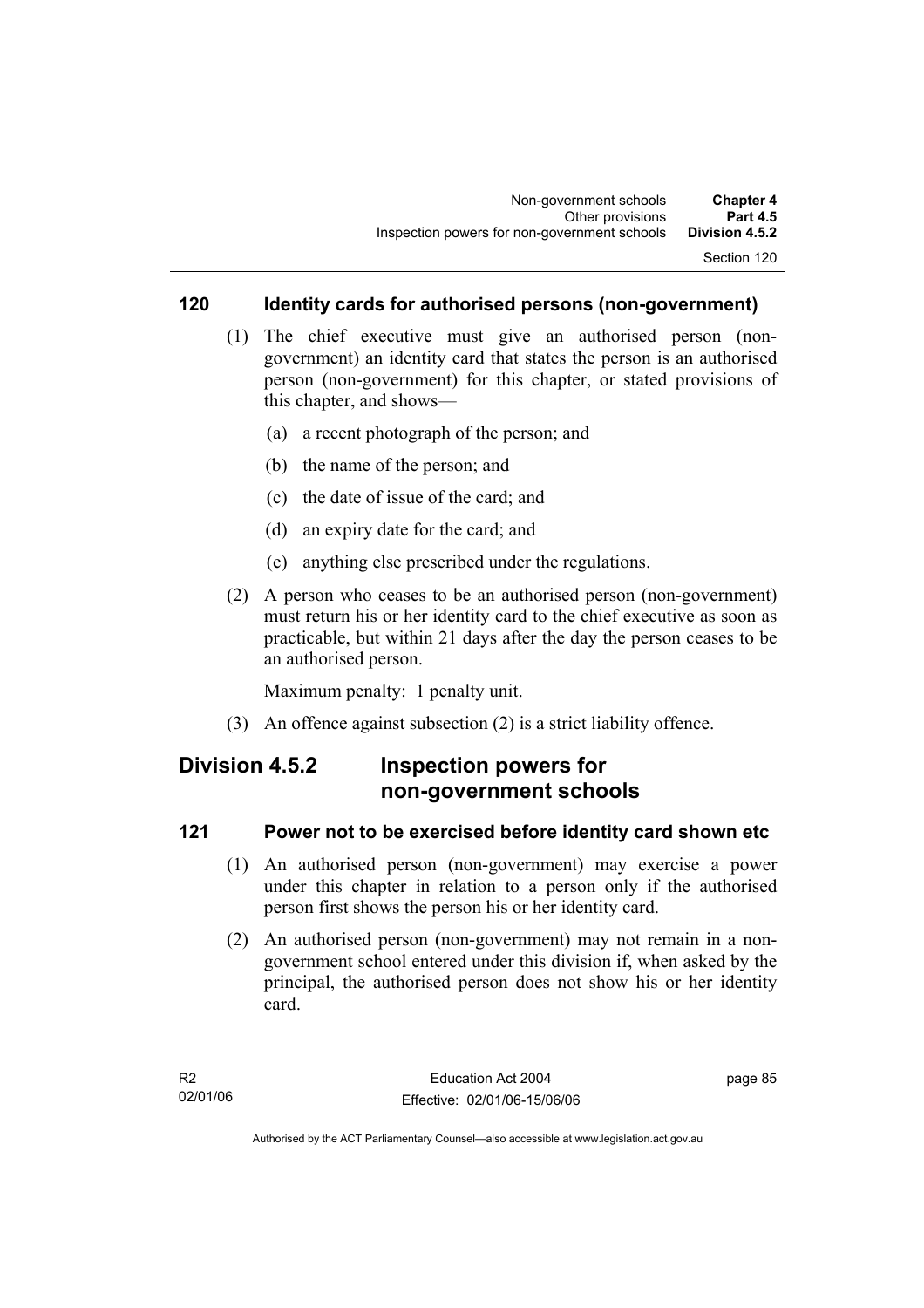### 120 Identity cards for authorised persons (non-government)

(1) The chief executive must give an authorised person (non-government) an identity card that states the person is an authorised person (non-government) for this chapter, or stated provisions of this chapter, and shows—

(a) a recent photograph of the person; and

(b) the name of the person; and

(c) the date of issue of the card; and

(d) an expiry date for the card; and

(e) anything else prescribed under the regulations.

(2) A person who ceases to be an authorised person (non-government) must return his or her identity card to the chief executive as soon as practicable, but within 21 days after the day the person ceases to be an authorised person.

Maximum penalty: 1 penalty unit.

(3) An offence against subsection (2) is a strict liability offence.

## Division 4.5.2 Inspection powers for non-government schools

### 121 Power not to be exercised before identity card shown etc

(1) An authorised person (non-government) may exercise a power under this chapter in relation to a person only if the authorised person first shows the person his or her identity card.

(2) An authorised person (non-government) may not remain in a non-government school entered under this division if, when asked by the principal, the authorised person does not show his or her identity card.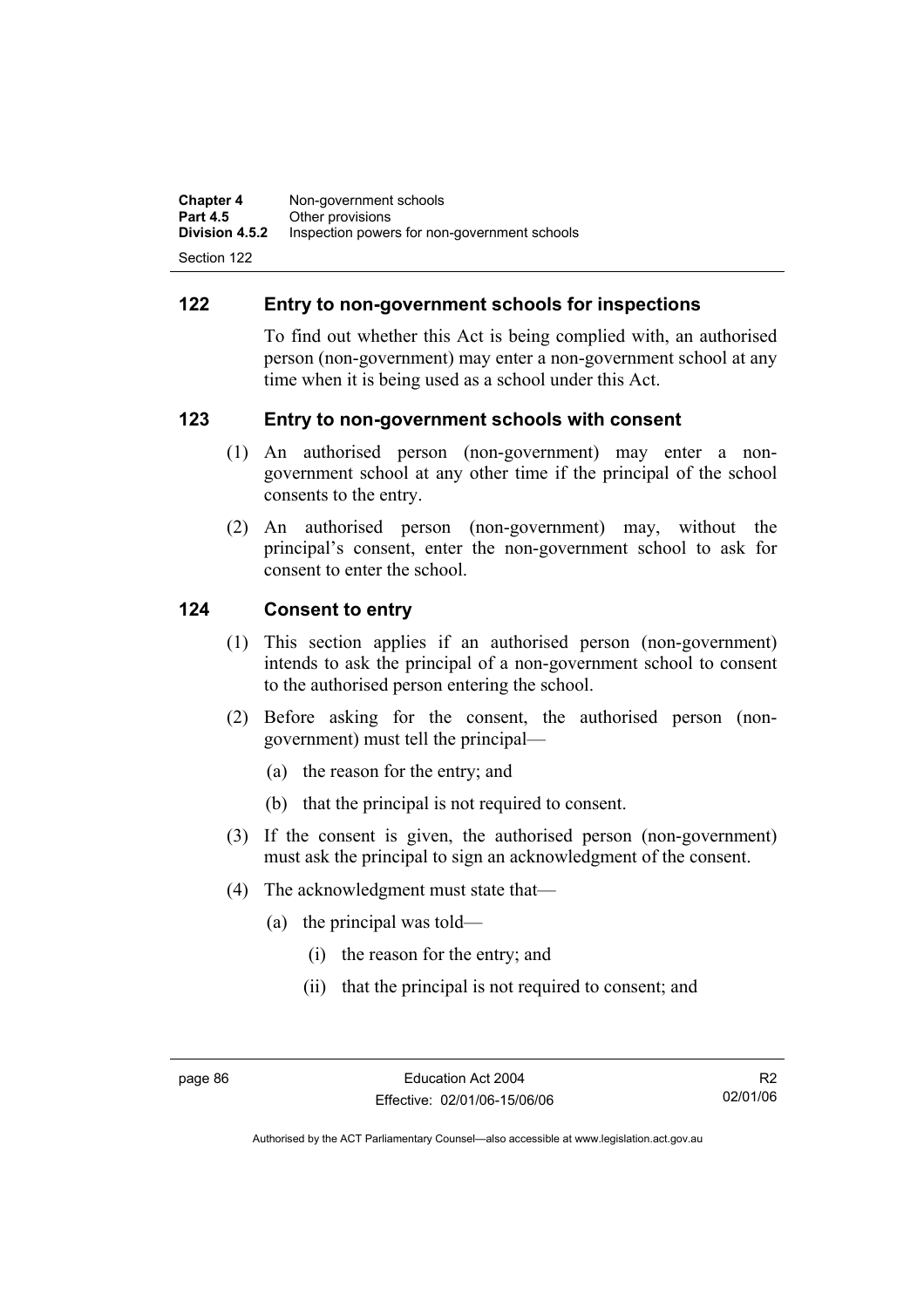## 122 Entry to non-government schools for inspections

To find out whether this Act is being complied with, an authorised person (non-government) may enter a non-government school at any time when it is being used as a school under this Act.

## 123 Entry to non-government schools with consent

(1) An authorised person (non-government) may enter a non-government school at any other time if the principal of the school consents to the entry.

(2) An authorised person (non-government) may, without the principal's consent, enter the non-government school to ask for consent to enter the school.

## 124 Consent to entry

(1) This section applies if an authorised person (non-government) intends to ask the principal of a non-government school to consent to the authorised person entering the school.

(2) Before asking for the consent, the authorised person (non-government) must tell the principal—

(a) the reason for the entry; and

(b) that the principal is not required to consent.

(3) If the consent is given, the authorised person (non-government) must ask the principal to sign an acknowledgment of the consent.

(4) The acknowledgment must state that—

(a) the principal was told—

(i) the reason for the entry; and

(ii) that the principal is not required to consent; and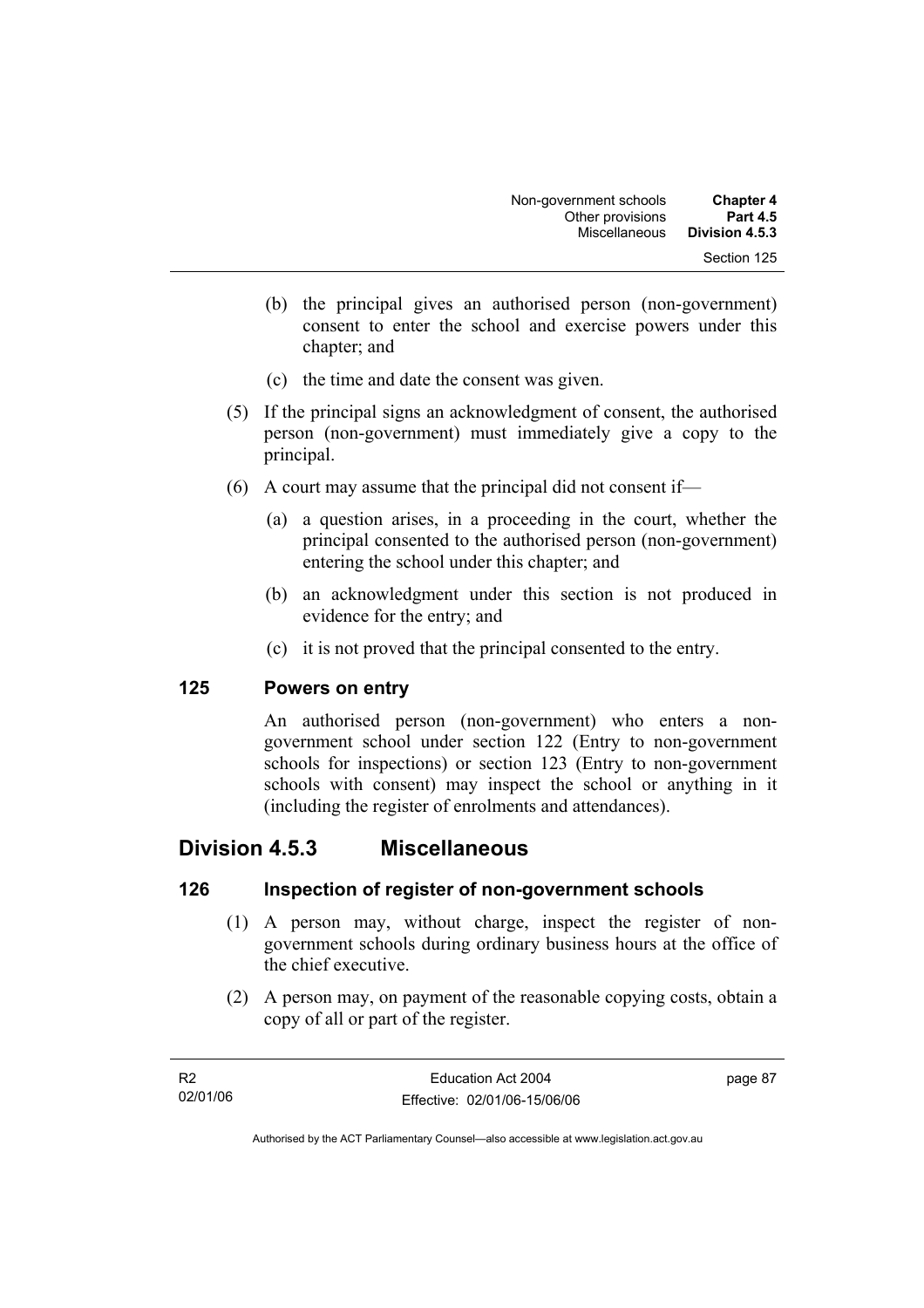(b) the principal gives an authorised person (non-government) consent to enter the school and exercise powers under this chapter; and

(c) the time and date the consent was given.

(5) If the principal signs an acknowledgment of consent, the authorised person (non-government) must immediately give a copy to the principal.

(6) A court may assume that the principal did not consent if—

(a) a question arises, in a proceeding in the court, whether the principal consented to the authorised person (non-government) entering the school under this chapter; and

(b) an acknowledgment under this section is not produced in evidence for the entry; and

(c) it is not proved that the principal consented to the entry.

### 125 Powers on entry

An authorised person (non-government) who enters a non-government school under section 122 (Entry to non-government schools for inspections) or section 123 (Entry to non-government schools with consent) may inspect the school or anything in it (including the register of enrolments and attendances).

## Division 4.5.3 Miscellaneous

### 126 Inspection of register of non-government schools

(1) A person may, without charge, inspect the register of non-government schools during ordinary business hours at the office of the chief executive.

(2) A person may, on payment of the reasonable copying costs, obtain a copy of all or part of the register.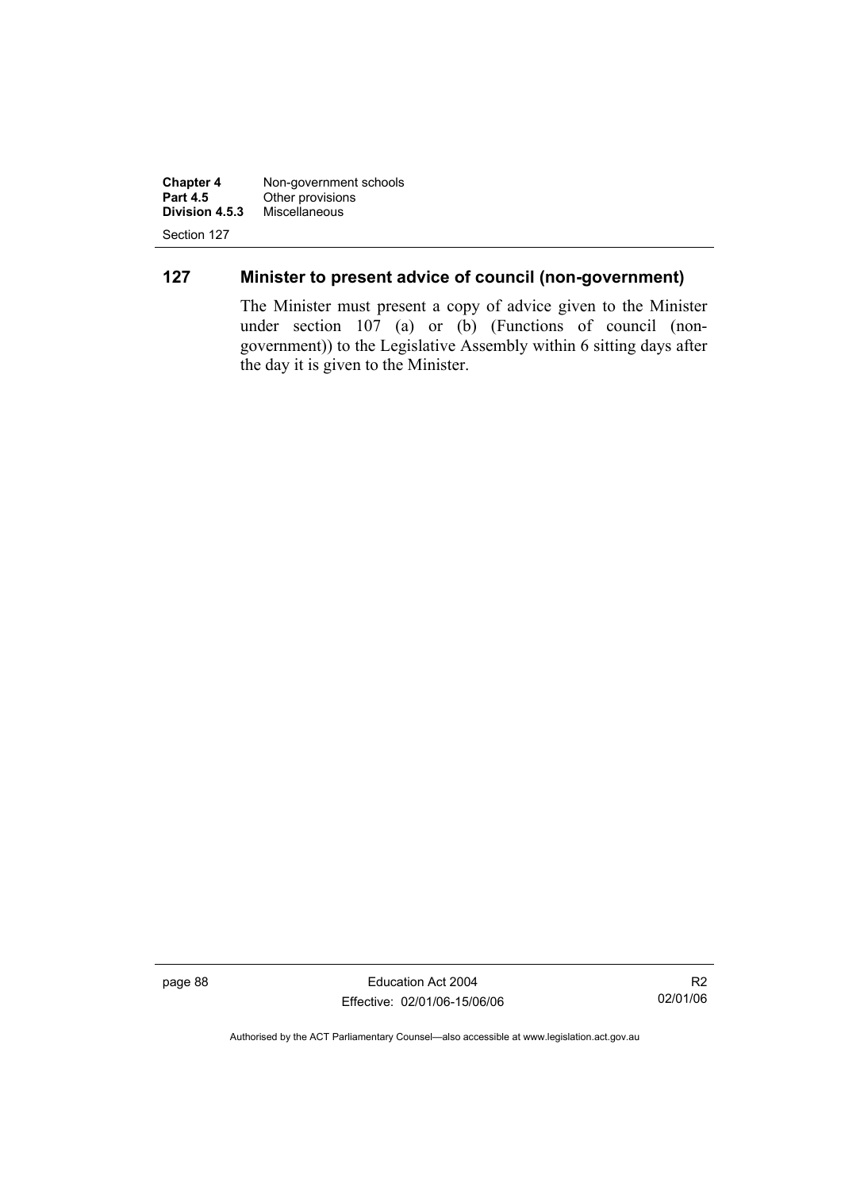## 127 Minister to present advice of council (non-government)

The Minister must present a copy of advice given to the Minister under section 107 (a) or (b) (Functions of council (non-government)) to the Legislative Assembly within 6 sitting days after the day it is given to the Minister.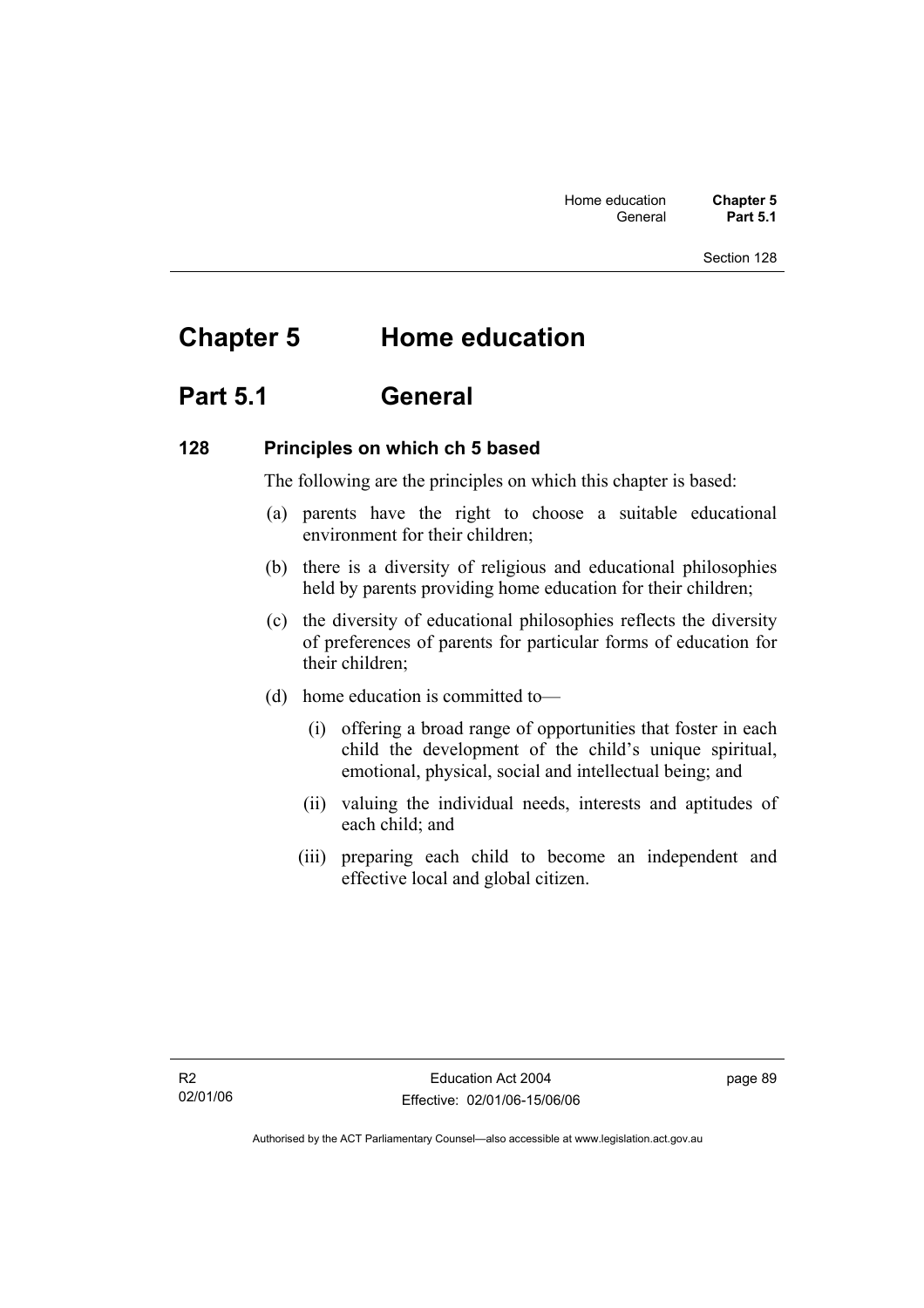# Chapter 5 Home education

## Part 5.1 General

### 128 Principles on which ch 5 based

The following are the principles on which this chapter is based:

(a) parents have the right to choose a suitable educational environment for their children;

(b) there is a diversity of religious and educational philosophies held by parents providing home education for their children;

(c) the diversity of educational philosophies reflects the diversity of preferences of parents for particular forms of education for their children;

(d) home education is committed to—

 (i) offering a broad range of opportunities that foster in each child the development of the child's unique spiritual, emotional, physical, social and intellectual being; and

 (ii) valuing the individual needs, interests and aptitudes of each child; and

 (iii) preparing each child to become an independent and effective local and global citizen.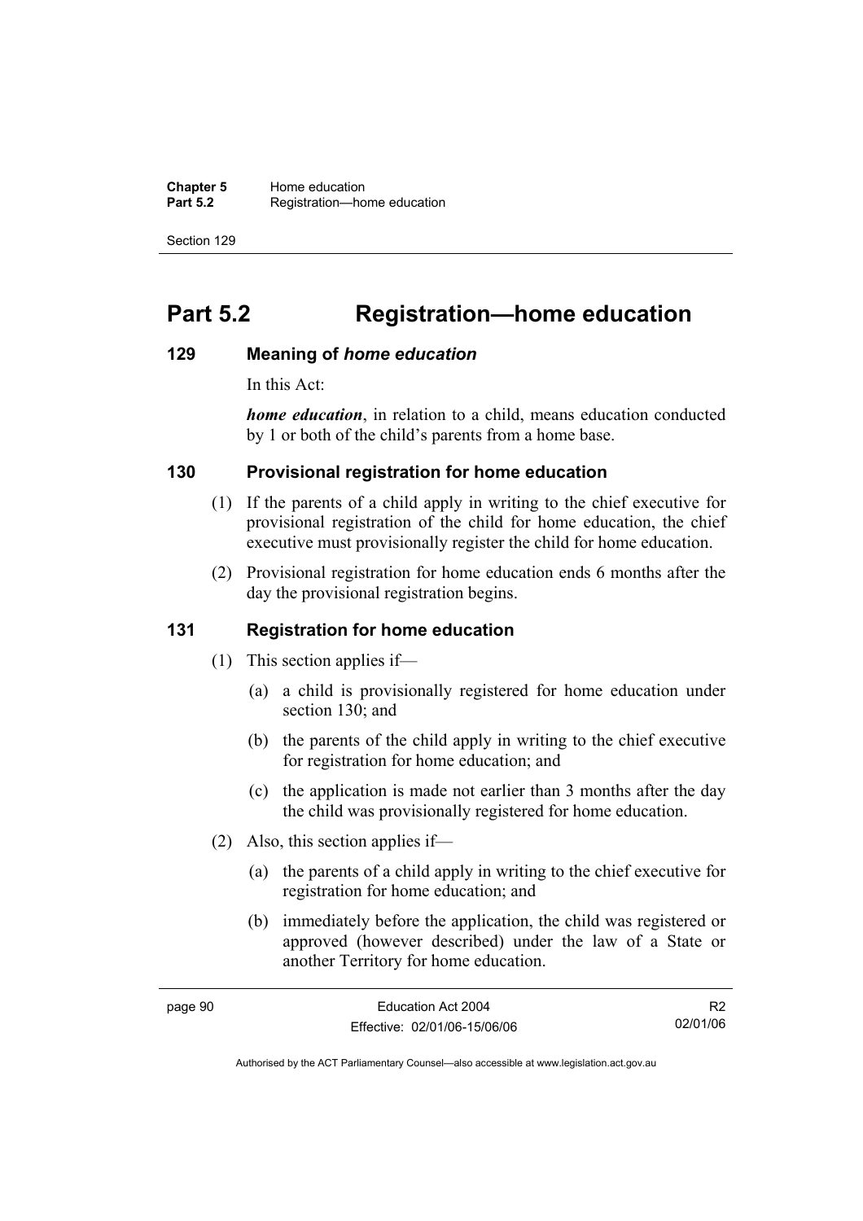# Part 5.2 Registration—home education

## 129 Meaning of *home education*

In this Act:

***home education***, in relation to a child, means education conducted by 1 or both of the child's parents from a home base.

## 130 Provisional registration for home education

(1) If the parents of a child apply in writing to the chief executive for provisional registration of the child for home education, the chief executive must provisionally register the child for home education.

(2) Provisional registration for home education ends 6 months after the day the provisional registration begins.

## 131 Registration for home education

(1) This section applies if—

(a) a child is provisionally registered for home education under section 130; and

(b) the parents of the child apply in writing to the chief executive for registration for home education; and

(c) the application is made not earlier than 3 months after the day the child was provisionally registered for home education.

(2) Also, this section applies if—

(a) the parents of a child apply in writing to the chief executive for registration for home education; and

(b) immediately before the application, the child was registered or approved (however described) under the law of a State or another Territory for home education.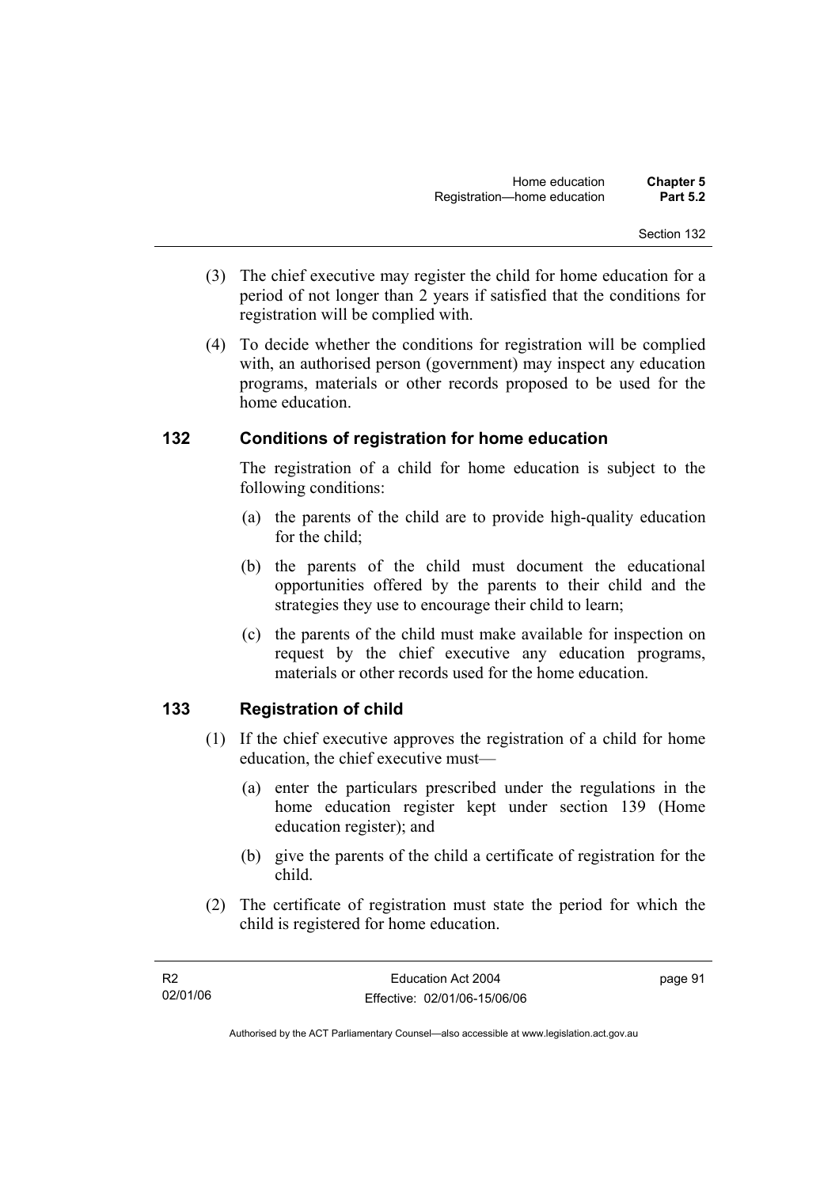(3) The chief executive may register the child for home education for a period of not longer than 2 years if satisfied that the conditions for registration will be complied with.

(4) To decide whether the conditions for registration will be complied with, an authorised person (government) may inspect any education programs, materials or other records proposed to be used for the home education.

## 132 Conditions of registration for home education

The registration of a child for home education is subject to the following conditions:

(a) the parents of the child are to provide high-quality education for the child;

(b) the parents of the child must document the educational opportunities offered by the parents to their child and the strategies they use to encourage their child to learn;

(c) the parents of the child must make available for inspection on request by the chief executive any education programs, materials or other records used for the home education.

## 133 Registration of child

(1) If the chief executive approves the registration of a child for home education, the chief executive must—

(a) enter the particulars prescribed under the regulations in the home education register kept under section 139 (Home education register); and

(b) give the parents of the child a certificate of registration for the child.

(2) The certificate of registration must state the period for which the child is registered for home education.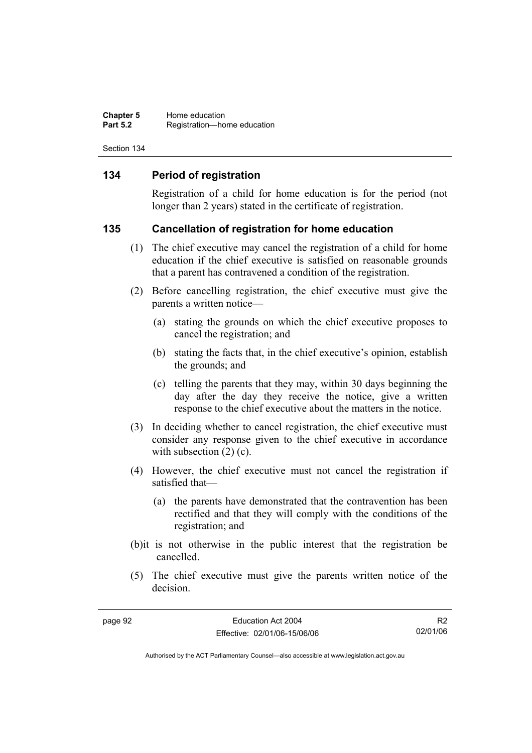## 134 Period of registration

Registration of a child for home education is for the period (not longer than 2 years) stated in the certificate of registration.

## 135 Cancellation of registration for home education

(1) The chief executive may cancel the registration of a child for home education if the chief executive is satisfied on reasonable grounds that a parent has contravened a condition of the registration.

(2) Before cancelling registration, the chief executive must give the parents a written notice—

(a) stating the grounds on which the chief executive proposes to cancel the registration; and

(b) stating the facts that, in the chief executive's opinion, establish the grounds; and

(c) telling the parents that they may, within 30 days beginning the day after the day they receive the notice, give a written response to the chief executive about the matters in the notice.

(3) In deciding whether to cancel registration, the chief executive must consider any response given to the chief executive in accordance with subsection (2) (c).

(4) However, the chief executive must not cancel the registration if satisfied that—

(a) the parents have demonstrated that the contravention has been rectified and that they will comply with the conditions of the registration; and

(b)it is not otherwise in the public interest that the registration be cancelled.

(5) The chief executive must give the parents written notice of the decision.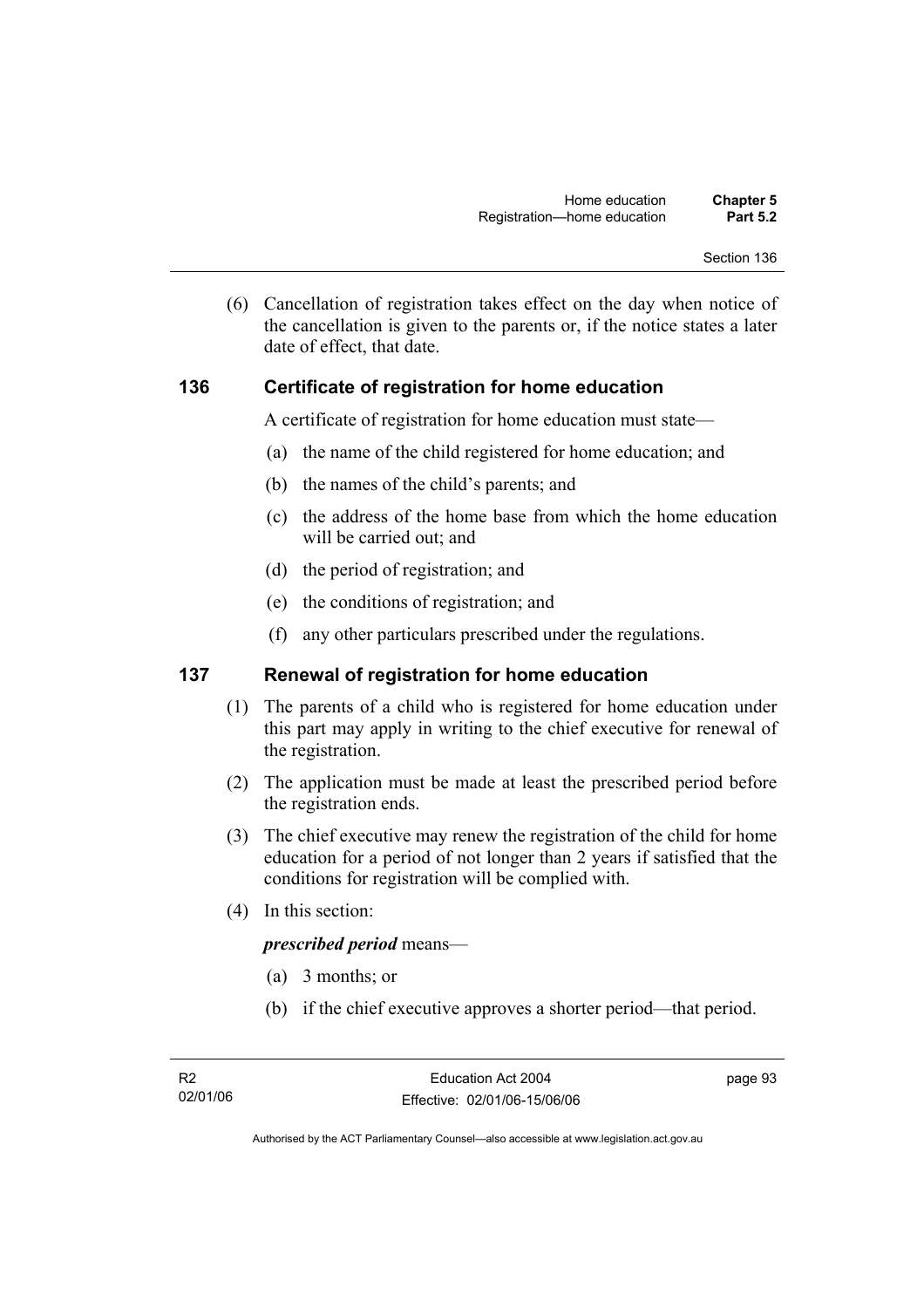(6) Cancellation of registration takes effect on the day when notice of the cancellation is given to the parents or, if the notice states a later date of effect, that date.

## 136 Certificate of registration for home education

A certificate of registration for home education must state—

(a) the name of the child registered for home education; and

(b) the names of the child's parents; and

(c) the address of the home base from which the home education will be carried out; and

(d) the period of registration; and

(e) the conditions of registration; and

(f) any other particulars prescribed under the regulations.

## 137 Renewal of registration for home education

(1) The parents of a child who is registered for home education under this part may apply in writing to the chief executive for renewal of the registration.

(2) The application must be made at least the prescribed period before the registration ends.

(3) The chief executive may renew the registration of the child for home education for a period of not longer than 2 years if satisfied that the conditions for registration will be complied with.

(4) In this section:

***prescribed period*** means—

(a) 3 months; or

(b) if the chief executive approves a shorter period—that period.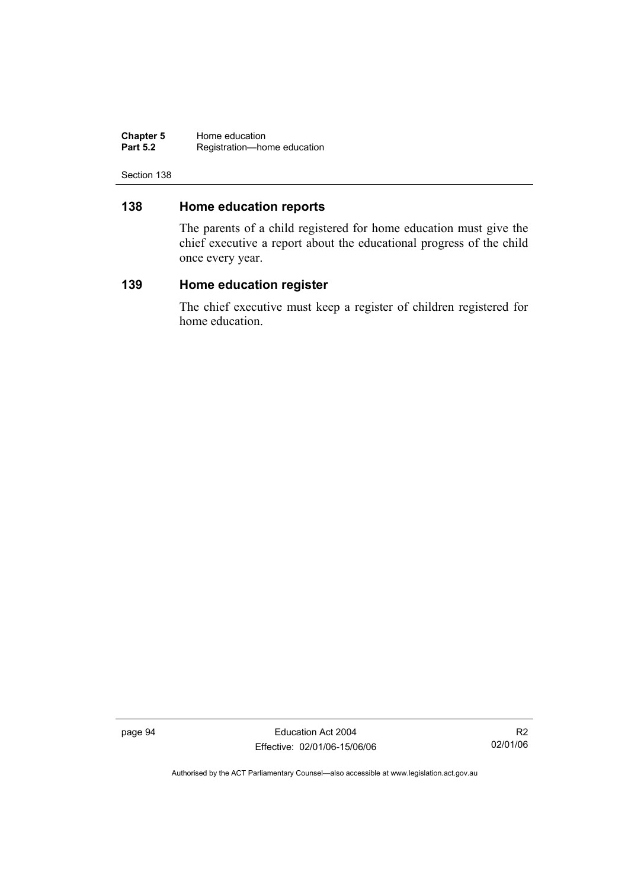## 138 Home education reports

The parents of a child registered for home education must give the chief executive a report about the educational progress of the child once every year.

## 139 Home education register

The chief executive must keep a register of children registered for home education.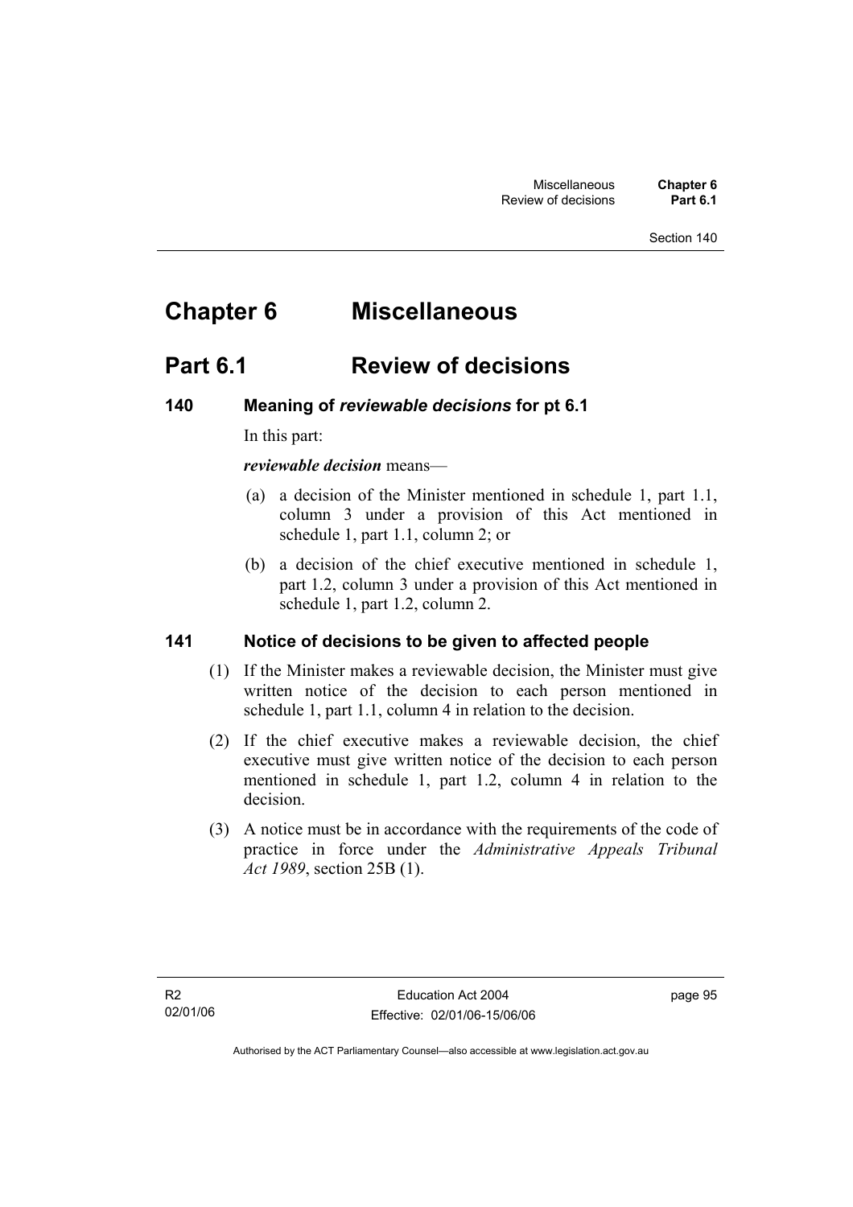# Chapter 6 Miscellaneous

## Part 6.1 Review of decisions

### 140 Meaning of *reviewable decisions* for pt 6.1

In this part:

***reviewable decision*** means—

(a) a decision of the Minister mentioned in schedule 1, part 1.1, column 3 under a provision of this Act mentioned in schedule 1, part 1.1, column 2; or

(b) a decision of the chief executive mentioned in schedule 1, part 1.2, column 3 under a provision of this Act mentioned in schedule 1, part 1.2, column 2.

### 141 Notice of decisions to be given to affected people

(1) If the Minister makes a reviewable decision, the Minister must give written notice of the decision to each person mentioned in schedule 1, part 1.1, column 4 in relation to the decision.

(2) If the chief executive makes a reviewable decision, the chief executive must give written notice of the decision to each person mentioned in schedule 1, part 1.2, column 4 in relation to the decision.

(3) A notice must be in accordance with the requirements of the code of practice in force under the *Administrative Appeals Tribunal Act 1989*, section 25B (1).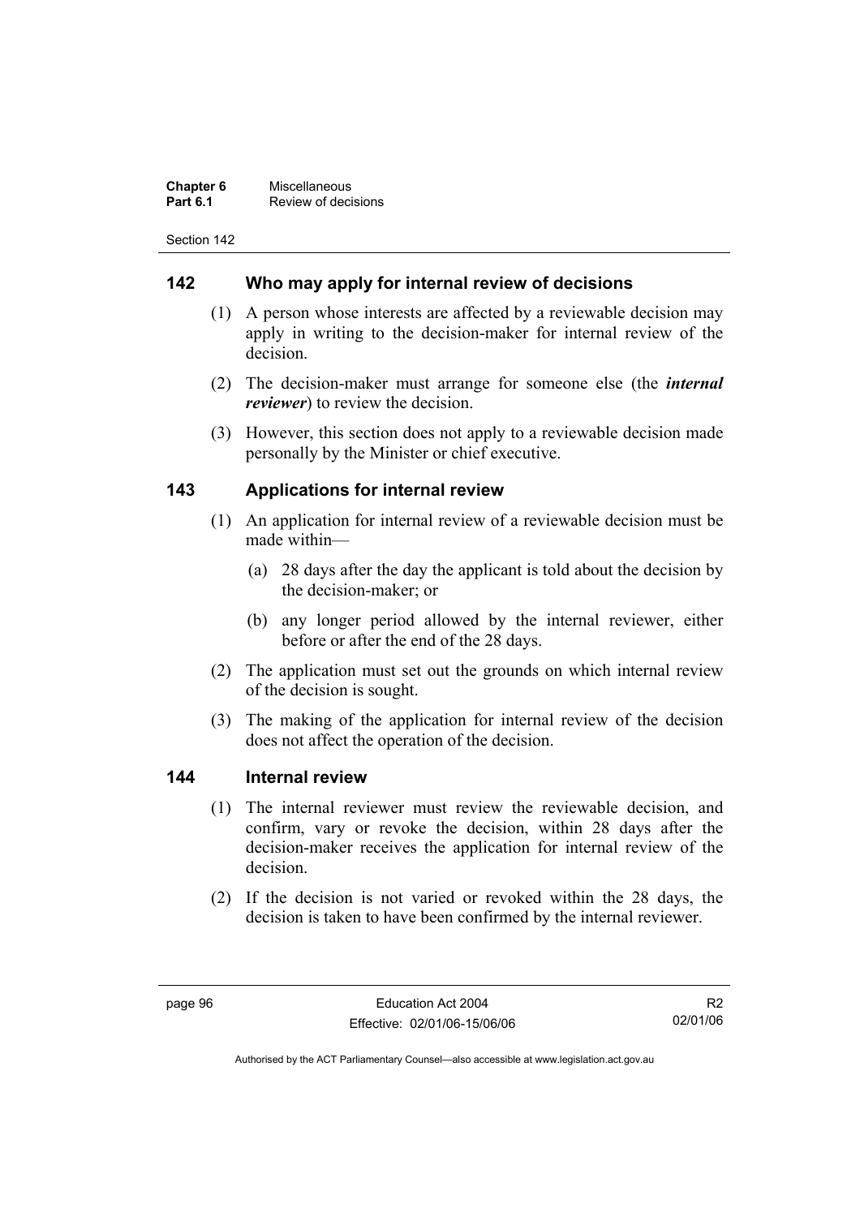## 142 Who may apply for internal review of decisions

(1) A person whose interests are affected by a reviewable decision may apply in writing to the decision-maker for internal review of the decision.

(2) The decision-maker must arrange for someone else (the ***internal reviewer***) to review the decision.

(3) However, this section does not apply to a reviewable decision made personally by the Minister or chief executive.

## 143 Applications for internal review

(1) An application for internal review of a reviewable decision must be made within—

(a) 28 days after the day the applicant is told about the decision by the decision-maker; or

(b) any longer period allowed by the internal reviewer, either before or after the end of the 28 days.

(2) The application must set out the grounds on which internal review of the decision is sought.

(3) The making of the application for internal review of the decision does not affect the operation of the decision.

## 144 Internal review

(1) The internal reviewer must review the reviewable decision, and confirm, vary or revoke the decision, within 28 days after the decision-maker receives the application for internal review of the decision.

(2) If the decision is not varied or revoked within the 28 days, the decision is taken to have been confirmed by the internal reviewer.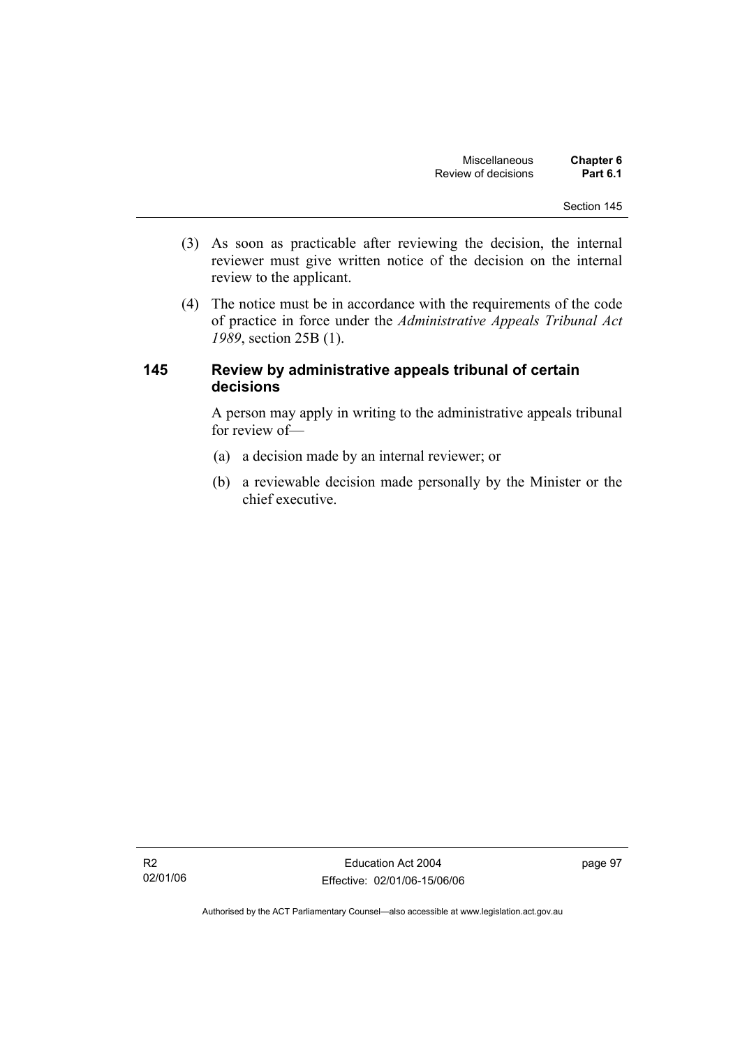(3) As soon as practicable after reviewing the decision, the internal reviewer must give written notice of the decision on the internal review to the applicant.

(4) The notice must be in accordance with the requirements of the code of practice in force under the *Administrative Appeals Tribunal Act 1989*, section 25B (1).

### 145 Review by administrative appeals tribunal of certain decisions

A person may apply in writing to the administrative appeals tribunal for review of—

(a) a decision made by an internal reviewer; or

(b) a reviewable decision made personally by the Minister or the chief executive.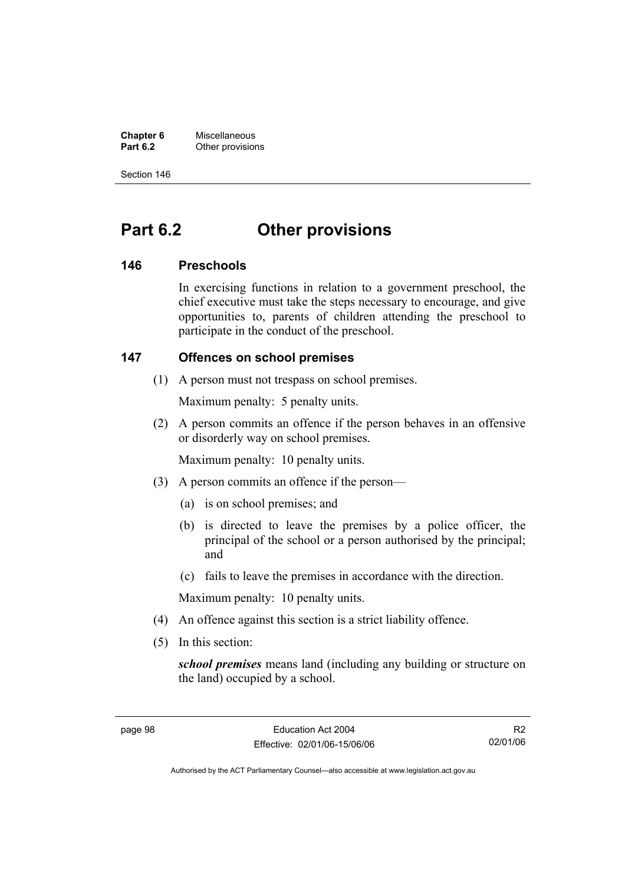# Part 6.2 Other provisions

## 146 Preschools

In exercising functions in relation to a government preschool, the chief executive must take the steps necessary to encourage, and give opportunities to, parents of children attending the preschool to participate in the conduct of the preschool.

## 147 Offences on school premises

(1) A person must not trespass on school premises.

Maximum penalty: 5 penalty units.

(2) A person commits an offence if the person behaves in an offensive or disorderly way on school premises.

Maximum penalty: 10 penalty units.

(3) A person commits an offence if the person—

(a) is on school premises; and

(b) is directed to leave the premises by a police officer, the principal of the school or a person authorised by the principal; and

(c) fails to leave the premises in accordance with the direction.

Maximum penalty: 10 penalty units.

(4) An offence against this section is a strict liability offence.

(5) In this section:

***school premises*** means land (including any building or structure on the land) occupied by a school.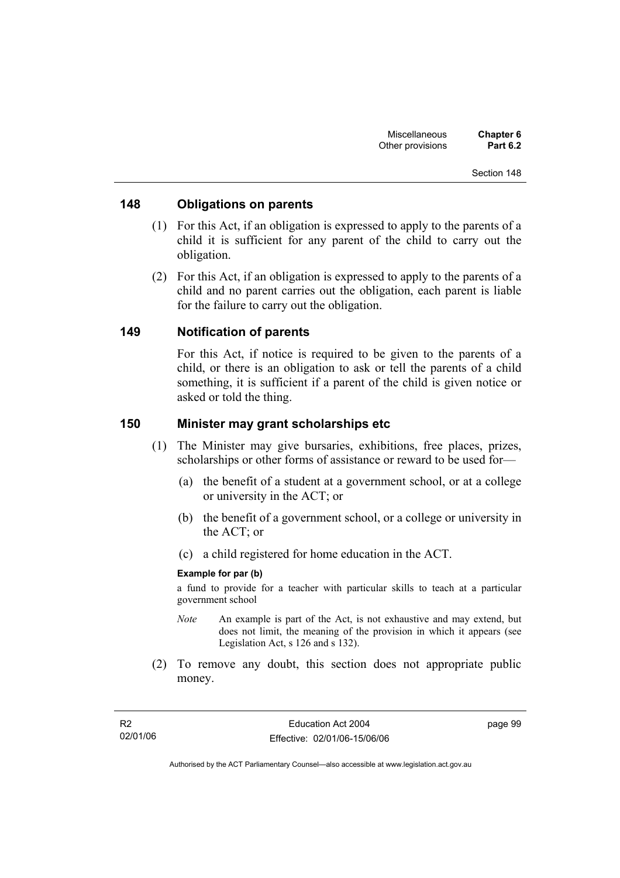## 148 Obligations on parents

(1) For this Act, if an obligation is expressed to apply to the parents of a child it is sufficient for any parent of the child to carry out the obligation.

(2) For this Act, if an obligation is expressed to apply to the parents of a child and no parent carries out the obligation, each parent is liable for the failure to carry out the obligation.

## 149 Notification of parents

For this Act, if notice is required to be given to the parents of a child, or there is an obligation to ask or tell the parents of a child something, it is sufficient if a parent of the child is given notice or asked or told the thing.

## 150 Minister may grant scholarships etc

(1) The Minister may give bursaries, exhibitions, free places, prizes, scholarships or other forms of assistance or reward to be used for—

(a) the benefit of a student at a government school, or at a college or university in the ACT; or

(b) the benefit of a government school, or a college or university in the ACT; or

(c) a child registered for home education in the ACT.

**Example for par (b)**

a fund to provide for a teacher with particular skills to teach at a particular government school

*Note* An example is part of the Act, is not exhaustive and may extend, but does not limit, the meaning of the provision in which it appears (see Legislation Act, s 126 and s 132).

(2) To remove any doubt, this section does not appropriate public money.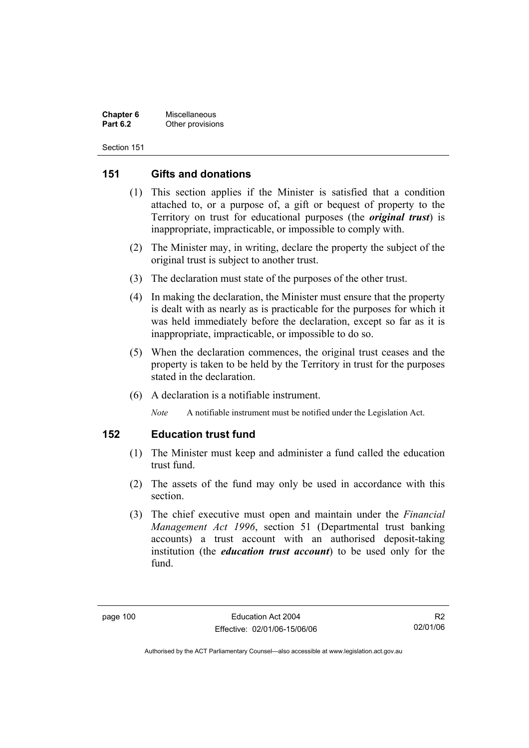## 151 Gifts and donations

(1) This section applies if the Minister is satisfied that a condition attached to, or a purpose of, a gift or bequest of property to the Territory on trust for educational purposes (the ***original trust***) is inappropriate, impracticable, or impossible to comply with.

(2) The Minister may, in writing, declare the property the subject of the original trust is subject to another trust.

(3) The declaration must state of the purposes of the other trust.

(4) In making the declaration, the Minister must ensure that the property is dealt with as nearly as is practicable for the purposes for which it was held immediately before the declaration, except so far as it is inappropriate, impracticable, or impossible to do so.

(5) When the declaration commences, the original trust ceases and the property is taken to be held by the Territory in trust for the purposes stated in the declaration.

(6) A declaration is a notifiable instrument.

*Note* A notifiable instrument must be notified under the Legislation Act.

## 152 Education trust fund

(1) The Minister must keep and administer a fund called the education trust fund.

(2) The assets of the fund may only be used in accordance with this section.

(3) The chief executive must open and maintain under the *Financial Management Act 1996*, section 51 (Departmental trust banking accounts) a trust account with an authorised deposit-taking institution (the ***education trust account***) to be used only for the fund.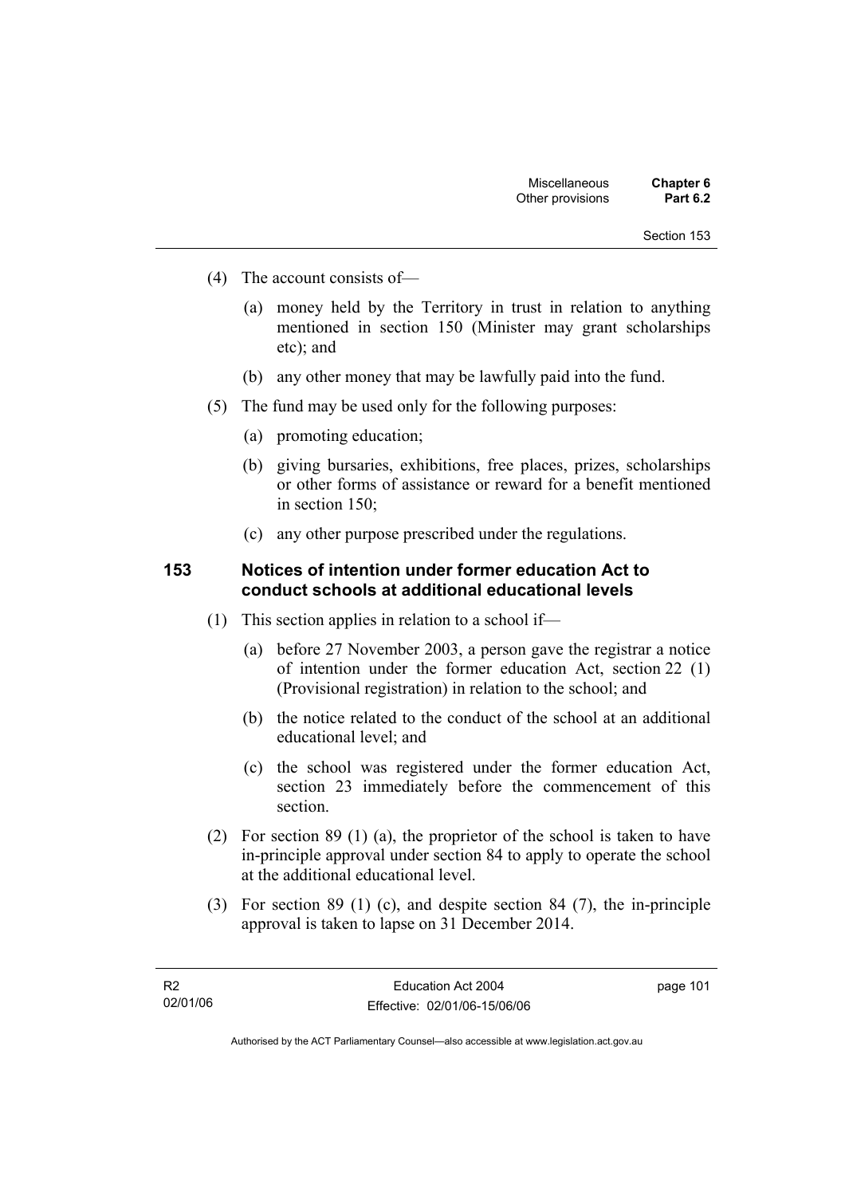(4) The account consists of—

(a) money held by the Territory in trust in relation to anything mentioned in section 150 (Minister may grant scholarships etc); and

(b) any other money that may be lawfully paid into the fund.

(5) The fund may be used only for the following purposes:

(a) promoting education;

(b) giving bursaries, exhibitions, free places, prizes, scholarships or other forms of assistance or reward for a benefit mentioned in section 150;

(c) any other purpose prescribed under the regulations.

## 153 Notices of intention under former education Act to conduct schools at additional educational levels

(1) This section applies in relation to a school if—

(a) before 27 November 2003, a person gave the registrar a notice of intention under the former education Act, section 22 (1) (Provisional registration) in relation to the school; and

(b) the notice related to the conduct of the school at an additional educational level; and

(c) the school was registered under the former education Act, section 23 immediately before the commencement of this section.

(2) For section 89 (1) (a), the proprietor of the school is taken to have in-principle approval under section 84 to apply to operate the school at the additional educational level.

(3) For section 89 (1) (c), and despite section 84 (7), the in-principle approval is taken to lapse on 31 December 2014.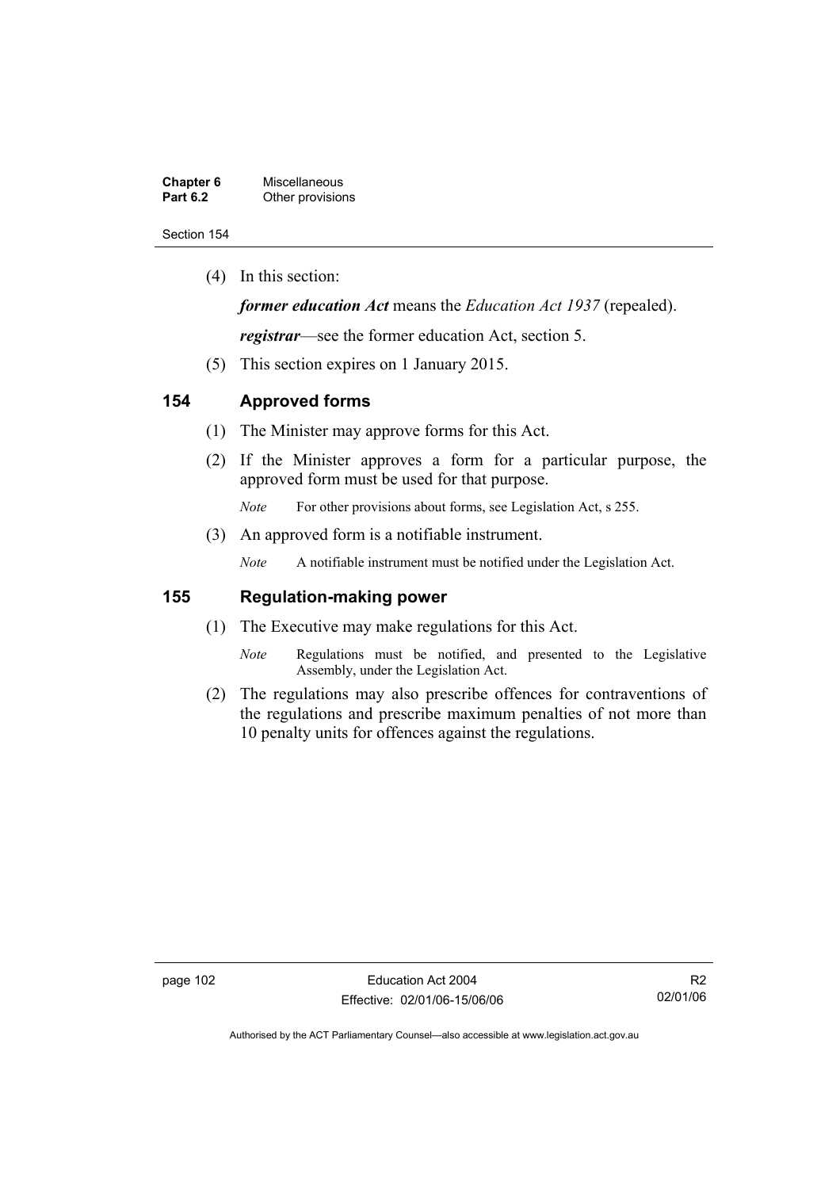(4) In this section:

*former education Act* means the *Education Act 1937* (repealed).

*registrar*—see the former education Act, section 5.

(5) This section expires on 1 January 2015.

## 154 Approved forms

(1) The Minister may approve forms for this Act.

(2) If the Minister approves a form for a particular purpose, the approved form must be used for that purpose.

*Note* For other provisions about forms, see Legislation Act, s 255.

(3) An approved form is a notifiable instrument.

*Note* A notifiable instrument must be notified under the Legislation Act.

## 155 Regulation-making power

(1) The Executive may make regulations for this Act.

*Note* Regulations must be notified, and presented to the Legislative Assembly, under the Legislation Act.

(2) The regulations may also prescribe offences for contraventions of the regulations and prescribe maximum penalties of not more than 10 penalty units for offences against the regulations.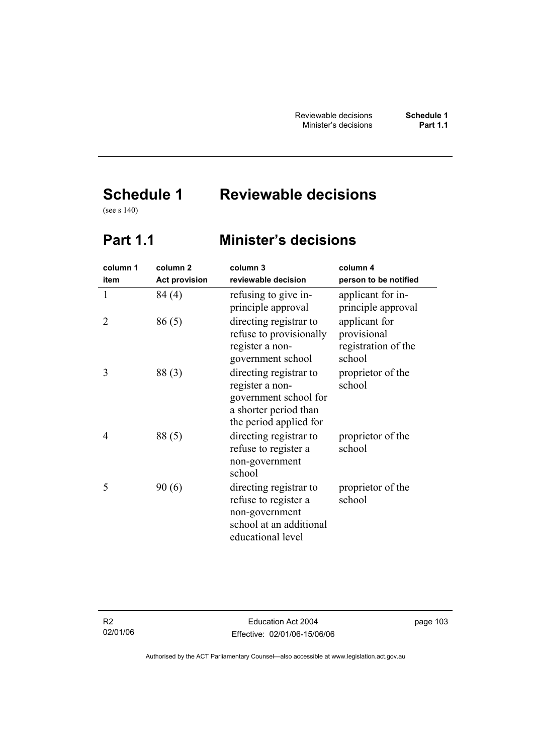# Schedule 1 Reviewable decisions

(see s 140)

## Part 1.1 Minister's decisions

| column 1<br>item | column 2<br>Act provision | column 3<br>reviewable decision | column 4<br>person to be notified |
|---|---|---|---|
| 1 | 84 (4) | refusing to give in-principle approval | applicant for in-principle approval |
| 2 | 86 (5) | directing registrar to refuse to provisionally register a non-government school | applicant for provisional registration of the school |
| 3 | 88 (3) | directing registrar to register a non-government school for a shorter period than the period applied for | proprietor of the school |
| 4 | 88 (5) | directing registrar to refuse to register a non-government school | proprietor of the school |
| 5 | 90 (6) | directing registrar to refuse to register a non-government school at an additional educational level | proprietor of the school |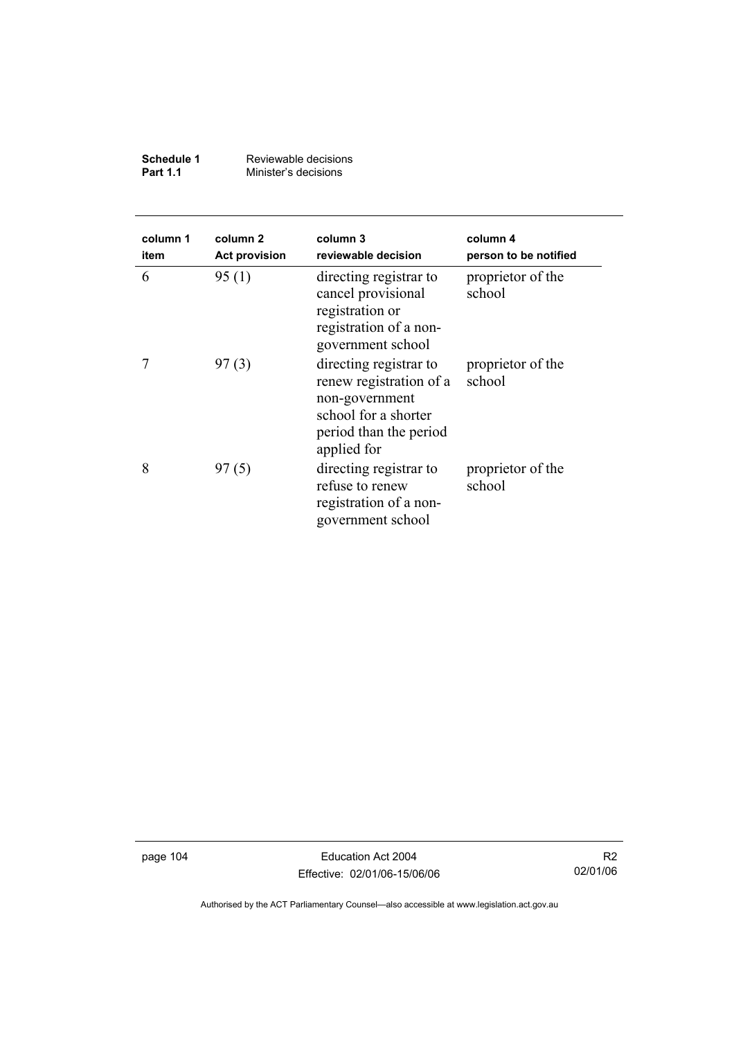| column 1 item | column 2 Act provision | column 3 reviewable decision | column 4 person to be notified |
|---|---|---|---|
| 6 | 95 (1) | directing registrar to cancel provisional registration or registration of a non-government school | proprietor of the school |
| 7 | 97 (3) | directing registrar to renew registration of a non-government school for a shorter period than the period applied for | proprietor of the school |
| 8 | 97 (5) | directing registrar to refuse to renew registration of a non-government school | proprietor of the school |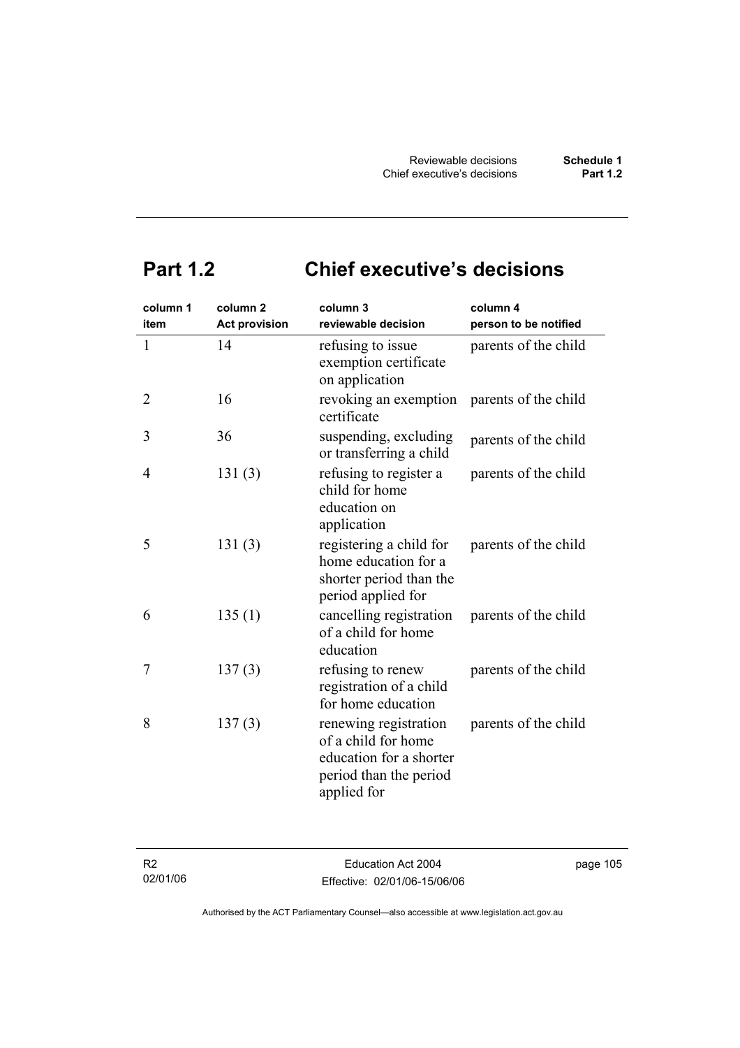# Part 1.2 Chief executive's decisions

| column 1 item | column 2 Act provision | column 3 reviewable decision | column 4 person to be notified |
|---|---|---|---|
| 1 | 14 | refusing to issue exemption certificate on application | parents of the child |
| 2 | 16 | revoking an exemption certificate | parents of the child |
| 3 | 36 | suspending, excluding or transferring a child | parents of the child |
| 4 | 131 (3) | refusing to register a child for home education on application | parents of the child |
| 5 | 131 (3) | registering a child for home education for a shorter period than the period applied for | parents of the child |
| 6 | 135 (1) | cancelling registration of a child for home education | parents of the child |
| 7 | 137 (3) | refusing to renew registration of a child for home education | parents of the child |
| 8 | 137 (3) | renewing registration of a child for home education for a shorter period than the period applied for | parents of the child |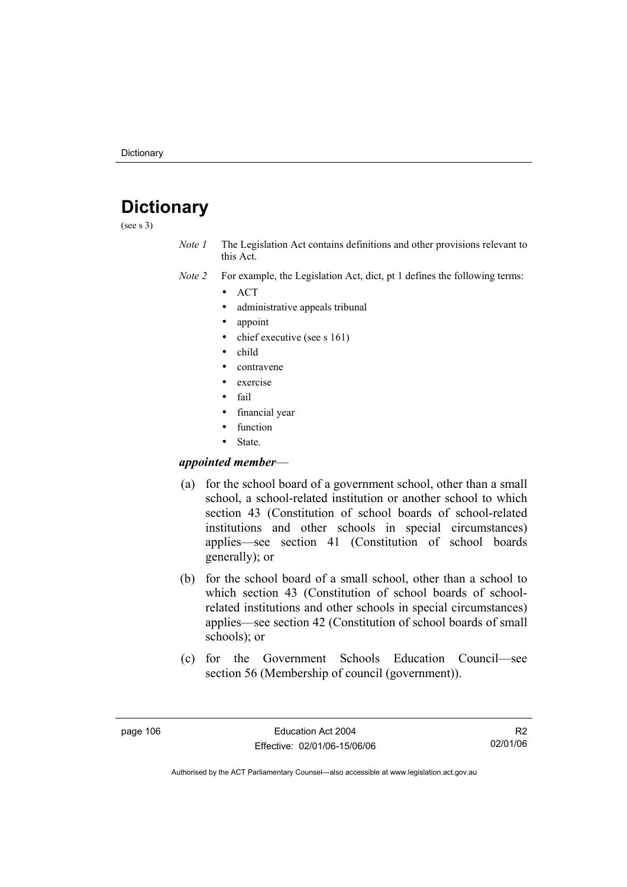# Dictionary

(see s 3)

*Note 1* The Legislation Act contains definitions and other provisions relevant to this Act.

*Note 2* For example, the Legislation Act, dict, pt 1 defines the following terms:

- ACT
- administrative appeals tribunal
- appoint
- chief executive (see s 161)
- child
- contravene
- exercise
- fail
- financial year
- function
- State.

***appointed member***—

(a) for the school board of a government school, other than a small school, a school-related institution or another school to which section 43 (Constitution of school boards of school-related institutions and other schools in special circumstances) applies—see section 41 (Constitution of school boards generally); or

(b) for the school board of a small school, other than a school to which section 43 (Constitution of school boards of school-related institutions and other schools in special circumstances) applies—see section 42 (Constitution of school boards of small schools); or

(c) for the Government Schools Education Council—see section 56 (Membership of council (government)).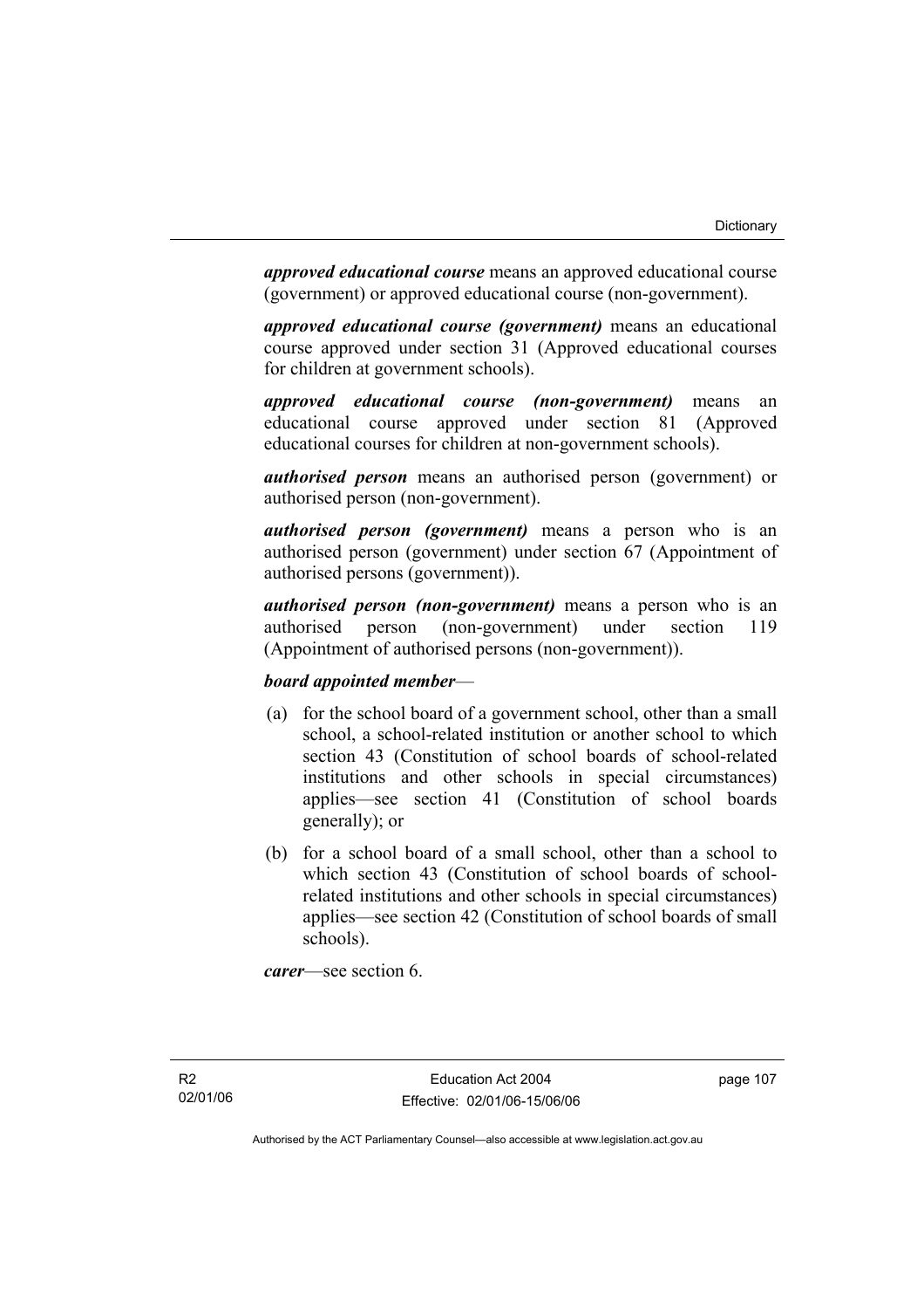***approved educational course*** means an approved educational course (government) or approved educational course (non-government).

***approved educational course (government)*** means an educational course approved under section 31 (Approved educational courses for children at government schools).

***approved educational course (non-government)*** means an educational course approved under section 81 (Approved educational courses for children at non-government schools).

***authorised person*** means an authorised person (government) or authorised person (non-government).

***authorised person (government)*** means a person who is an authorised person (government) under section 67 (Appointment of authorised persons (government)).

***authorised person (non-government)*** means a person who is an authorised person (non-government) under section 119 (Appointment of authorised persons (non-government)).

***board appointed member***—

(a) for the school board of a government school, other than a small school, a school-related institution or another school to which section 43 (Constitution of school boards of school-related institutions and other schools in special circumstances) applies—see section 41 (Constitution of school boards generally); or

(b) for a school board of a small school, other than a school to which section 43 (Constitution of school boards of school-related institutions and other schools in special circumstances) applies—see section 42 (Constitution of school boards of small schools).

***carer***—see section 6.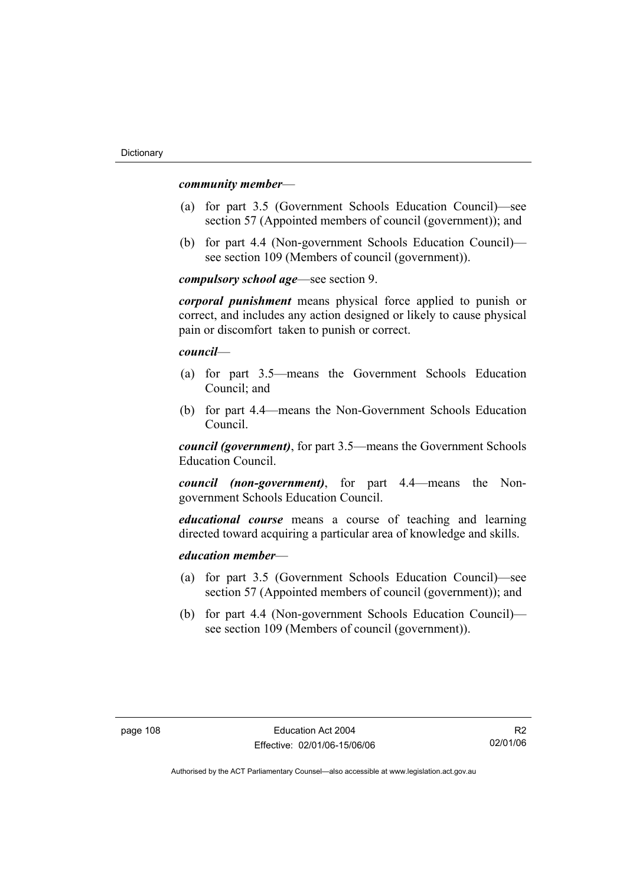***community member***—

(a) for part 3.5 (Government Schools Education Council)—see section 57 (Appointed members of council (government)); and

(b) for part 4.4 (Non-government Schools Education Council)—see section 109 (Members of council (government)).

***compulsory school age***—see section 9.

***corporal punishment*** means physical force applied to punish or correct, and includes any action designed or likely to cause physical pain or discomfort taken to punish or correct.

***council***—

(a) for part 3.5—means the Government Schools Education Council; and

(b) for part 4.4—means the Non-Government Schools Education Council.

***council (government)***, for part 3.5—means the Government Schools Education Council.

***council (non-government)***, for part 4.4—means the Non-government Schools Education Council.

***educational course*** means a course of teaching and learning directed toward acquiring a particular area of knowledge and skills.

***education member***—

(a) for part 3.5 (Government Schools Education Council)—see section 57 (Appointed members of council (government)); and

(b) for part 4.4 (Non-government Schools Education Council)—see section 109 (Members of council (government)).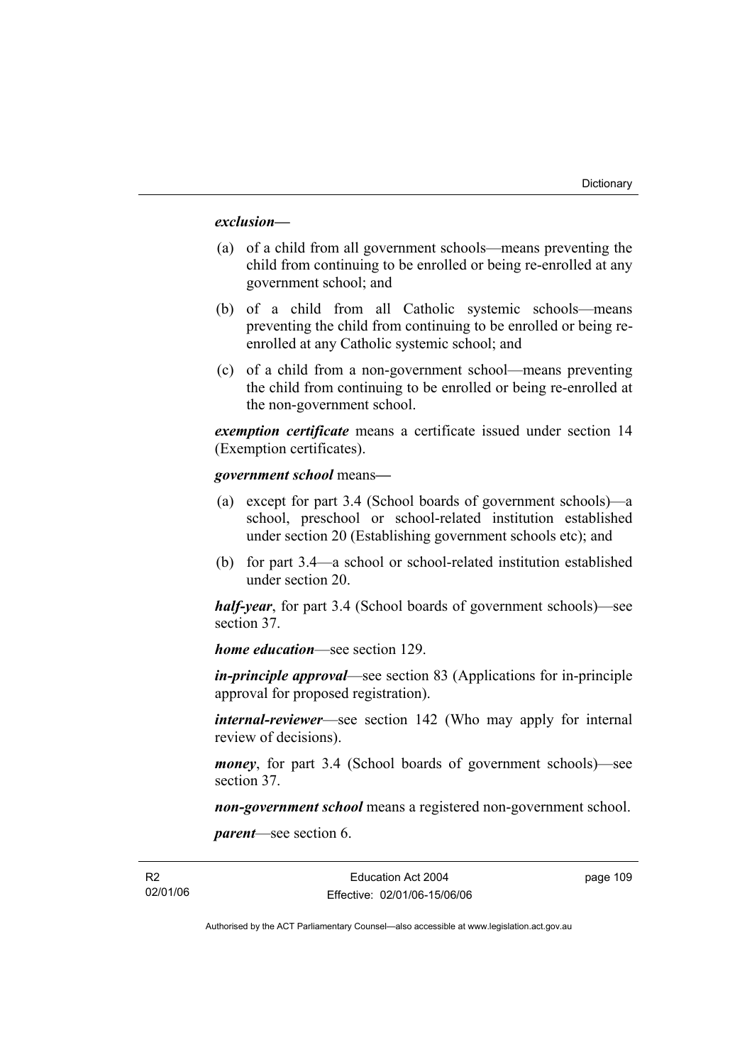***exclusion***—

(a) of a child from all government schools—means preventing the child from continuing to be enrolled or being re-enrolled at any government school; and

(b) of a child from all Catholic systemic schools—means preventing the child from continuing to be enrolled or being re-enrolled at any Catholic systemic school; and

(c) of a child from a non-government school—means preventing the child from continuing to be enrolled or being re-enrolled at the non-government school.

***exemption certificate*** means a certificate issued under section 14 (Exemption certificates).

***government school*** means—

(a) except for part 3.4 (School boards of government schools)—a school, preschool or school-related institution established under section 20 (Establishing government schools etc); and

(b) for part 3.4—a school or school-related institution established under section 20.

***half-year***, for part 3.4 (School boards of government schools)—see section 37.

***home education***—see section 129.

***in-principle approval***—see section 83 (Applications for in-principle approval for proposed registration).

***internal-reviewer***—see section 142 (Who may apply for internal review of decisions).

***money***, for part 3.4 (School boards of government schools)—see section 37.

***non-government school*** means a registered non-government school.

***parent***—see section 6.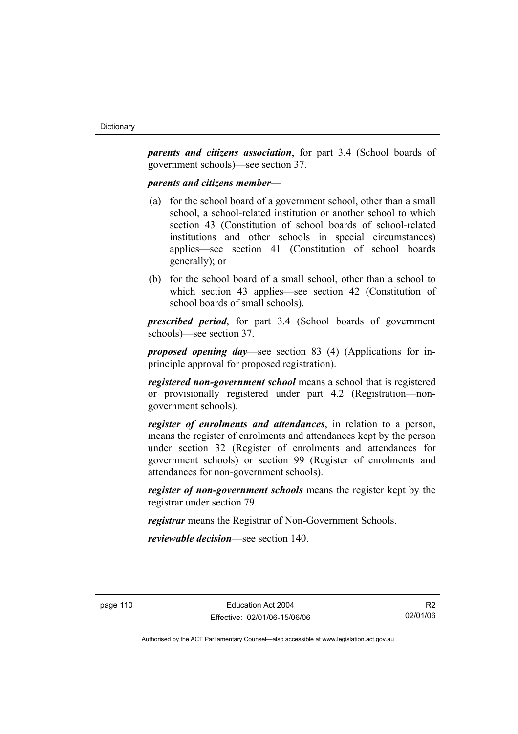***parents and citizens association***, for part 3.4 (School boards of government schools)—see section 37.

***parents and citizens member***—

(a) for the school board of a government school, other than a small school, a school-related institution or another school to which section 43 (Constitution of school boards of school-related institutions and other schools in special circumstances) applies—see section 41 (Constitution of school boards generally); or

(b) for the school board of a small school, other than a school to which section 43 applies—see section 42 (Constitution of school boards of small schools).

***prescribed period***, for part 3.4 (School boards of government schools)—see section 37.

***proposed opening day***—see section 83 (4) (Applications for in-principle approval for proposed registration).

***registered non-government school*** means a school that is registered or provisionally registered under part 4.2 (Registration—non-government schools).

***register of enrolments and attendances***, in relation to a person, means the register of enrolments and attendances kept by the person under section 32 (Register of enrolments and attendances for government schools) or section 99 (Register of enrolments and attendances for non-government schools).

***register of non-government schools*** means the register kept by the registrar under section 79.

***registrar*** means the Registrar of Non-Government Schools.

***reviewable decision***—see section 140.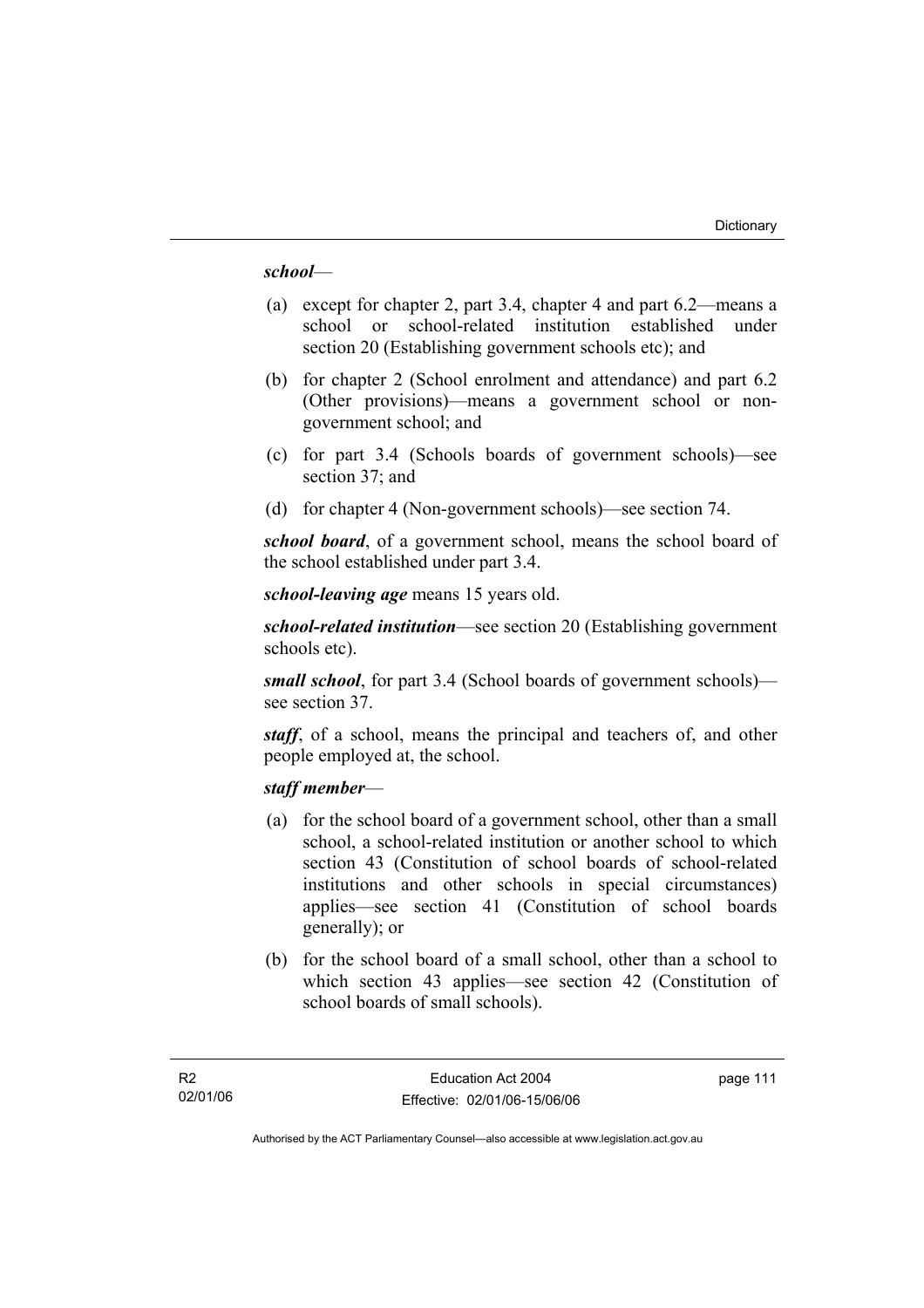***school***—

(a) except for chapter 2, part 3.4, chapter 4 and part 6.2—means a school or school-related institution established under section 20 (Establishing government schools etc); and

(b) for chapter 2 (School enrolment and attendance) and part 6.2 (Other provisions)—means a government school or non-government school; and

(c) for part 3.4 (Schools boards of government schools)—see section 37; and

(d) for chapter 4 (Non-government schools)—see section 74.

***school board***, of a government school, means the school board of the school established under part 3.4.

***school-leaving age*** means 15 years old.

***school-related institution***—see section 20 (Establishing government schools etc).

***small school***, for part 3.4 (School boards of government schools)—see section 37.

***staff***, of a school, means the principal and teachers of, and other people employed at, the school.

***staff member***—

(a) for the school board of a government school, other than a small school, a school-related institution or another school to which section 43 (Constitution of school boards of school-related institutions and other schools in special circumstances) applies—see section 41 (Constitution of school boards generally); or

(b) for the school board of a small school, other than a school to which section 43 applies—see section 42 (Constitution of school boards of small schools).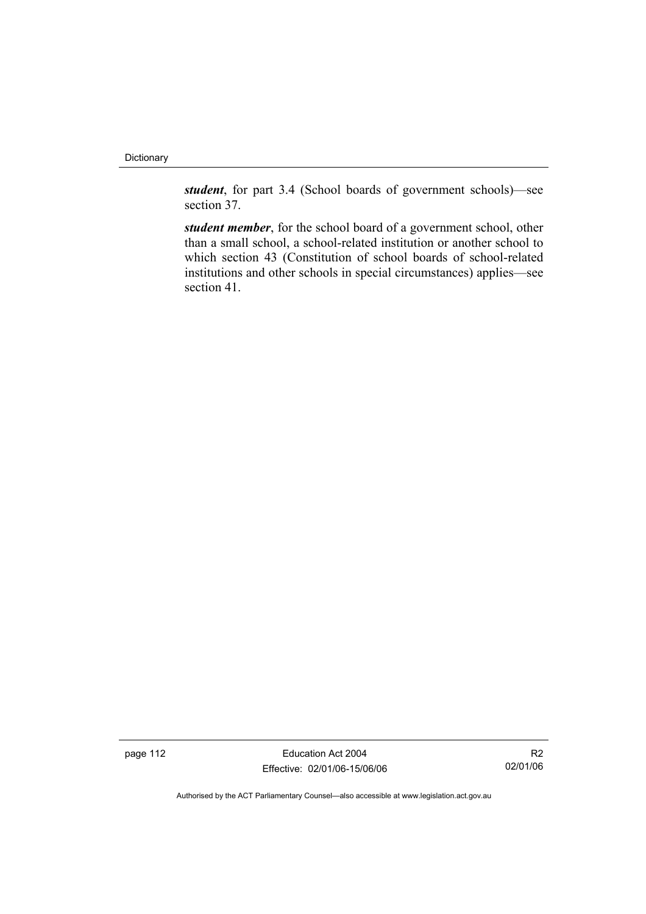***student***, for part 3.4 (School boards of government schools)—see section 37.

***student member***, for the school board of a government school, other than a small school, a school-related institution or another school to which section 43 (Constitution of school boards of school-related institutions and other schools in special circumstances) applies—see section 41.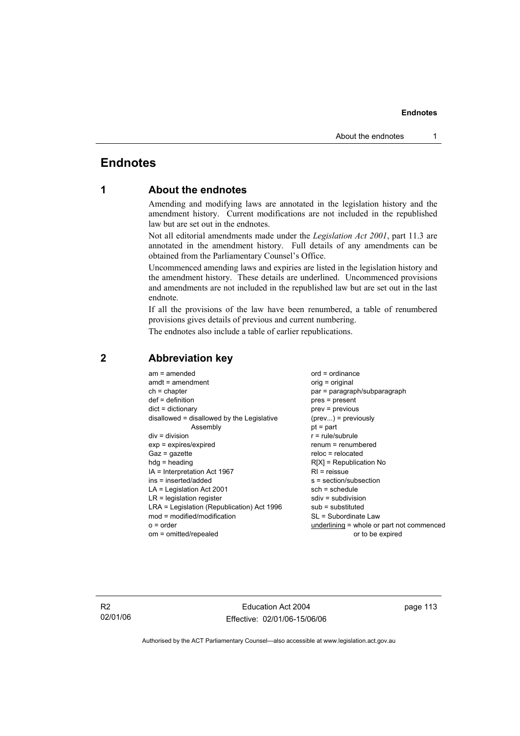# Endnotes

## 1 About the endnotes

Amending and modifying laws are annotated in the legislation history and the amendment history. Current modifications are not included in the republished law but are set out in the endnotes.

Not all editorial amendments made under the *Legislation Act 2001*, part 11.3 are annotated in the amendment history. Full details of any amendments can be obtained from the Parliamentary Counsel's Office.

Uncommenced amending laws and expiries are listed in the legislation history and the amendment history. These details are underlined. Uncommenced provisions and amendments are not included in the republished law but are set out in the last endnote.

If all the provisions of the law have been renumbered, a table of renumbered provisions gives details of previous and current numbering.

The endnotes also include a table of earlier republications.

## 2 Abbreviation key

am = amended
amdt = amendment
ch = chapter
def = definition
dict = dictionary
disallowed = disallowed by the Legislative Assembly
div = division
exp = expires/expired
Gaz = gazette
hdg = heading
IA = Interpretation Act 1967
ins = inserted/added
LA = Legislation Act 2001
LR = legislation register
LRA = Legislation (Republication) Act 1996
mod = modified/modification
o = order
om = omitted/repealed
ord = ordinance
orig = original
par = paragraph/subparagraph
pres = present
prev = previous
(prev...) = previously
pt = part
r = rule/subrule
renum = renumbered
reloc = relocated
R[X] = Republication No
RI = reissue
s = section/subsection
sch = schedule
sdiv = subdivision
sub = substituted
SL = Subordinate Law
<u>underlining</u> = whole or part not commenced or to be expired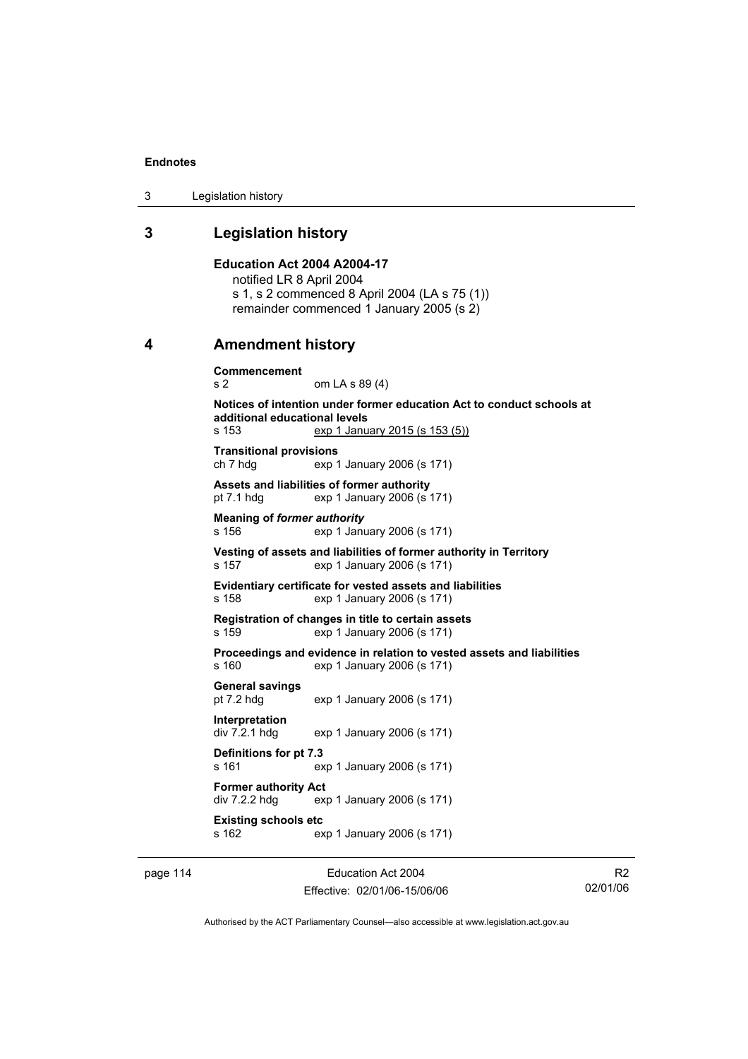## 3 Legislation history

**Education Act 2004 A2004-17**

notified LR 8 April 2004

s 1, s 2 commenced 8 April 2004 (LA s 75 (1))

remainder commenced 1 January 2005 (s 2)

## 4 Amendment history

**Commencement**

s 2 om LA s 89 (4)

**Notices of intention under former education Act to conduct schools at additional educational levels**

s 153 exp 1 January 2015 (s 153 (5))

**Transitional provisions**

ch 7 hdg exp 1 January 2006 (s 171)

**Assets and liabilities of former authority**

pt 7.1 hdg exp 1 January 2006 (s 171)

**Meaning of *former authority***

s 156 exp 1 January 2006 (s 171)

**Vesting of assets and liabilities of former authority in Territory**

s 157 exp 1 January 2006 (s 171)

**Evidentiary certificate for vested assets and liabilities**

s 158 exp 1 January 2006 (s 171)

**Registration of changes in title to certain assets**

s 159 exp 1 January 2006 (s 171)

**Proceedings and evidence in relation to vested assets and liabilities**

s 160 exp 1 January 2006 (s 171)

**General savings**

pt 7.2 hdg exp 1 January 2006 (s 171)

**Interpretation**

div 7.2.1 hdg exp 1 January 2006 (s 171)

**Definitions for pt 7.3**

s 161 exp 1 January 2006 (s 171)

**Former authority Act**

div 7.2.2 hdg exp 1 January 2006 (s 171)

**Existing schools etc**

s 162 exp 1 January 2006 (s 171)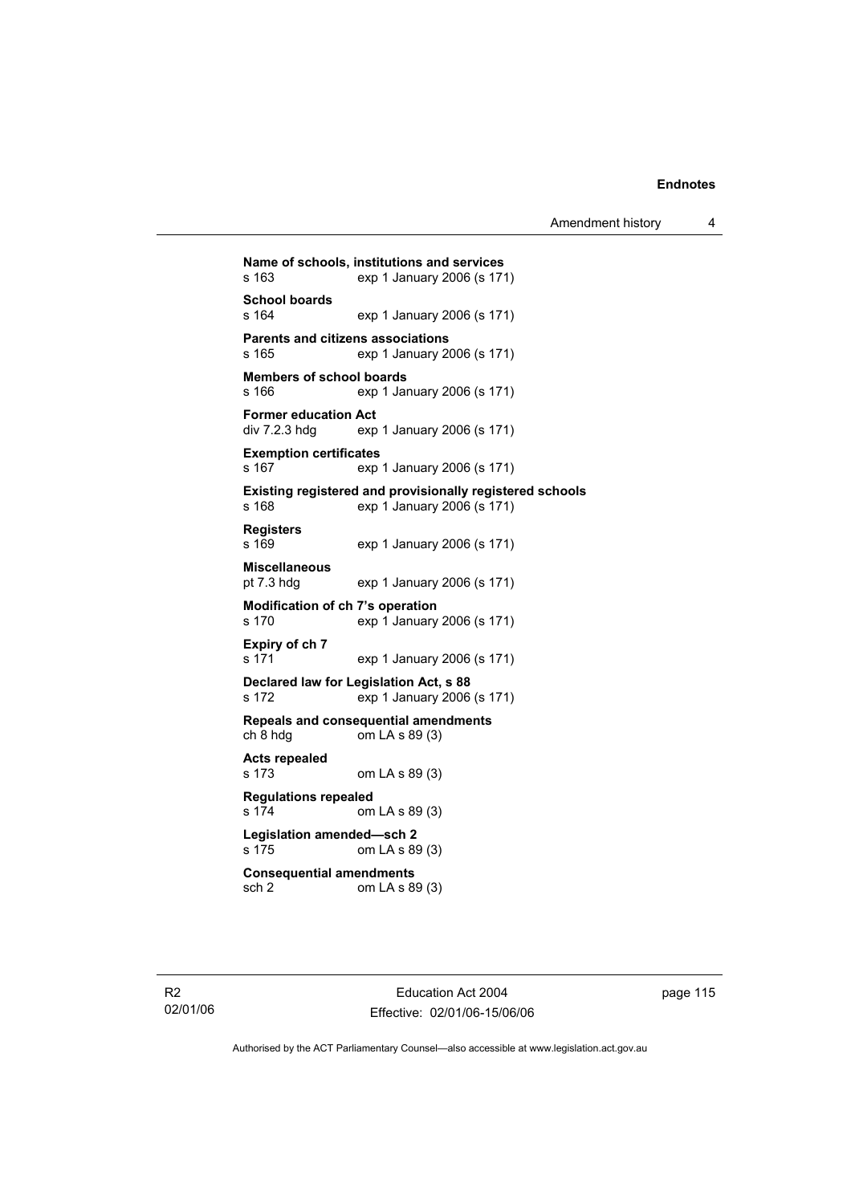**Name of schools, institutions and services**
s 163 exp 1 January 2006 (s 171)

**School boards**
s 164 exp 1 January 2006 (s 171)

**Parents and citizens associations**
s 165 exp 1 January 2006 (s 171)

**Members of school boards**
s 166 exp 1 January 2006 (s 171)

**Former education Act**
div 7.2.3 hdg exp 1 January 2006 (s 171)

**Exemption certificates**
s 167 exp 1 January 2006 (s 171)

**Existing registered and provisionally registered schools**
s 168 exp 1 January 2006 (s 171)

**Registers**
s 169 exp 1 January 2006 (s 171)

**Miscellaneous**
pt 7.3 hdg exp 1 January 2006 (s 171)

**Modification of ch 7's operation**
s 170 exp 1 January 2006 (s 171)

**Expiry of ch 7**
s 171 exp 1 January 2006 (s 171)

**Declared law for Legislation Act, s 88**
s 172 exp 1 January 2006 (s 171)

**Repeals and consequential amendments**
ch 8 hdg om LA s 89 (3)

**Acts repealed**
s 173 om LA s 89 (3)

**Regulations repealed**
s 174 om LA s 89 (3)

**Legislation amended—sch 2**
s 175 om LA s 89 (3)

**Consequential amendments**
sch 2 om LA s 89 (3)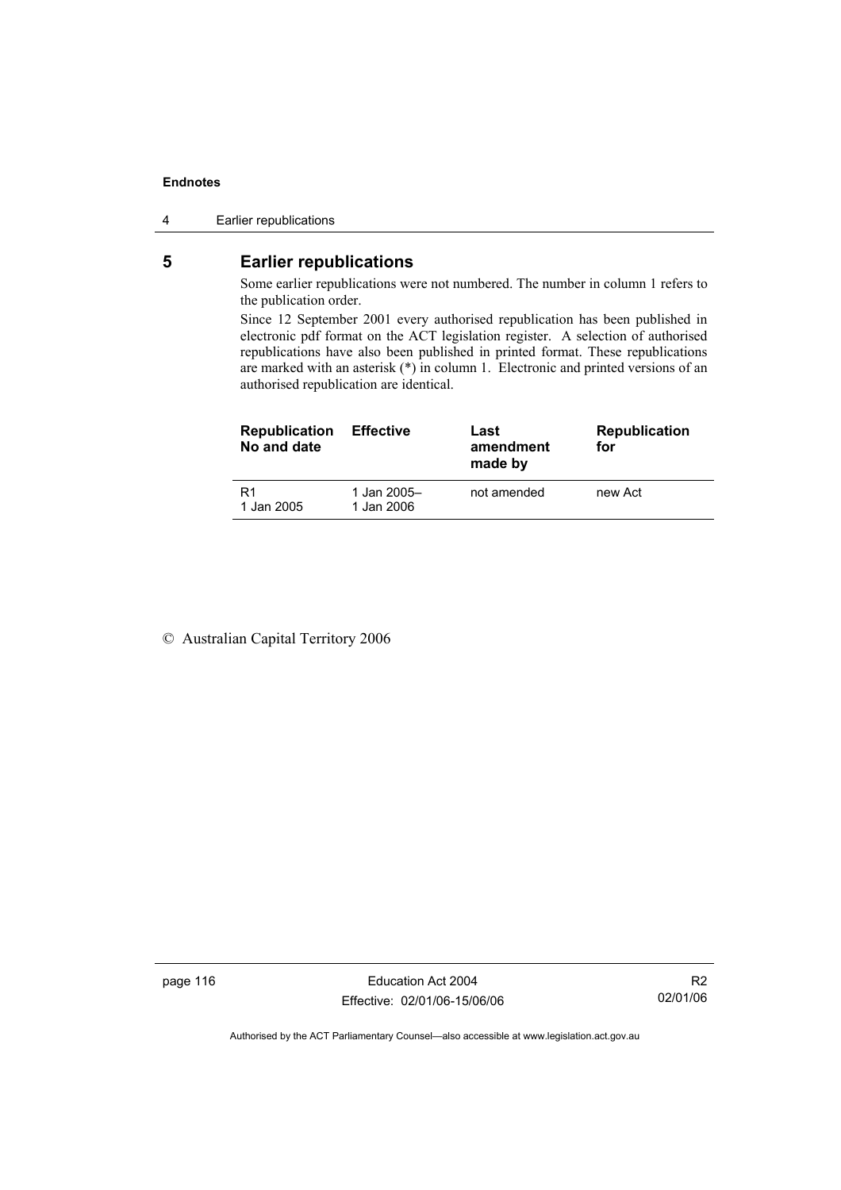## 5 Earlier republications

Some earlier republications were not numbered. The number in column 1 refers to the publication order.

Since 12 September 2001 every authorised republication has been published in electronic pdf format on the ACT legislation register. A selection of authorised republications have also been published in printed format. These republications are marked with an asterisk (*) in column 1. Electronic and printed versions of an authorised republication are identical.

| Republication No and date | Effective | Last amendment made by | Republication for |
|---|---|---|---|
| R1 1 Jan 2005 | 1 Jan 2005– 1 Jan 2006 | not amended | new Act |

© Australian Capital Territory 2006